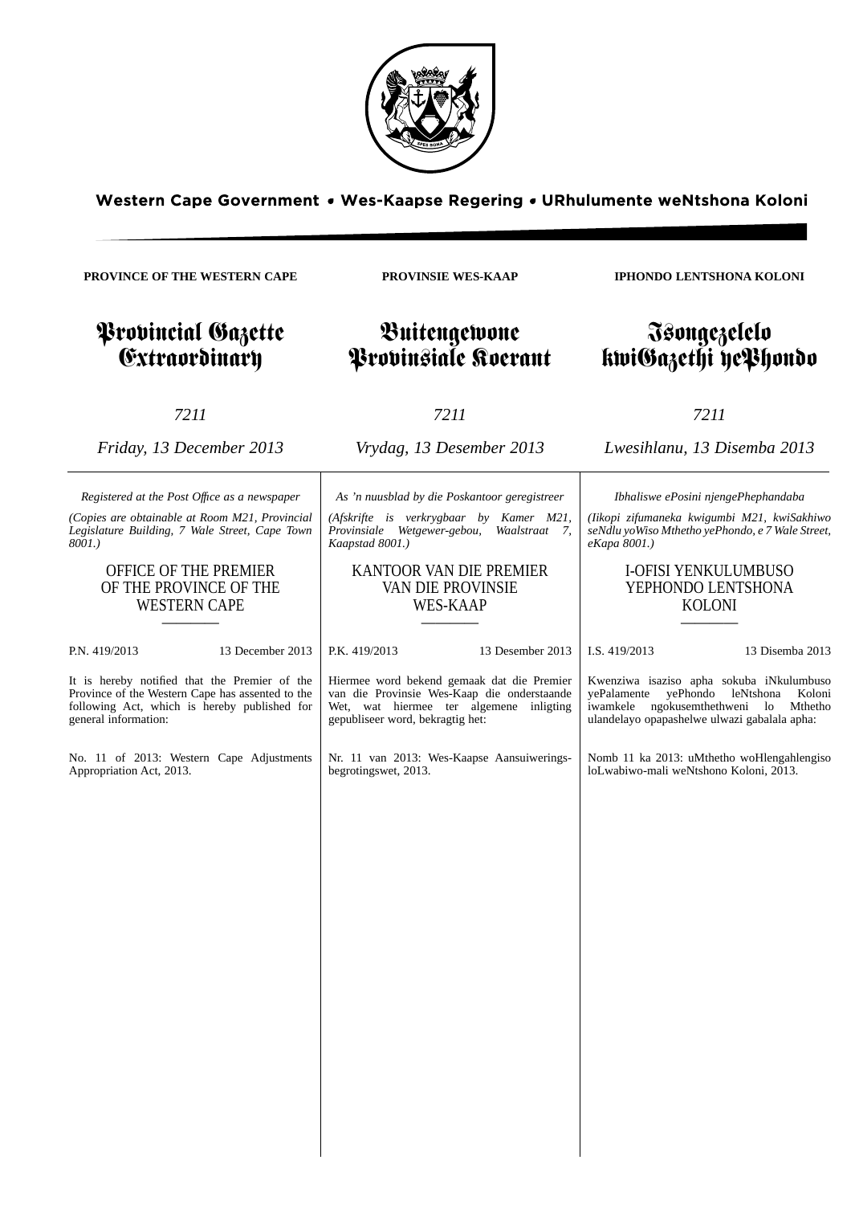Western Cape Government • Wes-Kaapse Regering • URhulumente weNtshona Koloni

**PROVINCE OF THE WESTERN CAPE**

# Provincial Gazette Extraordinary

*7211*

*Friday, 13 December 2013*

*Registered at the Post Office as a newspaper*

*(Copies are obtainable at Room M21, Provincial Legislature Building, 7 Wale Street, Cape Town 8001.)*

## OFFICE OF THE PREMIER OF THE PROVINCE OF THE WESTERN CAPE

P.N. 419/2013 — 13 December 2013

It is hereby notified that the Premier of the Province of the Western Cape has assented to the following Act, which is hereby published for general information:

No. 11 of 2013: Western Cape Adjustments Appropriation Act, 2013.

**PROVINSIE WES-KAAP**

# Buitengewone Provinsiale Koerant

*7211*

*Vrydag, 13 Desember 2013*

*As 'n nuusblad by die Poskantoor geregistreer*

*(Afskrifte is verkrygbaar by Kamer M21, Provinsiale Wetgewer-gebou, Waalstraat 7, Kaapstad 8001.)*

## KANTOOR VAN DIE PREMIER VAN DIE PROVINSIE WES-KAAP

P.K. 419/2013 — 13 Desember 2013

Hiermee word bekend gemaak dat die Premier van die Provinsie Wes-Kaap die onderstaande Wet, wat hiermee ter algemene inligting gepubliseer word, bekragtig het:

Nr. 11 van 2013: Wes-Kaapse Aansuiweringsbegrotingswet, 2013.

**IPHONDO LENTSHONA KOLONI**

# Isongezelelo kwiGazethi yePhondo

*7211*

*Lwesihlanu, 13 Disemba 2013*

*Ibhaliswe ePosini njengePhephandaba*

*(Iikopi zifumaneka kwigumbi M21, kwiSakhiwo seNdlu yoWiso Mthetho yePhondo, e 7 Wale Street, eKapa 8001.)*

## I-OFISI YENKULUMBUSO YEPHONDO LENTSHONA KOLONI

I.S. 419/2013 — 13 Disemba 2013

Kwenziwa isaziso apha sokuba iNkulumbuso yePalamente yePhondo leNtshona Koloni iwamkele ngokusemthethweni lo Mthetho ulandelayo opapashelwe ulwazi gabalala apha:

Nomb 11 ka 2013: uMthetho woHlengahlengiso loLwabiwo-mali weNtshono Koloni, 2013.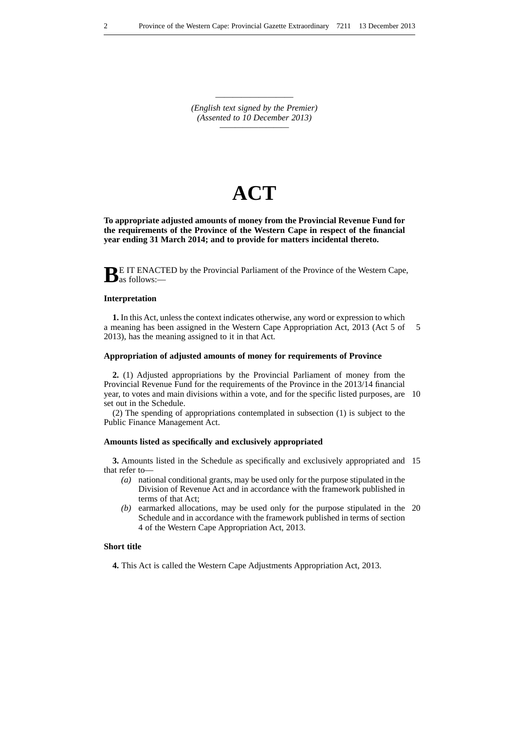*(English text signed by the Premier)*
*(Assented to 10 December 2013)*

# ACT

**To appropriate adjusted amounts of money from the Provincial Revenue Fund for the requirements of the Province of the Western Cape in respect of the financial year ending 31 March 2014; and to provide for matters incidental thereto.**

BE IT ENACTED by the Provincial Parliament of the Province of the Western Cape, as follows:—

**Interpretation**

**1.** In this Act, unless the context indicates otherwise, any word or expression to which a meaning has been assigned in the Western Cape Appropriation Act, 2013 (Act 5 of 2013), has the meaning assigned to it in that Act.

**Appropriation of adjusted amounts of money for requirements of Province**

**2.** (1) Adjusted appropriations by the Provincial Parliament of money from the Provincial Revenue Fund for the requirements of the Province in the 2013/14 financial year, to votes and main divisions within a vote, and for the specific listed purposes, are set out in the Schedule.

(2) The spending of appropriations contemplated in subsection (1) is subject to the Public Finance Management Act.

**Amounts listed as specifically and exclusively appropriated**

**3.** Amounts listed in the Schedule as specifically and exclusively appropriated and that refer to—

*(a)* national conditional grants, may be used only for the purpose stipulated in the Division of Revenue Act and in accordance with the framework published in terms of that Act;

*(b)* earmarked allocations, may be used only for the purpose stipulated in the Schedule and in accordance with the framework published in terms of section 4 of the Western Cape Appropriation Act, 2013.

**Short title**

**4.** This Act is called the Western Cape Adjustments Appropriation Act, 2013.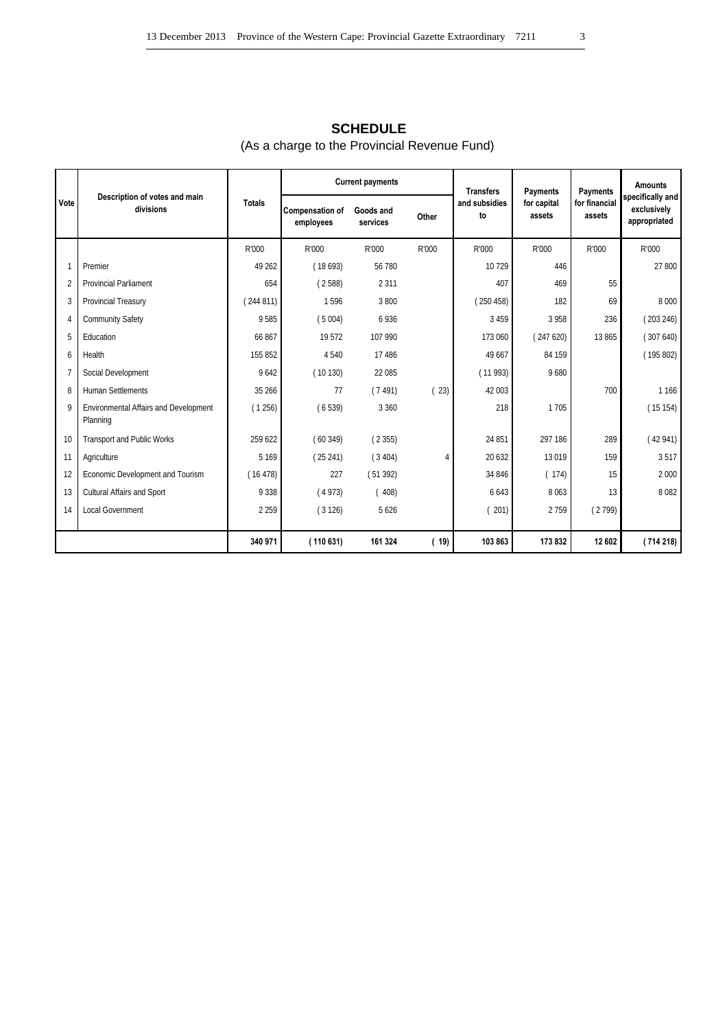# SCHEDULE

(As a charge to the Provincial Revenue Fund)

| Vote | Description of votes and main divisions | Totals | Current payments | | | Transfers and subsidies to | Payments for capital assets | Payments for financial assets | Amounts specifically and exclusively appropriated |
|---|---|---|---|---|---|---|---|---|---|
| | | | Compensation of employees | Goods and services | Other | | | | |
| | | R'000 | R'000 | R'000 | R'000 | R'000 | R'000 | R'000 | R'000 |
| 1 | Premier | 49 262 | ( 18 693) | 56 780 | | 10 729 | 446 | | 27 800 |
| 2 | Provincial Parliament | 654 | ( 2 588) | 2 311 | | 407 | 469 | 55 | |
| 3 | Provincial Treasury | ( 244 811) | 1 596 | 3 800 | | ( 250 458) | 182 | 69 | 8 000 |
| 4 | Community Safety | 9 585 | ( 5 004) | 6 936 | | 3 459 | 3 958 | 236 | ( 203 246) |
| 5 | Education | 66 867 | 19 572 | 107 990 | | 173 060 | ( 247 620) | 13 865 | ( 307 640) |
| 6 | Health | 155 852 | 4 540 | 17 486 | | 49 667 | 84 159 | | ( 195 802) |
| 7 | Social Development | 9 642 | ( 10 130) | 22 085 | | ( 11 993) | 9 680 | | |
| 8 | Human Settlements | 35 266 | 77 | ( 7 491) | ( 23) | 42 003 | | 700 | 1 166 |
| 9 | Environmental Affairs and Development Planning | ( 1 256) | ( 6 539) | 3 360 | | 218 | 1 705 | | ( 15 154) |
| 10 | Transport and Public Works | 259 622 | ( 60 349) | ( 2 355) | | 24 851 | 297 186 | 289 | ( 42 941) |
| 11 | Agriculture | 5 169 | ( 25 241) | ( 3 404) | 4 | 20 632 | 13 019 | 159 | 3 517 |
| 12 | Economic Development and Tourism | ( 16 478) | 227 | ( 51 392) | | 34 846 | ( 174) | 15 | 2 000 |
| 13 | Cultural Affairs and Sport | 9 338 | ( 4 973) | ( 408) | | 6 643 | 8 063 | 13 | 8 082 |
| 14 | Local Government | 2 259 | ( 3 126) | 5 626 | | ( 201) | 2 759 | ( 2 799) | |
| | | **340 971** | **( 110 631)** | **161 324** | **( 19)** | **103 863** | **173 832** | **12 602** | **( 714 218)** |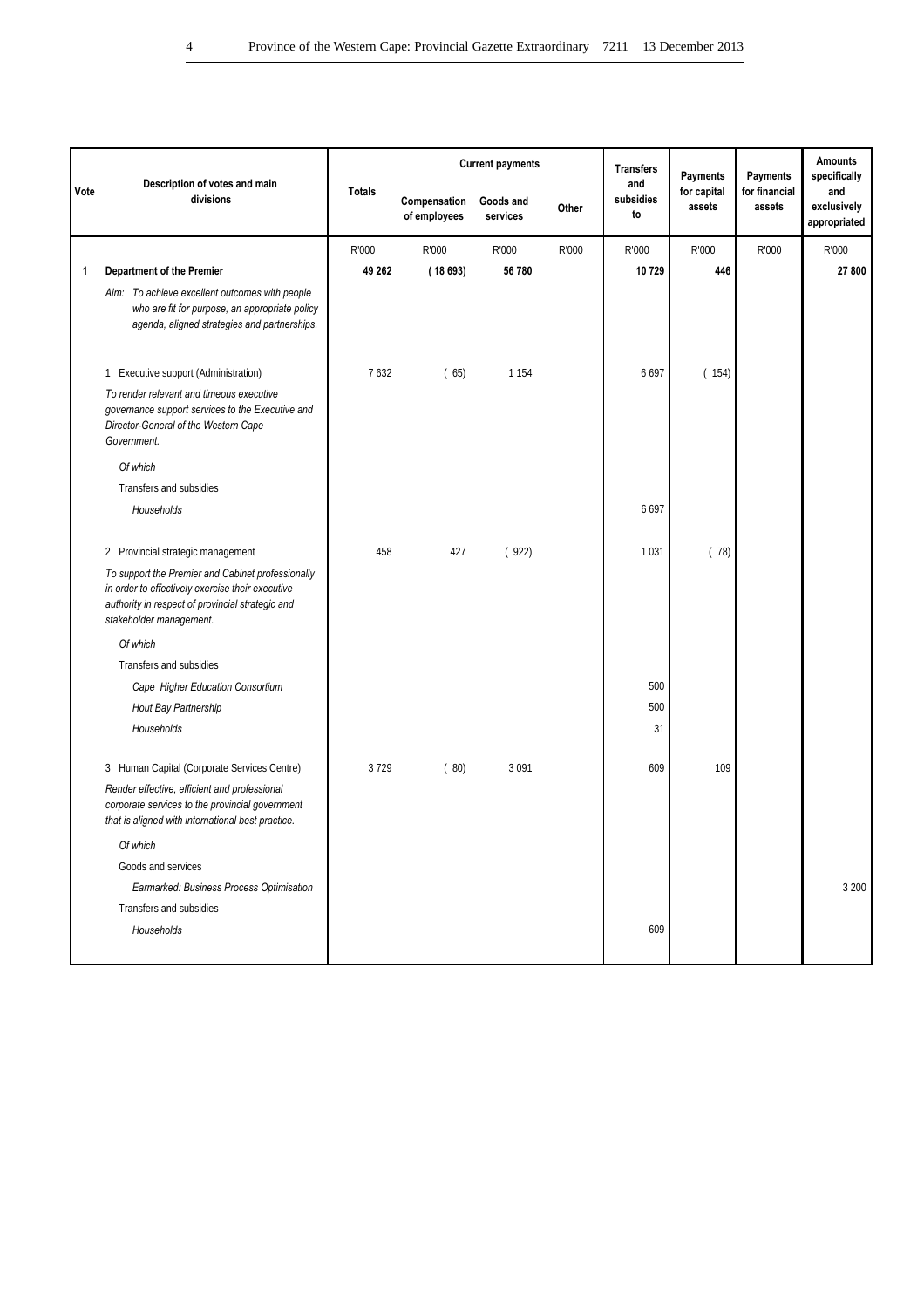| Vote | Description of votes and main divisions | Totals | Current payments | | | Transfers and subsidies to | Payments for capital assets | Payments for financial assets | Amounts specifically and exclusively appropriated |
|---|---|---|---|---|---|---|---|---|---|
| | | | Compensation of employees | Goods and services | Other | | | | |
| | | R'000 | R'000 | R'000 | R'000 | R'000 | R'000 | R'000 | R'000 |
| **1** | **Department of the Premier** | **49 262** | **( 18 693)** | **56 780** | | **10 729** | **446** | | **27 800** |
| | *Aim: To achieve excellent outcomes with people who are fit for purpose, an appropriate policy agenda, aligned strategies and partnerships.* | | | | | | | | |
| | 1 Executive support (Administration) | 7 632 | ( 65) | 1 154 | | 6 697 | ( 154) | | |
| | *To render relevant and timeous executive governance support services to the Executive and Director-General of the Western Cape Government.* | | | | | | | | |
| | *Of which* | | | | | | | | |
| | Transfers and subsidies | | | | | | | | |
| | *Households* | | | | | 6 697 | | | |
| | 2 Provincial strategic management | 458 | 427 | ( 922) | | 1 031 | ( 78) | | |
| | *To support the Premier and Cabinet professionally in order to effectively exercise their executive authority in respect of provincial strategic and stakeholder management.* | | | | | | | | |
| | *Of which* | | | | | | | | |
| | Transfers and subsidies | | | | | | | | |
| | *Cape Higher Education Consortium* | | | | | 500 | | | |
| | *Hout Bay Partnership* | | | | | 500 | | | |
| | *Households* | | | | | 31 | | | |
| | 3 Human Capital (Corporate Services Centre) | 3 729 | ( 80) | 3 091 | | 609 | 109 | | |
| | *Render effective, efficient and professional corporate services to the provincial government that is aligned with international best practice.* | | | | | | | | |
| | *Of which* | | | | | | | | |
| | Goods and services | | | | | | | | |
| | *Earmarked: Business Process Optimisation* | | | | | | | | 3 200 |
| | Transfers and subsidies | | | | | | | | |
| | *Households* | | | | | 609 | | | |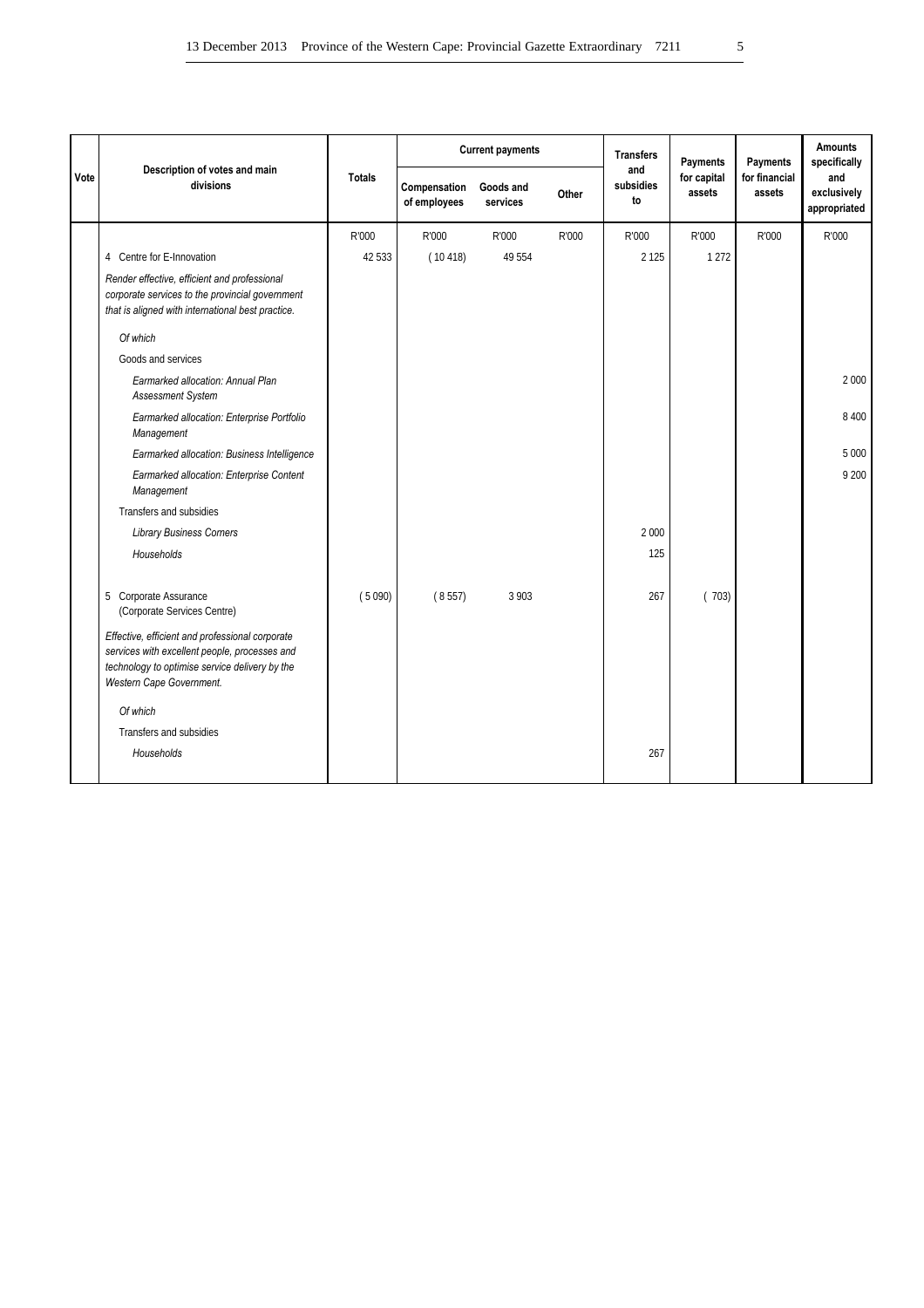| Vote | Description of votes and main divisions | Totals | Current payments | | | Transfers and subsidies to | Payments for capital assets | Payments for financial assets | Amounts specifically and exclusively appropriated |
|---|---|---|---|---|---|---|---|---|---|
| | | | Compensation of employees | Goods and services | Other | | | | |
| | | R'000 | R'000 | R'000 | R'000 | R'000 | R'000 | R'000 | R'000 |
| | 4 Centre for E-Innovation | 42 533 | ( 10 418) | 49 554 | | 2 125 | 1 272 | | |
| | *Render effective, efficient and professional corporate services to the provincial government that is aligned with international best practice.* | | | | | | | | |
| | *Of which* | | | | | | | | |
| | Goods and services | | | | | | | | |
| | *Earmarked allocation: Annual Plan Assessment System* | | | | | | | | 2 000 |
| | *Earmarked allocation: Enterprise Portfolio Management* | | | | | | | | 8 400 |
| | *Earmarked allocation: Business Intelligence* | | | | | | | | 5 000 |
| | *Earmarked allocation: Enterprise Content Management* | | | | | | | | 9 200 |
| | Transfers and subsidies | | | | | | | | |
| | *Library Business Corners* | | | | | 2 000 | | | |
| | *Households* | | | | | 125 | | | |
| | 5 Corporate Assurance (Corporate Services Centre) | ( 5 090) | ( 8 557) | 3 903 | | 267 | ( 703) | | |
| | *Effective, efficient and professional corporate services with excellent people, processes and technology to optimise service delivery by the Western Cape Government.* | | | | | | | | |
| | *Of which* | | | | | | | | |
| | Transfers and subsidies | | | | | | | | |
| | *Households* | | | | | 267 | | | |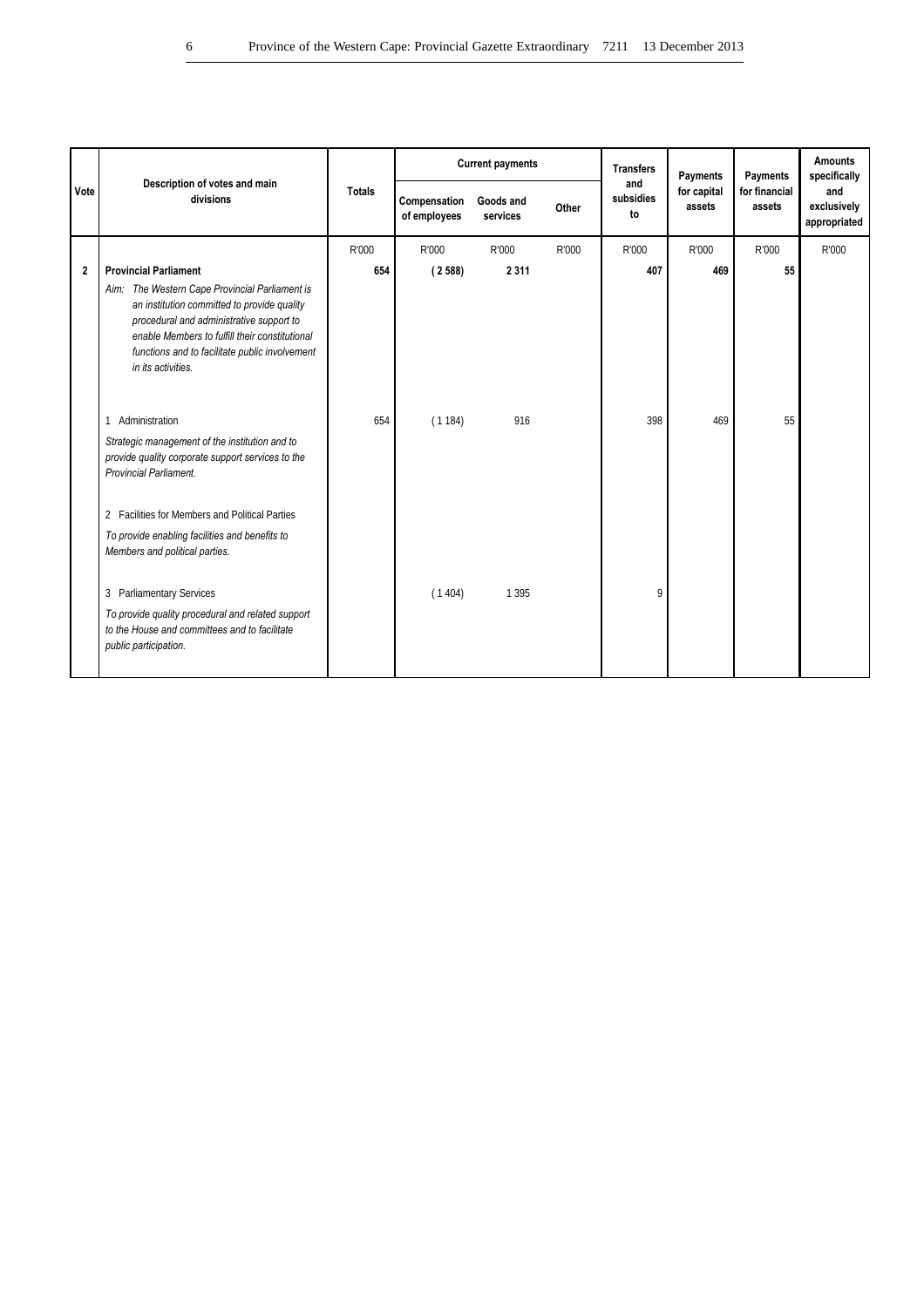| Vote | Description of votes and main divisions | Totals | Current payments | | | Transfers and subsidies to | Payments for capital assets | Payments for financial assets | Amounts specifically and exclusively appropriated |
|---|---|---|---|---|---|---|---|---|---|
| | | | Compensation of employees | Goods and services | Other | | | | |
| | | R'000 | R'000 | R'000 | R'000 | R'000 | R'000 | R'000 | R'000 |
| **2** | **Provincial Parliament** | **654** | **( 2 588)** | **2 311** | | **407** | **469** | **55** | |
| | *Aim: The Western Cape Provincial Parliament is an institution committed to provide quality procedural and administrative support to enable Members to fulfill their constitutional functions and to facilitate public involvement in its activities.* | | | | | | | | |
| | 1 Administration | 654 | ( 1 184) | 916 | | 398 | 469 | 55 | |
| | *Strategic management of the institution and to provide quality corporate support services to the Provincial Parliament.* | | | | | | | | |
| | 2 Facilities for Members and Political Parties | | | | | | | | |
| | *To provide enabling facilities and benefits to Members and political parties.* | | | | | | | | |
| | 3 Parliamentary Services | | ( 1 404) | 1 395 | | 9 | | | |
| | *To provide quality procedural and related support to the House and committees and to facilitate public participation.* | | | | | | | | |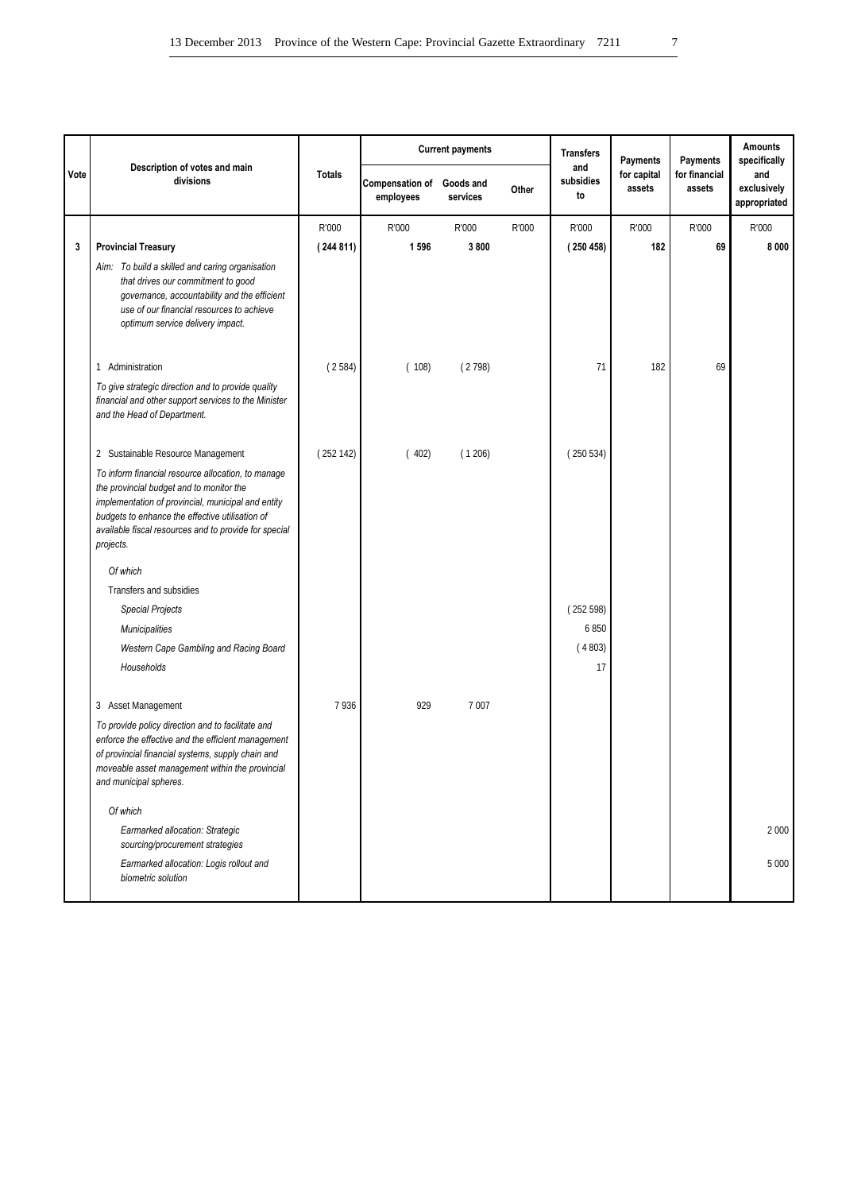| Vote | Description of votes and main divisions | Totals | Current payments | | | Transfers and subsidies to | Payments for capital assets | Payments for financial assets | Amounts specifically and exclusively appropriated |
|---|---|---|---|---|---|---|---|---|---|
| | | | Compensation of employees | Goods and services | Other | | | | |
| | | R'000 | R'000 | R'000 | R'000 | R'000 | R'000 | R'000 | R'000 |
| **3** | **Provincial Treasury** | **( 244 811)** | **1 596** | **3 800** | | **( 250 458)** | **182** | **69** | **8 000** |
| | *Aim: To build a skilled and caring organisation that drives our commitment to good governance, accountability and the efficient use of our financial resources to achieve optimum service delivery impact.* | | | | | | | | |
| | 1 Administration | ( 2 584) | ( 108) | ( 2 798) | | 71 | 182 | 69 | |
| | *To give strategic direction and to provide quality financial and other support services to the Minister and the Head of Department.* | | | | | | | | |
| | 2 Sustainable Resource Management | ( 252 142) | ( 402) | ( 1 206) | | ( 250 534) | | | |
| | *To inform financial resource allocation, to manage the provincial budget and to monitor the implementation of provincial, municipal and entity budgets to enhance the effective utilisation of available fiscal resources and to provide for special projects.* | | | | | | | | |
| | *Of which* | | | | | | | | |
| | Transfers and subsidies | | | | | | | | |
| | *Special Projects* | | | | | ( 252 598) | | | |
| | *Municipalities* | | | | | 6 850 | | | |
| | *Western Cape Gambling and Racing Board* | | | | | ( 4 803) | | | |
| | *Households* | | | | | 17 | | | |
| | 3 Asset Management | 7 936 | 929 | 7 007 | | | | | |
| | *To provide policy direction and to facilitate and enforce the effective and the efficient management of provincial financial systems, supply chain and moveable asset management within the provincial and municipal spheres.* | | | | | | | | |
| | *Of which* | | | | | | | | |
| | *Earmarked allocation: Strategic sourcing/procurement strategies* | | | | | | | | 2 000 |
| | *Earmarked allocation: Logis rollout and biometric solution* | | | | | | | | 5 000 |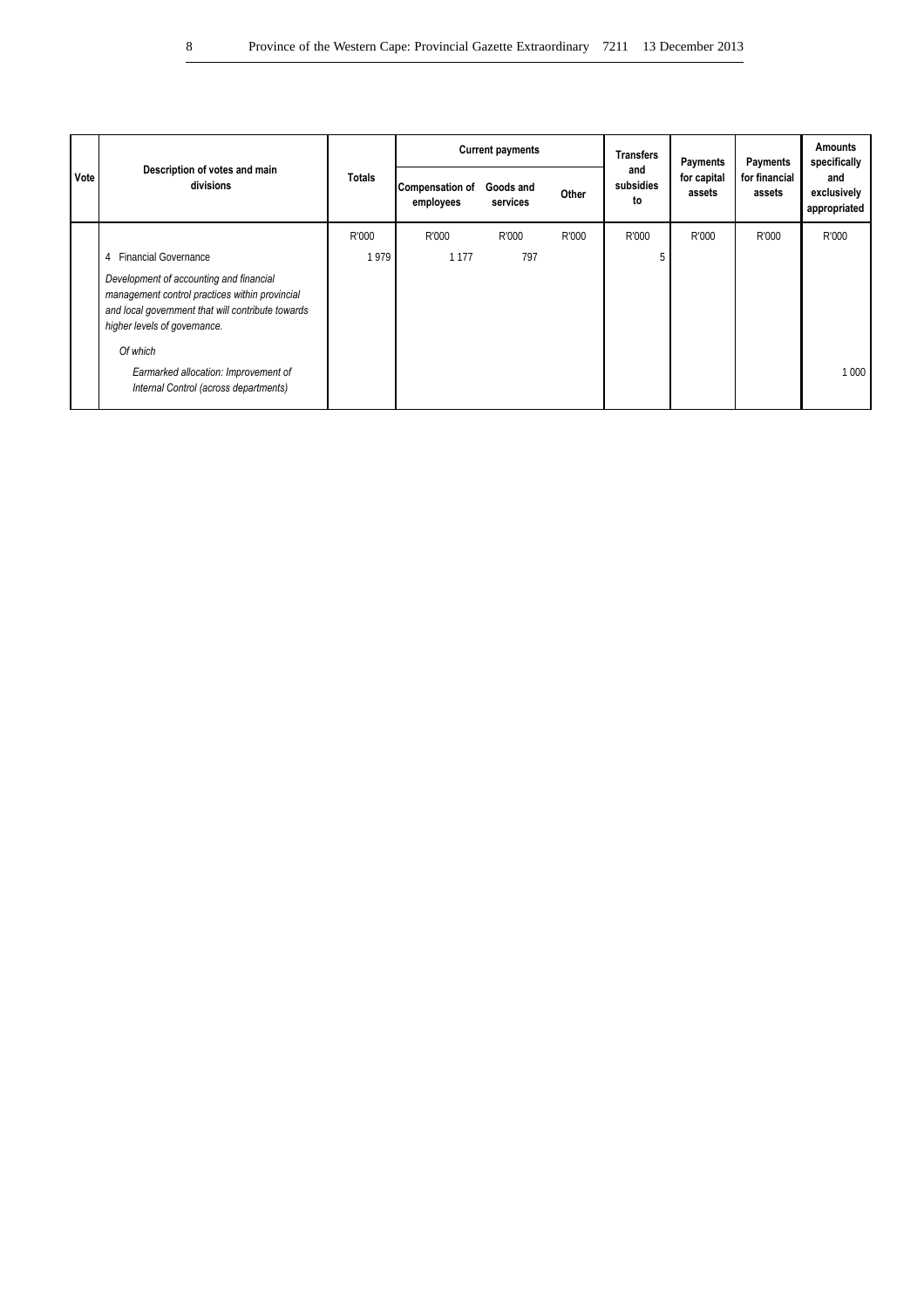| Vote | Description of votes and main divisions | Totals | Current payments | | | Transfers and subsidies to | Payments for capital assets | Payments for financial assets | Amounts specifically and exclusively appropriated |
|---|---|---|---|---|---|---|---|---|---|
| | | | Compensation of employees | Goods and services | Other | | | | |
| | | R'000 | R'000 | R'000 | R'000 | R'000 | R'000 | R'000 | R'000 |
| | 4 Financial Governance | 1 979 | 1 177 | 797 | | 5 | | | |
| | *Development of accounting and financial management control practices within provincial and local government that will contribute towards higher levels of governance.* | | | | | | | | |
| | *Of which* | | | | | | | | |
| | *Earmarked allocation: Improvement of Internal Control (across departments)* | | | | | | | | 1 000 |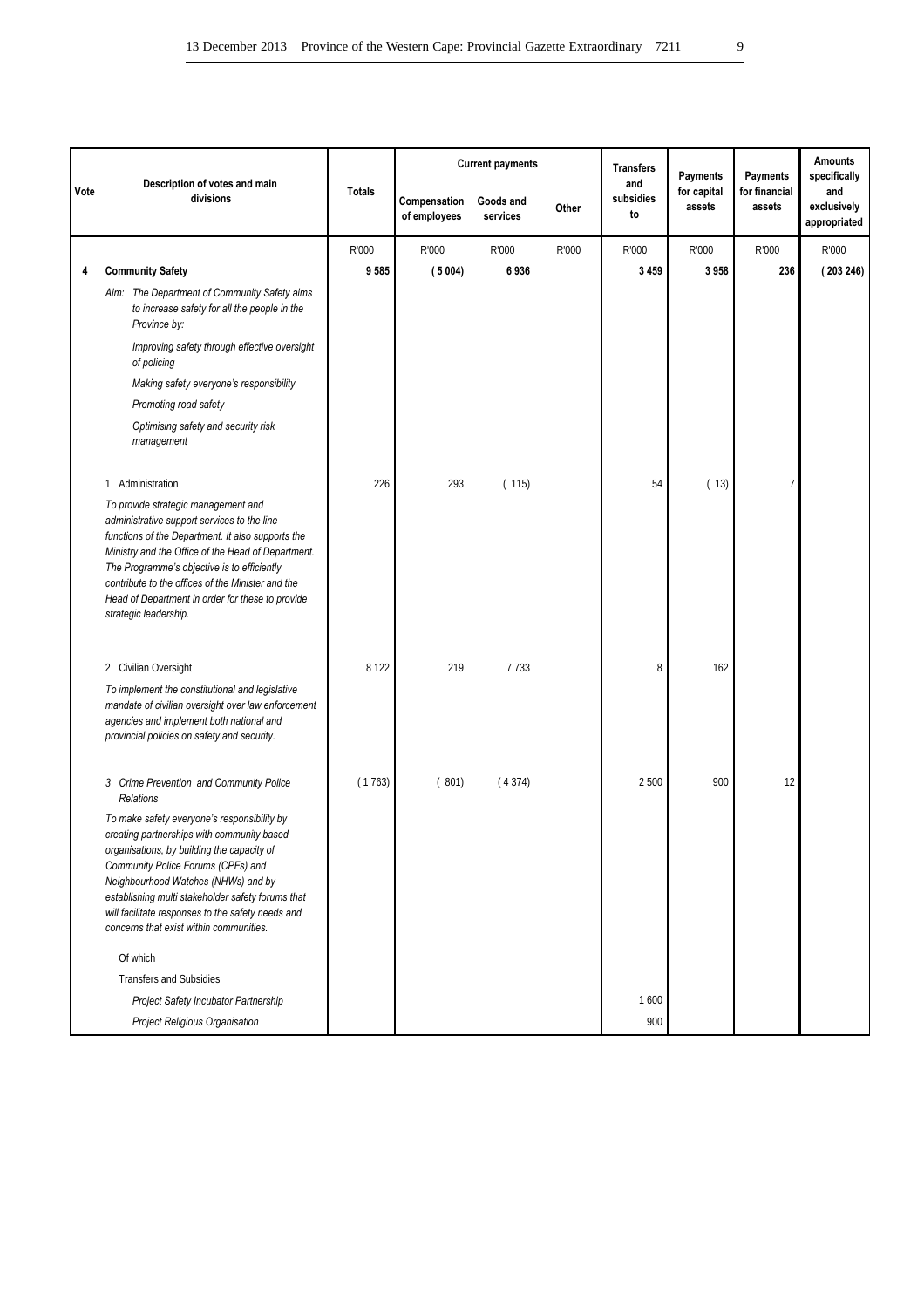| Vote | Description of votes and main divisions | Totals | Current payments | | | Transfers and subsidies to | Payments for capital assets | Payments for financial assets | Amounts specifically and exclusively appropriated |
|---|---|---|---|---|---|---|---|---|---|
| | | | Compensation of employees | Goods and services | Other | | | | |
| | | R'000 | R'000 | R'000 | R'000 | R'000 | R'000 | R'000 | R'000 |
| **4** | **Community Safety** | **9 585** | **( 5 004)** | **6 936** | | **3 459** | **3 958** | **236** | **( 203 246)** |
| | *Aim: The Department of Community Safety aims to increase safety for all the people in the Province by:* | | | | | | | | |
| | *Improving safety through effective oversight of policing* | | | | | | | | |
| | *Making safety everyone's responsibility* | | | | | | | | |
| | *Promoting road safety* | | | | | | | | |
| | *Optimising safety and security risk management* | | | | | | | | |
| | 1 Administration | 226 | 293 | ( 115) | | 54 | ( 13) | 7 | |
| | *To provide strategic management and administrative support services to the line functions of the Department. It also supports the Ministry and the Office of the Head of Department. The Programme's objective is to efficiently contribute to the offices of the Minister and the Head of Department in order for these to provide strategic leadership.* | | | | | | | | |
| | 2 Civilian Oversight | 8 122 | 219 | 7 733 | | 8 | 162 | | |
| | *To implement the constitutional and legislative mandate of civilian oversight over law enforcement agencies and implement both national and provincial policies on safety and security.* | | | | | | | | |
| | *3 Crime Prevention and Community Police Relations* | ( 1 763) | ( 801) | ( 4 374) | | 2 500 | 900 | 12 | |
| | *To make safety everyone's responsibility by creating partnerships with community based organisations, by building the capacity of Community Police Forums (CPFs) and Neighbourhood Watches (NHWs) and by establishing multi stakeholder safety forums that will facilitate responses to the safety needs and concerns that exist within communities.* | | | | | | | | |
| | Of which | | | | | | | | |
| | Transfers and Subsidies | | | | | | | | |
| | *Project Safety Incubator Partnership* | | | | | 1 600 | | | |
| | *Project Religious Organisation* | | | | | 900 | | | |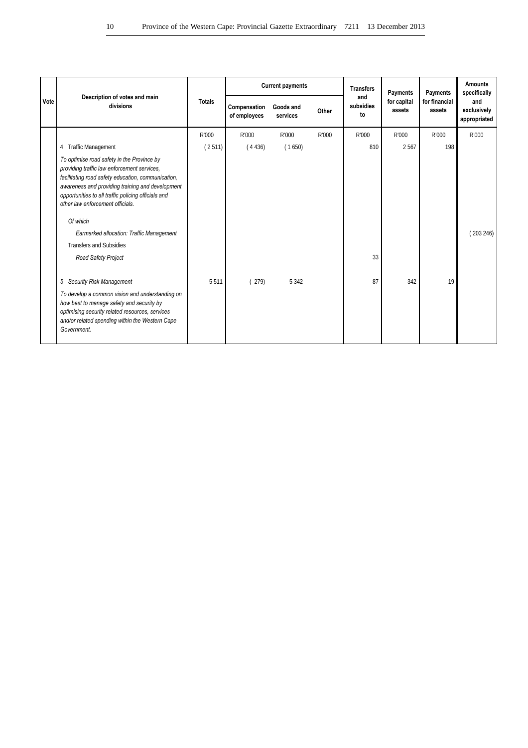| Vote | Description of votes and main divisions | Totals | Current payments | | | Transfers and subsidies to | Payments for capital assets | Payments for financial assets | Amounts specifically and exclusively appropriated |
|---|---|---|---|---|---|---|---|---|---|
| | | | Compensation of employees | Goods and services | Other | | | | |
| | | R'000 | R'000 | R'000 | R'000 | R'000 | R'000 | R'000 | R'000 |
| | 4 Traffic Management | ( 2 511) | ( 4 436) | ( 1 650) | | 810 | 2 567 | 198 | |
| | *To optimise road safety in the Province by providing traffic law enforcement services, facilitating road safety education, communication, awareness and providing training and development opportunities to all traffic policing officials and other law enforcement officials.* | | | | | | | | |
| | *Of which* | | | | | | | | |
| | *Earmarked allocation: Traffic Management* | | | | | | | | ( 203 246) |
| | Transfers and Subsidies | | | | | | | | |
| | *Road Safety Project* | | | | | 33 | | | |
| | *5 Security Risk Management* | 5 511 | ( 279) | 5 342 | | 87 | 342 | 19 | |
| | *To develop a common vision and understanding on how best to manage safety and security by optimising security related resources, services and/or related spending within the Western Cape Government.* | | | | | | | | |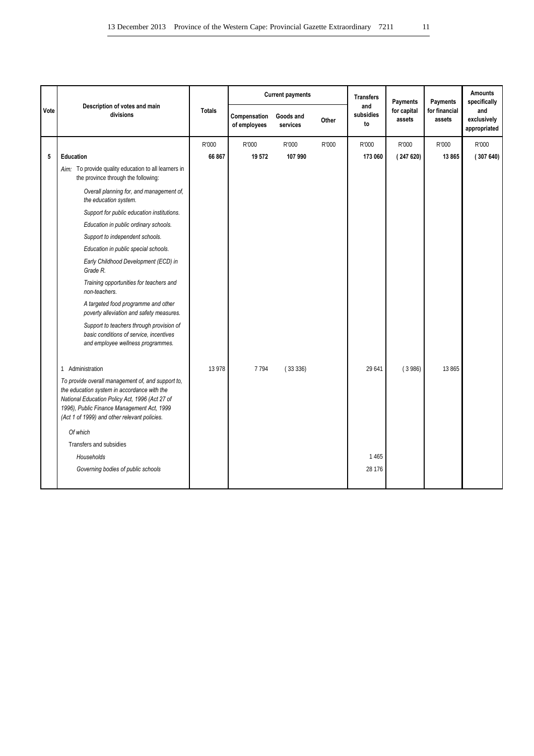| Vote | Description of votes and main divisions | Totals | Current payments | | | Transfers and subsidies to | Payments for capital assets | Payments for financial assets | Amounts specifically and exclusively appropriated |
|---|---|---|---|---|---|---|---|---|---|
| | | | Compensation of employees | Goods and services | Other | | | | |
| | | R'000 | R'000 | R'000 | R'000 | R'000 | R'000 | R'000 | R'000 |
| **5** | **Education** | **66 867** | **19 572** | **107 990** | | **173 060** | **( 247 620)** | **13 865** | **( 307 640)** |
| | *Aim:* To provide quality education to all learners in the province through the following: | | | | | | | | |
| | *Overall planning for, and management of, the education system.* | | | | | | | | |
| | *Support for public education institutions.* | | | | | | | | |
| | *Education in public ordinary schools.* | | | | | | | | |
| | *Support to independent schools.* | | | | | | | | |
| | *Education in public special schools.* | | | | | | | | |
| | *Early Childhood Development (ECD) in Grade R.* | | | | | | | | |
| | *Training opportunities for teachers and non-teachers.* | | | | | | | | |
| | *A targeted food programme and other poverty alleviation and safety measures.* | | | | | | | | |
| | *Support to teachers through provision of basic conditions of service, incentives and employee wellness programmes.* | | | | | | | | |
| | 1 Administration | 13 978 | 7 794 | ( 33 336) | | 29 641 | ( 3 986) | 13 865 | |
| | *To provide overall management of, and support to, the education system in accordance with the National Education Policy Act, 1996 (Act 27 of 1996), Public Finance Management Act, 1999 (Act 1 of 1999) and other relevant policies.* | | | | | | | | |
| | *Of which* | | | | | | | | |
| | Transfers and subsidies | | | | | | | | |
| | *Households* | | | | | 1 465 | | | |
| | *Governing bodies of public schools* | | | | | 28 176 | | | |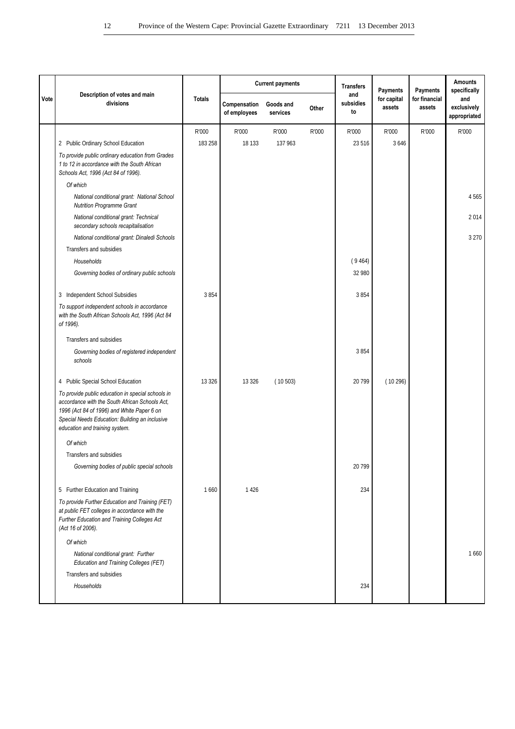| Vote | Description of votes and main divisions | Totals | Current payments | | | Transfers and subsidies to | Payments for capital assets | Payments for financial assets | Amounts specifically and exclusively appropriated |
|---|---|---|---|---|---|---|---|---|---|
| | | | Compensation of employees | Goods and services | Other | | | | |
| | | R'000 | R'000 | R'000 | R'000 | R'000 | R'000 | R'000 | R'000 |
| | 2 Public Ordinary School Education | 183 258 | 18 133 | 137 963 | | 23 516 | 3 646 | | |
| | *To provide public ordinary education from Grades 1 to 12 in accordance with the South African Schools Act, 1996 (Act 84 of 1996).* | | | | | | | | |
| | *Of which* | | | | | | | | |
| | *National conditional grant: National School Nutrition Programme Grant* | | | | | | | | 4 565 |
| | *National conditional grant: Technical secondary schools recapitalisation* | | | | | | | | 2 014 |
| | *National conditional grant: Dinaledi Schools* | | | | | | | | 3 270 |
| | Transfers and subsidies | | | | | | | | |
| | *Households* | | | | | ( 9 464) | | | |
| | *Governing bodies of ordinary public schools* | | | | | 32 980 | | | |
| | 3 Independent School Subsidies | 3 854 | | | | 3 854 | | | |
| | *To support independent schools in accordance with the South African Schools Act, 1996 (Act 84 of 1996).* | | | | | | | | |
| | Transfers and subsidies | | | | | | | | |
| | *Governing bodies of registered independent schools* | | | | | 3 854 | | | |
| | 4 Public Special School Education | 13 326 | 13 326 | ( 10 503) | | 20 799 | ( 10 296) | | |
| | *To provide public education in special schools in accordance with the South African Schools Act, 1996 (Act 84 of 1996) and White Paper 6 on Special Needs Education: Building an inclusive education and training system.* | | | | | | | | |
| | *Of which* | | | | | | | | |
| | Transfers and subsidies | | | | | | | | |
| | *Governing bodies of public special schools* | | | | | 20 799 | | | |
| | 5 Further Education and Training | 1 660 | 1 426 | | | 234 | | | |
| | *To provide Further Education and Training (FET) at public FET colleges in accordance with the Further Education and Training Colleges Act (Act 16 of 2006).* | | | | | | | | |
| | *Of which* | | | | | | | | |
| | *National conditional grant: Further Education and Training Colleges (FET)* | | | | | | | | 1 660 |
| | Transfers and subsidies | | | | | | | | |
| | *Households* | | | | | 234 | | | |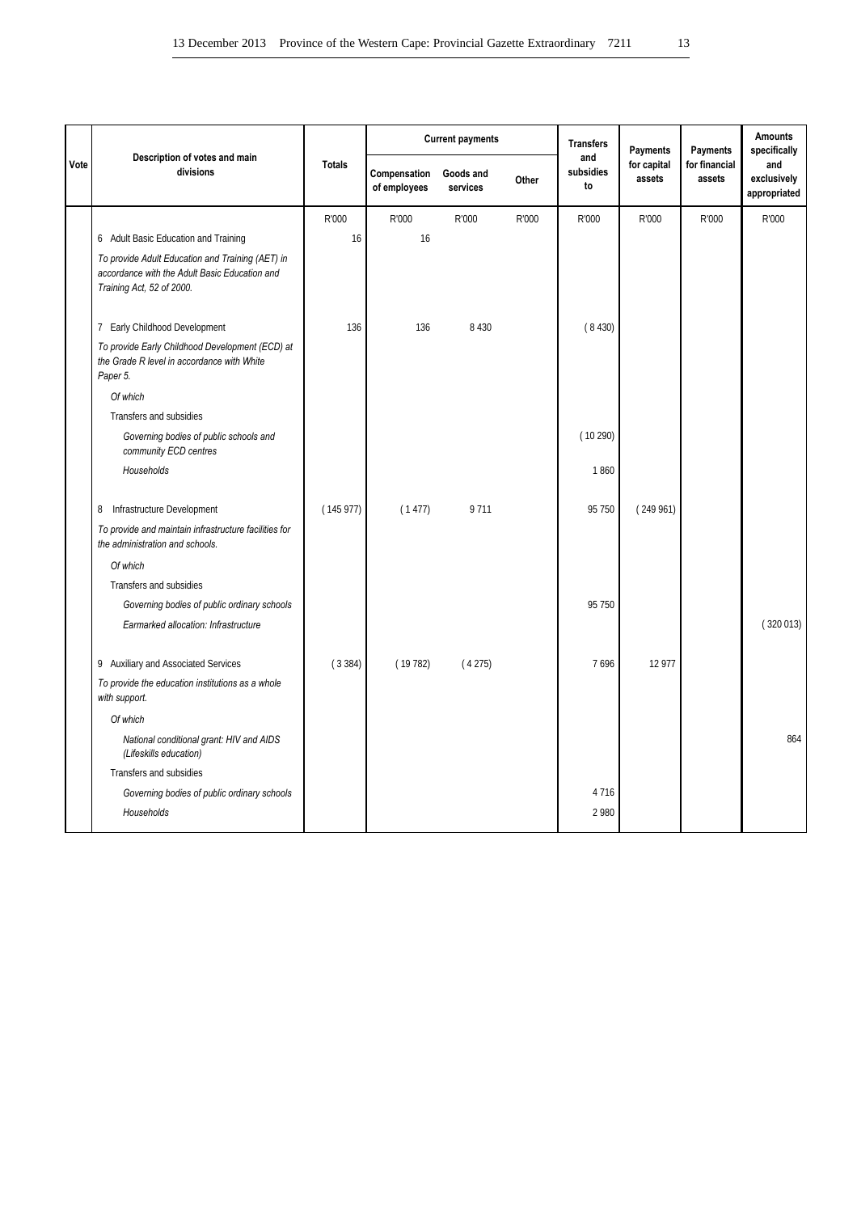| Vote | Description of votes and main divisions | Totals | Current payments | | | Transfers and subsidies to | Payments for capital assets | Payments for financial assets | Amounts specifically and exclusively appropriated |
|---|---|---|---|---|---|---|---|---|---|
| | | | Compensation of employees | Goods and services | Other | | | | |
| | | R'000 | R'000 | R'000 | R'000 | R'000 | R'000 | R'000 | R'000 |
| | 6 Adult Basic Education and Training | 16 | 16 | | | | | | |
| | *To provide Adult Education and Training (AET) in accordance with the Adult Basic Education and Training Act, 52 of 2000.* | | | | | | | | |
| | 7 Early Childhood Development | 136 | 136 | 8 430 | | ( 8 430) | | | |
| | *To provide Early Childhood Development (ECD) at the Grade R level in accordance with White Paper 5.* | | | | | | | | |
| | *Of which* | | | | | | | | |
| | Transfers and subsidies | | | | | | | | |
| | *Governing bodies of public schools and community ECD centres* | | | | | ( 10 290) | | | |
| | *Households* | | | | | 1 860 | | | |
| | 8 Infrastructure Development | ( 145 977) | ( 1 477) | 9 711 | | 95 750 | ( 249 961) | | |
| | *To provide and maintain infrastructure facilities for the administration and schools.* | | | | | | | | |
| | *Of which* | | | | | | | | |
| | Transfers and subsidies | | | | | | | | |
| | *Governing bodies of public ordinary schools* | | | | | 95 750 | | | |
| | *Earmarked allocation: Infrastructure* | | | | | | | | ( 320 013) |
| | 9 Auxiliary and Associated Services | ( 3 384) | ( 19 782) | ( 4 275) | | 7 696 | 12 977 | | |
| | *To provide the education institutions as a whole with support.* | | | | | | | | |
| | *Of which* | | | | | | | | |
| | *National conditional grant: HIV and AIDS (Lifeskills education)* | | | | | | | | 864 |
| | Transfers and subsidies | | | | | | | | |
| | *Governing bodies of public ordinary schools* | | | | | 4 716 | | | |
| | *Households* | | | | | 2 980 | | | |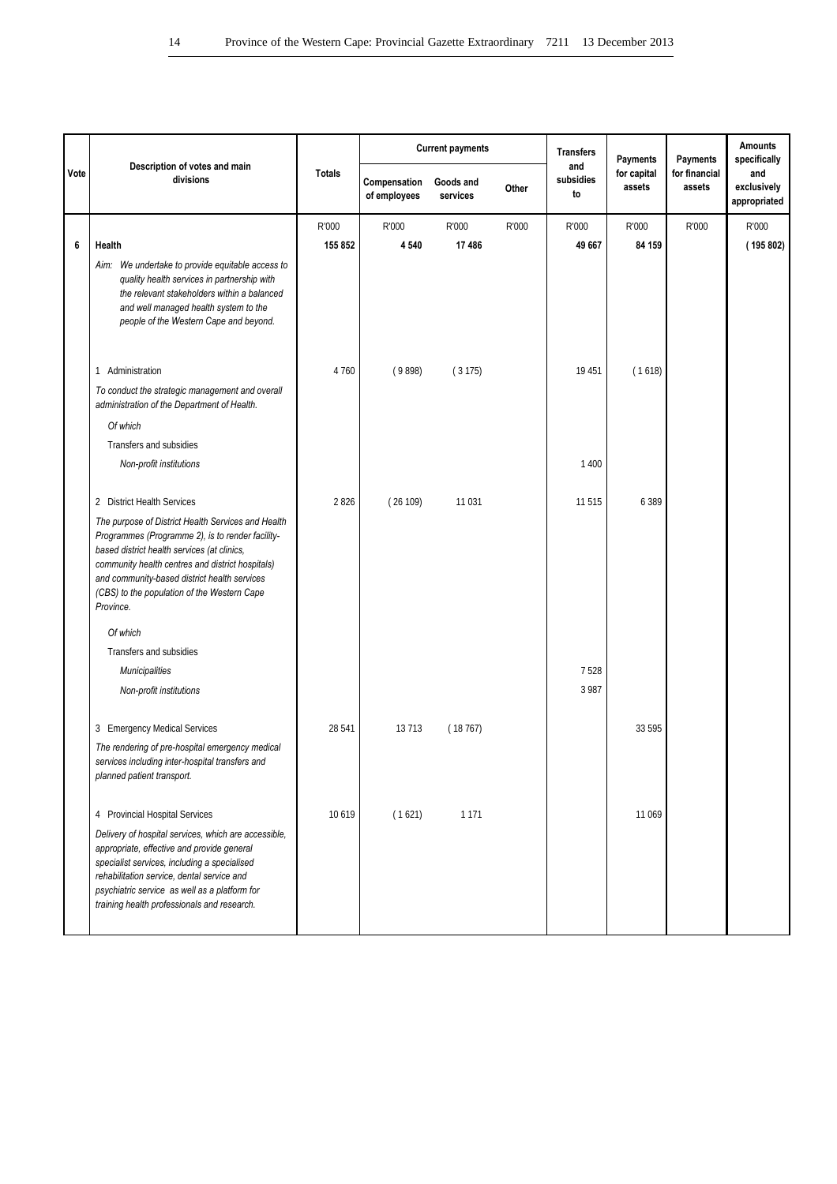| Vote | Description of votes and main divisions | Totals | Current payments | | | Transfers and subsidies to | Payments for capital assets | Payments for financial assets | Amounts specifically and exclusively appropriated |
|---|---|---|---|---|---|---|---|---|---|
| | | | Compensation of employees | Goods and services | Other | | | | |
| | | R'000 | R'000 | R'000 | R'000 | R'000 | R'000 | R'000 | R'000 |
| **6** | **Health** | **155 852** | **4 540** | **17 486** | | **49 667** | **84 159** | | **( 195 802)** |
| | *Aim: We undertake to provide equitable access to quality health services in partnership with the relevant stakeholders within a balanced and well managed health system to the people of the Western Cape and beyond.* | | | | | | | | |
| | 1 Administration | 4 760 | ( 9 898) | ( 3 175) | | 19 451 | ( 1 618) | | |
| | *To conduct the strategic management and overall administration of the Department of Health.* | | | | | | | | |
| | *Of which* | | | | | | | | |
| | Transfers and subsidies | | | | | | | | |
| | *Non-profit institutions* | | | | | 1 400 | | | |
| | 2 District Health Services | 2 826 | ( 26 109) | 11 031 | | 11 515 | 6 389 | | |
| | *The purpose of District Health Services and Health Programmes (Programme 2), is to render facility-based district health services (at clinics, community health centres and district hospitals) and community-based district health services (CBS) to the population of the Western Cape Province.* | | | | | | | | |
| | *Of which* | | | | | | | | |
| | Transfers and subsidies | | | | | | | | |
| | *Municipalities* | | | | | 7 528 | | | |
| | *Non-profit institutions* | | | | | 3 987 | | | |
| | 3 Emergency Medical Services | 28 541 | 13 713 | ( 18 767) | | | 33 595 | | |
| | *The rendering of pre-hospital emergency medical services including inter-hospital transfers and planned patient transport.* | | | | | | | | |
| | 4 Provincial Hospital Services | 10 619 | ( 1 621) | 1 171 | | | 11 069 | | |
| | *Delivery of hospital services, which are accessible, appropriate, effective and provide general specialist services, including a specialised rehabilitation service, dental service and psychiatric service as well as a platform for training health professionals and research.* | | | | | | | | |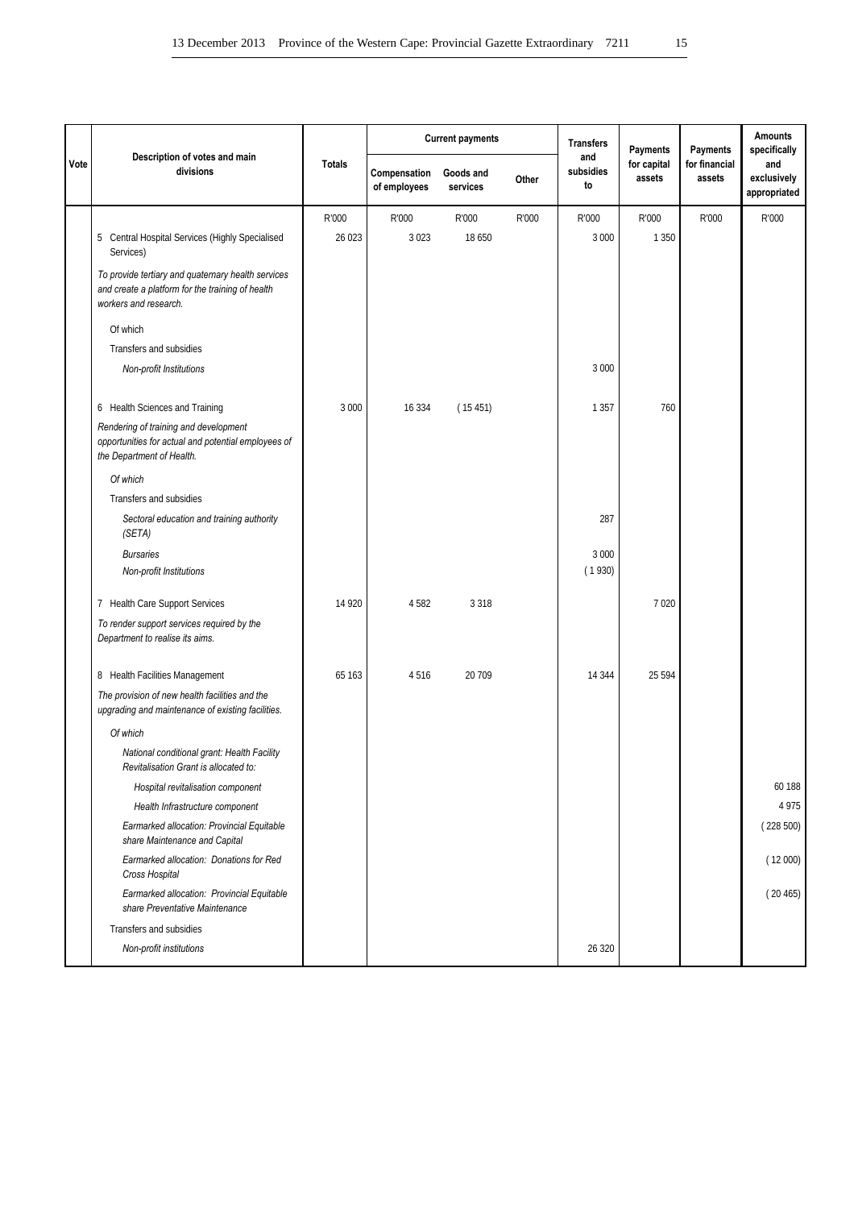| Vote | Description of votes and main divisions | Totals | Current payments | | | Transfers and subsidies to | Payments for capital assets | Payments for financial assets | Amounts specifically and exclusively appropriated |
|---|---|---|---|---|---|---|---|---|---|
| | | | Compensation of employees | Goods and services | Other | | | | |
| | | R'000 | R'000 | R'000 | R'000 | R'000 | R'000 | R'000 | R'000 |
| | 5 Central Hospital Services (Highly Specialised Services) | 26 023 | 3 023 | 18 650 | | 3 000 | 1 350 | | |
| | *To provide tertiary and quaternary health services and create a platform for the training of health workers and research.* | | | | | | | | |
| | Of which | | | | | | | | |
| | Transfers and subsidies | | | | | | | | |
| | *Non-profit Institutions* | | | | | 3 000 | | | |
| | 6 Health Sciences and Training | 3 000 | 16 334 | ( 15 451) | | 1 357 | 760 | | |
| | *Rendering of training and development opportunities for actual and potential employees of the Department of Health.* | | | | | | | | |
| | *Of which* | | | | | | | | |
| | Transfers and subsidies | | | | | | | | |
| | *Sectoral education and training authority (SETA)* | | | | | 287 | | | |
| | *Bursaries* | | | | | 3 000 | | | |
| | *Non-profit Institutions* | | | | | ( 1 930) | | | |
| | 7 Health Care Support Services | 14 920 | 4 582 | 3 318 | | | 7 020 | | |
| | *To render support services required by the Department to realise its aims.* | | | | | | | | |
| | 8 Health Facilities Management | 65 163 | 4 516 | 20 709 | | 14 344 | 25 594 | | |
| | *The provision of new health facilities and the upgrading and maintenance of existing facilities.* | | | | | | | | |
| | *Of which* | | | | | | | | |
| | *National conditional grant: Health Facility Revitalisation Grant is allocated to:* | | | | | | | | |
| | *Hospital revitalisation component* | | | | | | | | 60 188 |
| | *Health Infrastructure component* | | | | | | | | 4 975 |
| | *Earmarked allocation: Provincial Equitable share Maintenance and Capital* | | | | | | | | ( 228 500) |
| | *Earmarked allocation: Donations for Red Cross Hospital* | | | | | | | | ( 12 000) |
| | *Earmarked allocation: Provincial Equitable share Preventative Maintenance* | | | | | | | | ( 20 465) |
| | Transfers and subsidies | | | | | | | | |
| | *Non-profit institutions* | | | | | 26 320 | | | |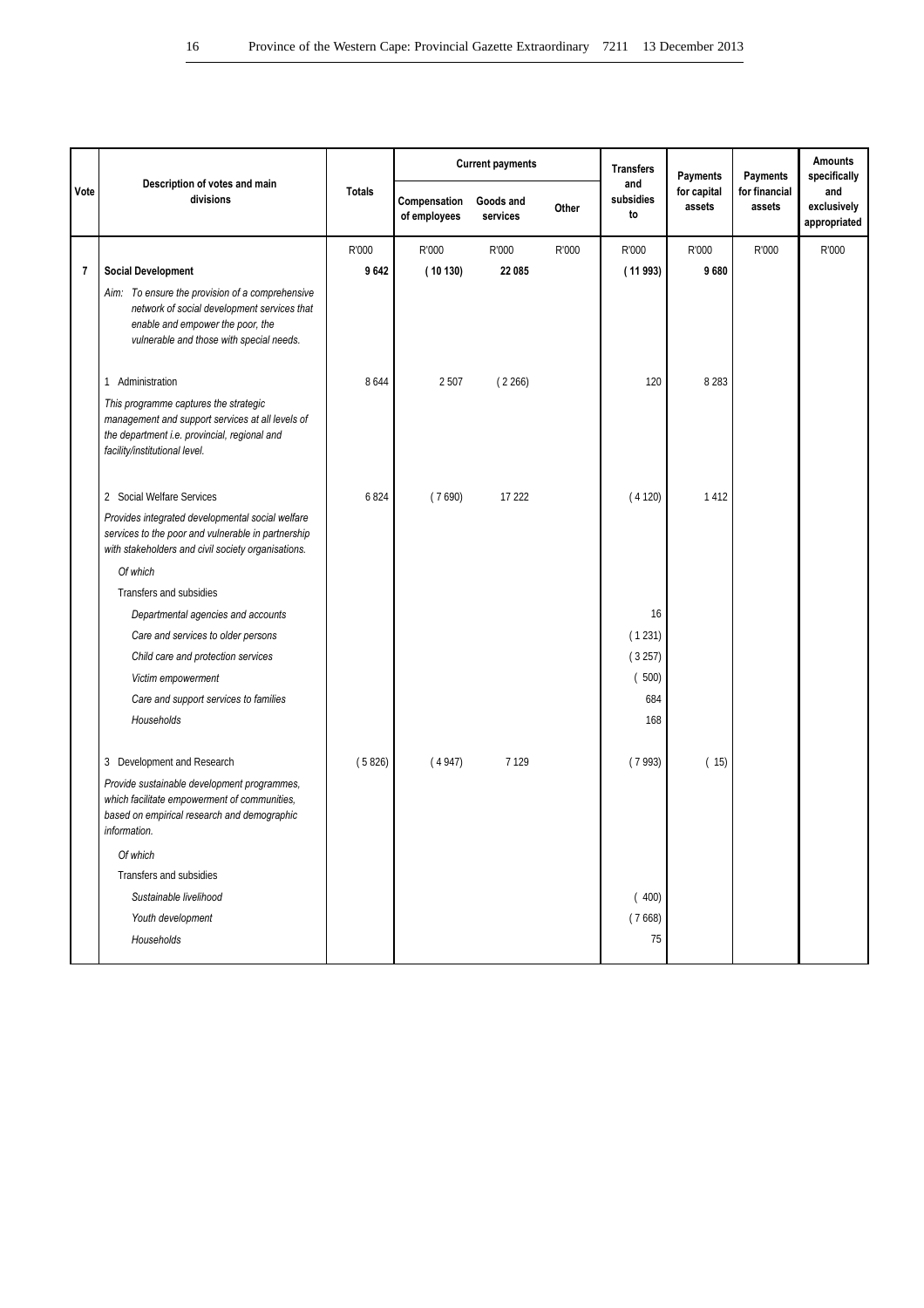| Vote | Description of votes and main divisions | Totals | Current payments | | | Transfers and subsidies to | Payments for capital assets | Payments for financial assets | Amounts specifically and exclusively appropriated |
|---|---|---|---|---|---|---|---|---|---|
| | | | Compensation of employees | Goods and services | Other | | | | |
| | | R'000 | R'000 | R'000 | R'000 | R'000 | R'000 | R'000 | R'000 |
| **7** | **Social Development** | **9 642** | **( 10 130)** | **22 085** | | **( 11 993)** | **9 680** | | |
| | *Aim: To ensure the provision of a comprehensive network of social development services that enable and empower the poor, the vulnerable and those with special needs.* | | | | | | | | |
| | 1 Administration | 8 644 | 2 507 | ( 2 266) | | 120 | 8 283 | | |
| | *This programme captures the strategic management and support services at all levels of the department i.e. provincial, regional and facility/institutional level.* | | | | | | | | |
| | 2 Social Welfare Services | 6 824 | ( 7 690) | 17 222 | | ( 4 120) | 1 412 | | |
| | *Provides integrated developmental social welfare services to the poor and vulnerable in partnership with stakeholders and civil society organisations.* | | | | | | | | |
| | *Of which* | | | | | | | | |
| | Transfers and subsidies | | | | | | | | |
| | *Departmental agencies and accounts* | | | | | 16 | | | |
| | *Care and services to older persons* | | | | | ( 1 231) | | | |
| | *Child care and protection services* | | | | | ( 3 257) | | | |
| | *Victim empowerment* | | | | | ( 500) | | | |
| | *Care and support services to families* | | | | | 684 | | | |
| | *Households* | | | | | 168 | | | |
| | 3 Development and Research | ( 5 826) | ( 4 947) | 7 129 | | ( 7 993) | ( 15) | | |
| | *Provide sustainable development programmes, which facilitate empowerment of communities, based on empirical research and demographic information.* | | | | | | | | |
| | *Of which* | | | | | | | | |
| | Transfers and subsidies | | | | | | | | |
| | *Sustainable livelihood* | | | | | ( 400) | | | |
| | *Youth development* | | | | | ( 7 668) | | | |
| | *Households* | | | | | 75 | | | |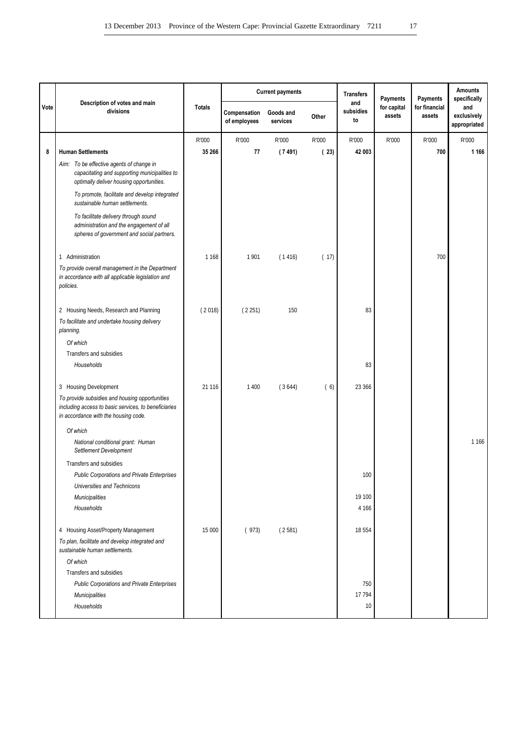| Vote | Description of votes and main divisions | Totals | Current payments | | | Transfers and subsidies to | Payments for capital assets | Payments for financial assets | Amounts specifically and exclusively appropriated |
|---|---|---|---|---|---|---|---|---|---|
| | | | Compensation of employees | Goods and services | Other | | | | |
| | | R'000 | R'000 | R'000 | R'000 | R'000 | R'000 | R'000 | R'000 |
| **8** | **Human Settlements** | **35 266** | **77** | **( 7 491)** | **( 23)** | **42 003** | | **700** | **1 166** |
| | Aim: *To be effective agents of change in capacitating and supporting municipalities to optimally deliver housing opportunities.* | | | | | | | | |
| | *To promote, facilitate and develop integrated sustainable human settlements.* | | | | | | | | |
| | *To facilitate delivery through sound administration and the engagement of all spheres of government and social partners.* | | | | | | | | |
| | 1 Administration | 1 168 | 1 901 | ( 1 416) | ( 17) | | | 700 | |
| | *To provide overall management in the Department in accordance with all applicable legislation and policies.* | | | | | | | | |
| | 2 Housing Needs, Research and Planning | ( 2 018) | ( 2 251) | 150 | | 83 | | | |
| | *To facilitate and undertake housing delivery planning.* | | | | | | | | |
| | *Of which* | | | | | | | | |
| | Transfers and subsidies | | | | | | | | |
| | *Households* | | | | | 83 | | | |
| | 3 Housing Development | 21 116 | 1 400 | ( 3 644) | ( 6) | 23 366 | | | |
| | *To provide subsidies and housing opportunities including access to basic services, to beneficiaries in accordance with the housing code.* | | | | | | | | |
| | *Of which* | | | | | | | | |
| | *National conditional grant: Human Settlement Development* | | | | | | | | 1 166 |
| | Transfers and subsidies | | | | | | | | |
| | *Public Corporations and Private Enterprises* | | | | | 100 | | | |
| | *Universities and Technicons* | | | | | | | | |
| | *Municipalities* | | | | | 19 100 | | | |
| | *Households* | | | | | 4 166 | | | |
| | 4 Housing Asset/Property Management | 15 000 | ( 973) | ( 2 581) | | 18 554 | | | |
| | *To plan, facilitate and develop integrated and sustainable human settlements.* | | | | | | | | |
| | *Of which* | | | | | | | | |
| | Transfers and subsidies | | | | | | | | |
| | *Public Corporations and Private Enterprises* | | | | | 750 | | | |
| | *Municipalities* | | | | | 17 794 | | | |
| | *Households* | | | | | 10 | | | |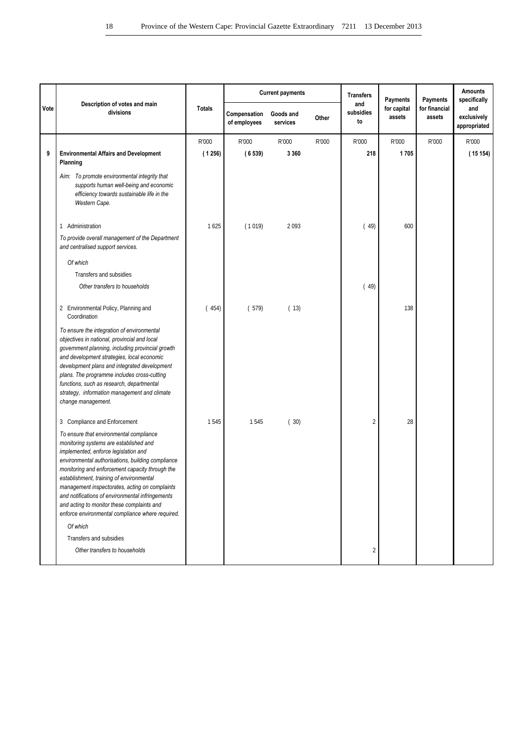| Vote | Description of votes and main divisions | Totals | Current payments | | | Transfers and subsidies to | Payments for capital assets | Payments for financial assets | Amounts specifically and exclusively appropriated |
|---|---|---|---|---|---|---|---|---|---|
| | | | Compensation of employees | Goods and services | Other | | | | |
| | | R'000 | R'000 | R'000 | R'000 | R'000 | R'000 | R'000 | R'000 |
| **9** | **Environmental Affairs and Development Planning** | **( 1 256)** | **( 6 539)** | **3 360** | | **218** | **1 705** | | **( 15 154)** |
| | *Aim: To promote environmental integrity that supports human well-being and economic efficiency towards sustainable life in the Western Cape.* | | | | | | | | |
| | 1 Administration | 1 625 | ( 1 019) | 2 093 | | ( 49) | 600 | | |
| | *To provide overall management of the Department and centralised support services.* | | | | | | | | |
| | *Of which* | | | | | | | | |
| | Transfers and subsidies | | | | | | | | |
| | *Other transfers to households* | | | | | ( 49) | | | |
| | 2 Environmental Policy, Planning and Coordination | ( 454) | ( 579) | ( 13) | | | 138 | | |
| | *To ensure the integration of environmental objectives in national, provincial and local government planning, including provincial growth and development strategies, local economic development plans and integrated development plans. The programme includes cross-cutting functions, such as research, departmental strategy, information management and climate change management.* | | | | | | | | |
| | 3 Compliance and Enforcement | 1 545 | 1 545 | ( 30) | | 2 | 28 | | |
| | *To ensure that environmental compliance monitoring systems are established and implemented, enforce legislation and environmental authorisations, building compliance monitoring and enforcement capacity through the establishment, training of environmental management inspectorates, acting on complaints and notifications of environmental infringements and acting to monitor these complaints and enforce environmental compliance where required.* | | | | | | | | |
| | *Of which* | | | | | | | | |
| | Transfers and subsidies | | | | | | | | |
| | *Other transfers to households* | | | | | 2 | | | |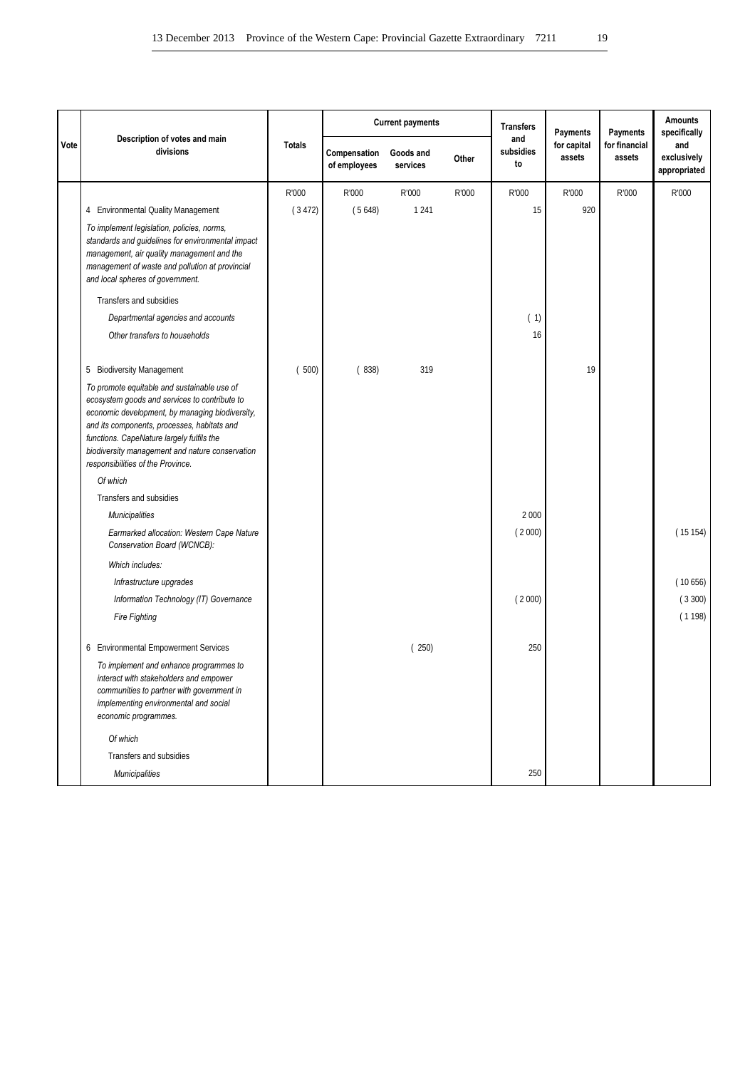| Vote | Description of votes and main divisions | Totals | Current payments | | | Transfers and subsidies to | Payments for capital assets | Payments for financial assets | Amounts specifically and exclusively appropriated |
|---|---|---|---|---|---|---|---|---|---|
| | | | Compensation of employees | Goods and services | Other | | | | |
| | | R'000 | R'000 | R'000 | R'000 | R'000 | R'000 | R'000 | R'000 |
| | 4 Environmental Quality Management | ( 3 472) | ( 5 648) | 1 241 | | 15 | 920 | | |
| | *To implement legislation, policies, norms, standards and guidelines for environmental impact management, air quality management and the management of waste and pollution at provincial and local spheres of government.* | | | | | | | | |
| | Transfers and subsidies | | | | | | | | |
| | *Departmental agencies and accounts* | | | | | ( 1) | | | |
| | *Other transfers to households* | | | | | 16 | | | |
| | 5 Biodiversity Management | ( 500) | ( 838) | 319 | | | 19 | | |
| | *To promote equitable and sustainable use of ecosystem goods and services to contribute to economic development, by managing biodiversity, and its components, processes, habitats and functions. CapeNature largely fulfils the biodiversity management and nature conservation responsibilities of the Province.* | | | | | | | | |
| | *Of which* | | | | | | | | |
| | Transfers and subsidies | | | | | | | | |
| | *Municipalities* | | | | | 2 000 | | | |
| | *Earmarked allocation: Western Cape Nature Conservation Board (WCNCB):* | | | | | ( 2 000) | | | ( 15 154) |
| | *Which includes:* | | | | | | | | |
| | *Infrastructure upgrades* | | | | | | | | ( 10 656) |
| | *Information Technology (IT) Governance* | | | | | ( 2 000) | | | ( 3 300) |
| | *Fire Fighting* | | | | | | | | ( 1 198) |
| | 6 Environmental Empowerment Services | | | ( 250) | | 250 | | | |
| | *To implement and enhance programmes to interact with stakeholders and empower communities to partner with government in implementing environmental and social economic programmes.* | | | | | | | | |
| | *Of which* | | | | | | | | |
| | Transfers and subsidies | | | | | | | | |
| | *Municipalities* | | | | | 250 | | | |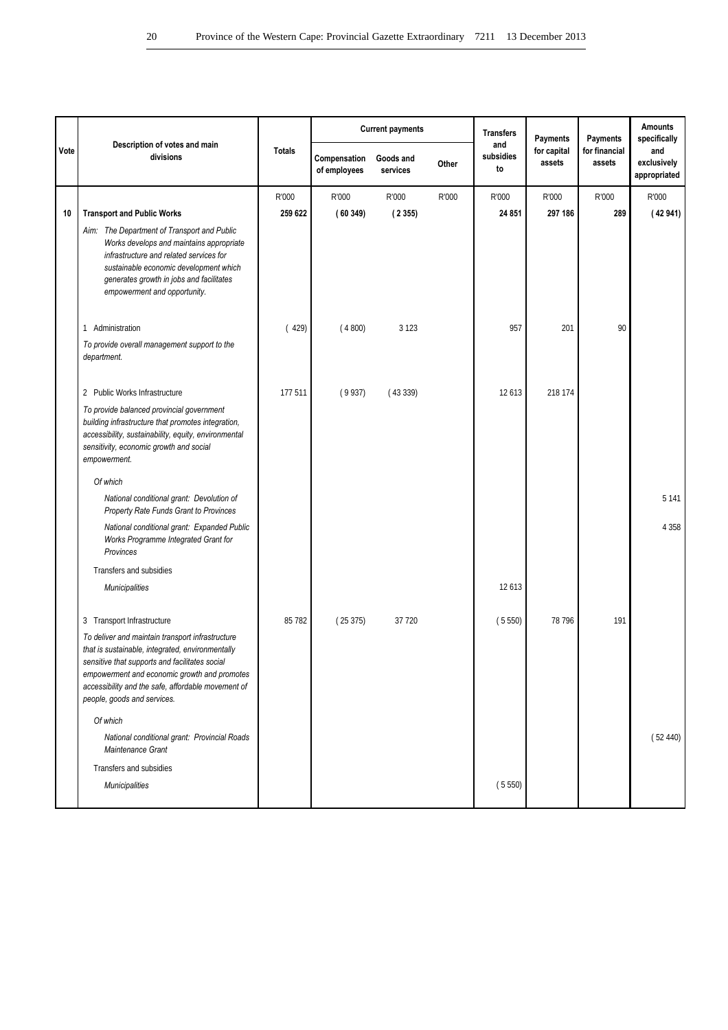| Vote | Description of votes and main divisions | Totals | Current payments | | | Transfers and subsidies to | Payments for capital assets | Payments for financial assets | Amounts specifically and exclusively appropriated |
|---|---|---|---|---|---|---|---|---|---|
| | | | Compensation of employees | Goods and services | Other | | | | |
| | | R'000 | R'000 | R'000 | R'000 | R'000 | R'000 | R'000 | R'000 |
| **10** | **Transport and Public Works** | **259 622** | **( 60 349)** | **( 2 355)** | | **24 851** | **297 186** | **289** | **( 42 941)** |
| | *Aim: The Department of Transport and Public Works develops and maintains appropriate infrastructure and related services for sustainable economic development which generates growth in jobs and facilitates empowerment and opportunity.* | | | | | | | | |
| | 1 Administration | ( 429) | ( 4 800) | 3 123 | | 957 | 201 | 90 | |
| | *To provide overall management support to the department.* | | | | | | | | |
| | 2 Public Works Infrastructure | 177 511 | ( 9 937) | ( 43 339) | | 12 613 | 218 174 | | |
| | *To provide balanced provincial government building infrastructure that promotes integration, accessibility, sustainability, equity, environmental sensitivity, economic growth and social empowerment.* | | | | | | | | |
| | *Of which* | | | | | | | | |
| | *National conditional grant: Devolution of Property Rate Funds Grant to Provinces* | | | | | | | | 5 141 |
| | *National conditional grant: Expanded Public Works Programme Integrated Grant for Provinces* | | | | | | | | 4 358 |
| | Transfers and subsidies | | | | | | | | |
| | *Municipalities* | | | | | 12 613 | | | |
| | 3 Transport Infrastructure | 85 782 | ( 25 375) | 37 720 | | ( 5 550) | 78 796 | 191 | |
| | *To deliver and maintain transport infrastructure that is sustainable, integrated, environmentally sensitive that supports and facilitates social empowerment and economic growth and promotes accessibility and the safe, affordable movement of people, goods and services.* | | | | | | | | |
| | *Of which* | | | | | | | | |
| | *National conditional grant: Provincial Roads Maintenance Grant* | | | | | | | | ( 52 440) |
| | Transfers and subsidies | | | | | | | | |
| | *Municipalities* | | | | | ( 5 550) | | | |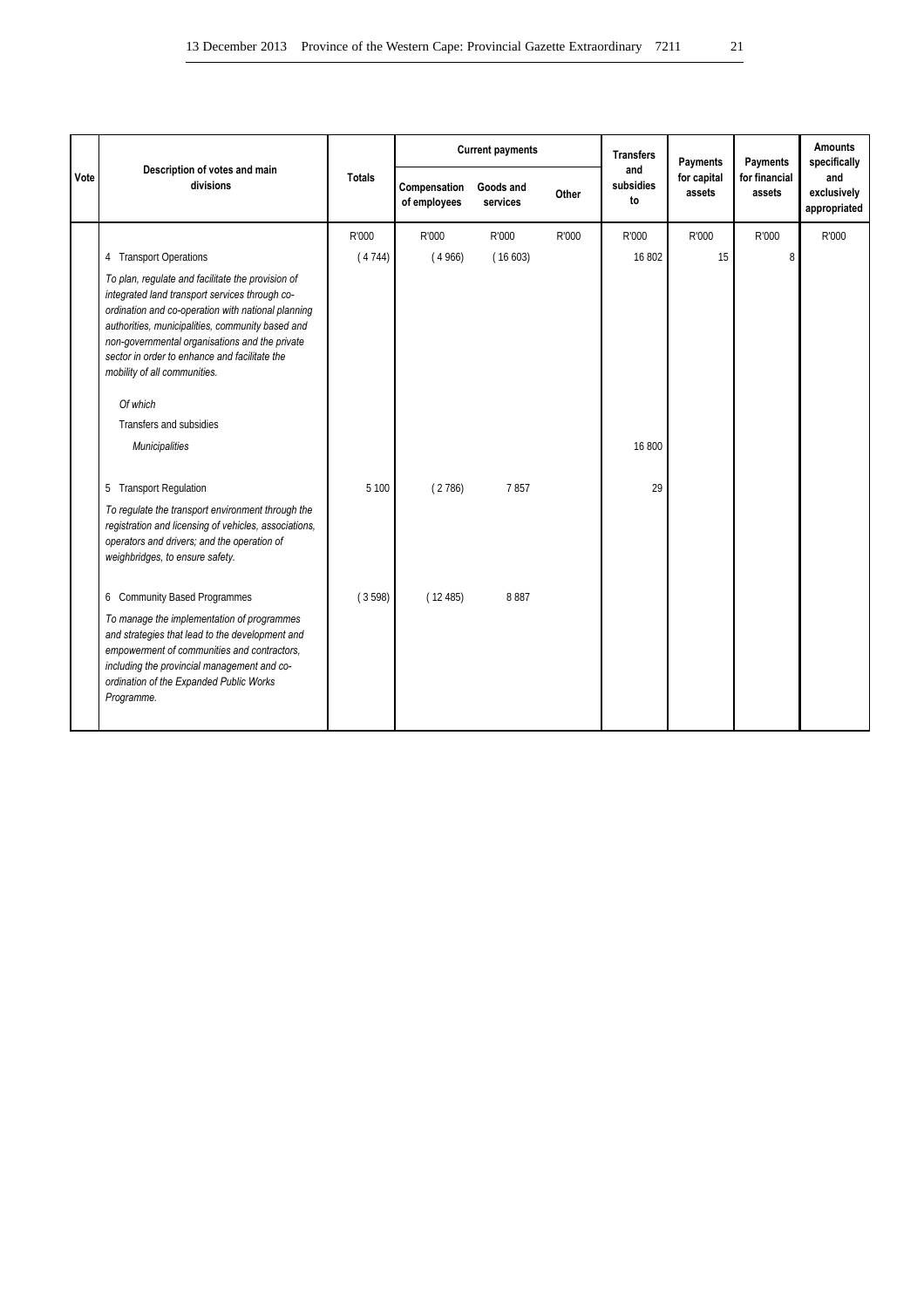| Vote | Description of votes and main divisions | Totals | Current payments | | | Transfers and subsidies to | Payments for capital assets | Payments for financial assets | Amounts specifically and exclusively appropriated |
|---|---|---|---|---|---|---|---|---|---|
| | | | Compensation of employees | Goods and services | Other | | | | |
| | | R'000 | R'000 | R'000 | R'000 | R'000 | R'000 | R'000 | R'000 |
| | 4 Transport Operations | ( 4 744) | ( 4 966) | ( 16 603) | | 16 802 | 15 | 8 | |
| | *To plan, regulate and facilitate the provision of integrated land transport services through co-ordination and co-operation with national planning authorities, municipalities, community based and non-governmental organisations and the private sector in order to enhance and facilitate the mobility of all communities.* | | | | | | | | |
| | *Of which* | | | | | | | | |
| | Transfers and subsidies | | | | | | | | |
| | *Municipalities* | | | | | 16 800 | | | |
| | 5 Transport Regulation | 5 100 | ( 2 786) | 7 857 | | 29 | | | |
| | *To regulate the transport environment through the registration and licensing of vehicles, associations, operators and drivers; and the operation of weighbridges, to ensure safety.* | | | | | | | | |
| | 6 Community Based Programmes | ( 3 598) | ( 12 485) | 8 887 | | | | | |
| | *To manage the implementation of programmes and strategies that lead to the development and empowerment of communities and contractors, including the provincial management and co-ordination of the Expanded Public Works Programme.* | | | | | | | | |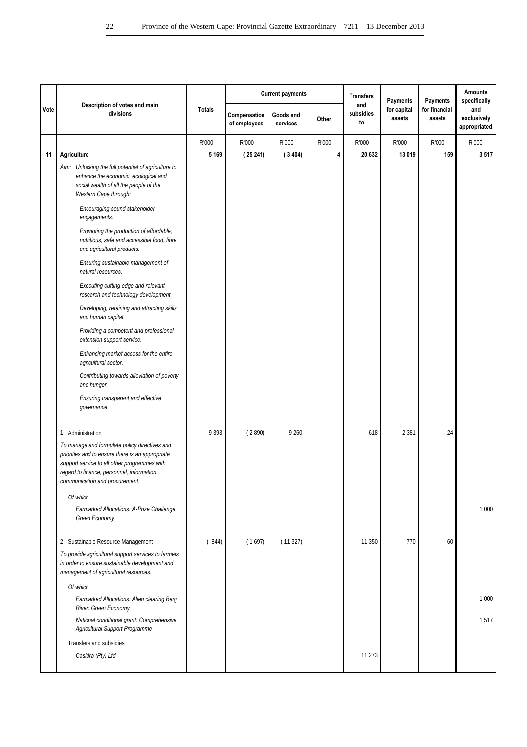| Vote | Description of votes and main divisions | Totals | Current payments | | | Transfers and subsidies to | Payments for capital assets | Payments for financial assets | Amounts specifically and exclusively appropriated |
|---|---|---|---|---|---|---|---|---|---|
| | | | Compensation of employees | Goods and services | Other | | | | |
| | | R'000 | R'000 | R'000 | R'000 | R'000 | R'000 | R'000 | R'000 |
| **11** | **Agriculture** | **5 169** | **( 25 241)** | **( 3 404)** | **4** | **20 632** | **13 019** | **159** | **3 517** |
| | *Aim: Unlocking the full potential of agriculture to enhance the economic, ecological and social wealth of all the people of the Western Cape through:* | | | | | | | | |
| | *Encouraging sound stakeholder engagements.* | | | | | | | | |
| | *Promoting the production of affordable, nutritious, safe and accessible food, fibre and agricultural products.* | | | | | | | | |
| | *Ensuring sustainable management of natural resources.* | | | | | | | | |
| | *Executing cutting edge and relevant research and technology development.* | | | | | | | | |
| | *Developing, retaining and attracting skills and human capital.* | | | | | | | | |
| | *Providing a competent and professional extension support service.* | | | | | | | | |
| | *Enhancing market access for the entire agricultural sector.* | | | | | | | | |
| | *Contributing towards alleviation of poverty and hunger.* | | | | | | | | |
| | *Ensuring transparent and effective governance.* | | | | | | | | |
| | 1 Administration | 9 393 | ( 2 890) | 9 260 | | 618 | 2 381 | 24 | |
| | *To manage and formulate policy directives and priorities and to ensure there is an appropriate support service to all other programmes with regard to finance, personnel, information, communication and procurement.* | | | | | | | | |
| | *Of which* | | | | | | | | |
| | *Earmarked Allocations: A-Prize Challenge: Green Economy* | | | | | | | | 1 000 |
| | 2 Sustainable Resource Management | ( 844) | ( 1 697) | ( 11 327) | | 11 350 | 770 | 60 | |
| | *To provide agricultural support services to farmers in order to ensure sustainable development and management of agricultural resources.* | | | | | | | | |
| | *Of which* | | | | | | | | |
| | *Earmarked Allocations: Alien clearing Berg River: Green Economy* | | | | | | | | 1 000 |
| | *National conditional grant: Comprehensive Agricultural Support Programme* | | | | | | | | 1 517 |
| | Transfers and subsidies | | | | | | | | |
| | *Casidra (Pty) Ltd* | | | | | 11 273 | | | |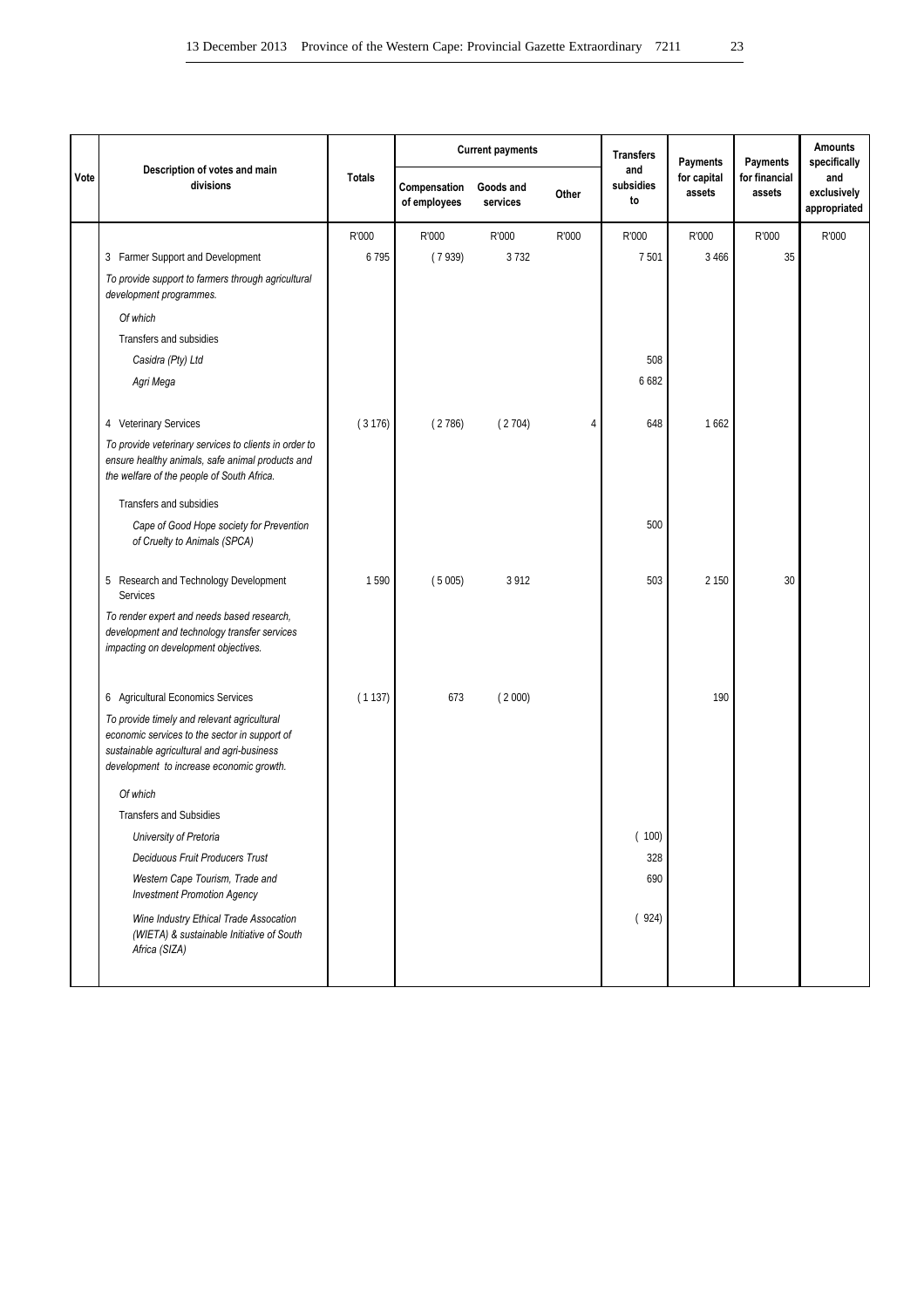| Vote | Description of votes and main divisions | Totals | Current payments | | | Transfers and subsidies to | Payments for capital assets | Payments for financial assets | Amounts specifically and exclusively appropriated |
|---|---|---|---|---|---|---|---|---|---|
| | | | Compensation of employees | Goods and services | Other | | | | |
| | | R'000 | R'000 | R'000 | R'000 | R'000 | R'000 | R'000 | R'000 |
| | 3 Farmer Support and Development | 6 795 | ( 7 939) | 3 732 | | 7 501 | 3 466 | 35 | |
| | *To provide support to farmers through agricultural development programmes.* | | | | | | | | |
| | *Of which* | | | | | | | | |
| | Transfers and subsidies | | | | | | | | |
| | *Casidra (Pty) Ltd* | | | | | 508 | | | |
| | *Agri Mega* | | | | | 6 682 | | | |
| | 4 Veterinary Services | ( 3 176) | ( 2 786) | ( 2 704) | 4 | 648 | 1 662 | | |
| | *To provide veterinary services to clients in order to ensure healthy animals, safe animal products and the welfare of the people of South Africa.* | | | | | | | | |
| | Transfers and subsidies | | | | | | | | |
| | *Cape of Good Hope society for Prevention of Cruelty to Animals (SPCA)* | | | | | 500 | | | |
| | 5 Research and Technology Development Services | 1 590 | ( 5 005) | 3 912 | | 503 | 2 150 | 30 | |
| | *To render expert and needs based research, development and technology transfer services impacting on development objectives.* | | | | | | | | |
| | 6 Agricultural Economics Services | ( 1 137) | 673 | ( 2 000) | | | 190 | | |
| | *To provide timely and relevant agricultural economic services to the sector in support of sustainable agricultural and agri-business development to increase economic growth.* | | | | | | | | |
| | *Of which* | | | | | | | | |
| | Transfers and Subsidies | | | | | | | | |
| | *University of Pretoria* | | | | | ( 100) | | | |
| | *Deciduous Fruit Producers Trust* | | | | | 328 | | | |
| | *Western Cape Tourism, Trade and Investment Promotion Agency* | | | | | 690 | | | |
| | *Wine Industry Ethical Trade Assocation (WIETA) & sustainable Initiative of South Africa (SIZA)* | | | | | ( 924) | | | |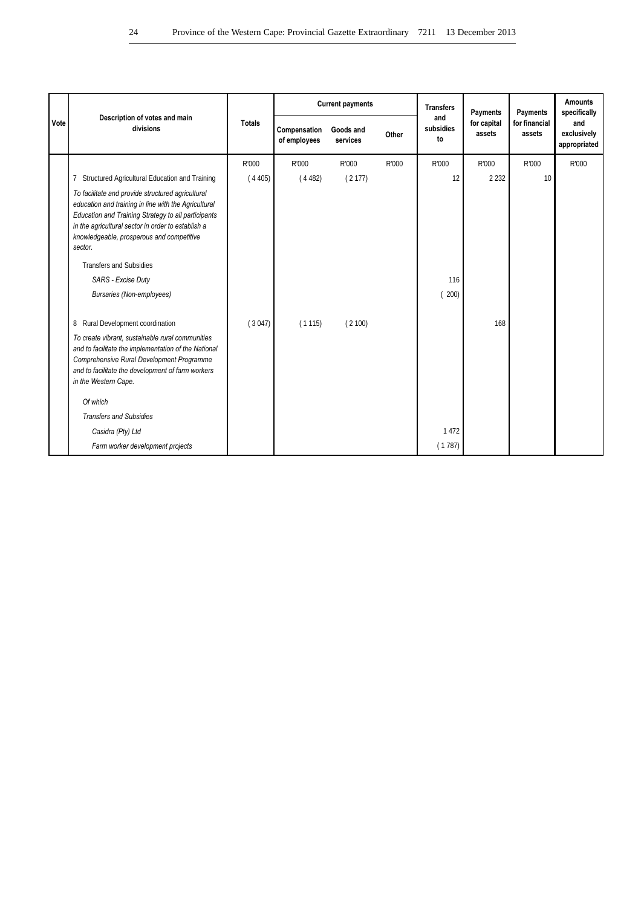| Vote | Description of votes and main divisions | Totals | Current payments | | | Transfers and subsidies to | Payments for capital assets | Payments for financial assets | Amounts specifically and exclusively appropriated |
|---|---|---|---|---|---|---|---|---|---|
| | | | Compensation of employees | Goods and services | Other | | | | |
| | | R'000 | R'000 | R'000 | R'000 | R'000 | R'000 | R'000 | R'000 |
| | 7 Structured Agricultural Education and Training | ( 4 405) | ( 4 482) | ( 2 177) | | 12 | 2 232 | 10 | |
| | *To facilitate and provide structured agricultural education and training in line with the Agricultural Education and Training Strategy to all participants in the agricultural sector in order to establish a knowledgeable, prosperous and competitive sector.* | | | | | | | | |
| | Transfers and Subsidies | | | | | | | | |
| | *SARS - Excise Duty* | | | | | 116 | | | |
| | *Bursaries (Non-employees)* | | | | | ( 200) | | | |
| | 8 Rural Development coordination | ( 3 047) | ( 1 115) | ( 2 100) | | | 168 | | |
| | *To create vibrant, sustainable rural communities and to facilitate the implementation of the National Comprehensive Rural Development Programme and to facilitate the development of farm workers in the Western Cape.* | | | | | | | | |
| | *Of which* | | | | | | | | |
| | *Transfers and Subsidies* | | | | | | | | |
| | *Casidra (Pty) Ltd* | | | | | 1 472 | | | |
| | *Farm worker development projects* | | | | | ( 1 787) | | | |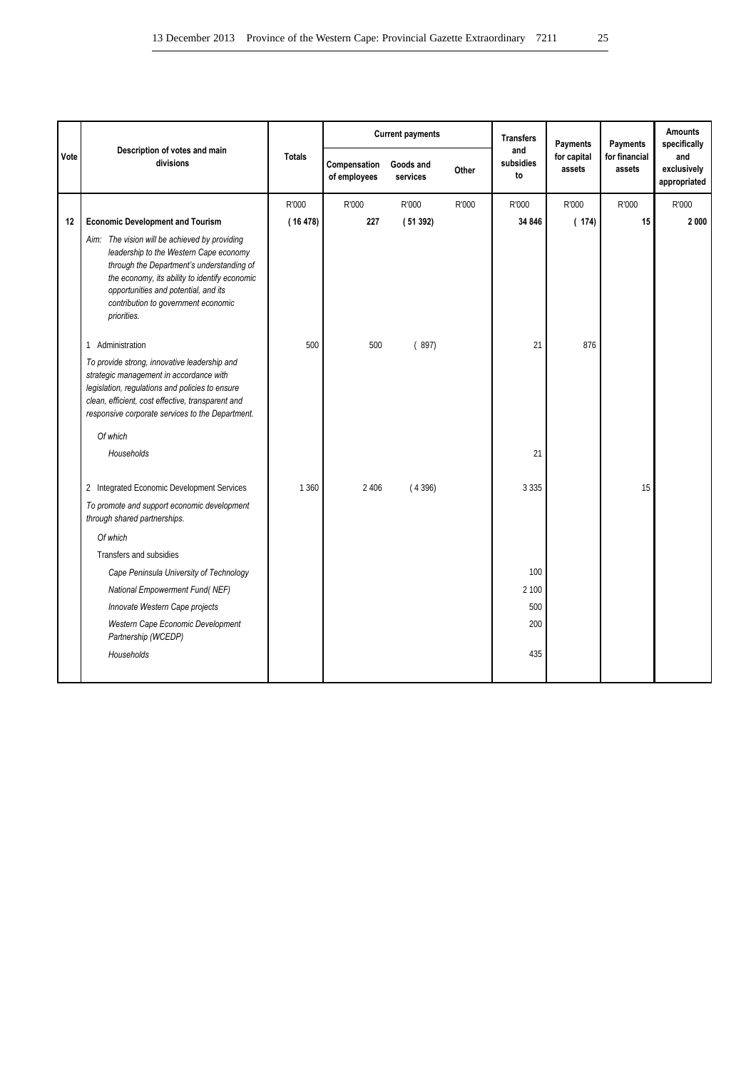| Vote | Description of votes and main divisions | Totals | Current payments | | | Transfers and subsidies to | Payments for capital assets | Payments for financial assets | Amounts specifically and exclusively appropriated |
|---|---|---|---|---|---|---|---|---|---|
| | | | Compensation of employees | Goods and services | Other | | | | |
| | | R'000 | R'000 | R'000 | R'000 | R'000 | R'000 | R'000 | R'000 |
| **12** | **Economic Development and Tourism** | **( 16 478)** | **227** | **( 51 392)** | | **34 846** | **( 174)** | **15** | **2 000** |
| | *Aim: The vision will be achieved by providing leadership to the Western Cape economy through the Department's understanding of the economy, its ability to identify economic opportunities and potential, and its contribution to government economic priorities.* | | | | | | | | |
| | 1 Administration | 500 | 500 | ( 897) | | 21 | 876 | | |
| | *To provide strong, innovative leadership and strategic management in accordance with legislation, regulations and policies to ensure clean, efficient, cost effective, transparent and responsive corporate services to the Department.* | | | | | | | | |
| | *Of which* | | | | | | | | |
| | *Households* | | | | | 21 | | | |
| | 2 Integrated Economic Development Services | 1 360 | 2 406 | ( 4 396) | | 3 335 | | 15 | |
| | *To promote and support economic development through shared partnerships.* | | | | | | | | |
| | *Of which* | | | | | | | | |
| | Transfers and subsidies | | | | | | | | |
| | *Cape Peninsula University of Technology* | | | | | 100 | | | |
| | *National Empowerment Fund( NEF)* | | | | | 2 100 | | | |
| | *Innovate Western Cape projects* | | | | | 500 | | | |
| | *Western Cape Economic Development Partnership (WCEDP)* | | | | | 200 | | | |
| | *Households* | | | | | 435 | | | |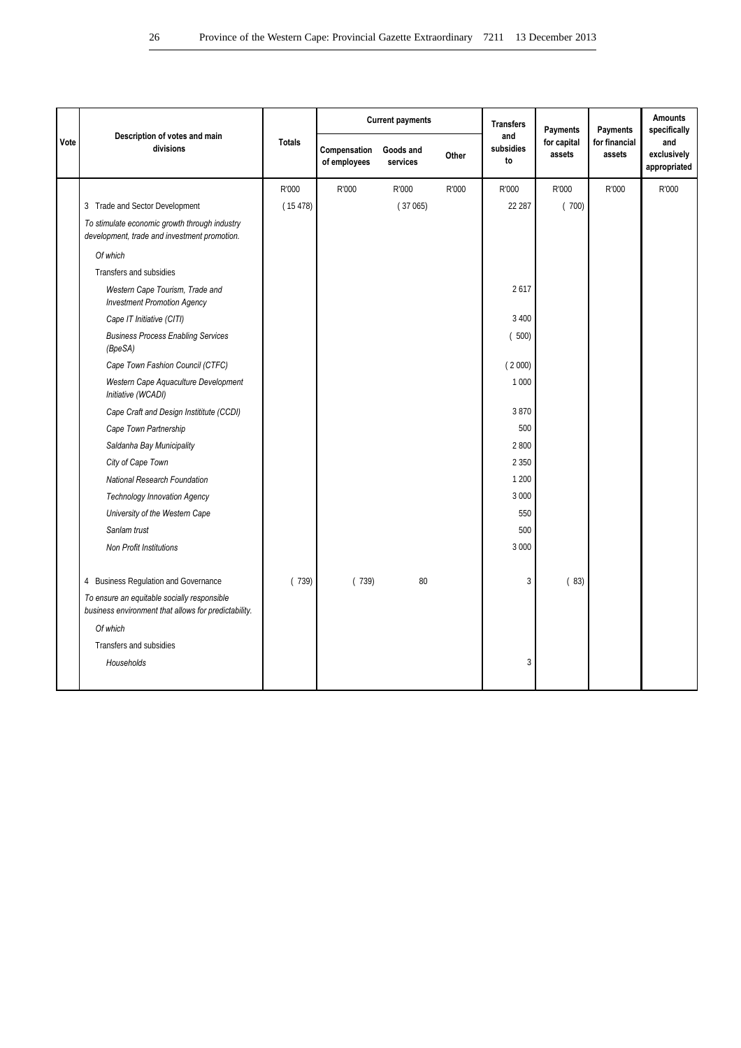| Vote | Description of votes and main divisions | Totals | Current payments | | | Transfers and subsidies to | Payments for capital assets | Payments for financial assets | Amounts specifically and exclusively appropriated |
|---|---|---|---|---|---|---|---|---|---|
| | | | Compensation of employees | Goods and services | Other | | | | |
| | | R'000 | R'000 | R'000 | R'000 | R'000 | R'000 | R'000 | R'000 |
| | 3 Trade and Sector Development | ( 15 478) | | ( 37 065) | | 22 287 | ( 700) | | |
| | *To stimulate economic growth through industry development, trade and investment promotion.* | | | | | | | | |
| | *Of which* | | | | | | | | |
| | Transfers and subsidies | | | | | | | | |
| | *Western Cape Tourism, Trade and Investment Promotion Agency* | | | | | 2 617 | | | |
| | *Cape IT Initiative (CITI)* | | | | | 3 400 | | | |
| | *Business Process Enabling Services (BpeSA)* | | | | | ( 500) | | | |
| | *Cape Town Fashion Council (CTFC)* | | | | | ( 2 000) | | | |
| | *Western Cape Aquaculture Development Initiative (WCADI)* | | | | | 1 000 | | | |
| | *Cape Craft and Design Instititute (CCDI)* | | | | | 3 870 | | | |
| | *Cape Town Partnership* | | | | | 500 | | | |
| | *Saldanha Bay Municipality* | | | | | 2 800 | | | |
| | *City of Cape Town* | | | | | 2 350 | | | |
| | *National Research Foundation* | | | | | 1 200 | | | |
| | *Technology Innovation Agency* | | | | | 3 000 | | | |
| | *University of the Western Cape* | | | | | 550 | | | |
| | *Sanlam trust* | | | | | 500 | | | |
| | *Non Profit Institutions* | | | | | 3 000 | | | |
| | 4 Business Regulation and Governance | ( 739) | ( 739) | 80 | | 3 | ( 83) | | |
| | *To ensure an equitable socially responsible business environment that allows for predictability.* | | | | | | | | |
| | *Of which* | | | | | | | | |
| | Transfers and subsidies | | | | | | | | |
| | *Households* | | | | | 3 | | | |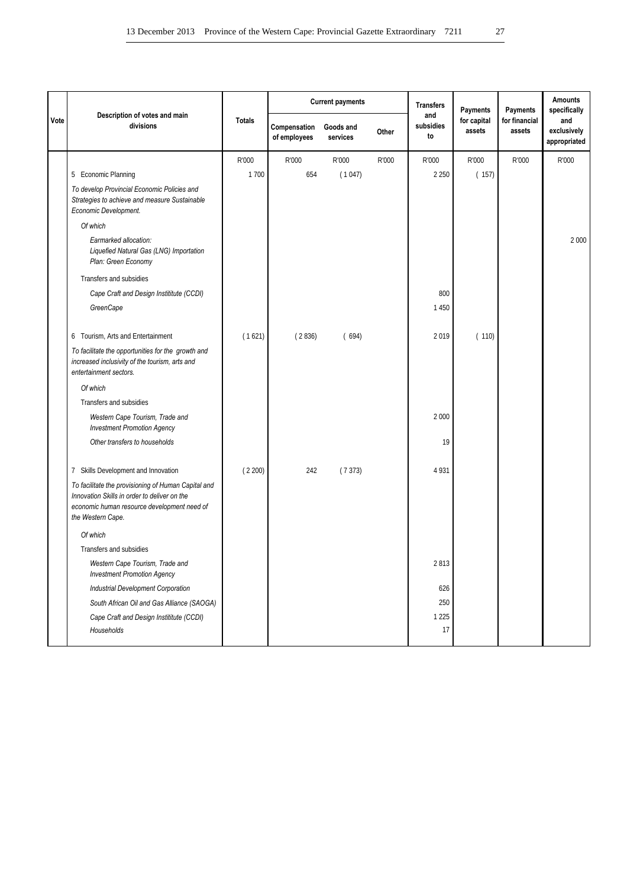| Vote | Description of votes and main divisions | Totals | Current payments | | | Transfers and subsidies to | Payments for capital assets | Payments for financial assets | Amounts specifically and exclusively appropriated |
|---|---|---|---|---|---|---|---|---|---|
| | | | Compensation of employees | Goods and services | Other | | | | |
| | | R'000 | R'000 | R'000 | R'000 | R'000 | R'000 | R'000 | R'000 |
| | 5 Economic Planning | 1 700 | 654 | ( 1 047) | | 2 250 | ( 157) | | |
| | *To develop Provincial Economic Policies and Strategies to achieve and measure Sustainable Economic Development.* | | | | | | | | |
| | *Of which* | | | | | | | | |
| | *Earmarked allocation: Liquefied Natural Gas (LNG) Importation Plan: Green Economy* | | | | | | | | 2 000 |
| | Transfers and subsidies | | | | | | | | |
| | *Cape Craft and Design Instititute (CCDI)* | | | | | 800 | | | |
| | *GreenCape* | | | | | 1 450 | | | |
| | 6 Tourism, Arts and Entertainment | ( 1 621) | ( 2 836) | ( 694) | | 2 019 | ( 110) | | |
| | *To facilitate the opportunities for the growth and increased inclusivity of the tourism, arts and entertainment sectors.* | | | | | | | | |
| | *Of which* | | | | | | | | |
| | Transfers and subsidies | | | | | | | | |
| | *Western Cape Tourism, Trade and Investment Promotion Agency* | | | | | 2 000 | | | |
| | *Other transfers to households* | | | | | 19 | | | |
| | 7 Skills Development and Innovation | ( 2 200) | 242 | ( 7 373) | | 4 931 | | | |
| | *To facilitate the provisioning of Human Capital and Innovation Skills in order to deliver on the economic human resource development need of the Western Cape.* | | | | | | | | |
| | *Of which* | | | | | | | | |
| | Transfers and subsidies | | | | | | | | |
| | *Western Cape Tourism, Trade and Investment Promotion Agency* | | | | | 2 813 | | | |
| | *Industrial Development Corporation* | | | | | 626 | | | |
| | *South African Oil and Gas Alliance (SAOGA)* | | | | | 250 | | | |
| | *Cape Craft and Design Instititute (CCDI)* | | | | | 1 225 | | | |
| | *Households* | | | | | 17 | | | |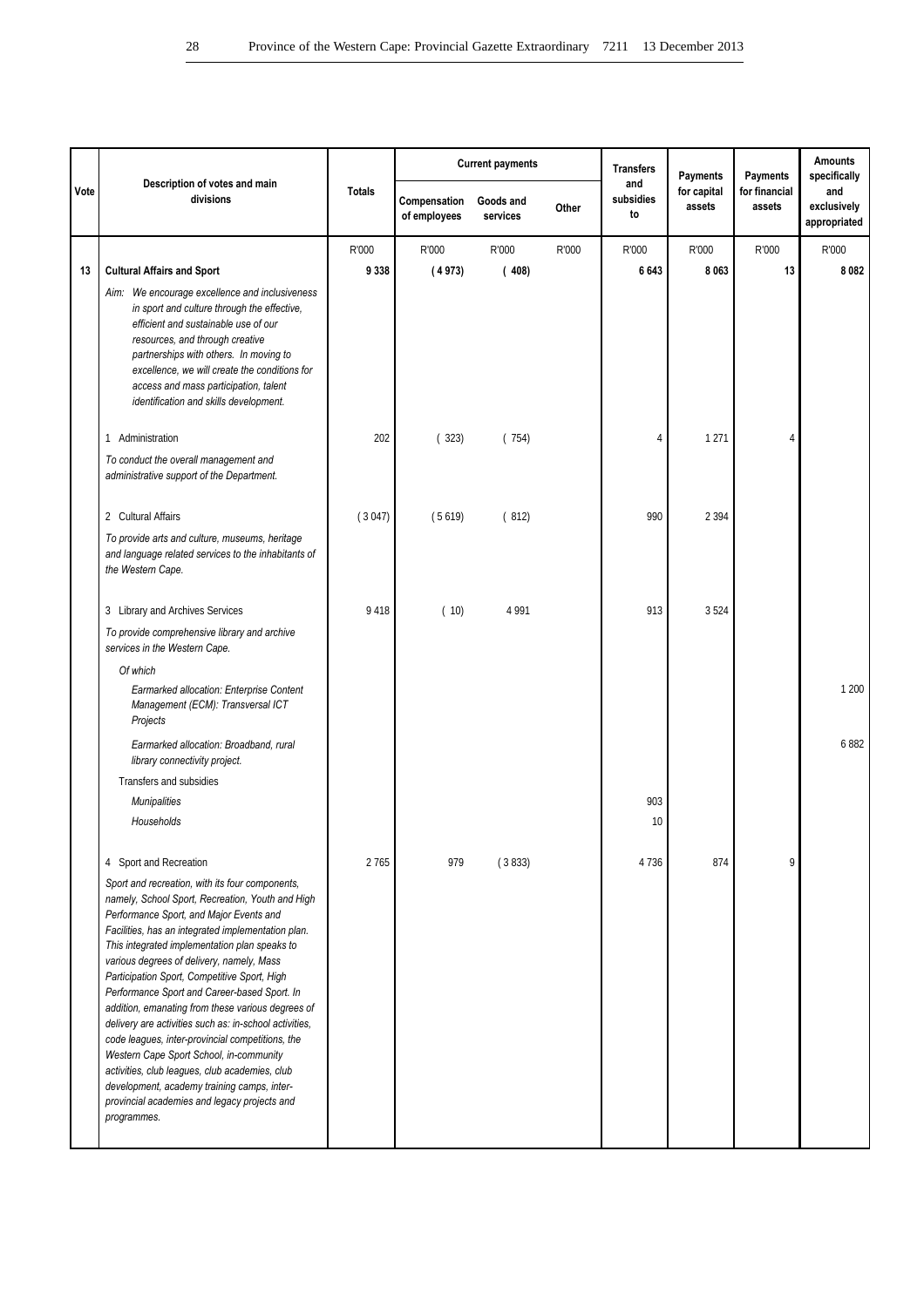| Vote | Description of votes and main divisions | Totals | Current payments | | | Transfers and subsidies to | Payments for capital assets | Payments for financial assets | Amounts specifically and exclusively appropriated |
|---|---|---|---|---|---|---|---|---|---|
| | | | Compensation of employees | Goods and services | Other | | | | |
| | | R'000 | R'000 | R'000 | R'000 | R'000 | R'000 | R'000 | R'000 |
| **13** | **Cultural Affairs and Sport** | **9 338** | **( 4 973)** | **( 408)** | | **6 643** | **8 063** | **13** | **8 082** |
| | *Aim: We encourage excellence and inclusiveness in sport and culture through the effective, efficient and sustainable use of our resources, and through creative partnerships with others. In moving to excellence, we will create the conditions for access and mass participation, talent identification and skills development.* | | | | | | | | |
| | 1 Administration | 202 | ( 323) | ( 754) | | 4 | 1 271 | 4 | |
| | *To conduct the overall management and administrative support of the Department.* | | | | | | | | |
| | 2 Cultural Affairs | ( 3 047) | ( 5 619) | ( 812) | | 990 | 2 394 | | |
| | *To provide arts and culture, museums, heritage and language related services to the inhabitants of the Western Cape.* | | | | | | | | |
| | 3 Library and Archives Services | 9 418 | ( 10) | 4 991 | | 913 | 3 524 | | |
| | *To provide comprehensive library and archive services in the Western Cape.* | | | | | | | | |
| | *Of which* | | | | | | | | |
| | *Earmarked allocation: Enterprise Content Management (ECM): Transversal ICT Projects* | | | | | | | | 1 200 |
| | *Earmarked allocation: Broadband, rural library connectivity project.* | | | | | | | | 6 882 |
| | Transfers and subsidies | | | | | | | | |
| | *Munipalities* | | | | | 903 | | | |
| | *Households* | | | | | 10 | | | |
| | 4 Sport and Recreation | 2 765 | 979 | ( 3 833) | | 4 736 | 874 | 9 | |
| | *Sport and recreation, with its four components, namely, School Sport, Recreation, Youth and High Performance Sport, and Major Events and Facilities, has an integrated implementation plan. This integrated implementation plan speaks to various degrees of delivery, namely, Mass Participation Sport, Competitive Sport, High Performance Sport and Career-based Sport. In addition, emanating from these various degrees of delivery are activities such as: in-school activities, code leagues, inter-provincial competitions, the Western Cape Sport School, in-community activities, club leagues, club academies, club development, academy training camps, inter-provincial academies and legacy projects and programmes.* | | | | | | | | |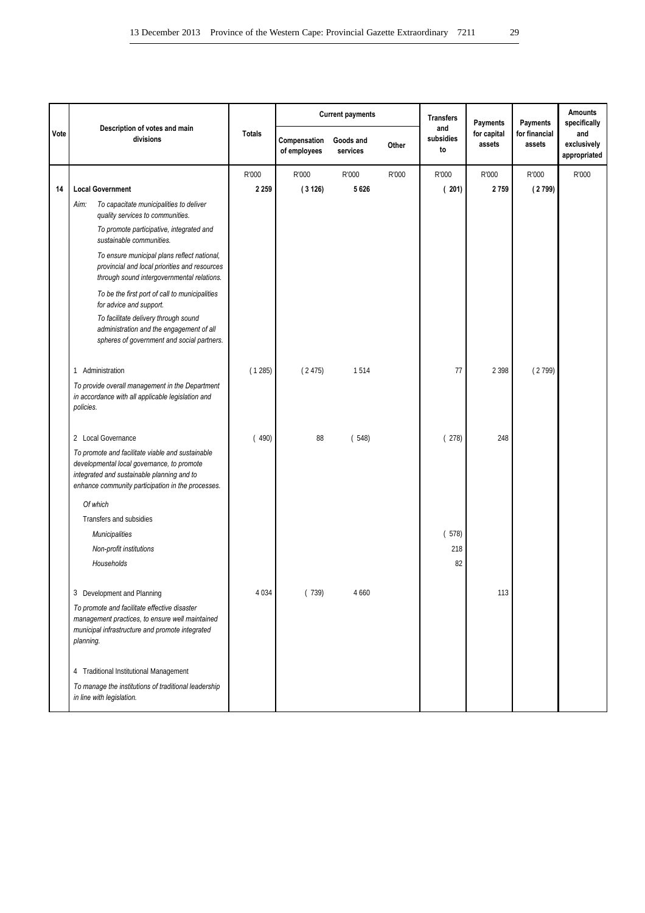| Vote | Description of votes and main divisions | Totals | Current payments | | | Transfers and subsidies to | Payments for capital assets | Payments for financial assets | Amounts specifically and exclusively appropriated |
|---|---|---|---|---|---|---|---|---|---|
| | | | Compensation of employees | Goods and services | Other | | | | |
| | | R'000 | R'000 | R'000 | R'000 | R'000 | R'000 | R'000 | R'000 |
| **14** | **Local Government** | **2 259** | **( 3 126)** | **5 626** | | **( 201)** | **2 759** | **( 2 799)** | |
| | Aim: *To capacitate municipalities to deliver quality services to communities.* | | | | | | | | |
| | *To promote participative, integrated and sustainable communities.* | | | | | | | | |
| | *To ensure municipal plans reflect national, provincial and local priorities and resources through sound intergovernmental relations.* | | | | | | | | |
| | *To be the first port of call to municipalities for advice and support.* | | | | | | | | |
| | *To facilitate delivery through sound administration and the engagement of all spheres of government and social partners.* | | | | | | | | |
| | 1 Administration | ( 1 285) | ( 2 475) | 1 514 | | 77 | 2 398 | ( 2 799) | |
| | *To provide overall management in the Department in accordance with all applicable legislation and policies.* | | | | | | | | |
| | 2 Local Governance | ( 490) | 88 | ( 548) | | ( 278) | 248 | | |
| | *To promote and facilitate viable and sustainable developmental local governance, to promote integrated and sustainable planning and to enhance community participation in the processes.* | | | | | | | | |
| | *Of which* | | | | | | | | |
| | Transfers and subsidies | | | | | | | | |
| | *Municipalities* | | | | | ( 578) | | | |
| | *Non-profit institutions* | | | | | 218 | | | |
| | *Households* | | | | | 82 | | | |
| | 3 Development and Planning | 4 034 | ( 739) | 4 660 | | | 113 | | |
| | *To promote and facilitate effective disaster management practices, to ensure well maintained municipal infrastructure and promote integrated planning.* | | | | | | | | |
| | 4 Traditional Institutional Management | | | | | | | | |
| | *To manage the institutions of traditional leadership in line with legislation.* | | | | | | | | |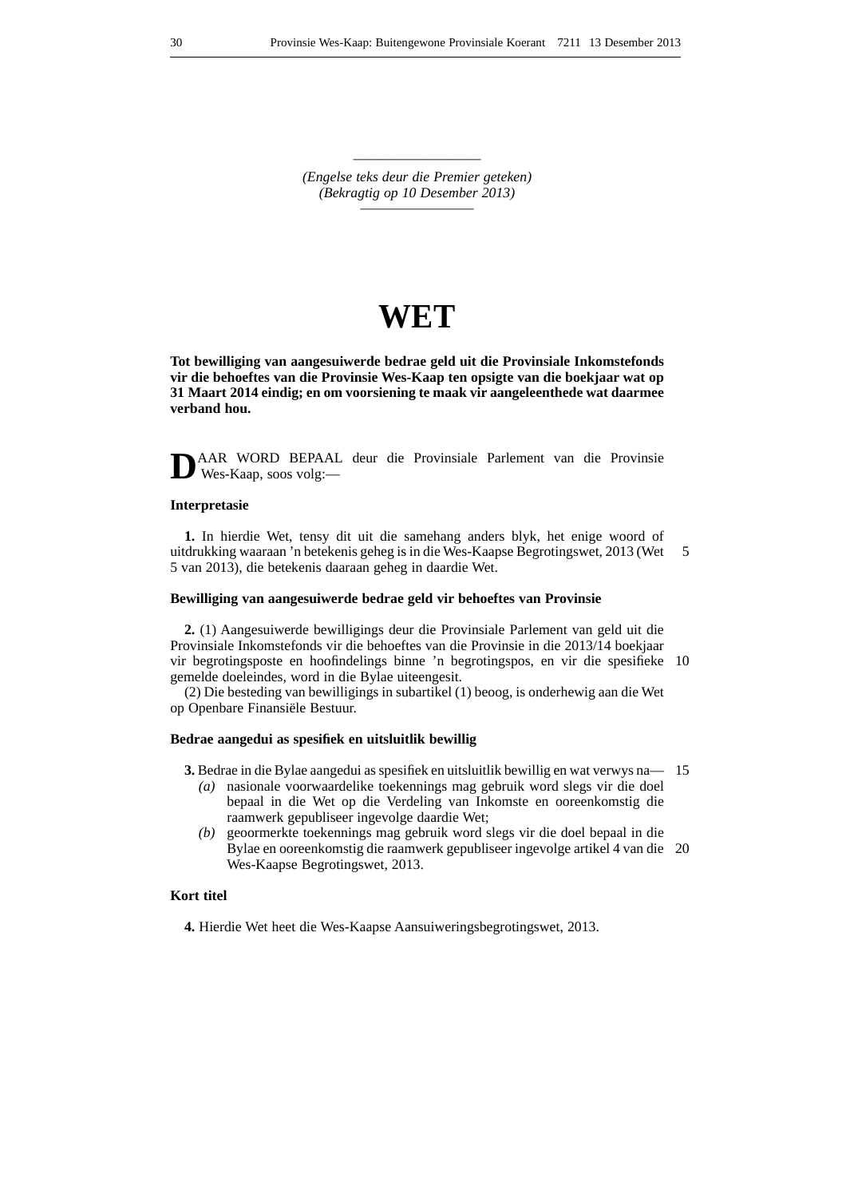*(Engelse teks deur die Premier geteken)*
*(Bekragtig op 10 Desember 2013)*

# WET

**Tot bewilliging van aangesuiwerde bedrae geld uit die Provinsiale Inkomstefonds vir die behoeftes van die Provinsie Wes-Kaap ten opsigte van die boekjaar wat op 31 Maart 2014 eindig; en om voorsiening te maak vir aangeleenthede wat daarmee verband hou.**

DAAR WORD BEPAAL deur die Provinsiale Parlement van die Provinsie Wes-Kaap, soos volg:—

**Interpretasie**

**1.** In hierdie Wet, tensy dit uit die samehang anders blyk, het enige woord of uitdrukking waaraan 'n betekenis geheg is in die Wes-Kaapse Begrotingswet, 2013 (Wet 5 van 2013), die betekenis daaraan geheg in daardie Wet.

**Bewilliging van aangesuiwerde bedrae geld vir behoeftes van Provinsie**

**2.** (1) Aangesuiwerde bewilligings deur die Provinsiale Parlement van geld uit die Provinsiale Inkomstefonds vir die behoeftes van die Provinsie in die 2013/14 boekjaar vir begrotingsposte en hoofindelings binne 'n begrotingspos, en vir die spesifieke gemelde doeleindes, word in die Bylae uiteengesit.

(2) Die besteding van bewilligings in subartikel (1) beoog, is onderhewig aan die Wet op Openbare Finansiële Bestuur.

**Bedrae aangedui as spesifiek en uitsluitlik bewillig**

**3.** Bedrae in die Bylae aangedui as spesifiek en uitsluitlik bewillig en wat verwys na—

*(a)* nasionale voorwaardelike toekennings mag gebruik word slegs vir die doel bepaal in die Wet op die Verdeling van Inkomste en ooreenkomstig die raamwerk gepubliseer ingevolge daardie Wet;

*(b)* geoormerkte toekennings mag gebruik word slegs vir die doel bepaal in die Bylae en ooreenkomstig die raamwerk gepubliseer ingevolge artikel 4 van die Wes-Kaapse Begrotingswet, 2013.

**Kort titel**

**4.** Hierdie Wet heet die Wes-Kaapse Aansuiweringsbegrotingswet, 2013.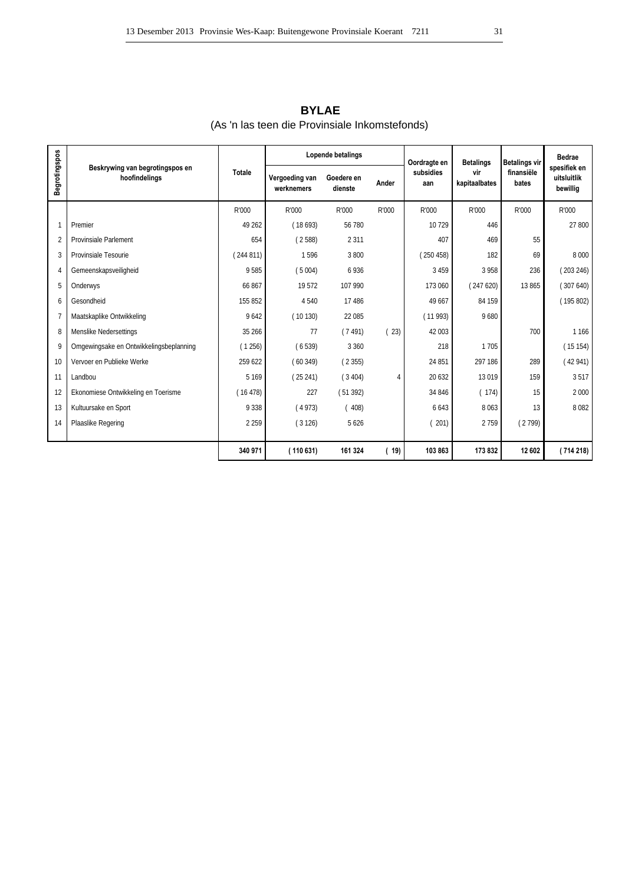## BYLAE

(As 'n las teen die Provinsiale Inkomstefonds)

| Begrotingspos | Beskrywing van begrotingspos en hoofindelings | Totale | Lopende betalings | | | Oordragte en subsidies aan | Betalings vir kapitaalbates | Betalings vir finansiële bates | Bedrae spesifiek en uitsluitlik bewillig |
|---|---|---|---|---|---|---|---|---|---|
| | | | Vergoeding van werknemers | Goedere en dienste | Ander | | | | |
| | | R'000 | R'000 | R'000 | R'000 | R'000 | R'000 | R'000 | R'000 |
| 1 | Premier | 49 262 | ( 18 693) | 56 780 | | 10 729 | 446 | | 27 800 |
| 2 | Provinsiale Parlement | 654 | ( 2 588) | 2 311 | | 407 | 469 | 55 | |
| 3 | Provinsiale Tesourie | ( 244 811) | 1 596 | 3 800 | | ( 250 458) | 182 | 69 | 8 000 |
| 4 | Gemeenskapsveiligheid | 9 585 | ( 5 004) | 6 936 | | 3 459 | 3 958 | 236 | ( 203 246) |
| 5 | Onderwys | 66 867 | 19 572 | 107 990 | | 173 060 | ( 247 620) | 13 865 | ( 307 640) |
| 6 | Gesondheid | 155 852 | 4 540 | 17 486 | | 49 667 | 84 159 | | ( 195 802) |
| 7 | Maatskaplike Ontwikkeling | 9 642 | ( 10 130) | 22 085 | | ( 11 993) | 9 680 | | |
| 8 | Menslike Nedersettings | 35 266 | 77 | ( 7 491) | ( 23) | 42 003 | | 700 | 1 166 |
| 9 | Omgewingsake en Ontwikkelingsbeplanning | ( 1 256) | ( 6 539) | 3 360 | | 218 | 1 705 | | ( 15 154) |
| 10 | Vervoer en Publieke Werke | 259 622 | ( 60 349) | ( 2 355) | | 24 851 | 297 186 | 289 | ( 42 941) |
| 11 | Landbou | 5 169 | ( 25 241) | ( 3 404) | 4 | 20 632 | 13 019 | 159 | 3 517 |
| 12 | Ekonomiese Ontwikkeling en Toerisme | ( 16 478) | 227 | ( 51 392) | | 34 846 | ( 174) | 15 | 2 000 |
| 13 | Kultuursake en Sport | 9 338 | ( 4 973) | ( 408) | | 6 643 | 8 063 | 13 | 8 082 |
| 14 | Plaaslike Regering | 2 259 | ( 3 126) | 5 626 | | ( 201) | 2 759 | ( 2 799) | |
| | | **340 971** | **( 110 631)** | **161 324** | **( 19)** | **103 863** | **173 832** | **12 602** | **( 714 218)** |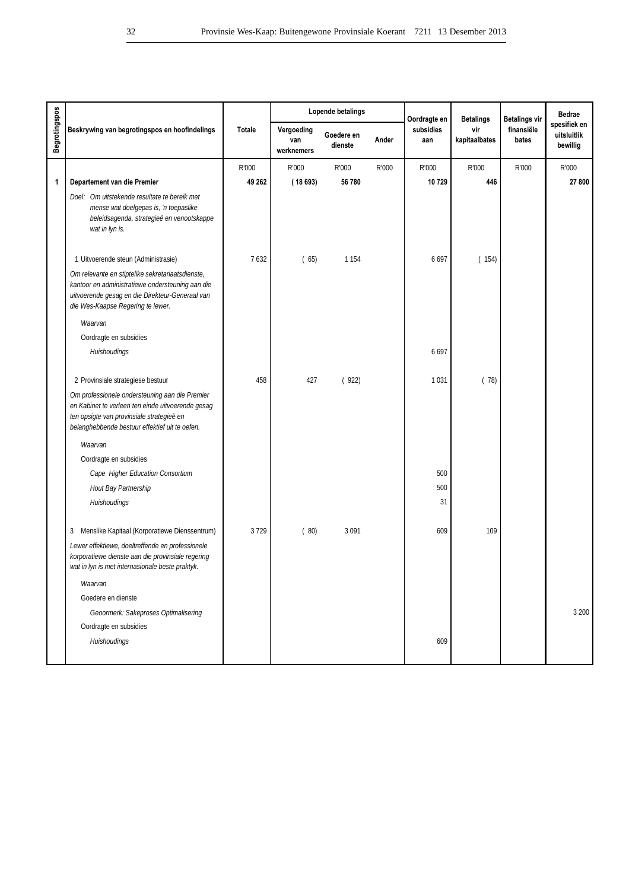| Begrotingspos | Beskrywing van begrotingspos en hoofindelings | Totale | Lopende betalings | | | Oordragte en subsidies aan | Betalings vir kapitaalbates | Betalings vir finansiële bates | Bedrae spesifiek en uitsluitlik bewillig |
|---|---|---|---|---|---|---|---|---|---|
| | | | Vergoeding van werknemers | Goedere en dienste | Ander | | | | |
| | | R'000 | R'000 | R'000 | R'000 | R'000 | R'000 | R'000 | R'000 |
| **1** | **Departement van die Premier** | **49 262** | **( 18 693)** | **56 780** | | **10 729** | **446** | | **27 800** |
| | *Doel: Om uitstekende resultate te bereik met mense wat doelgepas is, 'n toepaslike beleidsagenda, strategieë en venootskappe wat in lyn is.* | | | | | | | | |
| | 1 Uitvoerende steun (Administrasie) | 7 632 | ( 65) | 1 154 | | 6 697 | ( 154) | | |
| | *Om relevante en stiptelike sekretariaatsdienste, kantoor en administratiewe ondersteuning aan die uitvoerende gesag en die Direkteur-Generaal van die Wes-Kaapse Regering te lewer.* | | | | | | | | |
| | *Waarvan* | | | | | | | | |
| | Oordragte en subsidies | | | | | | | | |
| | *Huishoudings* | | | | | 6 697 | | | |
| | 2 Provinsiale strategiese bestuur | 458 | 427 | ( 922) | | 1 031 | ( 78) | | |
| | *Om professionele ondersteuning aan die Premier en Kabinet te verleen ten einde uitvoerende gesag ten opsigte van provinsiale strategieë en belanghebbende bestuur effektief uit te oefen.* | | | | | | | | |
| | *Waarvan* | | | | | | | | |
| | Oordragte en subsidies | | | | | | | | |
| | *Cape Higher Education Consortium* | | | | | 500 | | | |
| | *Hout Bay Partnership* | | | | | 500 | | | |
| | *Huishoudings* | | | | | 31 | | | |
| | 3 Menslike Kapitaal (Korporatiewe Dienssentrum) | 3 729 | ( 80) | 3 091 | | 609 | 109 | | |
| | *Lewer effektiewe, doeltreffende en professionele korporatiewe dienste aan die provinsiale regering wat in lyn is met internasionale beste praktyk.* | | | | | | | | |
| | *Waarvan* | | | | | | | | |
| | Goedere en dienste | | | | | | | | |
| | *Geoormerk: Sakeproses Optimalisering* | | | | | | | | 3 200 |
| | Oordragte en subsidies | | | | | | | | |
| | *Huishoudings* | | | | | 609 | | | |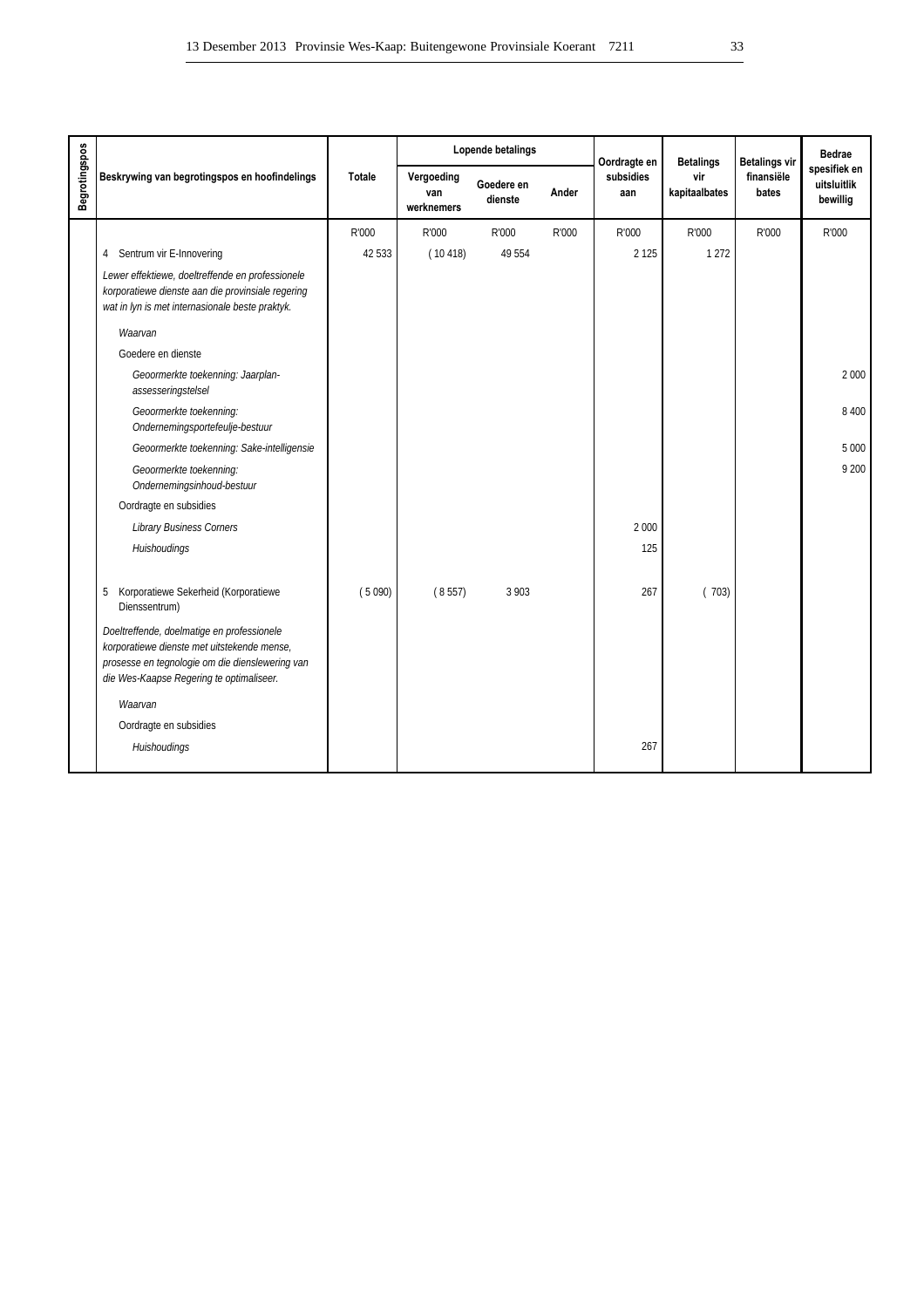| Begrotingspos | Beskrywing van begrotingspos en hoofindelings | Totale | Lopende betalings | | | Oordragte en subsidies aan | Betalings vir kapitaalbates | Betalings vir finansiële bates | Bedrae spesifiek en uitsluitlik bewillig |
|---|---|---|---|---|---|---|---|---|---|
| | | | Vergoeding van werknemers | Goedere en dienste | Ander | | | | |
| | | R'000 | R'000 | R'000 | R'000 | R'000 | R'000 | R'000 | R'000 |
| | 4 Sentrum vir E-Innovering | 42 533 | ( 10 418) | 49 554 | | 2 125 | 1 272 | | |
| | *Lewer effektiewe, doeltreffende en professionele korporatiewe dienste aan die provinsiale regering wat in lyn is met internasionale beste praktyk.* | | | | | | | | |
| | *Waarvan* | | | | | | | | |
| | Goedere en dienste | | | | | | | | |
| | *Geoormerkte toekenning: Jaarplan-assesseringstelsel* | | | | | | | | 2 000 |
| | *Geoormerkte toekenning: Ondernemingsportefeulje-bestuur* | | | | | | | | 8 400 |
| | *Geoormerkte toekenning: Sake-intelligensie* | | | | | | | | 5 000 |
| | *Geoormerkte toekenning: Ondernemingsinhoud-bestuur* | | | | | | | | 9 200 |
| | Oordragte en subsidies | | | | | | | | |
| | *Library Business Corners* | | | | | 2 000 | | | |
| | *Huishoudings* | | | | | 125 | | | |
| | 5 Korporatiewe Sekerheid (Korporatiewe Dienssentrum) | ( 5 090) | ( 8 557) | 3 903 | | 267 | ( 703) | | |
| | *Doeltreffende, doelmatige en professionele korporatiewe dienste met uitstekende mense, prosesse en tegnologie om die dienslewering van die Wes-Kaapse Regering te optimaliseer.* | | | | | | | | |
| | *Waarvan* | | | | | | | | |
| | Oordragte en subsidies | | | | | | | | |
| | *Huishoudings* | | | | | 267 | | | |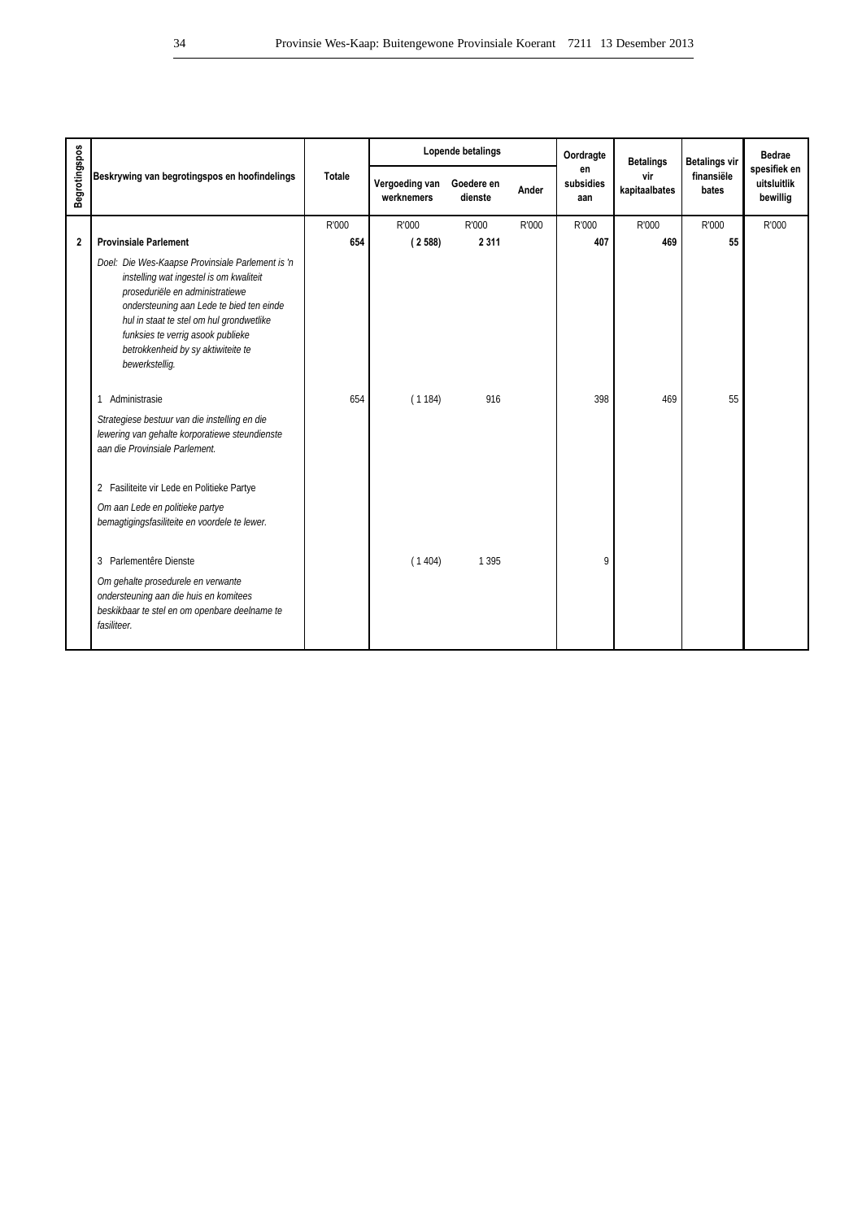| Begrotingspos | Beskrywing van begrotingspos en hoofindelings | Totale | Lopende betalings | | | Oordragte en subsidies aan | Betalings vir kapitaalbates | Betalings vir finansiële bates | Bedrae spesifiek en uitsluitlik bewillig |
|---|---|---|---|---|---|---|---|---|---|
| | | | Vergoeding van werknemers | Goedere en dienste | Ander | | | | |
| | | R'000 | R'000 | R'000 | R'000 | R'000 | R'000 | R'000 | R'000 |
| **2** | **Provinsiale Parlement** | **654** | **( 2 588)** | **2 311** | | **407** | **469** | **55** | |
| | *Doel: Die Wes-Kaapse Provinsiale Parlement is 'n instelling wat ingestel is om kwaliteit proseduriële en administratiewe ondersteuning aan Lede te bied ten einde hul in staat te stel om hul grondwetlike funksies te verrig asook publieke betrokkenheid by sy aktiwiteite te bewerkstellig.* | | | | | | | | |
| | 1 Administrasie | 654 | ( 1 184) | 916 | | 398 | 469 | 55 | |
| | *Strategiese bestuur van die instelling en die lewering van gehalte korporatiewe steundienste aan die Provinsiale Parlement.* | | | | | | | | |
| | 2 Fasiliteite vir Lede en Politieke Partye | | | | | | | | |
| | *Om aan Lede en politieke partye bemagtigingsfasiliteite en voordele te lewer.* | | | | | | | | |
| | 3 Parlementêre Dienste | | ( 1 404) | 1 395 | | 9 | | | |
| | *Om gehalte prosedurele en verwante ondersteuning aan die huis en komitees beskikbaar te stel en om openbare deelname te fasiliteer.* | | | | | | | | |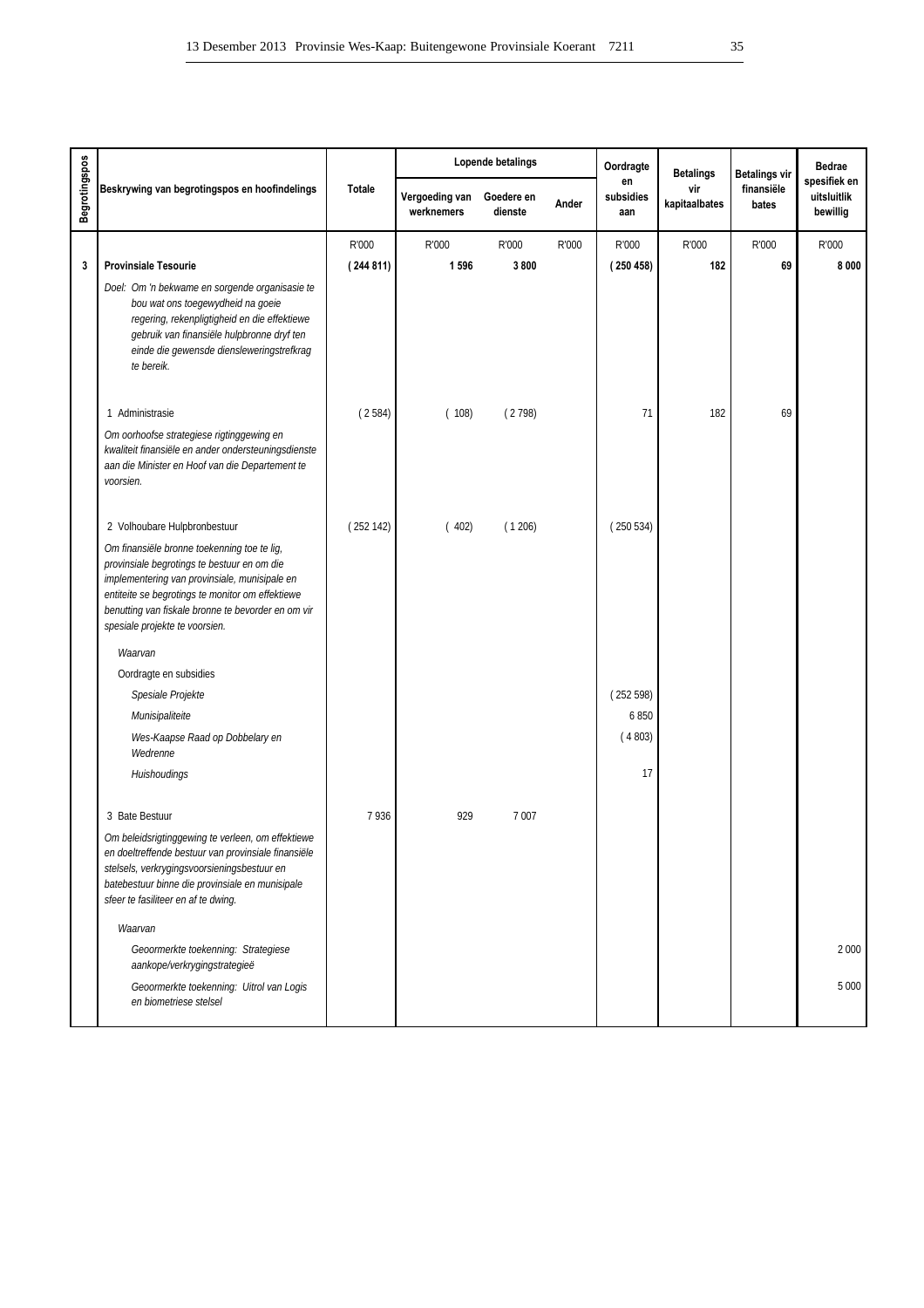| Begrotingspos | Beskrywing van begrotingspos en hoofindelings | Totale | Lopende betalings | | | Oordragte en subsidies aan | Betalings vir kapitaalbates | Betalings vir finansiële bates | Bedrae spesifiek en uitsluitlik bewillig |
|---|---|---|---|---|---|---|---|---|---|
| | | | Vergoeding van werknemers | Goedere en dienste | Ander | | | | |
| | | R'000 | R'000 | R'000 | R'000 | R'000 | R'000 | R'000 | R'000 |
| **3** | **Provinsiale Tesourie** | **( 244 811)** | **1 596** | **3 800** | | **( 250 458)** | **182** | **69** | **8 000** |
| | *Doel: Om 'n bekwame en sorgende organisasie te bou wat ons toegewydheid na goeie regering, rekenpligtigheid en die effektiewe gebruik van finansiële hulpbronne dryf ten einde die gewensde diensleweringstrefkrag te bereik.* | | | | | | | | |
| | 1 Administrasie | ( 2 584) | ( 108) | ( 2 798) | | 71 | 182 | 69 | |
| | *Om oorhoofse strategiese rigtinggewing en kwaliteit finansiële en ander ondersteuningsdienste aan die Minister en Hoof van die Departement te voorsien.* | | | | | | | | |
| | 2 Volhoubare Hulpbronbestuur | ( 252 142) | ( 402) | ( 1 206) | | ( 250 534) | | | |
| | *Om finansiële bronne toekenning toe te lig, provinsiale begrotings te bestuur en om die implementering van provinsiale, munisipale en entiteite se begrotings te monitor om effektiewe benutting van fiskale bronne te bevorder en om vir spesiale projekte te voorsien.* | | | | | | | | |
| | *Waarvan* | | | | | | | | |
| | Oordragte en subsidies | | | | | | | | |
| | *Spesiale Projekte* | | | | | ( 252 598) | | | |
| | *Munisipaliteite* | | | | | 6 850 | | | |
| | *Wes-Kaapse Raad op Dobbelary en Wedrenne* | | | | | ( 4 803) | | | |
| | *Huishoudings* | | | | | 17 | | | |
| | 3 Bate Bestuur | 7 936 | 929 | 7 007 | | | | | |
| | *Om beleidsrigtinggewing te verleen, om effektiewe en doeltreffende bestuur van provinsiale finansiële stelsels, verkrygingsvoorsieningsbestuur en batebestuur binne die provinsiale en munisipale sfeer te fasiliteer en af te dwing.* | | | | | | | | |
| | *Waarvan* | | | | | | | | |
| | *Geoormerkte toekenning: Strategiese aankope/verkrygingstrategieë* | | | | | | | | 2 000 |
| | *Geoormerkte toekenning: Uitrol van Logis en biometriese stelsel* | | | | | | | | 5 000 |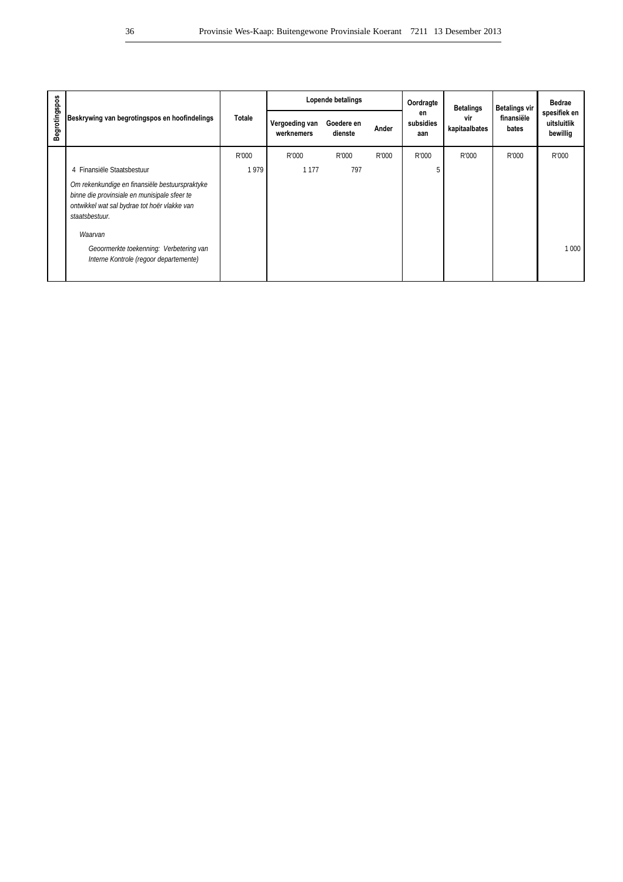| Begrotingspos | Beskrywing van begrotingspos en hoofindelings | Totale | Lopende betalings | | | Oordragte en subsidies aan | Betalings vir kapitaalbates | Betalings vir finansiële bates | Bedrae spesifiek en uitsluitlik bewillig |
|---|---|---|---|---|---|---|---|---|---|
| | | | Vergoeding van werknemers | Goedere en dienste | Ander | | | | |
| | | R'000 | R'000 | R'000 | R'000 | R'000 | R'000 | R'000 | R'000 |
| | 4 Finansiële Staatsbestuur | 1 979 | 1 177 | 797 | | 5 | | | |
| | *Om rekenkundige en finansiële bestuurspraktyke binne die provinsiale en munisipale sfeer te ontwikkel wat sal bydrae tot hoër vlakke van staatsbestuur.* | | | | | | | | |
| | *Waarvan* | | | | | | | | |
| | *Geoormerkte toekenning: Verbetering van Interne Kontrole (regoor departemente)* | | | | | | | | 1 000 |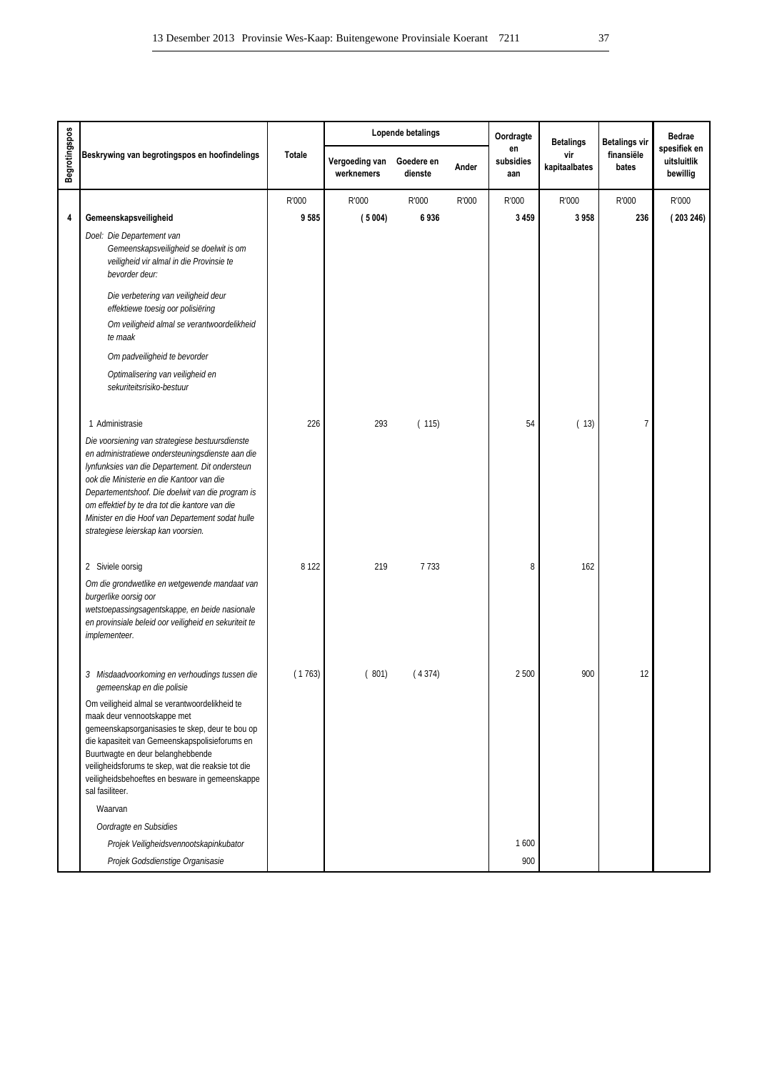| Begrotingspos | Beskrywing van begrotingspos en hoofindelings | Totale | Lopende betalings | | | Oordragte en subsidies aan | Betalings vir kapitaalbates | Betalings vir finansiële bates | Bedrae spesifiek en uitsluitlik bewillig |
|---|---|---|---|---|---|---|---|---|---|
| | | | Vergoeding van werknemers | Goedere en dienste | Ander | | | | |
| | | R'000 | R'000 | R'000 | R'000 | R'000 | R'000 | R'000 | R'000 |
| **4** | **Gemeenskapsveiligheid** | **9 585** | **( 5 004)** | **6 936** | | **3 459** | **3 958** | **236** | **( 203 246)** |
| | *Doel: Die Departement van Gemeenskapsveiligheid se doelwit is om veiligheid vir almal in die Provinsie te bevorder deur:* | | | | | | | | |
| | *Die verbetering van veiligheid deur effektiewe toesig oor polisiëring* | | | | | | | | |
| | *Om veiligheid almal se verantwoordelikheid te maak* | | | | | | | | |
| | *Om padveiligheid te bevorder* | | | | | | | | |
| | *Optimalisering van veiligheid en sekuriteitsrisiko-bestuur* | | | | | | | | |
| | 1 Administrasie | 226 | 293 | ( 115) | | 54 | ( 13) | 7 | |
| | *Die voorsiening van strategiese bestuursdienste en administratiewe ondersteuningsdienste aan die lynfunksies van die Departement. Dit ondersteun ook die Ministerie en die Kantoor van die Departementshoof. Die doelwit van die program is om effektief by te dra tot die kantore van die Minister en die Hoof van Departement sodat hulle strategiese leierskap kan voorsien.* | | | | | | | | |
| | 2 Siviele oorsig | 8 122 | 219 | 7 733 | | 8 | 162 | | |
| | *Om die grondwetlike en wetgewende mandaat van burgerlike oorsig oor wetstoepassingsagentskappe, en beide nasionale en provinsiale beleid oor veiligheid en sekuriteit te implementeer.* | | | | | | | | |
| | 3 *Misdaadvoorkoming en verhoudings tussen die gemeenskap en die polisie* | ( 1 763) | ( 801) | ( 4 374) | | 2 500 | 900 | 12 | |
| | Om veiligheid almal se verantwoordelikheid te maak deur vennootskappe met gemeenskapsorganisasies te skep, deur te bou op die kapasiteit van Gemeenskapspolisieforums en Buurtwagte en deur belanghebbende veiligheidsforums te skep, wat die reaksie tot die veiligheidsbehoeftes en besware in gemeenskappe sal fasiliteer. | | | | | | | | |
| | Waarvan | | | | | | | | |
| | *Oordragte en Subsidies* | | | | | | | | |
| | *Projek Veiligheidsvennootskapinkubator* | | | | | 1 600 | | | |
| | *Projek Godsdienstige Organisasie* | | | | | 900 | | | |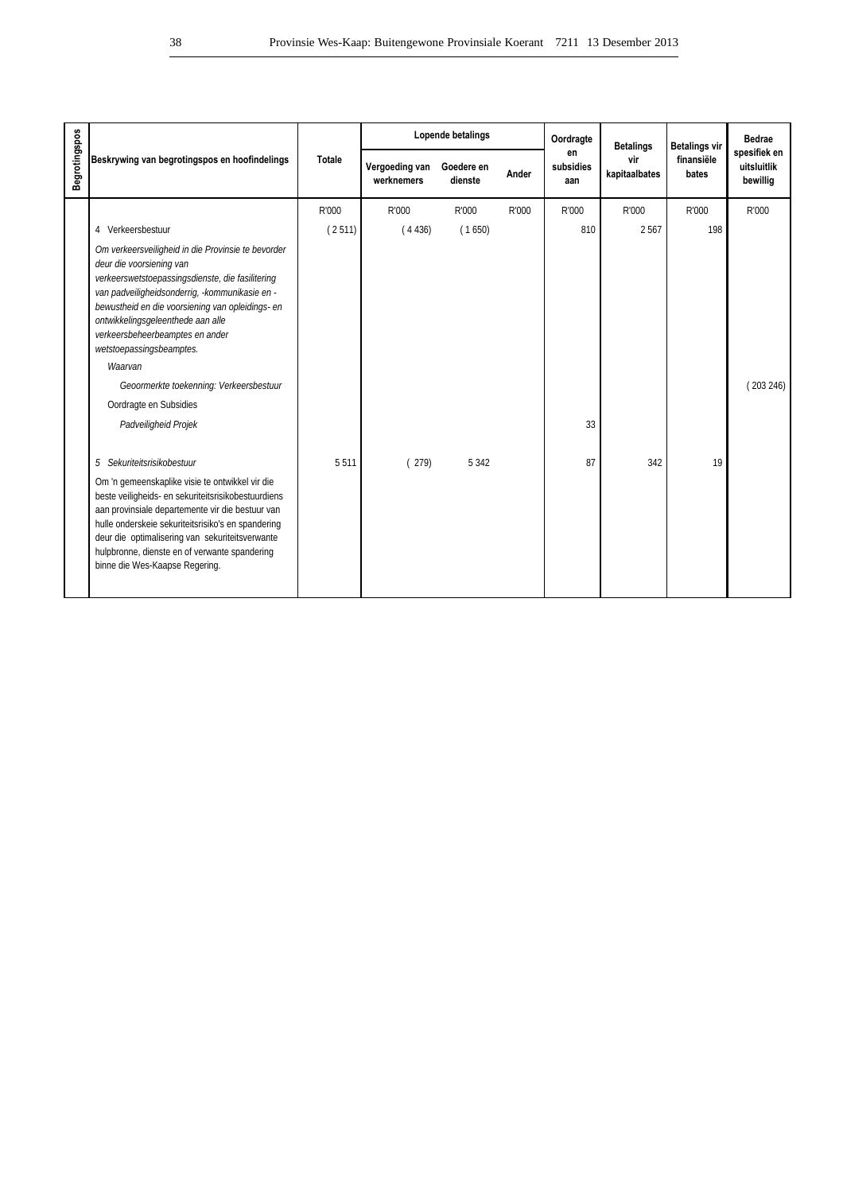| Begrotingspos | Beskrywing van begrotingspos en hoofindelings | Totale | Lopende betalings | | | Oordragte en subsidies aan | Betalings vir kapitaalbates | Betalings vir finansiële bates | Bedrae spesifiek en uitsluitlik bewillig |
|---|---|---|---|---|---|---|---|---|---|
| | | | Vergoeding van werknemers | Goedere en dienste | Ander | | | | |
| | | R'000 | R'000 | R'000 | R'000 | R'000 | R'000 | R'000 | R'000 |
| | 4 Verkeersbestuur | ( 2 511) | ( 4 436) | ( 1 650) | | 810 | 2 567 | 198 | |
| | *Om verkeersveiligheid in die Provinsie te bevorder deur die voorsiening van verkeerswetstoepassingsdienste, die fasilitering van padveiligheidsonderrig, -kommunikasie en -bewustheid en die voorsiening van opleidings- en ontwikkelingsgeleenthede aan alle verkeersbeheerbeamptes en ander wetstoepassingsbeamptes.* | | | | | | | | |
| | *Waarvan* | | | | | | | | |
| | *Geoormerkte toekenning: Verkeersbestuur* | | | | | | | | ( 203 246) |
| | Oordragte en Subsidies | | | | | | | | |
| | *Padveiligheid Projek* | | | | | 33 | | | |
| | *5 Sekuriteitsrisikobestuur* | 5 511 | ( 279) | 5 342 | | 87 | 342 | 19 | |
| | Om 'n gemeenskaplike visie te ontwikkel vir die beste veiligheids- en sekuriteitsrisikobestuurdiens aan provinsiale departemente vir die bestuur van hulle onderskeie sekuriteitsrisiko's en spandering deur die optimalisering van sekuriteitsverwante hulpbronne, dienste en of verwante spandering binne die Wes-Kaapse Regering. | | | | | | | | |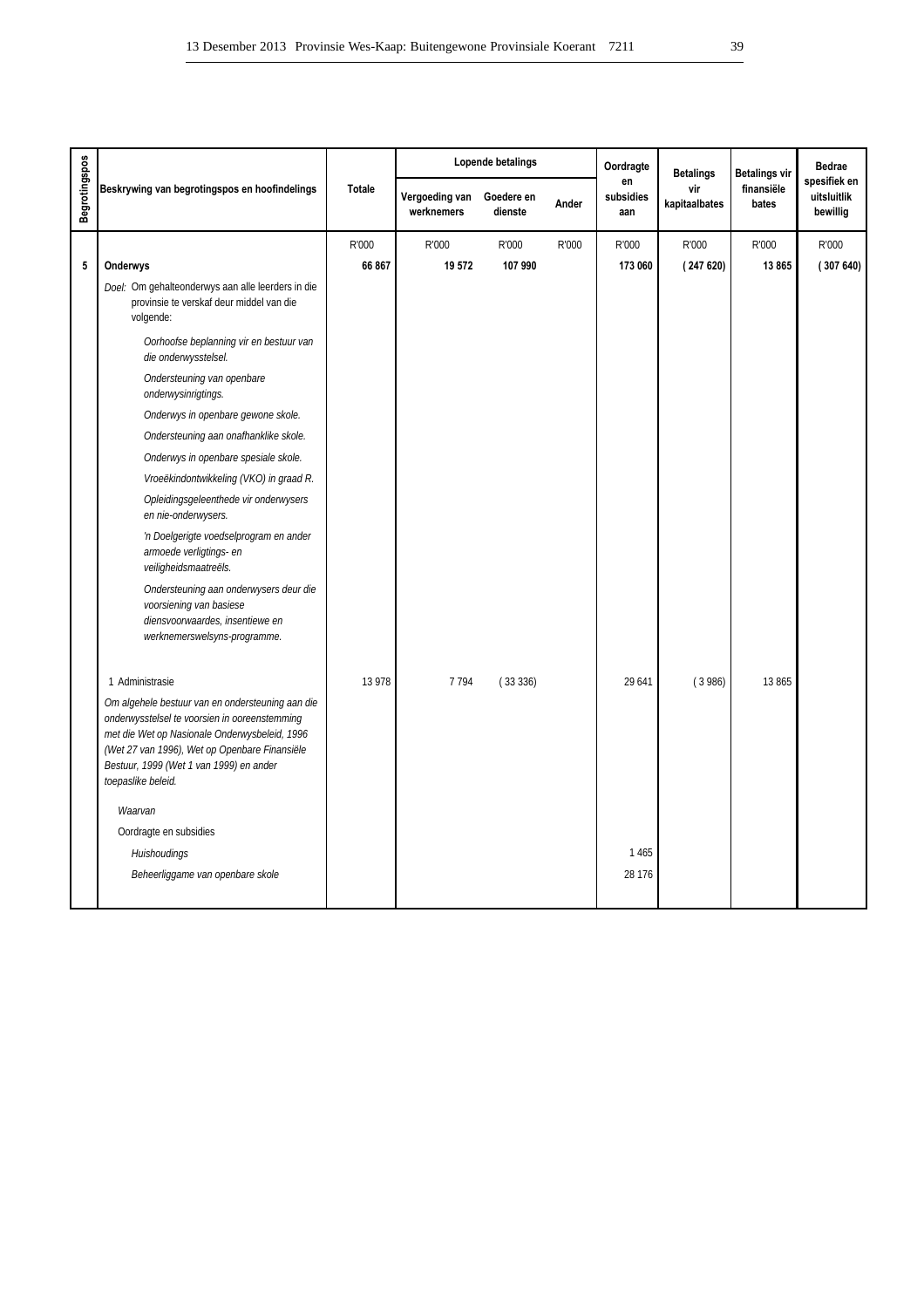| Begrotingspos | Beskrywing van begrotingspos en hoofindelings | Totale | Lopende betalings | | | Oordragte en subsidies aan | Betalings vir kapitaalbates | Betalings vir finansiële bates | Bedrae spesifiek en uitsluitlik bewillig |
|---|---|---|---|---|---|---|---|---|---|
| | | | Vergoeding van werknemers | Goedere en dienste | Ander | | | | |
| | | R'000 | R'000 | R'000 | R'000 | R'000 | R'000 | R'000 | R'000 |
| **5** | **Onderwys** | **66 867** | **19 572** | **107 990** | | **173 060** | **( 247 620)** | **13 865** | **( 307 640)** |
| | *Doel:* Om gehalteonderwys aan alle leerders in die provinsie te verskaf deur middel van die volgende: | | | | | | | | |
| | *Oorhoofse beplanning vir en bestuur van die onderwysstelsel.* | | | | | | | | |
| | *Ondersteuning van openbare onderwysinrigtings.* | | | | | | | | |
| | *Onderwys in openbare gewone skole.* | | | | | | | | |
| | *Ondersteuning aan onafhanklike skole.* | | | | | | | | |
| | *Onderwys in openbare spesiale skole.* | | | | | | | | |
| | *Vroeëkindontwikkeling (VKO) in graad R.* | | | | | | | | |
| | *Opleidingsgeleenthede vir onderwysers en nie-onderwysers.* | | | | | | | | |
| | *'n Doelgerigte voedselprogram en ander armoede verligtings- en veiligheidsmaatreëls.* | | | | | | | | |
| | *Ondersteuning aan onderwysers deur die voorsiening van basiese diensvoorwaardes, insentiewe en werknemerswelsyns-programme.* | | | | | | | | |
| | 1 Administrasie | 13 978 | 7 794 | ( 33 336) | | 29 641 | ( 3 986) | 13 865 | |
| | *Om algehele bestuur van en ondersteuning aan die onderwysstelsel te voorsien in ooreenstemming met die Wet op Nasionale Onderwysbeleid, 1996 (Wet 27 van 1996), Wet op Openbare Finansiële Bestuur, 1999 (Wet 1 van 1999) en ander toepaslike beleid.* | | | | | | | | |
| | *Waarvan* | | | | | | | | |
| | Oordragte en subsidies | | | | | | | | |
| | *Huishoudings* | | | | | 1 465 | | | |
| | *Beheerliggame van openbare skole* | | | | | 28 176 | | | |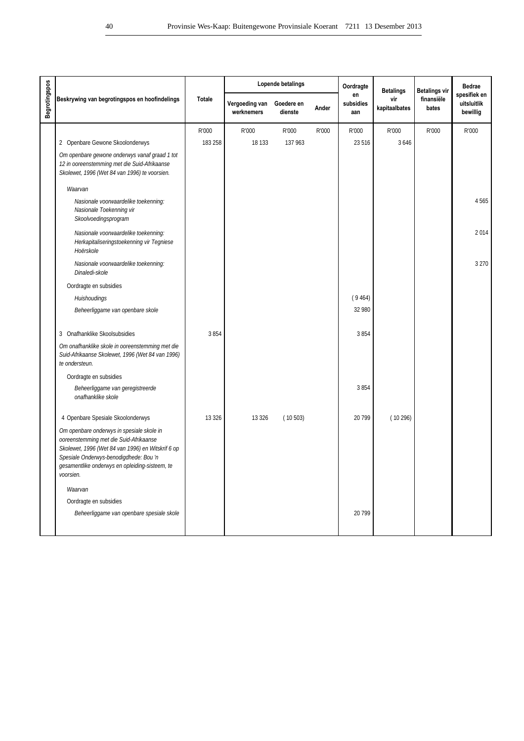| Begrotingspos | Beskrywing van begrotingspos en hoofindelings | Totale | Lopende betalings | | | Oordragte en subsidies aan | Betalings vir kapitaalbates | Betalings vir finansiële bates | Bedrae spesifiek en uitsluitlik bewillig |
|---|---|---|---|---|---|---|---|---|---|
| | | | Vergoeding van werknemers | Goedere en dienste | Ander | | | | |
| | | R'000 | R'000 | R'000 | R'000 | R'000 | R'000 | R'000 | R'000 |
| | 2 Openbare Gewone Skoolonderwys | 183 258 | 18 133 | 137 963 | | 23 516 | 3 646 | | |
| | *Om openbare gewone onderwys vanaf graad 1 tot 12 in ooreenstemming met die Suid-Afrikaanse Skolewet, 1996 (Wet 84 van 1996) te voorsien.* | | | | | | | | |
| | *Waarvan* | | | | | | | | |
| | *Nasionale voorwaardelike toekenning: Nasionale Toekenning vir Skoolvoedingsprogram* | | | | | | | | 4 565 |
| | *Nasionale voorwaardelike toekenning: Herkapitaliseringstoekenning vir Tegniese Hoërskole* | | | | | | | | 2 014 |
| | *Nasionale voorwaardelike toekenning: Dinaledi-skole* | | | | | | | | 3 270 |
| | Oordragte en subsidies | | | | | | | | |
| | *Huishoudings* | | | | | ( 9 464) | | | |
| | *Beheerliggame van openbare skole* | | | | | 32 980 | | | |
| | 3 Onafhanklike Skoolsubsidies | 3 854 | | | | 3 854 | | | |
| | *Om onafhanklike skole in ooreenstemming met die Suid-Afrikaanse Skolewet, 1996 (Wet 84 van 1996) te ondersteun.* | | | | | | | | |
| | Oordragte en subsidies | | | | | | | | |
| | *Beheerliggame van geregistreerde onafhanklike skole* | | | | | 3 854 | | | |
| | 4 Openbare Spesiale Skoolonderwys | 13 326 | 13 326 | ( 10 503) | | 20 799 | ( 10 296) | | |
| | *Om openbare onderwys in spesiale skole in ooreenstemming met die Suid-Afrikaanse Skolewet, 1996 (Wet 84 van 1996) en Witskrif 6 op Spesiale Onderwys-benodigdhede: Bou 'n gesamentlike onderwys en opleiding-sisteem, te voorsien.* | | | | | | | | |
| | *Waarvan* | | | | | | | | |
| | Oordragte en subsidies | | | | | | | | |
| | *Beheerliggame van openbare spesiale skole* | | | | | 20 799 | | | |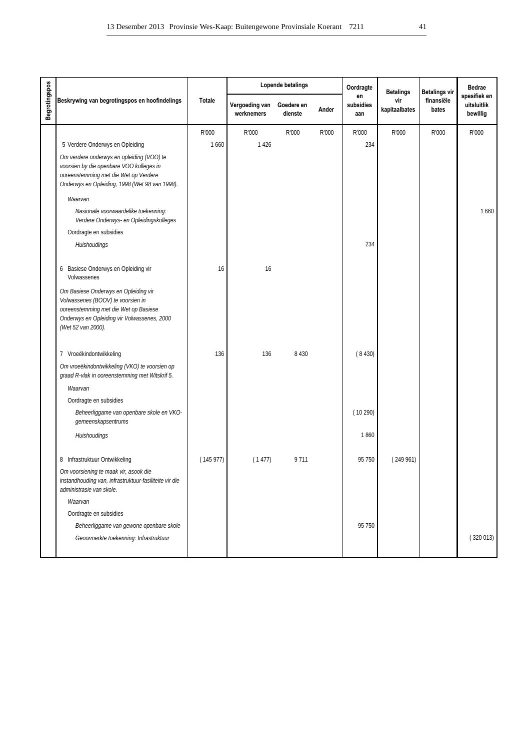| Begrotingspos | Beskrywing van begrotingspos en hoofindelings | Totale | Lopende betalings | | | Oordragte en subsidies aan | Betalings vir kapitaalbates | Betalings vir finansiële bates | Bedrae spesifiek en uitsluitlik bewillig |
|---|---|---|---|---|---|---|---|---|---|
| | | | Vergoeding van werknemers | Goedere en dienste | Ander | | | | |
| | | R'000 | R'000 | R'000 | R'000 | R'000 | R'000 | R'000 | R'000 |
| | 5 Verdere Onderwys en Opleiding | 1 660 | 1 426 | | | 234 | | | |
| | *Om verdere onderwys en opleiding (VOO) te voorsien by die openbare VOO kolleges in ooreenstemming met die Wet op Verdere Onderwys en Opleiding, 1998 (Wet 98 van 1998).* | | | | | | | | |
| | *Waarvan* | | | | | | | | |
| | *Nasionale voorwaardelike toekenning: Verdere Onderwys- en Opleidingskolleges* | | | | | | | | 1 660 |
| | Oordragte en subsidies | | | | | | | | |
| | *Huishoudings* | | | | | 234 | | | |
| | 6 Basiese Onderwys en Opleiding vir Volwassenes | 16 | 16 | | | | | | |
| | *Om Basiese Onderwys en Opleiding vir Volwassenes (BOOV) te voorsien in ooreenstemming met die Wet op Basiese Onderwys en Opleiding vir Volwassenes, 2000 (Wet 52 van 2000).* | | | | | | | | |
| | 7 Vroeëkindontwikkeling | 136 | 136 | 8 430 | | ( 8 430) | | | |
| | *Om vroeëkindontwikkeling (VKO) te voorsien op graad R-vlak in ooreenstemming met Witskrif 5.* | | | | | | | | |
| | *Waarvan* | | | | | | | | |
| | Oordragte en subsidies | | | | | | | | |
| | *Beheerliggame van openbare skole en VKO-gemeenskapsentrums* | | | | | ( 10 290) | | | |
| | *Huishoudings* | | | | | 1 860 | | | |
| | 8 Infrastruktuur Ontwikkeling | ( 145 977) | ( 1 477) | 9 711 | | 95 750 | ( 249 961) | | |
| | *Om voorsiening te maak vir, asook die instandhouding van, infrastruktuur-fasiliteite vir die administrasie van skole.* | | | | | | | | |
| | *Waarvan* | | | | | | | | |
| | Oordragte en subsidies | | | | | | | | |
| | *Beheerliggame van gewone openbare skole* | | | | | 95 750 | | | |
| | *Geoormerkte toekenning: Infrastruktuur* | | | | | | | | ( 320 013) |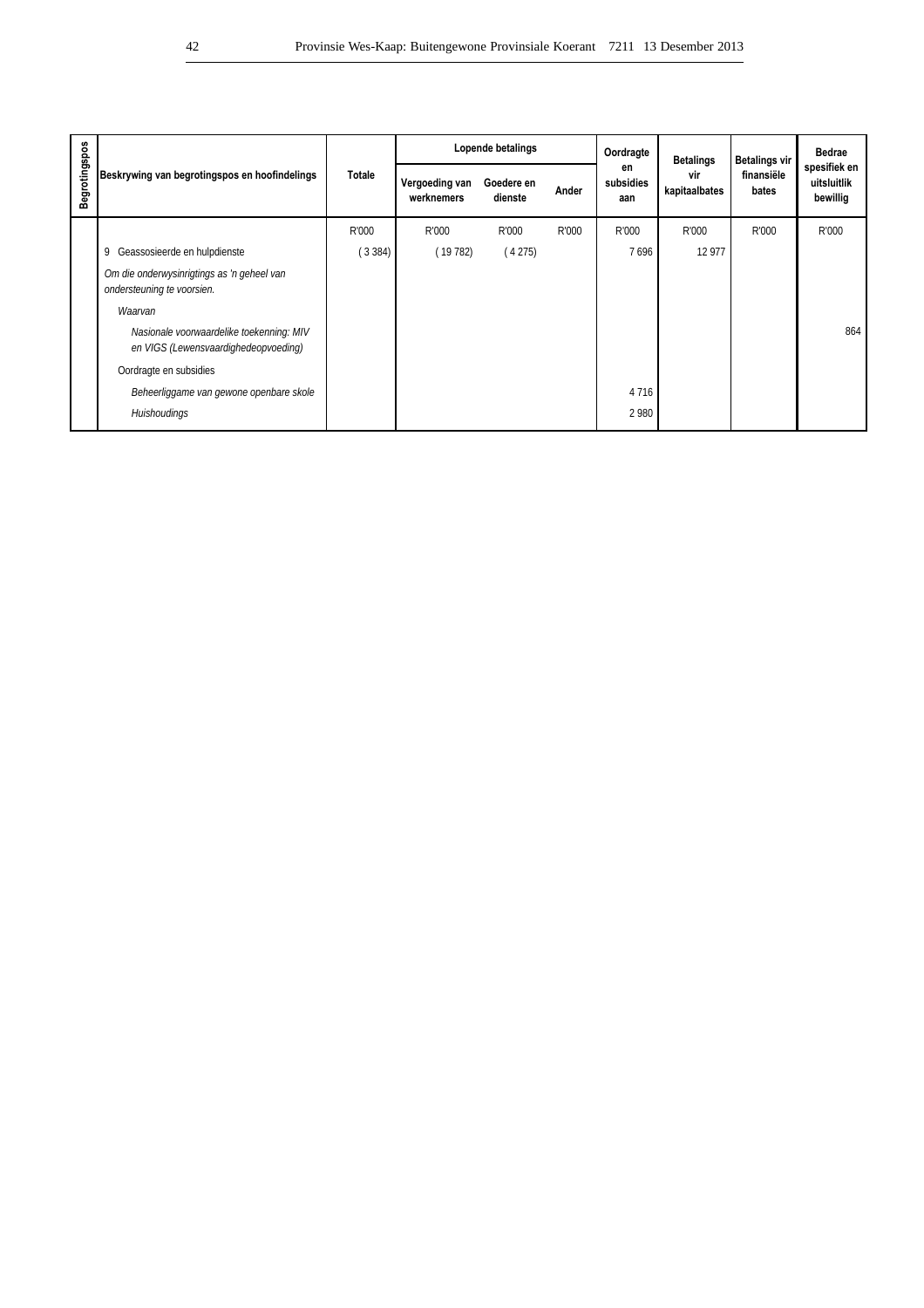| Begrotingspos | Beskrywing van begrotingspos en hoofindelings | Totale | Lopende betalings | | | Oordragte en subsidies aan | Betalings vir kapitaalbates | Betalings vir finansiële bates | Bedrae spesifiek en uitsluitlik bewillig |
|---|---|---|---|---|---|---|---|---|---|
| | | | Vergoeding van werknemers | Goedere en dienste | Ander | | | | |
| | | R'000 | R'000 | R'000 | R'000 | R'000 | R'000 | R'000 | R'000 |
| | 9 Geassosieerde en hulpdienste | ( 3 384) | ( 19 782) | ( 4 275) | | 7 696 | 12 977 | | |
| | *Om die onderwysinrigtings as 'n geheel van ondersteuning te voorsien.* | | | | | | | | |
| | *Waarvan* | | | | | | | | |
| | *Nasionale voorwaardelike toekenning: MIV en VIGS (Lewensvaardighedeopvoeding)* | | | | | | | | 864 |
| | Oordragte en subsidies | | | | | | | | |
| | *Beheerliggame van gewone openbare skole* | | | | | 4 716 | | | |
| | *Huishoudings* | | | | | 2 980 | | | |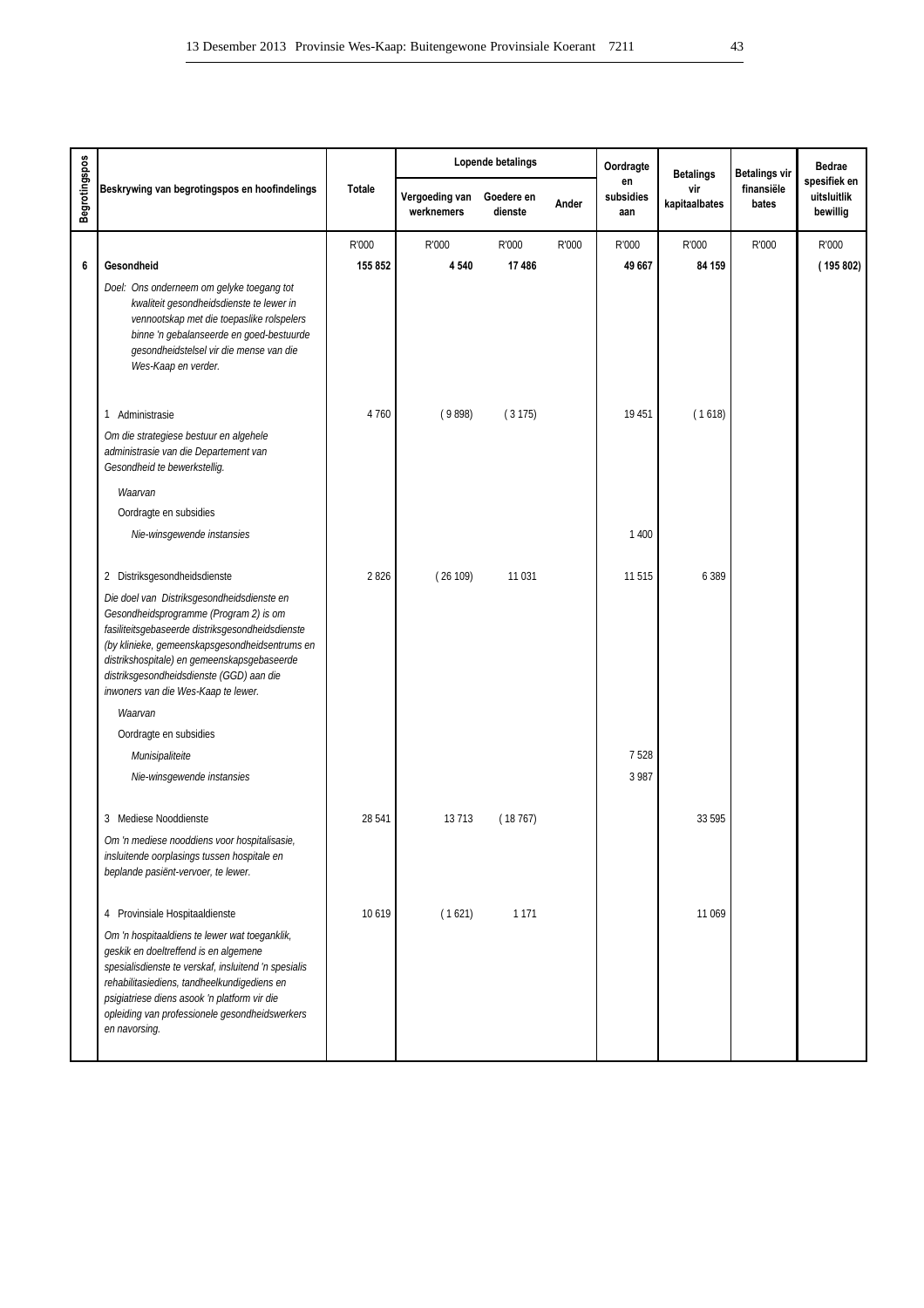| Begrotingspos | Beskrywing van begrotingspos en hoofindelings | Totale | Lopende betalings | | | Oordragte en subsidies aan | Betalings vir kapitaalbates | Betalings vir finansiële bates | Bedrae spesifiek en uitsluitlik bewillig |
|---|---|---|---|---|---|---|---|---|---|
| | | | Vergoeding van werknemers | Goedere en dienste | Ander | | | | |
| | | R'000 | R'000 | R'000 | R'000 | R'000 | R'000 | R'000 | R'000 |
| **6** | **Gesondheid** | **155 852** | **4 540** | **17 486** | | **49 667** | **84 159** | | **( 195 802)** |
| | *Doel: Ons onderneem om gelyke toegang tot kwaliteit gesondheidsdienste te lewer in vennootskap met die toepaslike rolspelers binne 'n gebalanseerde en goed-bestuurde gesondheidstelsel vir die mense van die Wes-Kaap en verder.* | | | | | | | | |
| | 1 Administrasie | 4 760 | ( 9 898) | ( 3 175) | | 19 451 | ( 1 618) | | |
| | *Om die strategiese bestuur en algehele administrasie van die Departement van Gesondheid te bewerkstellig.* | | | | | | | | |
| | *Waarvan* | | | | | | | | |
| | Oordragte en subsidies | | | | | | | | |
| | *Nie-winsgewende instansies* | | | | | 1 400 | | | |
| | 2 Distriksgesondheidsdienste | 2 826 | ( 26 109) | 11 031 | | 11 515 | 6 389 | | |
| | *Die doel van Distriksgesondheidsdienste en Gesondheidsprogramme (Program 2) is om fasiliteitsgebaseerde distriksgesondheidsdienste (by klinieke, gemeenskapsgesondheidsentrums en distrikshospitale) en gemeenskapsgebaseerde distriksgesondheidsdienste (GGD) aan die inwoners van die Wes-Kaap te lewer.* | | | | | | | | |
| | *Waarvan* | | | | | | | | |
| | Oordragte en subsidies | | | | | | | | |
| | *Munisipaliteite* | | | | | 7 528 | | | |
| | *Nie-winsgewende instansies* | | | | | 3 987 | | | |
| | 3 Mediese Nooddienste | 28 541 | 13 713 | ( 18 767) | | | 33 595 | | |
| | *Om 'n mediese nooddiens voor hospitalisasie, insluitende oorplasings tussen hospitale en beplande pasiënt-vervoer, te lewer.* | | | | | | | | |
| | 4 Provinsiale Hospitaaldienste | 10 619 | ( 1 621) | 1 171 | | | 11 069 | | |
| | *Om 'n hospitaaldiens te lewer wat toeganklik, geskik en doeltreffend is en algemene spesialisdienste te verskaf, insluitend 'n spesialis rehabilitasiediens, tandheelkundigediens en psigiatriese diens asook 'n platform vir die opleiding van professionele gesondheidswerkers en navorsing.* | | | | | | | | |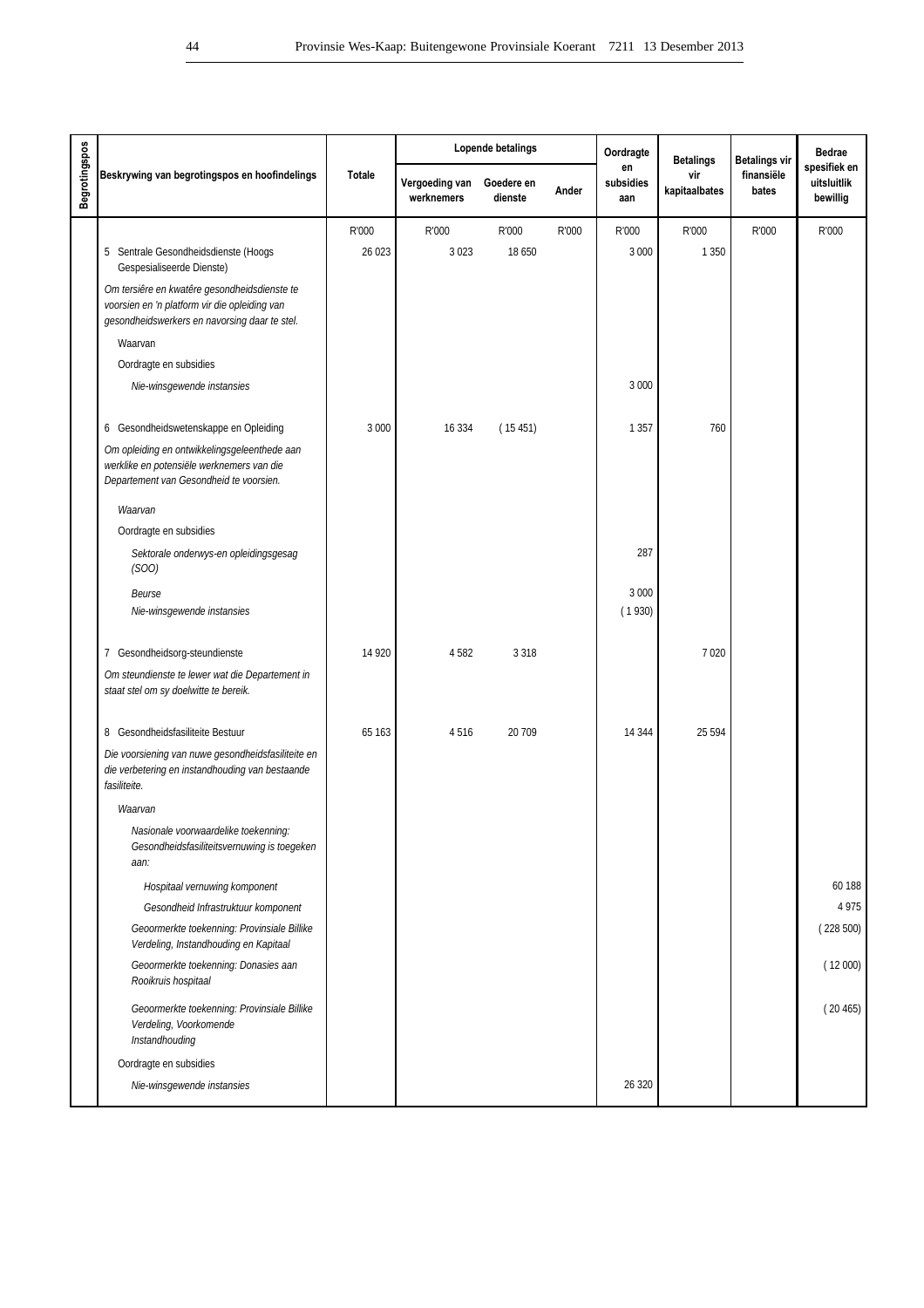| Begrotingspos | Beskrywing van begrotingspos en hoofindelings | Totale | Lopende betalings | | | Oordragte en subsidies aan | Betalings vir kapitaalbates | Betalings vir finansiële bates | Bedrae spesifiek en uitsluitlik bewillig |
|---|---|---|---|---|---|---|---|---|---|
| | | | Vergoeding van werknemers | Goedere en dienste | Ander | | | | |
| | | R'000 | R'000 | R'000 | R'000 | R'000 | R'000 | R'000 | R'000 |
| | 5 Sentrale Gesondheidsdienste (Hoogs Gespesialiseerde Dienste) | 26 023 | 3 023 | 18 650 | | 3 000 | 1 350 | | |
| | *Om tersiêre en kwatêre gesondheidsdienste te voorsien en 'n platform vir die opleiding van gesondheidswerkers en navorsing daar te stel.* | | | | | | | | |
| | Waarvan | | | | | | | | |
| | Oordragte en subsidies | | | | | | | | |
| | *Nie-winsgewende instansies* | | | | | 3 000 | | | |
| | 6 Gesondheidswetenskappe en Opleiding | 3 000 | 16 334 | ( 15 451) | | 1 357 | 760 | | |
| | *Om opleiding en ontwikkelingsgeleenthede aan werklike en potensiële werknemers van die Departement van Gesondheid te voorsien.* | | | | | | | | |
| | *Waarvan* | | | | | | | | |
| | Oordragte en subsidies | | | | | | | | |
| | *Sektorale onderwys-en opleidingsgesag (SOO)* | | | | | 287 | | | |
| | *Beurse* | | | | | 3 000 | | | |
| | *Nie-winsgewende instansies* | | | | | ( 1 930) | | | |
| | 7 Gesondheidsorg-steundienste | 14 920 | 4 582 | 3 318 | | | 7 020 | | |
| | *Om steundienste te lewer wat die Departement in staat stel om sy doelwitte te bereik.* | | | | | | | | |
| | 8 Gesondheidsfasiliteite Bestuur | 65 163 | 4 516 | 20 709 | | 14 344 | 25 594 | | |
| | *Die voorsiening van nuwe gesondheidsfasiliteite en die verbetering en instandhouding van bestaande fasiliteite.* | | | | | | | | |
| | *Waarvan* | | | | | | | | |
| | *Nasionale voorwaardelike toekenning: Gesondheidsfasiliteitsvernuwing is toegeken aan:* | | | | | | | | |
| | *Hospitaal vernuwing komponent* | | | | | | | | 60 188 |
| | *Gesondheid Infrastruktuur komponent* | | | | | | | | 4 975 |
| | *Geoormerkte toekenning: Provinsiale Billike Verdeling, Instandhouding en Kapitaal* | | | | | | | | ( 228 500) |
| | *Geoormerkte toekenning: Donasies aan Rooikruis hospitaal* | | | | | | | | ( 12 000) |
| | *Geoormerkte toekenning: Provinsiale Billike Verdeling, Voorkomende Instandhouding* | | | | | | | | ( 20 465) |
| | Oordragte en subsidies | | | | | | | | |
| | *Nie-winsgewende instansies* | | | | | 26 320 | | | |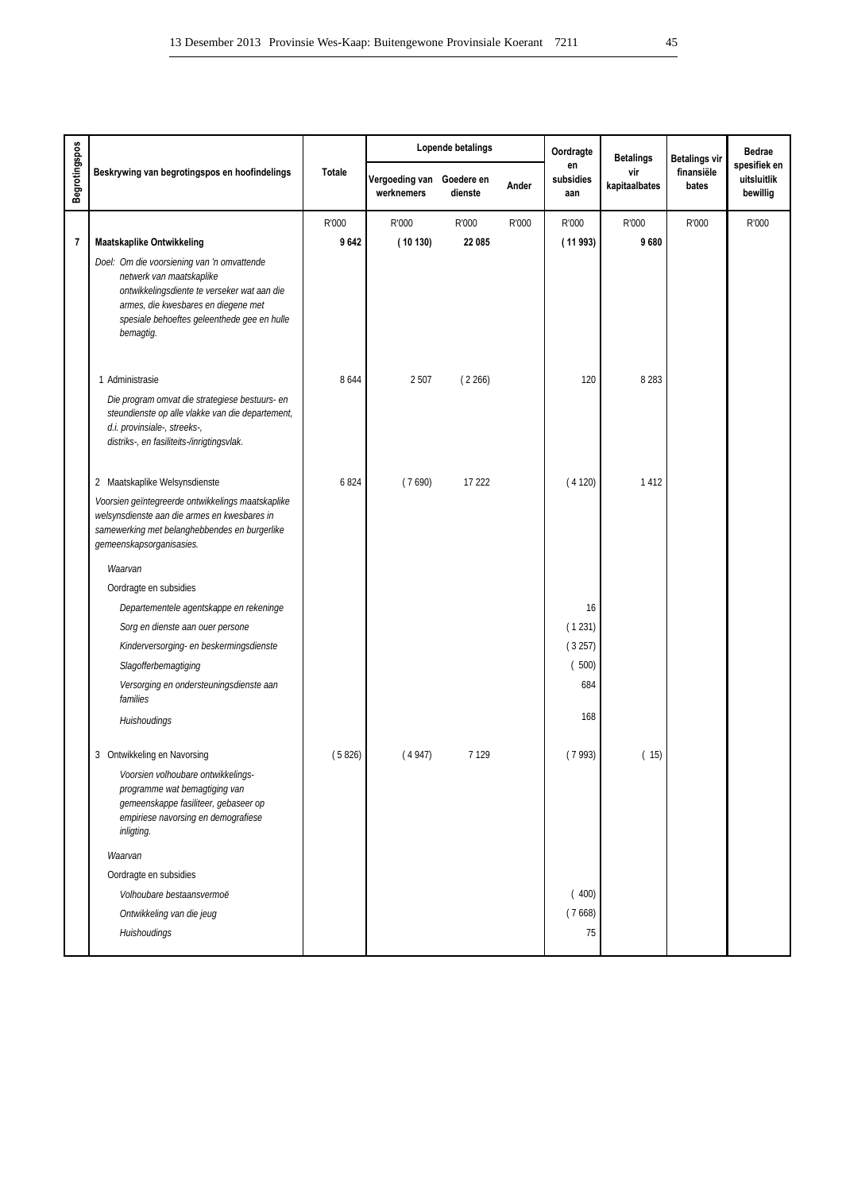| Begrotingspos | Beskrywing van begrotingspos en hoofindelings | Totale | Lopende betalings | | | Oordragte en subsidies aan | Betalings vir kapitaalbates | Betalings vir finansiële bates | Bedrae spesifiek en uitsluitlik bewillig |
|---|---|---|---|---|---|---|---|---|---|
| | | | Vergoeding van werknemers | Goedere en dienste | Ander | | | | |
| | | R'000 | R'000 | R'000 | R'000 | R'000 | R'000 | R'000 | R'000 |
| **7** | **Maatskaplike Ontwikkeling** | **9 642** | **( 10 130)** | **22 085** | | **( 11 993)** | **9 680** | | |
| | *Doel: Om die voorsiening van 'n omvattende netwerk van maatskaplike ontwikkelingsdiente te verseker wat aan die armes, die kwesbares en diegene met spesiale behoeftes geleenthede gee en hulle bemagtig.* | | | | | | | | |
| | 1 Administrasie | 8 644 | 2 507 | ( 2 266) | | 120 | 8 283 | | |
| | *Die program omvat die strategiese bestuurs- en steundienste op alle vlakke van die departement, d.i. provinsiale-, streeks-, distriks-, en fasiliteits-/inrigtingsvlak.* | | | | | | | | |
| | 2 Maatskaplike Welsynsdienste | 6 824 | ( 7 690) | 17 222 | | ( 4 120) | 1 412 | | |
| | *Voorsien geïntegreerde ontwikkelings maatskaplike welsynsdienste aan die armes en kwesbares in samewerking met belanghebbendes en burgerlike gemeenskapsorganisasies.* | | | | | | | | |
| | *Waarvan* | | | | | | | | |
| | Oordragte en subsidies | | | | | | | | |
| | *Departementele agentskappe en rekeninge* | | | | | 16 | | | |
| | *Sorg en dienste aan ouer persone* | | | | | ( 1 231) | | | |
| | *Kinderversorging- en beskermingsdienste* | | | | | ( 3 257) | | | |
| | *Slagofferbemagtiging* | | | | | ( 500) | | | |
| | *Versorging en ondersteuningsdienste aan families* | | | | | 684 | | | |
| | *Huishoudings* | | | | | 168 | | | |
| | 3 Ontwikkeling en Navorsing | ( 5 826) | ( 4 947) | 7 129 | | ( 7 993) | ( 15) | | |
| | *Voorsien volhoubare ontwikkelings-programme wat bemagtiging van gemeenskappe fasiliteer, gebaseer op empiriese navorsing en demografiese inligting.* | | | | | | | | |
| | *Waarvan* | | | | | | | | |
| | Oordragte en subsidies | | | | | | | | |
| | *Volhoubare bestaansvermoë* | | | | | ( 400) | | | |
| | *Ontwikkeling van die jeug* | | | | | ( 7 668) | | | |
| | *Huishoudings* | | | | | 75 | | | |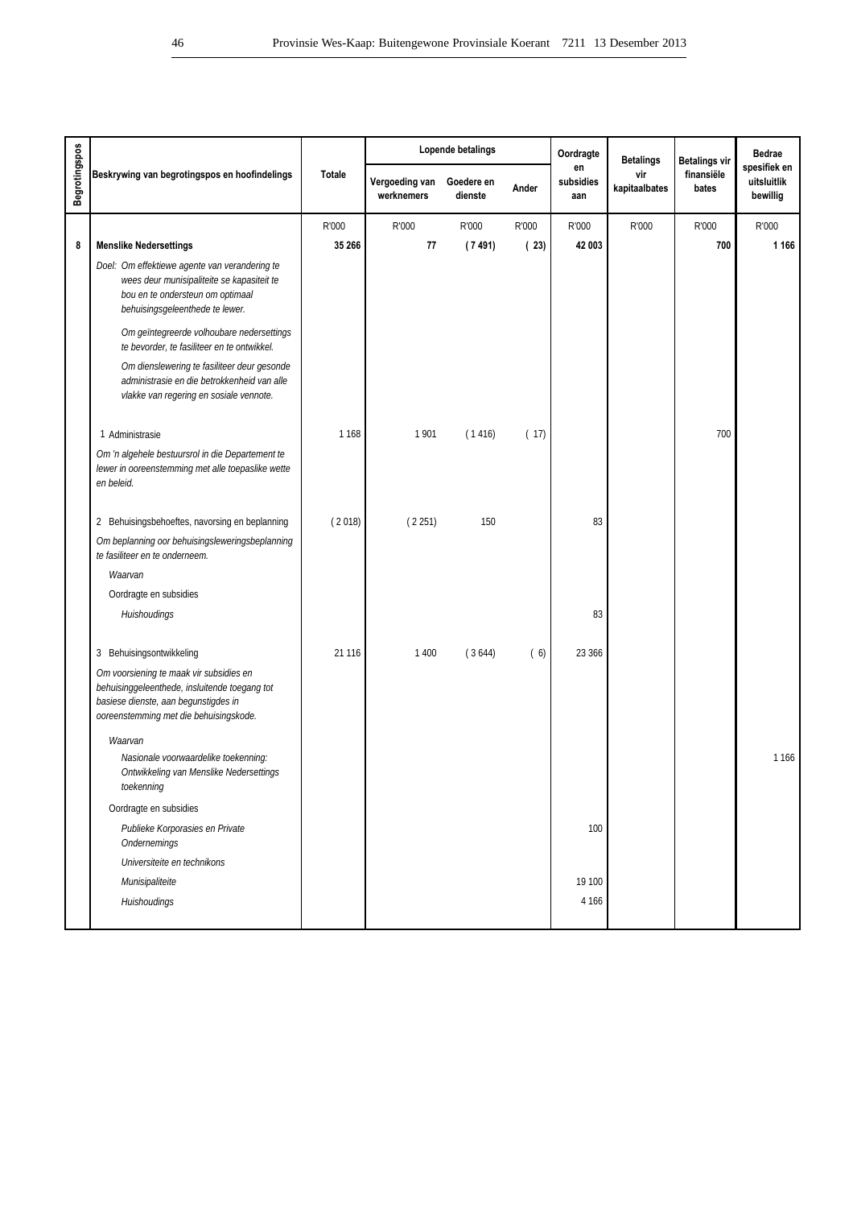| Begrotingspos | Beskrywing van begrotingspos en hoofindelings | Totale | Lopende betalings | | | Oordragte en subsidies aan | Betalings vir kapitaalbates | Betalings vir finansiële bates | Bedrae spesifiek en uitsluitlik bewillig |
|---|---|---|---|---|---|---|---|---|---|
| | | | Vergoeding van werknemers | Goedere en dienste | Ander | | | | |
| | | R'000 | R'000 | R'000 | R'000 | R'000 | R'000 | R'000 | R'000 |
| **8** | **Menslike Nedersettings** | **35 266** | **77** | **( 7 491)** | **( 23)** | **42 003** | | **700** | **1 166** |
| | *Doel: Om effektiewe agente van verandering te wees deur munisipaliteite se kapasiteit te bou en te ondersteun om optimaal behuisingsgeleenthede te lewer.* | | | | | | | | |
| | *Om geïntegreerde volhoubare nedersettings te bevorder, te fasiliteer en te ontwikkel.* | | | | | | | | |
| | *Om dienslewering te fasiliteer deur gesonde administrasie en die betrokkenheid van alle vlakke van regering en sosiale vennote.* | | | | | | | | |
| | 1 Administrasie | 1 168 | 1 901 | ( 1 416) | ( 17) | | | 700 | |
| | *Om 'n algehele bestuursrol in die Departement te lewer in ooreenstemming met alle toepaslike wette en beleid.* | | | | | | | | |
| | 2 Behuisingsbehoeftes, navorsing en beplanning | ( 2 018) | ( 2 251) | 150 | | 83 | | | |
| | *Om beplanning oor behuisingsleweringsbeplanning te fasiliteer en te onderneem.* | | | | | | | | |
| | *Waarvan* | | | | | | | | |
| | Oordragte en subsidies | | | | | | | | |
| | *Huishoudings* | | | | | 83 | | | |
| | 3 Behuisingsontwikkeling | 21 116 | 1 400 | ( 3 644) | ( 6) | 23 366 | | | |
| | *Om voorsiening te maak vir subsidies en behuisinggeleenthede, insluitende toegang tot basiese dienste, aan begunstigdes in ooreenstemming met die behuisingskode.* | | | | | | | | |
| | *Waarvan* | | | | | | | | |
| | *Nasionale voorwaardelike toekenning: Ontwikkeling van Menslike Nedersettings toekenning* | | | | | | | | 1 166 |
| | Oordragte en subsidies | | | | | | | | |
| | *Publieke Korporasies en Private Ondernemings* | | | | | 100 | | | |
| | *Universiteite en technikons* | | | | | | | | |
| | *Munisipaliteite* | | | | | 19 100 | | | |
| | *Huishoudings* | | | | | 4 166 | | | |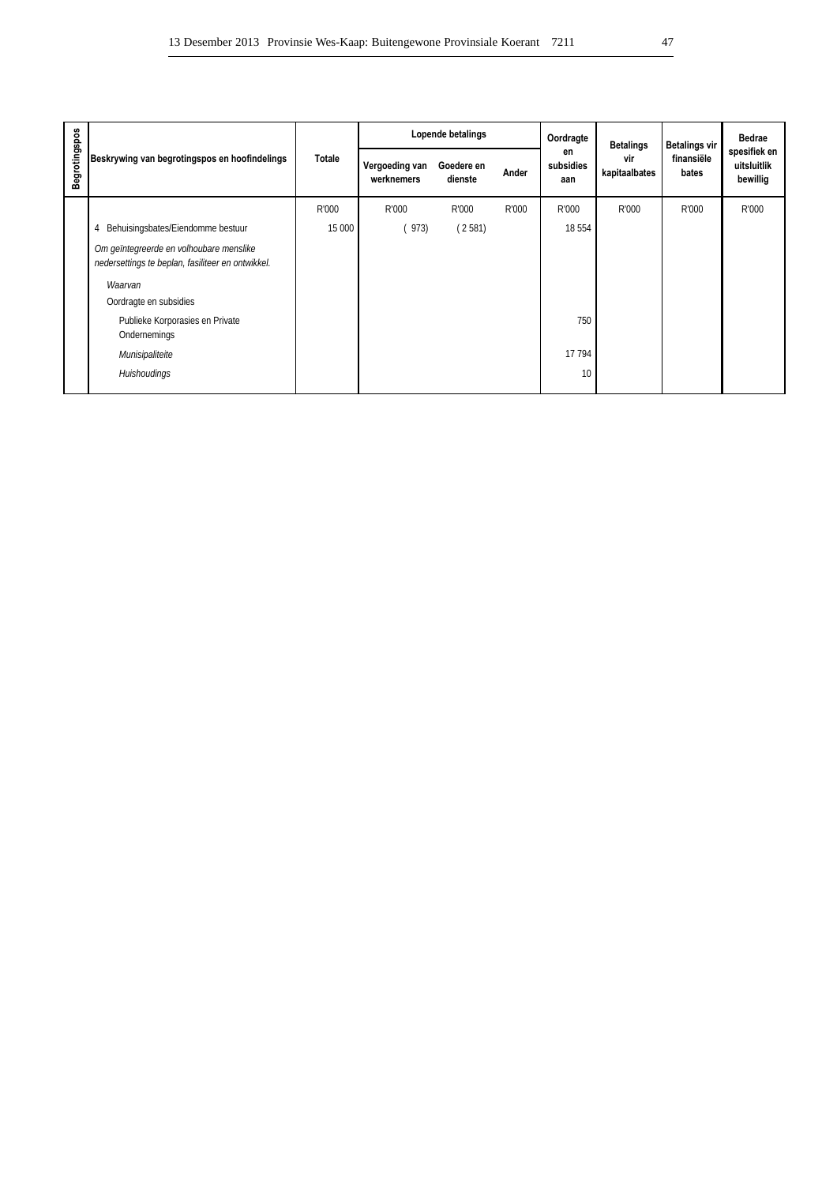| Begrotingspos | Beskrywing van begrotingspos en hoofindelings | Totale | Lopende betalings | | | Oordragte en subsidies aan | Betalings vir kapitaalbates | Betalings vir finansiële bates | Bedrae spesifiek en uitsluitlik bewillig |
|---|---|---|---|---|---|---|---|---|---|
| | | | Vergoeding van werknemers | Goedere en dienste | Ander | | | | |
| | | R'000 | R'000 | R'000 | R'000 | R'000 | R'000 | R'000 | R'000 |
| | 4 Behuisingsbates/Eiendomme bestuur | 15 000 | ( 973) | ( 2 581) | | 18 554 | | | |
| | *Om geïntegreerde en volhoubare menslike nedersettings te beplan, fasiliteer en ontwikkel.* | | | | | | | | |
| | *Waarvan* | | | | | | | | |
| | Oordragte en subsidies | | | | | | | | |
| | Publieke Korporasies en Private Ondernemings | | | | | 750 | | | |
| | *Munisipaliteite* | | | | | 17 794 | | | |
| | *Huishoudings* | | | | | 10 | | | |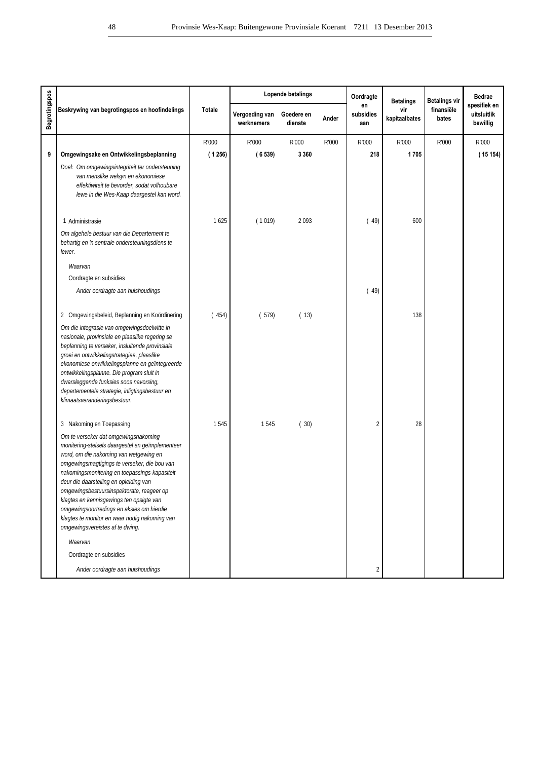| Begrotingspos | Beskrywing van begrotingspos en hoofindelings | Totale | Lopende betalings | | | Oordragte en subsidies aan | Betalings vir kapitaalbates | Betalings vir finansiële bates | Bedrae spesifiek en uitsluitlik bewillig |
|---|---|---|---|---|---|---|---|---|---|
| | | | Vergoeding van werknemers | Goedere en dienste | Ander | | | | |
| | | R'000 | R'000 | R'000 | R'000 | R'000 | R'000 | R'000 | R'000 |
| **9** | **Omgewingsake en Ontwikkelingsbeplanning** | **( 1 256)** | **( 6 539)** | **3 360** | | **218** | **1 705** | | **( 15 154)** |
| | *Doel: Om omgewingsintegriteit ter ondersteuning van menslike welsyn en ekonomiese effektiwiteit te bevorder, sodat volhoubare lewe in die Wes-Kaap daargestel kan word.* | | | | | | | | |
| | 1 Administrasie | 1 625 | ( 1 019) | 2 093 | | ( 49) | 600 | | |
| | *Om algehele bestuur van die Departement te behartig en 'n sentrale ondersteuningsdiens te lewer.* | | | | | | | | |
| | *Waarvan* | | | | | | | | |
| | Oordragte en subsidies | | | | | | | | |
| | *Ander oordragte aan huishoudings* | | | | | ( 49) | | | |
| | 2 Omgewingsbeleid, Beplanning en Koördinering | ( 454) | ( 579) | ( 13) | | | 138 | | |
| | *Om die integrasie van omgewingsdoelwitte in nasionale, provinsiale en plaaslike regering se beplanning te verseker, insluitende provinsiale groei en ontwikkelingstrategieë, plaaslike ekonomiese onwikkelingsplanne en geïntegreerde ontwikkelingsplanne. Die program sluit in dwarsleggende funksies soos navorsing, departementele strategie, inligtingsbestuur en klimaatsveranderingsbestuur.* | | | | | | | | |
| | 3 Nakoming en Toepassing | 1 545 | 1 545 | ( 30) | | 2 | 28 | | |
| | *Om te verseker dat omgewingsnakoming monitering-stelsels daargestel en geïmplementeer word, om die nakoming van wetgewing en omgewingsmagtigings te verseker, die bou van nakomingsmonitering en toepassings-kapasiteit deur die daarstelling en opleiding van omgewingsbestuursinspektorate, reageer op klagtes en kennisgewings ten opsigte van omgewingsoortredings en aksies om hierdie klagtes te monitor en waar nodig nakoming van omgewingsvereistes af te dwing.* | | | | | | | | |
| | *Waarvan* | | | | | | | | |
| | Oordragte en subsidies | | | | | | | | |
| | *Ander oordragte aan huishoudings* | | | | | 2 | | | |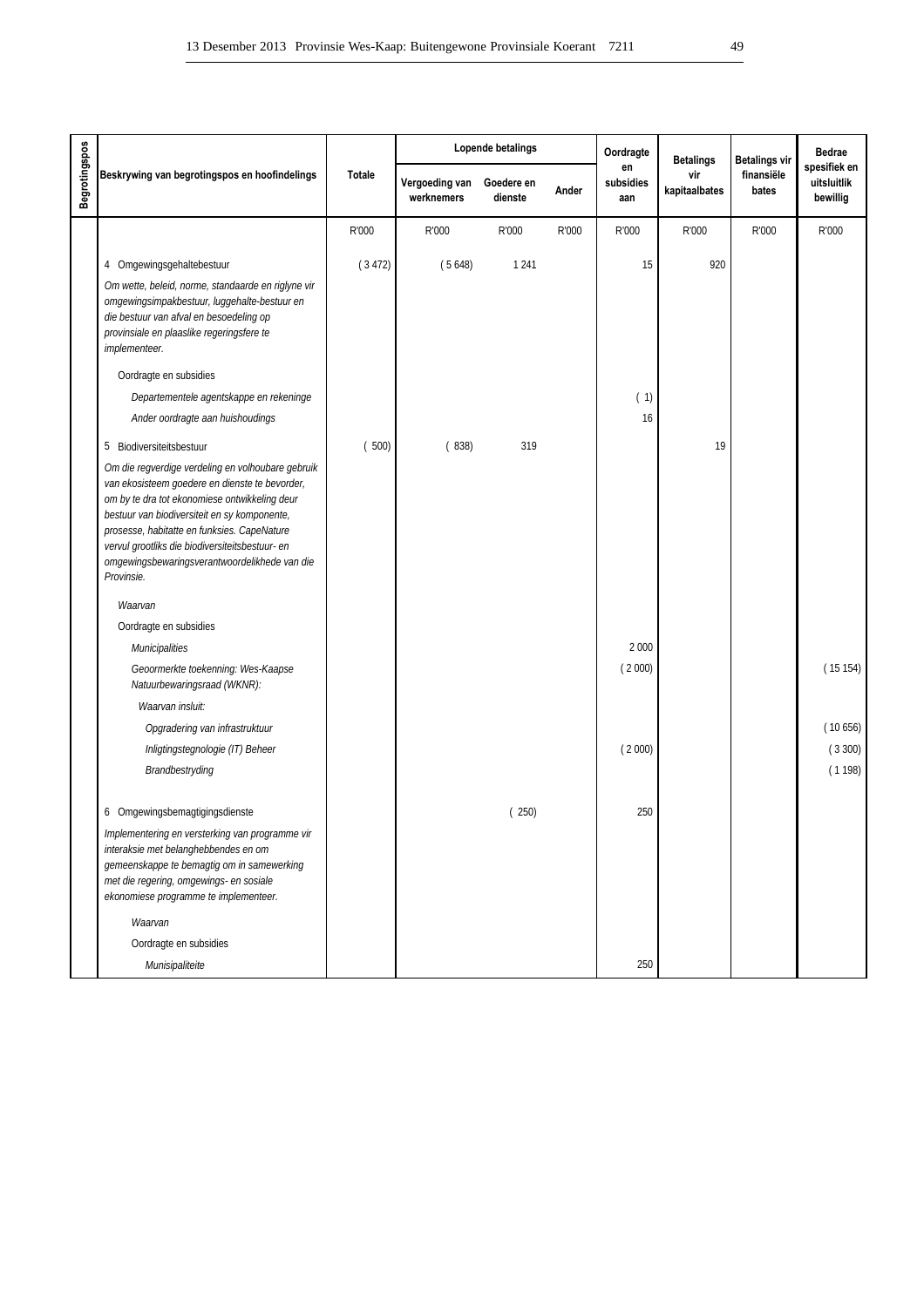| Begrotingspos | Beskrywing van begrotingspos en hoofindelings | Totale | Lopende betalings | | | Oordragte en subsidies aan | Betalings vir kapitaalbates | Betalings vir finansiële bates | Bedrae spesifiek en uitsluitlik bewillig |
|---|---|---|---|---|---|---|---|---|---|
| | | | Vergoeding van werknemers | Goedere en dienste | Ander | | | | |
| | | R'000 | R'000 | R'000 | R'000 | R'000 | R'000 | R'000 | R'000 |
| | 4 Omgewingsgehaltebestuur | ( 3 472) | ( 5 648) | 1 241 | | 15 | 920 | | |
| | *Om wette, beleid, norme, standaarde en riglyne vir omgewingsimpakbestuur, luggehalte-bestuur en die bestuur van afval en besoedeling op provinsiale en plaaslike regeringsfere te implementeer.* | | | | | | | | |
| | Oordragte en subsidies | | | | | | | | |
| | *Departementele agentskappe en rekeninge* | | | | | ( 1) | | | |
| | *Ander oordragte aan huishoudings* | | | | | 16 | | | |
| | 5 Biodiversiteitsbestuur | ( 500) | ( 838) | 319 | | | 19 | | |
| | *Om die regverdige verdeling en volhoubare gebruik van ekosisteem goedere en dienste te bevorder, om by te dra tot ekonomiese ontwikkeling deur bestuur van biodiversiteit en sy komponente, prosesse, habitatte en funksies. CapeNature vervul grootliks die biodiversiteitsbestuur- en omgewingsbewaringsverantwoordelikhede van die Provinsie.* | | | | | | | | |
| | *Waarvan* | | | | | | | | |
| | Oordragte en subsidies | | | | | | | | |
| | *Municipalities* | | | | | 2 000 | | | |
| | *Geoormerkte toekenning: Wes-Kaapse Natuurbewaringsraad (WKNR):* | | | | | ( 2 000) | | | ( 15 154) |
| | *Waarvan insluit:* | | | | | | | | |
| | *Opgradering van infrastruktuur* | | | | | | | | ( 10 656) |
| | *Inligtingstegnologie (IT) Beheer* | | | | | ( 2 000) | | | ( 3 300) |
| | *Brandbestryding* | | | | | | | | ( 1 198) |
| | 6 Omgewingsbemagtigingsdienste | | | ( 250) | | 250 | | | |
| | *Implementering en versterking van programme vir interaksie met belanghebbendes en om gemeenskappe te bemagtig om in samewerking met die regering, omgewings- en sosiale ekonomiese programme te implementeer.* | | | | | | | | |
| | *Waarvan* | | | | | | | | |
| | Oordragte en subsidies | | | | | | | | |
| | *Munisipaliteite* | | | | | 250 | | | |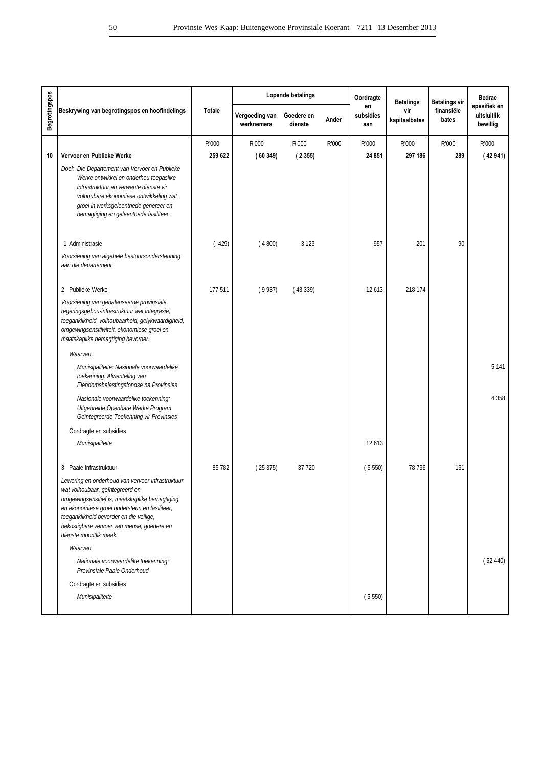| Begrotingspos | Beskrywing van begrotingspos en hoofindelings | Totale | Lopende betalings | | | Oordragte en subsidies aan | Betalings vir kapitaalbates | Betalings vir finansiële bates | Bedrae spesifiek en uitsluitlik bewillig |
|---|---|---|---|---|---|---|---|---|---|
| | | | Vergoeding van werknemers | Goedere en dienste | Ander | | | | |
| | | R'000 | R'000 | R'000 | R'000 | R'000 | R'000 | R'000 | R'000 |
| **10** | **Vervoer en Publieke Werke** | **259 622** | **( 60 349)** | **( 2 355)** | | **24 851** | **297 186** | **289** | **( 42 941)** |
| | *Doel: Die Departement van Vervoer en Publieke Werke ontwikkel en onderhou toepaslike infrastruktuur en verwante dienste vir volhoubare ekonomiese ontwikkeling wat groei in werksgeleenthede genereer en bemagtiging en geleenthede fasiliteer.* | | | | | | | | |
| | 1 Administrasie | ( 429) | ( 4 800) | 3 123 | | 957 | 201 | 90 | |
| | *Voorsiening van algehele bestuursondersteuning aan die departement.* | | | | | | | | |
| | 2 Publieke Werke | 177 511 | ( 9 937) | ( 43 339) | | 12 613 | 218 174 | | |
| | *Voorsiening van gebalanseerde provinsiale regeringsgebou-infrastruktuur wat integrasie, toeganklikheid, volhoubaarheid, gelykwaardigheid, omgewingsensitiwiteit, ekonomiese groei en maatskaplike bemagtiging bevorder.* | | | | | | | | |
| | *Waarvan* | | | | | | | | |
| | *Munisipaliteite: Nasionale voorwaardelike toekenning: Afwenteling van Eiendomsbelastingsfondse na Provinsies* | | | | | | | | 5 141 |
| | *Nasionale voorwaardelike toekenning: Uitgebreide Openbare Werke Program Geïntegreerde Toekenning vir Provinsies* | | | | | | | | 4 358 |
| | Oordragte en subsidies | | | | | | | | |
| | *Munisipaliteite* | | | | | 12 613 | | | |
| | 3 Paaie Infrastruktuur | 85 782 | ( 25 375) | 37 720 | | ( 5 550) | 78 796 | 191 | |
| | *Lewering en onderhoud van vervoer-infrastruktuur wat volhoubaar, geïntegreerd en omgewingsensitief is, maatskaplike bemagtiging en ekonomiese groei ondersteun en fasiliteer, toeganklikheid bevorder en die veilige, bekostigbare vervoer van mense, goedere en dienste moontlik maak.* | | | | | | | | |
| | *Waarvan* | | | | | | | | |
| | *Nationale voorwaardelike toekenning: Provinsiale Paaie Onderhoud* | | | | | | | | ( 52 440) |
| | Oordragte en subsidies | | | | | | | | |
| | *Munisipaliteite* | | | | | ( 5 550) | | | |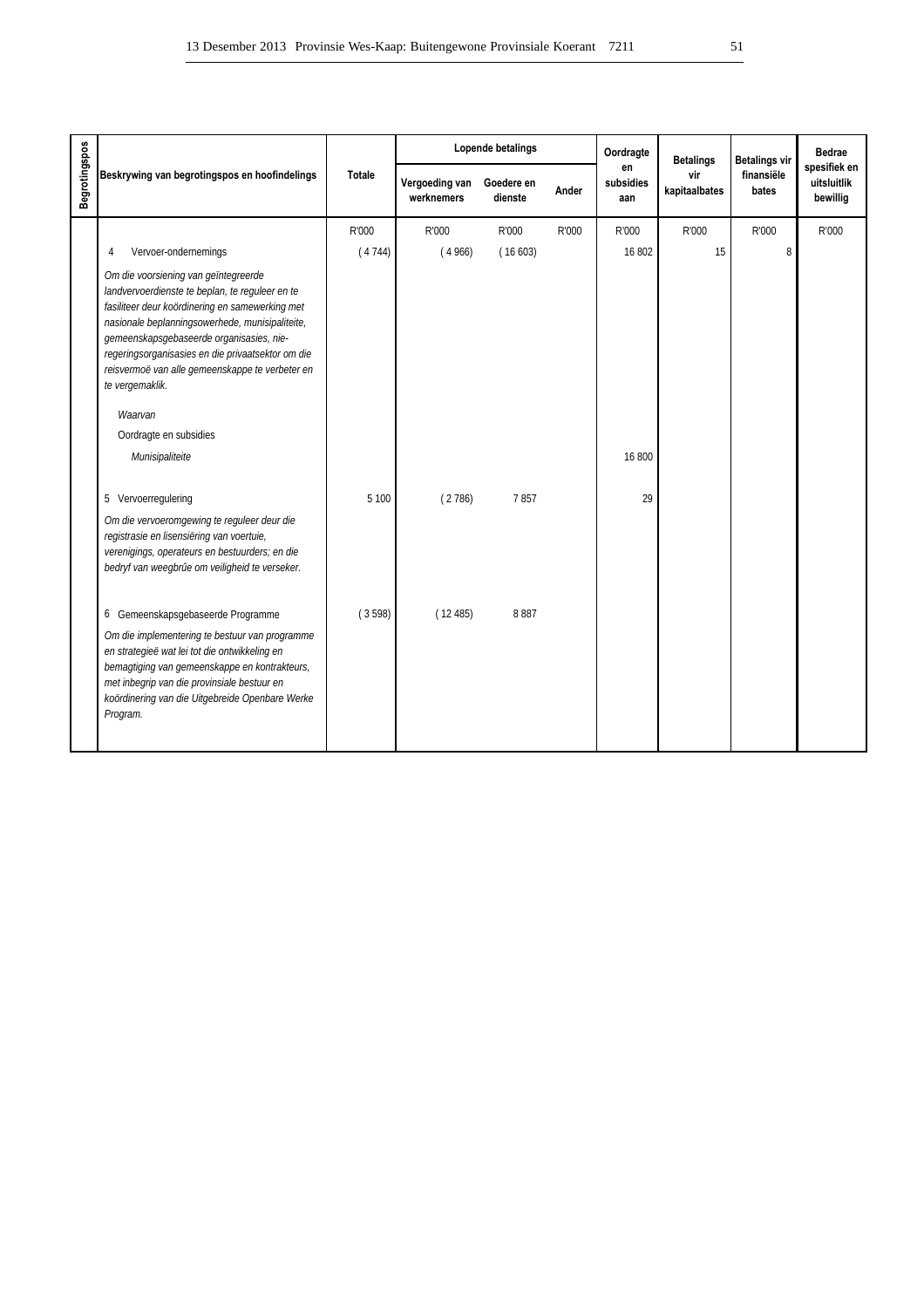| Begrotingspos | Beskrywing van begrotingspos en hoofindelings | Totale | Lopende betalings | | | Oordragte en subsidies aan | Betalings vir kapitaalbates | Betalings vir finansiële bates | Bedrae spesifiek en uitsluitlik bewillig |
|---|---|---|---|---|---|---|---|---|---|
| | | | Vergoeding van werknemers | Goedere en dienste | Ander | | | | |
| | | R'000 | R'000 | R'000 | R'000 | R'000 | R'000 | R'000 | R'000 |
| | 4 Vervoer-ondernemings | ( 4 744) | ( 4 966) | ( 16 603) | | 16 802 | 15 | 8 | |
| | *Om die voorsiening van geïntegreerde landvervoerdienste te beplan, te reguleer en te fasiliteer deur koördinering en samewerking met nasionale beplanningsowerhede, munisipaliteite, gemeenskapsgebaseerde organisasies, nie-regeringsorganisasies en die privaatsektor om die reisvermoë van alle gemeenskappe te verbeter en te vergemaklik.* | | | | | | | | |
| | *Waarvan* | | | | | | | | |
| | Oordragte en subsidies | | | | | | | | |
| | *Munisipaliteite* | | | | | 16 800 | | | |
| | 5 Vervoerregulering | 5 100 | ( 2 786) | 7 857 | | 29 | | | |
| | *Om die vervoeromgewing te reguleer deur die registrasie en lisensiëring van voertuie, verenigings, operateurs en bestuurders; en die bedryf van weegbrûe om veiligheid te verseker.* | | | | | | | | |
| | 6 Gemeenskapsgebaseerde Programme | ( 3 598) | ( 12 485) | 8 887 | | | | | |
| | *Om die implementering te bestuur van programme en strategieë wat lei tot die ontwikkeling en bemagtiging van gemeenskappe en kontrakteurs, met inbegrip van die provinsiale bestuur en koördinering van die Uitgebreide Openbare Werke Program.* | | | | | | | | |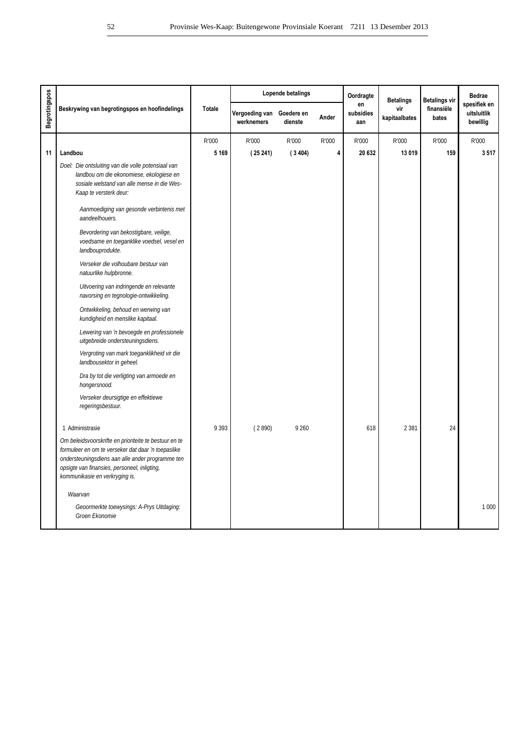| Begrotingspos | Beskrywing van begrotingspos en hoofindelings | Totale | Lopende betalings | | | Oordragte en subsidies aan | Betalings vir kapitaalbates | Betalings vir finansiële bates | Bedrae spesifiek en uitsluitlik bewillig |
|---|---|---|---|---|---|---|---|---|---|
| | | | Vergoeding van werknemers | Goedere en dienste | Ander | | | | |
| | | R'000 | R'000 | R'000 | R'000 | R'000 | R'000 | R'000 | R'000 |
| **11** | **Landbou** | **5 169** | **( 25 241)** | **( 3 404)** | **4** | **20 632** | **13 019** | **159** | **3 517** |
| | *Doel: Die ontsluiting van die volle potensiaal van landbou om die ekonomiese, ekologiese en sosiale welstand van alle mense in die Wes-Kaap te versterk deur:* | | | | | | | | |
| | *Aanmoediging van gesonde verbintenis met aandeelhouers.* | | | | | | | | |
| | *Bevordering van bekostigbare, veilige, voedsame en toeganklike voedsel, vesel en landbouprodukte.* | | | | | | | | |
| | *Verseker die volhoubare bestuur van natuurlike hulpbronne.* | | | | | | | | |
| | *Uitvoering van indringende en relevante navorsing en tegnologie-ontwikkeling.* | | | | | | | | |
| | *Ontwikkeling, behoud en werwing van kundigheid en menslike kapitaal.* | | | | | | | | |
| | *Lewering van 'n bevoegde en professionele uitgebreide ondersteuningsdiens.* | | | | | | | | |
| | *Vergroting van mark toeganklikheid vir die landbousektor in geheel.* | | | | | | | | |
| | *Dra by tot die verligting van armoede en hongersnood.* | | | | | | | | |
| | *Verseker deursigtige en effektiewe regeringsbestuur.* | | | | | | | | |
| | 1 Administrasie | 9 393 | ( 2 890) | 9 260 | | 618 | 2 381 | 24 | |
| | *Om beleidsvoorskrifte en prioriteite te bestuur en te formuleer en om te verseker dat daar 'n toepaslike ondersteuningsdiens aan alle ander programme ten opsigte van finansies, personeel, inligting, kommunikasie en verkryging is.* | | | | | | | | |
| | *Waarvan* | | | | | | | | |
| | *Geoormerkte toewysings: A-Prys Uitdaging: Groen Ekonomie* | | | | | | | | 1 000 |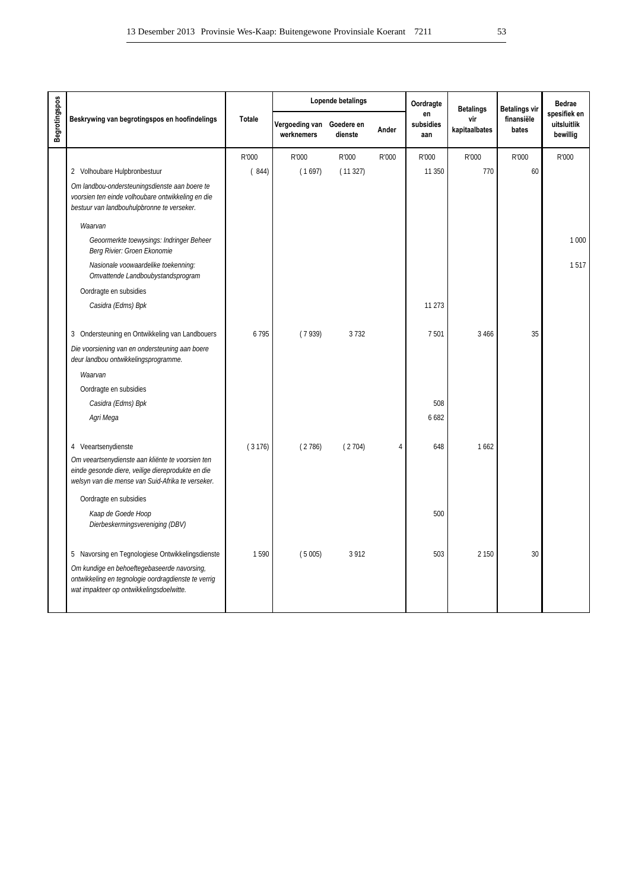| Begrotingspos | Beskrywing van begrotingspos en hoofindelings | Totale | Lopende betalings | | | Oordragte en subsidies aan | Betalings vir kapitaalbates | Betalings vir finansiële bates | Bedrae spesifiek en uitsluitlik bewillig |
|---|---|---|---|---|---|---|---|---|---|
| | | | Vergoeding van werknemers | Goedere en dienste | Ander | | | | |
| | | R'000 | R'000 | R'000 | R'000 | R'000 | R'000 | R'000 | R'000 |
| | 2 Volhoubare Hulpbronbestuur | ( 844) | ( 1 697) | ( 11 327) | | 11 350 | 770 | 60 | |
| | *Om landbou-ondersteuningsdienste aan boere te voorsien ten einde volhoubare ontwikkeling en die bestuur van landbouhulpbronne te verseker.* | | | | | | | | |
| | *Waarvan* | | | | | | | | |
| | *Geoormerkte toewysings: Indringer Beheer Berg Rivier: Groen Ekonomie* | | | | | | | | 1 000 |
| | *Nasionale voowaardelike toekenning: Omvattende Landboubystandsprogram* | | | | | | | | 1 517 |
| | Oordragte en subsidies | | | | | | | | |
| | *Casidra (Edms) Bpk* | | | | | 11 273 | | | |
| | 3 Ondersteuning en Ontwikkeling van Landbouers | 6 795 | ( 7 939) | 3 732 | | 7 501 | 3 466 | 35 | |
| | *Die voorsiening van en ondersteuning aan boere deur landbou ontwikkelingsprogramme.* | | | | | | | | |
| | *Waarvan* | | | | | | | | |
| | Oordragte en subsidies | | | | | | | | |
| | *Casidra (Edms) Bpk* | | | | | 508 | | | |
| | *Agri Mega* | | | | | 6 682 | | | |
| | 4 Veeartsenydienste | ( 3 176) | ( 2 786) | ( 2 704) | 4 | 648 | 1 662 | | |
| | *Om veeartsenydienste aan kliënte te voorsien ten einde gesonde diere, veilige diereprodukte en die welsyn van die mense van Suid-Afrika te verseker.* | | | | | | | | |
| | Oordragte en subsidies | | | | | | | | |
| | *Kaap de Goede Hoop Dierbeskermingsvereniging (DBV)* | | | | | 500 | | | |
| | 5 Navorsing en Tegnologiese Ontwikkelingsdienste | 1 590 | ( 5 005) | 3 912 | | 503 | 2 150 | 30 | |
| | *Om kundige en behoeftegebaseerde navorsing, ontwikkeling en tegnologie oordragdienste te verrig wat impakteer op ontwikkelingsdoelwitte.* | | | | | | | | |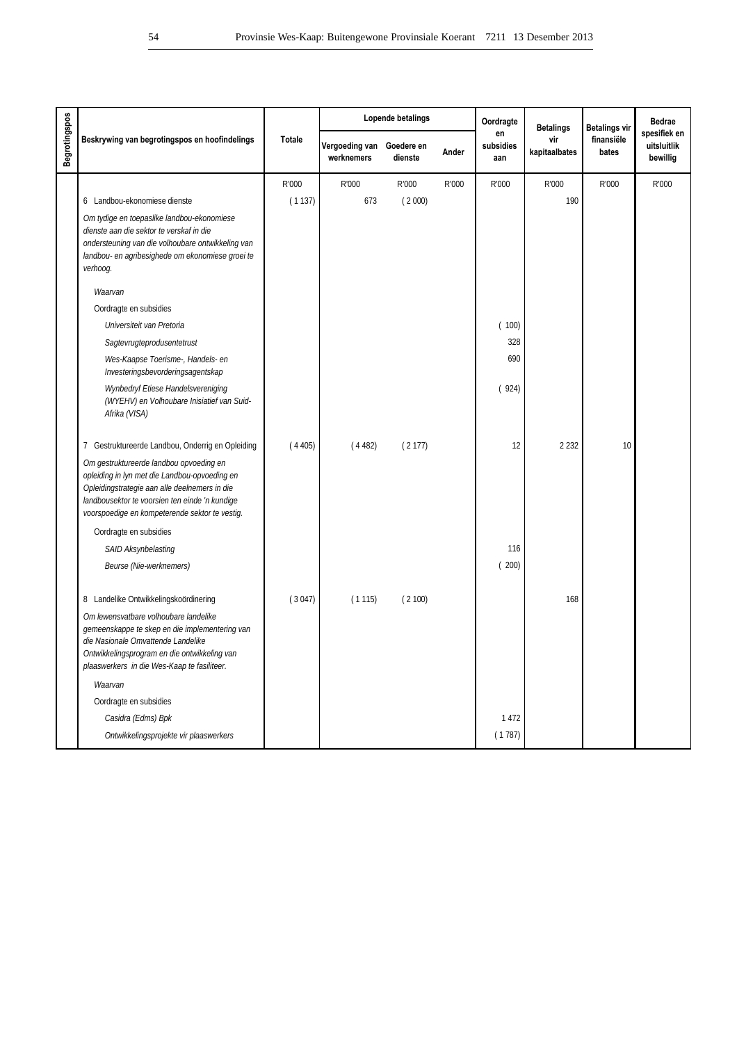| Begrotingspos | Beskrywing van begrotingspos en hoofindelings | Totale | Lopende betalings | | | Oordragte en subsidies aan | Betalings vir kapitaalbates | Betalings vir finansiële bates | Bedrae spesifiek en uitsluitlik bewillig |
|---|---|---|---|---|---|---|---|---|---|
| | | | Vergoeding van werknemers | Goedere en dienste | Ander | | | | |
| | | R'000 | R'000 | R'000 | R'000 | R'000 | R'000 | R'000 | R'000 |
| | 6 Landbou-ekonomiese dienste | ( 1 137) | 673 | ( 2 000) | | | 190 | | |
| | *Om tydige en toepaslike landbou-ekonomiese dienste aan die sektor te verskaf in die ondersteuning van die volhoubare ontwikkeling van landbou- en agribesighede om ekonomiese groei te verhoog.* | | | | | | | | |
| | *Waarvan* | | | | | | | | |
| | Oordragte en subsidies | | | | | | | | |
| | *Universiteit van Pretoria* | | | | | ( 100) | | | |
| | *Sagtevrugteprodusentetrust* | | | | | 328 | | | |
| | *Wes-Kaapse Toerisme-, Handels- en Investeringsbevorderingsagentskap* | | | | | 690 | | | |
| | *Wynbedryf Etiese Handelsvereniging (WYEHV) en Volhoubare Inisiatief van Suid-Afrika (VISA)* | | | | | ( 924) | | | |
| | 7 Gestruktureerde Landbou, Onderrig en Opleiding | ( 4 405) | ( 4 482) | ( 2 177) | | 12 | 2 232 | 10 | |
| | *Om gestruktureerde landbou opvoeding en opleiding in lyn met die Landbou-opvoeding en Opleidingstrategie aan alle deelnemers in die landbousektor te voorsien ten einde 'n kundige voorspoedige en kompeterende sektor te vestig.* | | | | | | | | |
| | Oordragte en subsidies | | | | | | | | |
| | *SAID Aksynbelasting* | | | | | 116 | | | |
| | *Beurse (Nie-werknemers)* | | | | | ( 200) | | | |
| | 8 Landelike Ontwikkelingskoördinering | ( 3 047) | ( 1 115) | ( 2 100) | | | 168 | | |
| | *Om lewensvatbare volhoubare landelike gemeenskappe te skep en die implementering van die Nasionale Omvattende Landelike Ontwikkelingsprogram en die ontwikkeling van plaaswerkers in die Wes-Kaap te fasiliteer.* | | | | | | | | |
| | *Waarvan* | | | | | | | | |
| | Oordragte en subsidies | | | | | | | | |
| | *Casidra (Edms) Bpk* | | | | | 1 472 | | | |
| | *Ontwikkelingsprojekte vir plaaswerkers* | | | | | ( 1 787) | | | |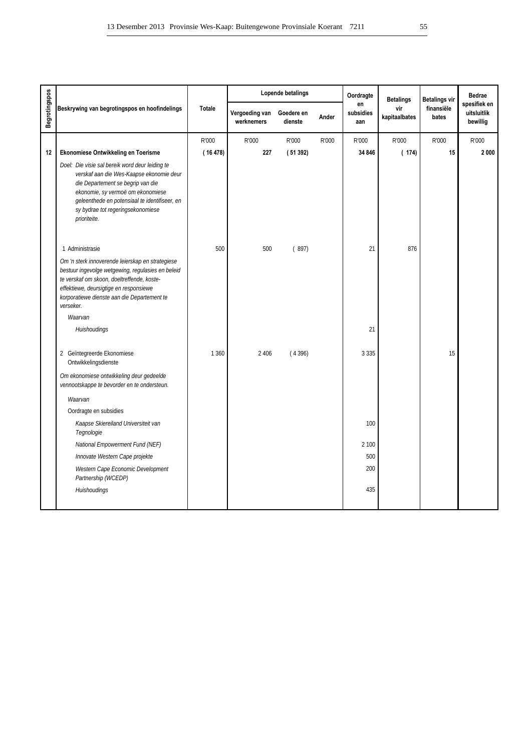| Begrotingspos | Beskrywing van begrotingspos en hoofindelings | Totale | Lopende betalings | | | Oordragte en subsidies aan | Betalings vir kapitaalbates | Betalings vir finansiële bates | Bedrae spesifiek en uitsluitlik bewillig |
|---|---|---|---|---|---|---|---|---|---|
| | | | Vergoeding van werknemers | Goedere en dienste | Ander | | | | |
| | | R'000 | R'000 | R'000 | R'000 | R'000 | R'000 | R'000 | R'000 |
| **12** | **Ekonomiese Ontwikkeling en Toerisme** | **( 16 478)** | **227** | **( 51 392)** | | **34 846** | **( 174)** | **15** | **2 000** |
| | *Doel: Die visie sal bereik word deur leiding te verskaf aan die Wes-Kaapse ekonomie deur die Departement se begrip van die ekonomie, sy vermoë om ekonomiese geleenthede en potensiaal te identifiseer, en sy bydrae tot regeringsekonomiese prioriteite.* | | | | | | | | |
| | 1 Administrasie | 500 | 500 | ( 897) | | 21 | 876 | | |
| | *Om 'n sterk innoverende leierskap en strategiese bestuur ingevolge wetgewing, regulasies en beleid te verskaf om skoon, doeltreffende, koste-effektiewe, deursigtige en responsiewe korporatiewe dienste aan die Departement te verseker.* | | | | | | | | |
| | *Waarvan* | | | | | | | | |
| | *Huishoudings* | | | | | 21 | | | |
| | 2 Geïntegreerde Ekonomiese Ontwikkelingsdienste | 1 360 | 2 406 | ( 4 396) | | 3 335 | | 15 | |
| | *Om ekonomiese ontwikkeling deur gedeelde vennootskappe te bevorder en te ondersteun.* | | | | | | | | |
| | *Waarvan* | | | | | | | | |
| | Oordragte en subsidies | | | | | | | | |
| | *Kaapse Skiereiland Universiteit van Tegnologie* | | | | | 100 | | | |
| | *National Empowerment Fund (NEF)* | | | | | 2 100 | | | |
| | *Innovate Western Cape projekte* | | | | | 500 | | | |
| | *Western Cape Economic Development Partnership (WCEDP)* | | | | | 200 | | | |
| | *Huishoudings* | | | | | 435 | | | |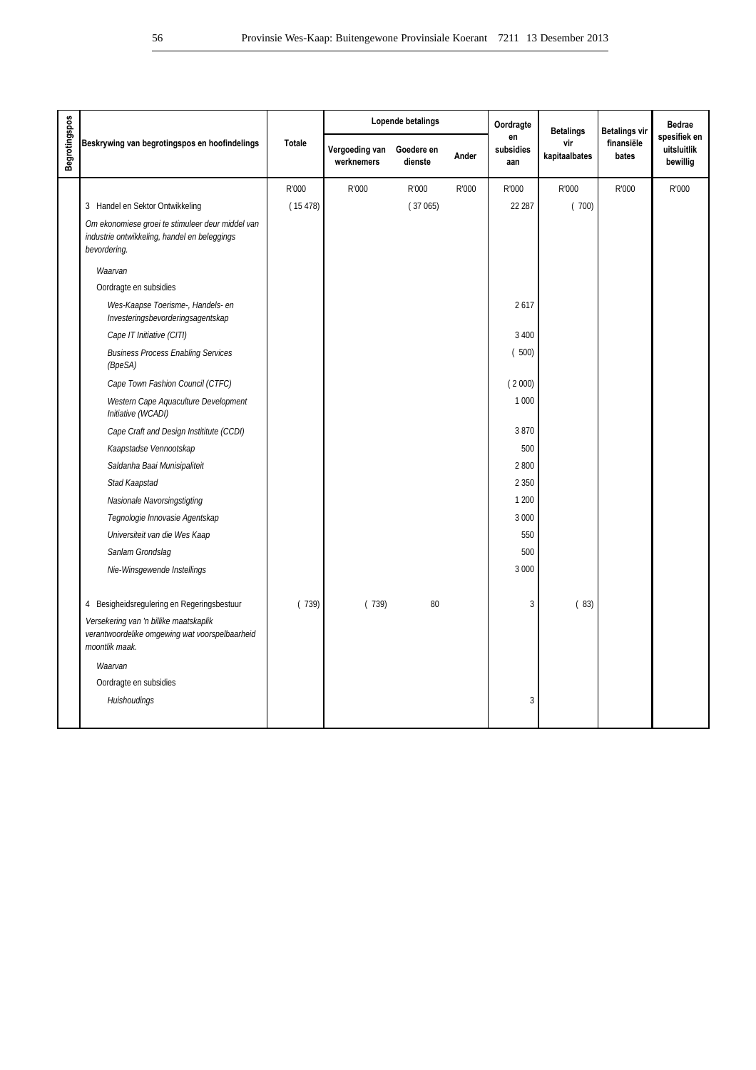| Begrotingspos | Beskrywing van begrotingspos en hoofindelings | Totale | Lopende betalings | | | Oordragte en subsidies aan | Betalings vir kapitaalbates | Betalings vir finansiële bates | Bedrae spesifiek en uitsluitlik bewillig |
|---|---|---|---|---|---|---|---|---|---|
| | | | Vergoeding van werknemers | Goedere en dienste | Ander | | | | |
| | | R'000 | R'000 | R'000 | R'000 | R'000 | R'000 | R'000 | R'000 |
| | 3 Handel en Sektor Ontwikkeling | ( 15 478) | | ( 37 065) | | 22 287 | ( 700) | | |
| | *Om ekonomiese groei te stimuleer deur middel van industrie ontwikkeling, handel en beleggings bevordering.* | | | | | | | | |
| | *Waarvan* | | | | | | | | |
| | Oordragte en subsidies | | | | | | | | |
| | *Wes-Kaapse Toerisme-, Handels- en Investeringsbevorderingsagentskap* | | | | | 2 617 | | | |
| | *Cape IT Initiative (CITI)* | | | | | 3 400 | | | |
| | *Business Process Enabling Services (BpeSA)* | | | | | ( 500) | | | |
| | *Cape Town Fashion Council (CTFC)* | | | | | ( 2 000) | | | |
| | *Western Cape Aquaculture Development Initiative (WCADI)* | | | | | 1 000 | | | |
| | *Cape Craft and Design Instititute (CCDI)* | | | | | 3 870 | | | |
| | *Kaapstadse Vennootskap* | | | | | 500 | | | |
| | *Saldanha Baai Munisipaliteit* | | | | | 2 800 | | | |
| | *Stad Kaapstad* | | | | | 2 350 | | | |
| | *Nasionale Navorsingstigting* | | | | | 1 200 | | | |
| | *Tegnologie Innovasie Agentskap* | | | | | 3 000 | | | |
| | *Universiteit van die Wes Kaap* | | | | | 550 | | | |
| | *Sanlam Grondslag* | | | | | 500 | | | |
| | *Nie-Winsgewende Instellings* | | | | | 3 000 | | | |
| | 4 Besigheidsregulering en Regeringsbestuur | ( 739) | ( 739) | 80 | | 3 | ( 83) | | |
| | *Versekering van 'n billike maatskaplik verantwoordelike omgewing wat voorspelbaarheid moontlik maak.* | | | | | | | | |
| | *Waarvan* | | | | | | | | |
| | Oordragte en subsidies | | | | | | | | |
| | *Huishoudings* | | | | | 3 | | | |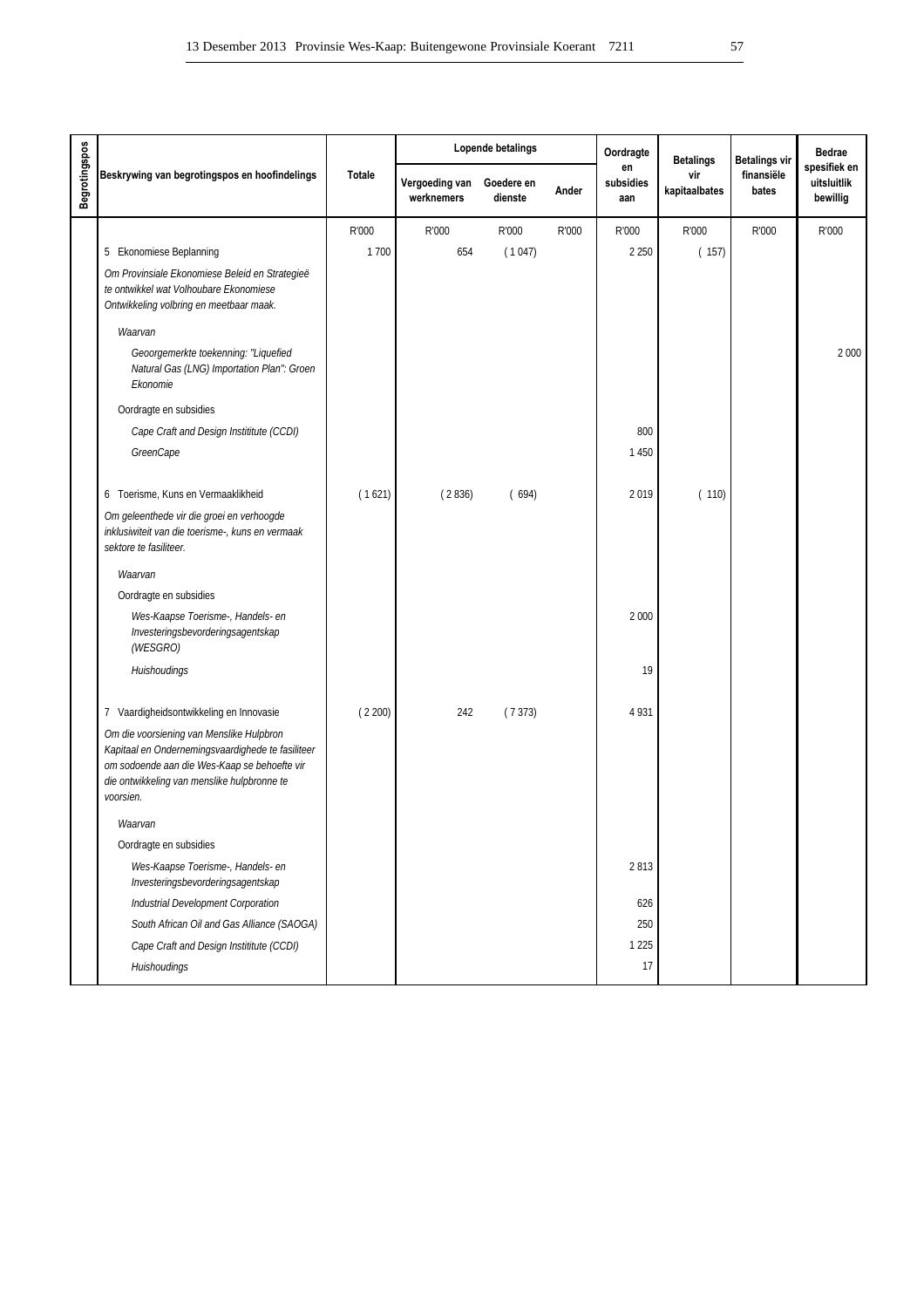| Begrotingspos | Beskrywing van begrotingspos en hoofindelings | Totale | Lopende betalings | | | Oordragte en subsidies aan | Betalings vir kapitaalbates | Betalings vir finansiële bates | Bedrae spesifiek en uitsluitlik bewillig |
|---|---|---|---|---|---|---|---|---|---|
| | | | Vergoeding van werknemers | Goedere en dienste | Ander | | | | |
| | | R'000 | R'000 | R'000 | R'000 | R'000 | R'000 | R'000 | R'000 |
| | 5 Ekonomiese Beplanning | 1 700 | 654 | ( 1 047) | | 2 250 | ( 157) | | |
| | *Om Provinsiale Ekonomiese Beleid en Strategieë te ontwikkel wat Volhoubare Ekonomiese Ontwikkeling volbring en meetbaar maak.* | | | | | | | | |
| | *Waarvan* | | | | | | | | |
| | *Geoorgemerkte toekenning: "Liquefied Natural Gas (LNG) Importation Plan": Groen Ekonomie* | | | | | | | | 2 000 |
| | Oordragte en subsidies | | | | | | | | |
| | *Cape Craft and Design Instititute (CCDI)* | | | | | 800 | | | |
| | *GreenCape* | | | | | 1 450 | | | |
| | 6 Toerisme, Kuns en Vermaaklikheid | ( 1 621) | ( 2 836) | ( 694) | | 2 019 | ( 110) | | |
| | *Om geleenthede vir die groei en verhoogde inklusiwiteit van die toerisme-, kuns en vermaak sektore te fasiliteer.* | | | | | | | | |
| | *Waarvan* | | | | | | | | |
| | Oordragte en subsidies | | | | | | | | |
| | *Wes-Kaapse Toerisme-, Handels- en Investeringsbevorderingsagentskap (WESGRO)* | | | | | 2 000 | | | |
| | *Huishoudings* | | | | | 19 | | | |
| | 7 Vaardigheidsontwikkeling en Innovasie | ( 2 200) | 242 | ( 7 373) | | 4 931 | | | |
| | *Om die voorsiening van Menslike Hulpbron Kapitaal en Ondernemingsvaardighede te fasiliteer om sodoende aan die Wes-Kaap se behoefte vir die ontwikkeling van menslike hulpbronne te voorsien.* | | | | | | | | |
| | *Waarvan* | | | | | | | | |
| | Oordragte en subsidies | | | | | | | | |
| | *Wes-Kaapse Toerisme-, Handels- en Investeringsbevorderingsagentskap* | | | | | 2 813 | | | |
| | *Industrial Development Corporation* | | | | | 626 | | | |
| | *South African Oil and Gas Alliance (SAOGA)* | | | | | 250 | | | |
| | *Cape Craft and Design Instititute (CCDI)* | | | | | 1 225 | | | |
| | *Huishoudings* | | | | | 17 | | | |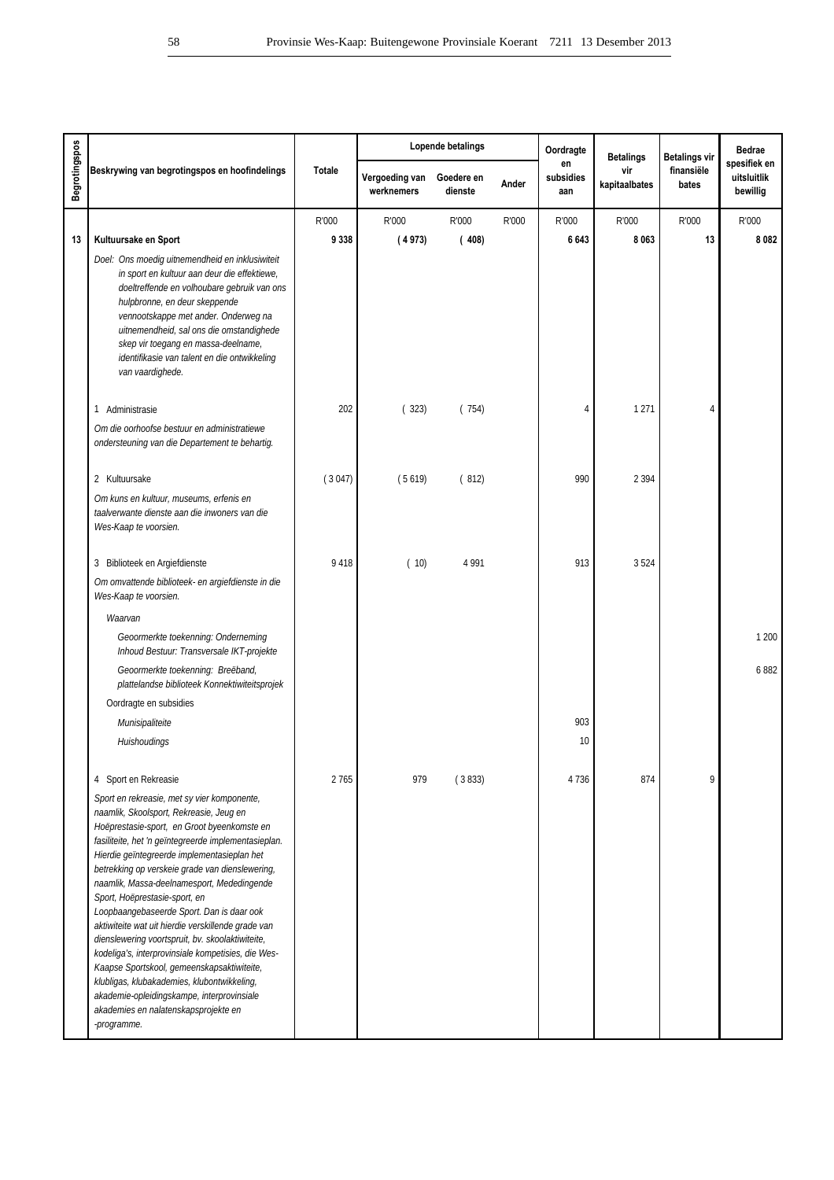| Begrotingspos | Beskrywing van begrotingspos en hoofindelings | Totale | Lopende betalings | | | Oordragte en subsidies aan | Betalings vir kapitaalbates | Betalings vir finansiële bates | Bedrae spesifiek en uitsluitlik bewillig |
|---|---|---|---|---|---|---|---|---|---|
| | | | Vergoeding van werknemers | Goedere en dienste | Ander | | | | |
| | | R'000 | R'000 | R'000 | R'000 | R'000 | R'000 | R'000 | R'000 |
| **13** | **Kultuursake en Sport** | **9 338** | **( 4 973)** | **( 408)** | | **6 643** | **8 063** | **13** | **8 082** |
| | *Doel: Ons moedig uitnemendheid en inklusiwiteit in sport en kultuur aan deur die effektiewe, doeltreffende en volhoubare gebruik van ons hulpbronne, en deur skeppende vennootskappe met ander. Onderweg na uitnemendheid, sal ons die omstandighede skep vir toegang en massa-deelname, identifikasie van talent en die ontwikkeling van vaardighede.* | | | | | | | | |
| | 1 Administrasie | 202 | ( 323) | ( 754) | | 4 | 1 271 | 4 | |
| | *Om die oorhoofse bestuur en administratiewe ondersteuning van die Departement te behartig.* | | | | | | | | |
| | 2 Kultuursake | ( 3 047) | ( 5 619) | ( 812) | | 990 | 2 394 | | |
| | *Om kuns en kultuur, museums, erfenis en taalverwante dienste aan die inwoners van die Wes-Kaap te voorsien.* | | | | | | | | |
| | 3 Biblioteek en Argiefdienste | 9 418 | ( 10) | 4 991 | | 913 | 3 524 | | |
| | *Om omvattende biblioteek- en argiefdienste in die Wes-Kaap te voorsien.* | | | | | | | | |
| | *Waarvan* | | | | | | | | |
| | *Geoormerkte toekenning: Onderneming Inhoud Bestuur: Transversale IKT-projekte* | | | | | | | | 1 200 |
| | *Geoormerkte toekenning: Breëband, plattelandse biblioteek Konnektiwiteitsprojek* | | | | | | | | 6 882 |
| | Oordragte en subsidies | | | | | | | | |
| | *Munisipaliteite* | | | | | 903 | | | |
| | *Huishoudings* | | | | | 10 | | | |
| | 4 Sport en Rekreasie | 2 765 | 979 | ( 3 833) | | 4 736 | 874 | 9 | |
| | *Sport en rekreasie, met sy vier komponente, naamlik, Skoolsport, Rekreasie, Jeug en Hoëprestasie-sport, en Groot byeenkomste en fasiliteite, het 'n geïntegreerde implementasieplan. Hierdie geïntegreerde implementasieplan het betrekking op verskeie grade van dienslewering, naamlik, Massa-deelnamesport, Mededingende Sport, Hoëprestasie-sport, en Loopbaangebaseerde Sport. Dan is daar ook aktiwiteite wat uit hierdie verskillende grade van dienslewering voortspruit, bv. skoolaktiwiteite, kodeliga's, interprovinsiale kompetisies, die Wes-Kaapse Sportskool, gemeenskapsaktiwiteite, klubligas, klubakademies, klubontwikkeling, akademie-opleidingskampe, interprovinsiale akademies en nalatenskapsprojekte en -programme.* | | | | | | | | |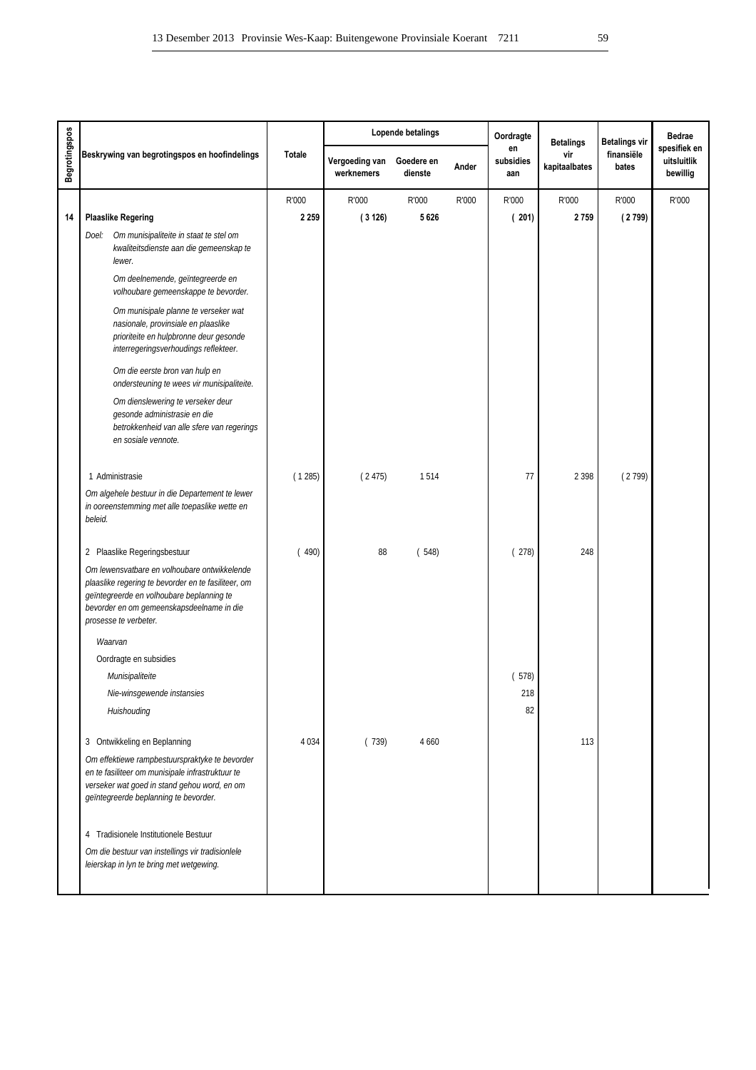| Begrotingspos | Beskrywing van begrotingspos en hoofindelings | Totale | Lopende betalings | | | Oordragte en subsidies aan | Betalings vir kapitaalbates | Betalings vir finansiële bates | Bedrae spesifiek en uitsluitlik bewillig |
|---|---|---|---|---|---|---|---|---|---|
| | | | Vergoeding van werknemers | Goedere en dienste | Ander | | | | |
| | | R'000 | R'000 | R'000 | R'000 | R'000 | R'000 | R'000 | R'000 |
| **14** | **Plaaslike Regering** | **2 259** | **( 3 126)** | **5 626** | | **( 201)** | **2 759** | **( 2 799)** | |
| | Doel: *Om munisipaliteite in staat te stel om kwaliteitsdienste aan die gemeenskap te lewer.* | | | | | | | | |
| | *Om deelnemende, geïntegreerde en volhoubare gemeenskappe te bevorder.* | | | | | | | | |
| | *Om munisipale planne te verseker wat nasionale, provinsiale en plaaslike prioriteite en hulpbronne deur gesonde interregeringsverhoudings reflekteer.* | | | | | | | | |
| | *Om die eerste bron van hulp en ondersteuning te wees vir munisipaliteite.* | | | | | | | | |
| | *Om dienslewering te verseker deur gesonde administrasie en die betrokkenheid van alle sfere van regerings en sosiale vennote.* | | | | | | | | |
| | 1 Administrasie | ( 1 285) | ( 2 475) | 1 514 | | 77 | 2 398 | ( 2 799) | |
| | *Om algehele bestuur in die Departement te lewer in ooreenstemming met alle toepaslike wette en beleid.* | | | | | | | | |
| | 2 Plaaslike Regeringsbestuur | ( 490) | 88 | ( 548) | | ( 278) | 248 | | |
| | *Om lewensvatbare en volhoubare ontwikkelende plaaslike regering te bevorder en te fasiliteer, om geïntegreerde en volhoubare beplanning te bevorder en om gemeenskapsdeelname in die prosesse te verbeter.* | | | | | | | | |
| | *Waarvan* | | | | | | | | |
| | Oordragte en subsidies | | | | | | | | |
| | *Munisipaliteite* | | | | | ( 578) | | | |
| | *Nie-winsgewende instansies* | | | | | 218 | | | |
| | *Huishouding* | | | | | 82 | | | |
| | 3 Ontwikkeling en Beplanning | 4 034 | ( 739) | 4 660 | | | 113 | | |
| | *Om effektiewe rampbestuurspraktyke te bevorder en te fasiliteer om munisipale infrastruktuur te verseker wat goed in stand gehou word, en om geïntegreerde beplanning te bevorder.* | | | | | | | | |
| | 4 Tradisionele Institutionele Bestuur | | | | | | | | |
| | *Om die bestuur van instellings vir tradisionlele leierskap in lyn te bring met wetgewing.* | | | | | | | | |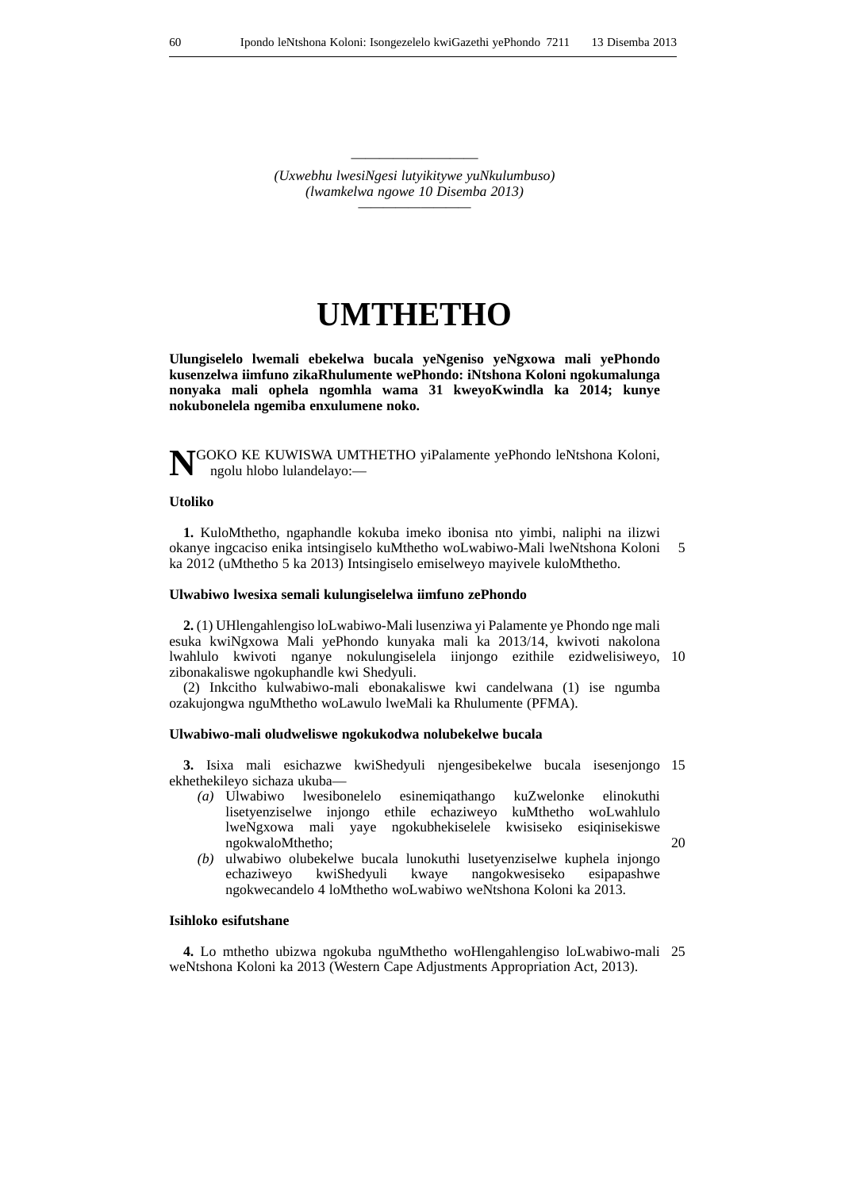(Uxwebhu lwesiNgesi lutyikitywe yuNkulumbuso)
(lwamkelwa ngowe 10 Disemba 2013)

# UMTHETHO

**Ulungiselelo lwemali ebekelwa bucala yeNgeniso yeNgxowa mali yePhondo kusenzelwa iimfuno zikaRhulumente wePhondo: iNtshona Koloni ngokumalunga nonyaka mali ophela ngomhla wama 31 kweyoKwindla ka 2014; kunye nokubonelela ngemiba enxulumene noko.**

NGOKO KE KUWISWA UMTHETHO yiPalamente yePhondo leNtshona Koloni, ngolu hlobo lulandelayo:—

**Utoliko**

**1.** KuloMthetho, ngaphandle kokuba imeko ibonisa nto yimbi, naliphi na ilizwi okanye ingcaciso enika intsingiselo kuMthetho woLwabiwo-Mali lweNtshona Koloni ka 2012 (uMthetho 5 ka 2013) Intsingiselo emiselweyo mayivele kuloMthetho.

**Ulwabiwo lwesixa semali kulungiselelwa iimfuno zePhondo**

**2.** (1) UHlengahlengiso loLwabiwo-Mali lusenziwa yi Palamente ye Phondo nge mali esuka kwiNgxowa Mali yePhondo kunyaka mali ka 2013/14, kwivoti nakolona lwahlulo kwivoti nganye nokulungiselela iinjongo ezithile ezidwelisiweyo, zibonakaliswe ngokuphandle kwi Shedyuli.

(2) Inkcitho kulwabiwo-mali ebonakaliswe kwi candelwana (1) ise ngumba ozakujongwa nguMthetho woLawulo lweMali ka Rhulumente (PFMA).

**Ulwabiwo-mali oludweliswe ngokukodwa nolubekelwe bucala**

**3.** Isixa mali esichazwe kwiShedyuli njengesibekelwe bucala isesenjongo ekhethekileyo sichaza ukuba—

*(a)* Ulwabiwo lwesibonelelo esinemiqathango kuZwelonke elinokuthi lisetyenziselwe injongo ethile echaziweyo kuMthetho woLwahlulo lweNgxowa mali yaye ngokubhekiselele kwisiseko esiqinisekiswe ngokwaloMthetho;

*(b)* ulwabiwo olubekelwe bucala lunokuthi lusetyenziselwe kuphela injongo echaziweyo kwiShedyuli kwaye nangokwesiseko esipapashwe ngokwecandelo 4 loMthetho woLwabiwo weNtshona Koloni ka 2013.

**Isihloko esifutshane**

**4.** Lo mthetho ubizwa ngokuba nguMthetho woHlengahlengiso loLwabiwo-mali weNtshona Koloni ka 2013 (Western Cape Adjustments Appropriation Act, 2013).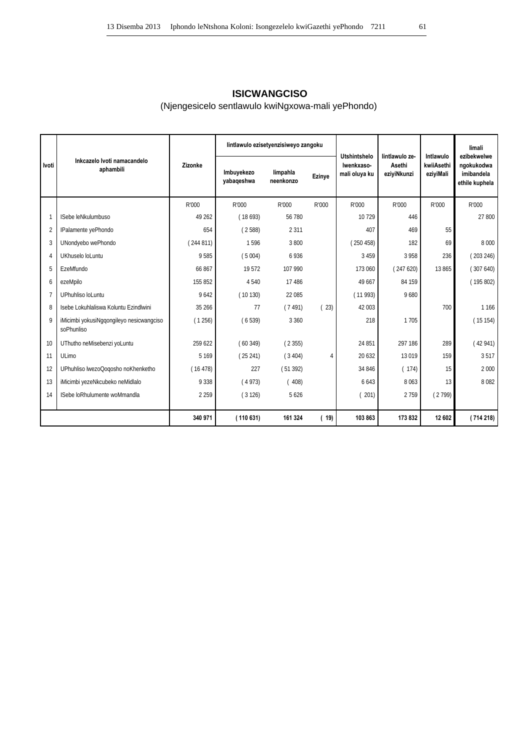## ISICWANGCISO

(Njengesicelo sentlawulo kwiNgxowa-mali yePhondo)

| Ivoti | Inkcazelo Ivoti namacandelo aphambili | Zizonke | Iintlawulo ezisetyenzisiweyo zangoku | | | Utshintshelo lwenkxaso-mali oluya ku | Iintlawulo ze-Asethi eziyiNkunzi | Intlawulo kwiiAsethi eziyiMali | Iimali ezibekwelwe ngokukodwa imibandela ethile kuphela |
|---|---|---|---|---|---|---|---|---|---|
| | | | Imbuyekezo yabaqeshwa | Iimpahla neenkonzo | Ezinye | | | | |
| | | R'000 | R'000 | R'000 | R'000 | R'000 | R'000 | R'000 | R'000 |
| 1 | ISebe leNkulumbuso | 49 262 | ( 18 693) | 56 780 | | 10 729 | 446 | | 27 800 |
| 2 | IPalamente yePhondo | 654 | ( 2 588) | 2 311 | | 407 | 469 | 55 | |
| 3 | UNondyebo wePhondo | ( 244 811) | 1 596 | 3 800 | | ( 250 458) | 182 | 69 | 8 000 |
| 4 | UKhuselo loLuntu | 9 585 | ( 5 004) | 6 936 | | 3 459 | 3 958 | 236 | ( 203 246) |
| 5 | EzeMfundo | 66 867 | 19 572 | 107 990 | | 173 060 | ( 247 620) | 13 865 | ( 307 640) |
| 6 | ezeMpilo | 155 852 | 4 540 | 17 486 | | 49 667 | 84 159 | | ( 195 802) |
| 7 | UPhuhliso loLuntu | 9 642 | ( 10 130) | 22 085 | | ( 11 993) | 9 680 | | |
| 8 | Isebe Lokuhlaliswa Koluntu Ezindlwini | 35 266 | 77 | ( 7 491) | ( 23) | 42 003 | | 700 | 1 166 |
| 9 | iMicimbi yokusiNgqongileyo nesicwangciso soPhunliso | ( 1 256) | ( 6 539) | 3 360 | | 218 | 1 705 | | ( 15 154) |
| 10 | UThutho neMisebenzi yoLuntu | 259 622 | ( 60 349) | ( 2 355) | | 24 851 | 297 186 | 289 | ( 42 941) |
| 11 | ULimo | 5 169 | ( 25 241) | ( 3 404) | 4 | 20 632 | 13 019 | 159 | 3 517 |
| 12 | UPhuhliso lwezoQoqosho noKhenketho | ( 16 478) | 227 | ( 51 392) | | 34 846 | ( 174) | 15 | 2 000 |
| 13 | iMicimbi yezeNkcubeko neMidlalo | 9 338 | ( 4 973) | ( 408) | | 6 643 | 8 063 | 13 | 8 082 |
| 14 | ISebe loRhulumente woMmandla | 2 259 | ( 3 126) | 5 626 | | ( 201) | 2 759 | ( 2 799) | |
| | | **340 971** | **( 110 631)** | **161 324** | **( 19)** | **103 863** | **173 832** | **12 602** | **( 714 218)** |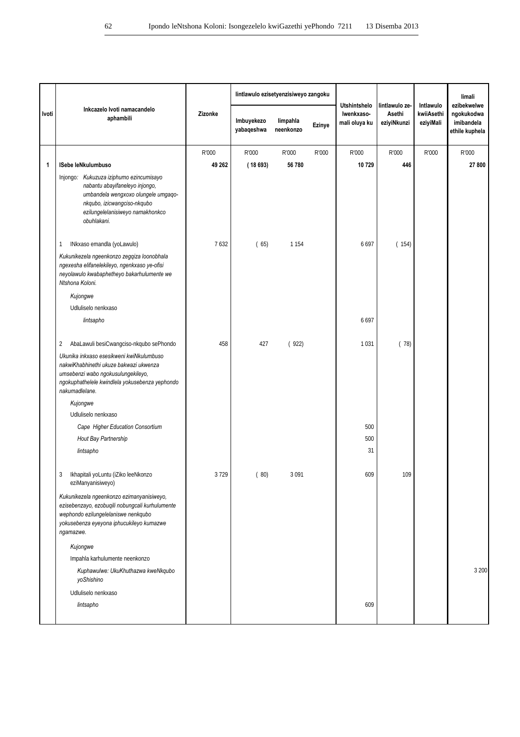| Ivoti | Inkcazelo Ivoti namacandelo aphambili | Zizonke | Iintlawulo ezisetyenzisiweyo zangoku | | | Utshintshelo lwenkxaso-mali oluya ku | Iintlawulo ze-Asethi eziyiNkunzi | Intlawulo kwiiAsethi eziyiMali | Iimali ezibekwelwe ngokukodwa imibandela ethile kuphela |
|---|---|---|---|---|---|---|---|---|---|
| | | | Imbuyekezo yabaqeshwa | Iimpahla neenkonzo | Ezinye | | | | |
| | | R'000 | R'000 | R'000 | R'000 | R'000 | R'000 | R'000 | R'000 |
| **1** | **ISebe leNkulumbuso** | **49 262** | **( 18 693)** | **56 780** | | **10 729** | **446** | | **27 800** |
| | Injongo: *Kukuzuza iziphumo ezincumisayo nabantu abayifaneleyo injongo, umbandela wengxoxo olungele umgaqo-nkqubo, izicwangciso-nkqubo ezilungelelanisiweyo namakhonkco obuhlakani.* | | | | | | | | |
| | 1 INkxaso emandla (yoLawulo) | 7 632 | ( 65) | 1 154 | | 6 697 | ( 154) | | |
| | *Kukunikezela ngeenkonzo zegqiza loonobhala ngexesha elifanelekileyo, ngenkxaso ye-ofisi neyolawulo kwabaphetheyo bakarhulumente we Ntshona Koloni.* | | | | | | | | |
| | *Kujongwe* | | | | | | | | |
| | Udluliselo nenkxaso | | | | | | | | |
| | *Iintsapho* | | | | | 6 697 | | | |
| | 2 AbaLawuli besiCwangciso-nkqubo sePhondo | 458 | 427 | ( 922) | | 1 031 | ( 78) | | |
| | *Ukunika inkxaso esesikweni kwiNkulumbuso nakwiKhabhinethi ukuze bakwazi ukwenza umsebenzi wabo ngokusulungekileyo, ngokuphathelele kwindlela yokusebenza yephondo nakumadlelane.* | | | | | | | | |
| | *Kujongwe* | | | | | | | | |
| | Udluliselo nenkxaso | | | | | | | | |
| | *Cape Higher Education Consortium* | | | | | 500 | | | |
| | *Hout Bay Partnership* | | | | | 500 | | | |
| | *Iintsapho* | | | | | 31 | | | |
| | 3 Ikhapitali yoLuntu (iZiko leeNkonzo eziManyanisiweyo) | 3 729 | ( 80) | 3 091 | | 609 | 109 | | |
| | *Kukunikezela ngeenkonzo ezimanyanisiweyo, ezisebenzayo, ezobuqili nobungcali kurhulumente wephondo ezilungelelaniswe nenkqubo yokusebenza eyeyona iphucukileyo kumazwe ngamazwe.* | | | | | | | | |
| | *Kujongwe* | | | | | | | | |
| | Impahla karhulumente neenkonzo | | | | | | | | |
| | *Kuphawulwe: UkuKhuthazwa kweNkqubo yoShishino* | | | | | | | | 3 200 |
| | Udluliselo nenkxaso | | | | | | | | |
| | *Iintsapho* | | | | | 609 | | | |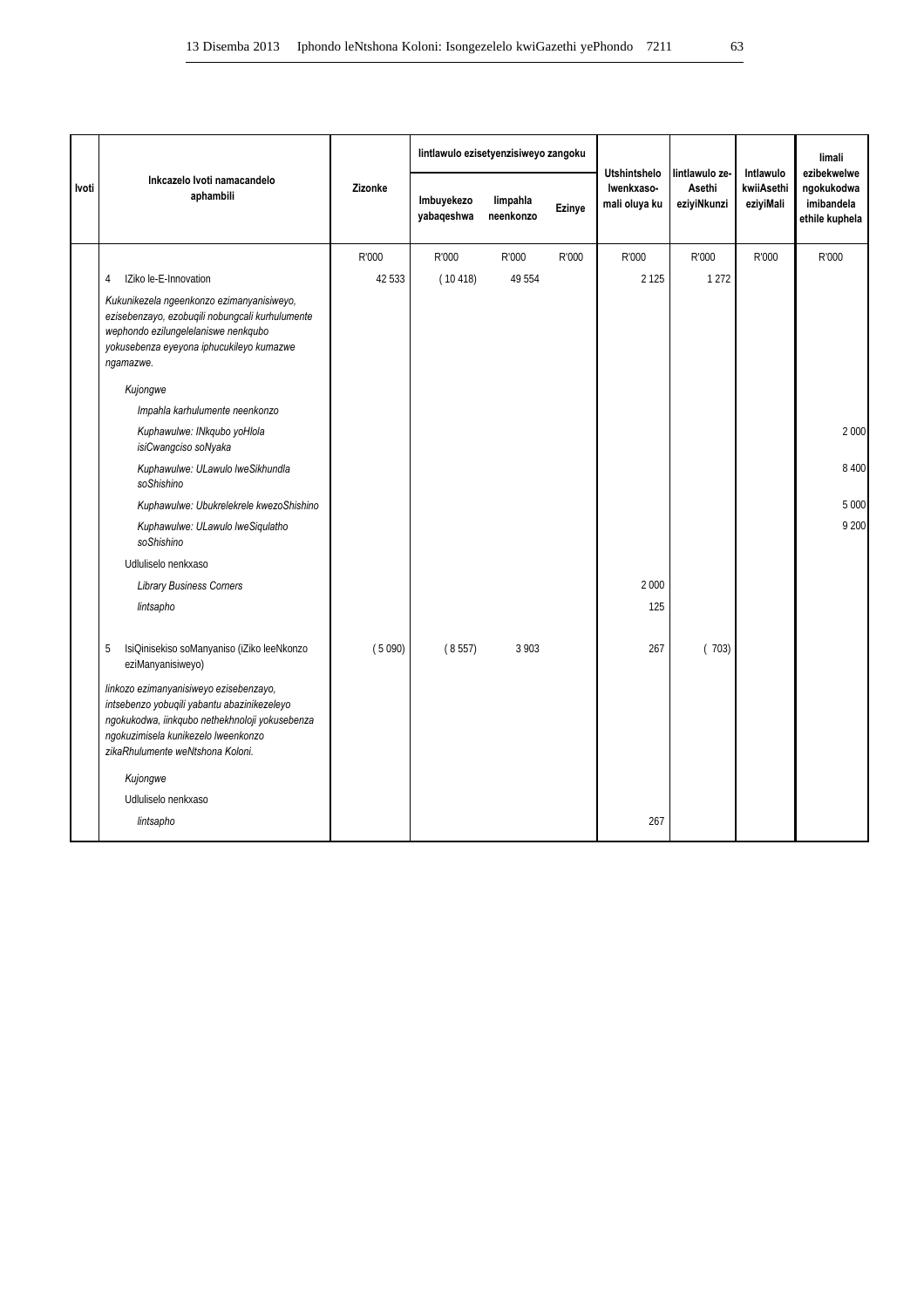| Ivoti | Inkcazelo Ivoti namacandelo aphambili | Zizonke | Iintlawulo ezisetyenzisiweyo zangoku | | | Utshintshelo Iwenkxaso-mali oluya ku | Iintlawulo ze-Asethi eziyiNkunzi | Intlawulo kwiiAsethi eziyiMali | Iimali ezibekwelwe ngokukodwa imibandela ethile kuphela |
|---|---|---|---|---|---|---|---|---|---|
| | | | Imbuyekezo yabaqeshwa | Iimpahla neenkonzo | Ezinye | | | | |
| | | R'000 | R'000 | R'000 | R'000 | R'000 | R'000 | R'000 | R'000 |
| | 4 IZiko le-E-Innovation | 42 533 | ( 10 418) | 49 554 | | 2 125 | 1 272 | | |
| | *Kukunikezela ngeenkonzo ezimanyanisiweyo, ezisebenzayo, ezobuqili nobungcali kurhulumente wephondo ezilungelelaniswe nenkqubo yokusebenza eyeyona iphucukileyo kumazwe ngamazwe.* | | | | | | | | |
| | *Kujongwe* | | | | | | | | |
| | *Impahla karhulumente neenkonzo* | | | | | | | | |
| | *Kuphawulwe: INkqubo yoHlola isiCwangciso soNyaka* | | | | | | | | 2 000 |
| | *Kuphawulwe: ULawulo lweSikhundla soShishino* | | | | | | | | 8 400 |
| | *Kuphawulwe: Ubukrelekrele kwezoShishino* | | | | | | | | 5 000 |
| | *Kuphawulwe: ULawulo lweSiqulatho soShishino* | | | | | | | | 9 200 |
| | Udluliselo nenkxaso | | | | | | | | |
| | *Library Business Corners* | | | | | 2 000 | | | |
| | *Iintsapho* | | | | | 125 | | | |
| | 5 IsiQinisekiso soManyaniso (iZiko leeNkonzo eziManyanisiweyo) | ( 5 090) | ( 8 557) | 3 903 | | 267 | ( 703) | | |
| | *Iinkozo ezimanyanisiweyo ezisebenzayo, intsebenzo yobuqili yabantu abazinikezeleyo ngokukodwa, iinkqubo nethekhnoloji yokusebenza ngokuzimisela kunikezelo lweenkonzo zikaRhulumente weNtshona Koloni.* | | | | | | | | |
| | *Kujongwe* | | | | | | | | |
| | Udluliselo nenkxaso | | | | | | | | |
| | *Iintsapho* | | | | | 267 | | | |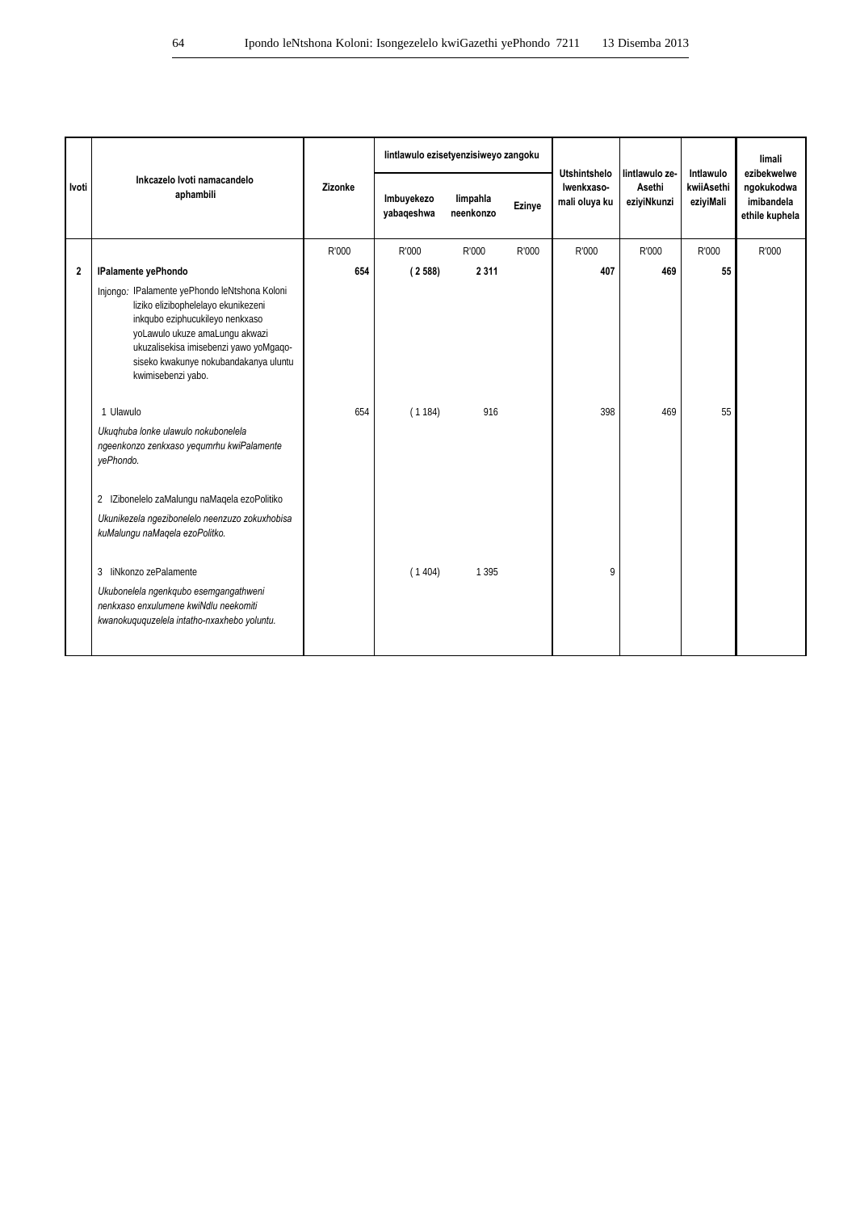| Ivoti | Inkcazelo Ivoti namacandelo aphambili | Zizonke | Iintlawulo ezisetyenzisiweyo zangoku | | | Utshintshelo Iwenkxaso-mali oluya ku | Iintlawulo ze-Asethi eziyiNkunzi | Intlawulo kwiiAsethi eziyiMali | Iimali ezibekwelwe ngokukodwa imibandela ethile kuphela |
|---|---|---|---|---|---|---|---|---|---|
| | | | Imbuyekezo yabaqeshwa | Iimpahla neenkonzo | Ezinye | | | | |
| | | R'000 | R'000 | R'000 | R'000 | R'000 | R'000 | R'000 | R'000 |
| **2** | **IPalamente yePhondo** | **654** | **( 2 588)** | **2 311** | | **407** | **469** | **55** | |
| | Injongo: IPalamente yePhondo leNtshona Koloni liziko elizibophelelayo ekunikezeni inkqubo eziphucukileyo nenkxaso yoLawulo ukuze amaLungu akwazi ukuzalisekisa imisebenzi yawo yoMgaqo-siseko kwakunye nokubandakanya uluntu kwimisebenzi yabo. | | | | | | | | |
| | 1 Ulawulo | 654 | ( 1 184) | 916 | | 398 | 469 | 55 | |
| | *Ukuqhuba lonke ulawulo nokubonelela ngeenkonzo zenkxaso yequmrhu kwiPalamente yePhondo.* | | | | | | | | |
| | 2 IZibonelelo zaMalungu naMaqela ezoPolitiko | | | | | | | | |
| | *Ukunikezela ngezibonelelo neenzuzo zokuxhobisa kuMalungu naMaqela ezoPolitko.* | | | | | | | | |
| | 3 IiNkonzo zePalamente | | ( 1 404) | 1 395 | | 9 | | | |
| | *Ukubonelela ngenkqubo esemgangathweni nenkxaso enxulumene kwiNdlu neekomiti kwanokuququzelela intatho-nxaxhebo yoluntu.* | | | | | | | | |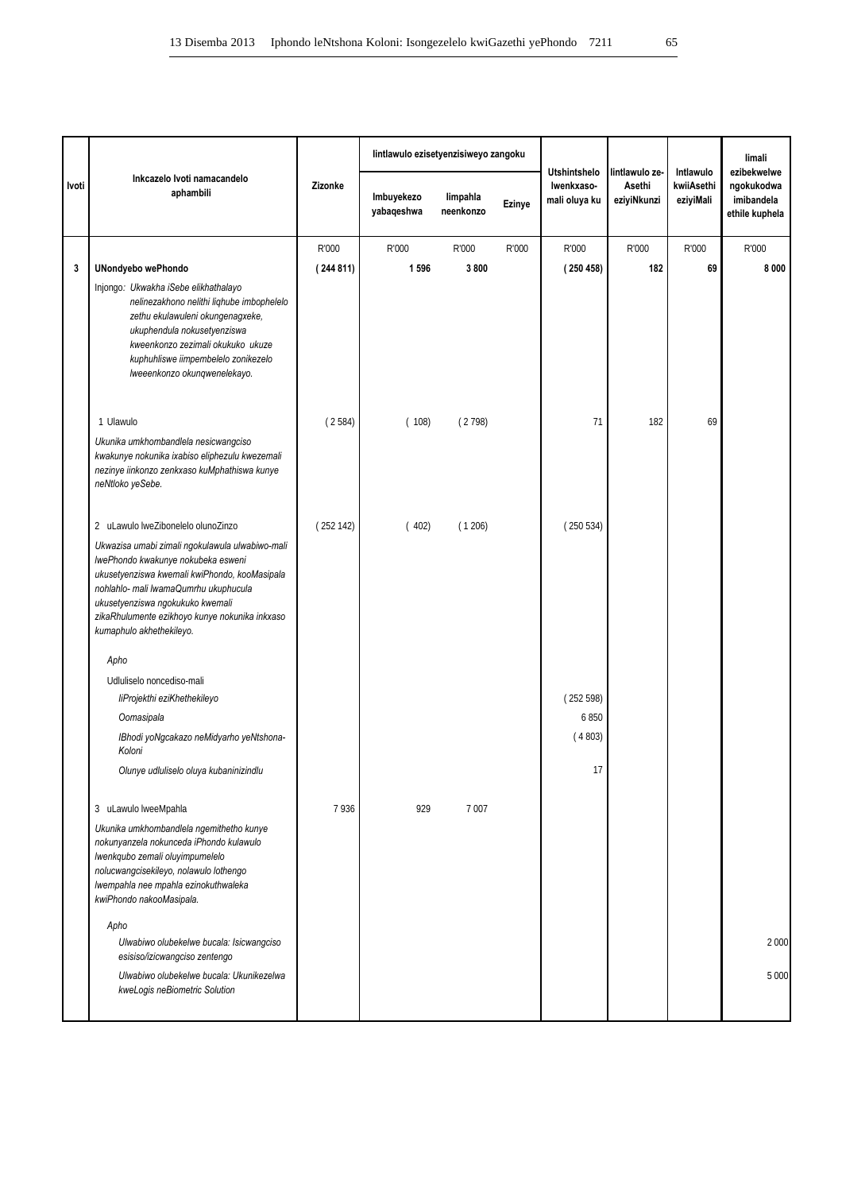| Ivoti | Inkcazelo Ivoti namacandelo aphambili | Zizonke | Iintlawulo ezisetyenzisiweyo zangoku | | | Utshintshelo lwenkxaso-mali oluya ku | Iintlawulo ze-Asethi eziyiNkunzi | Intlawulo kwiiAsethi eziyiMali | Iimali ezibekwelwe ngokukodwa imibandela ethile kuphela |
|---|---|---|---|---|---|---|---|---|---|
| | | | Imbuyekezo yabaqeshwa | Iimpahla neenkonzo | Ezinye | | | | |
| | | R'000 | R'000 | R'000 | R'000 | R'000 | R'000 | R'000 | R'000 |
| **3** | **UNondyebo wePhondo** | **( 244 811)** | **1 596** | **3 800** | | **( 250 458)** | **182** | **69** | **8 000** |
| | Injongo: *Ukwakha iSebe elikhathalayo nelinezakhono nelithi liqhube imbophelelo zethu ekulawuleni okungenagxeke, ukuphendula nokusetyenziswa kweenkonzo zezimali okukuko ukuze kuphuhliswe iimpembelelo zonikezelo lweeenkonzo okunqwenelekayo.* | | | | | | | | |
| | 1 Ulawulo | ( 2 584) | ( 108) | ( 2 798) | | 71 | 182 | 69 | |
| | *Ukunika umkhombandlela nesicwangciso kwakunye nokunika ixabiso eliphezulu kwezemali nezinye iinkonzo zenkxaso kuMphathiswa kunye neNtloko yeSebe.* | | | | | | | | |
| | 2 uLawulo lweZibonelelo olunoZinzo | ( 252 142) | ( 402) | ( 1 206) | | ( 250 534) | | | |
| | *Ukwazisa umabi zimali ngokulawula ulwabiwo-mali lwePhondo kwakunye nokubeka esweni ukusetyenziswa kwemali kwiPhondo, kooMasipala nohlahlo- mali lwamaQumrhu ukuphucula ukusetyenziswa ngokukuko kwemali zikaRhulumente ezikhoyo kunye nokunika inkxaso kumaphulo akhethekileyo.* | | | | | | | | |
| | *Apho* | | | | | | | | |
| | Udluliselo noncediso-mali | | | | | | | | |
| | *IiProjekthi eziKhethekileyo* | | | | | ( 252 598) | | | |
| | *Oomasipala* | | | | | 6 850 | | | |
| | *IBhodi yoNgcakazo neMidyarho yeNtshona-Koloni* | | | | | ( 4 803) | | | |
| | *Olunye udluliselo oluya kubaninizindlu* | | | | | 17 | | | |
| | 3 uLawulo lweeMpahla | 7 936 | 929 | 7 007 | | | | | |
| | *Ukunika umkhombandlela ngemithetho kunye nokunyanzela nokunceda iPhondo kulawulo lwenkqubo zemali oluyimpumelelo nolucwangcisekileyo, nolawulo lothengo lwempahla nee mpahla ezinokuthwaleka kwiPhondo nakooMasipala.* | | | | | | | | |
| | *Apho* | | | | | | | | |
| | *Ulwabiwo olubekelwe bucala: Isicwangciso esisiso/izicwangciso zentengo* | | | | | | | | 2 000 |
| | *Ulwabiwo olubekelwe bucala: Ukunikezelwa kweLogis neBiometric Solution* | | | | | | | | 5 000 |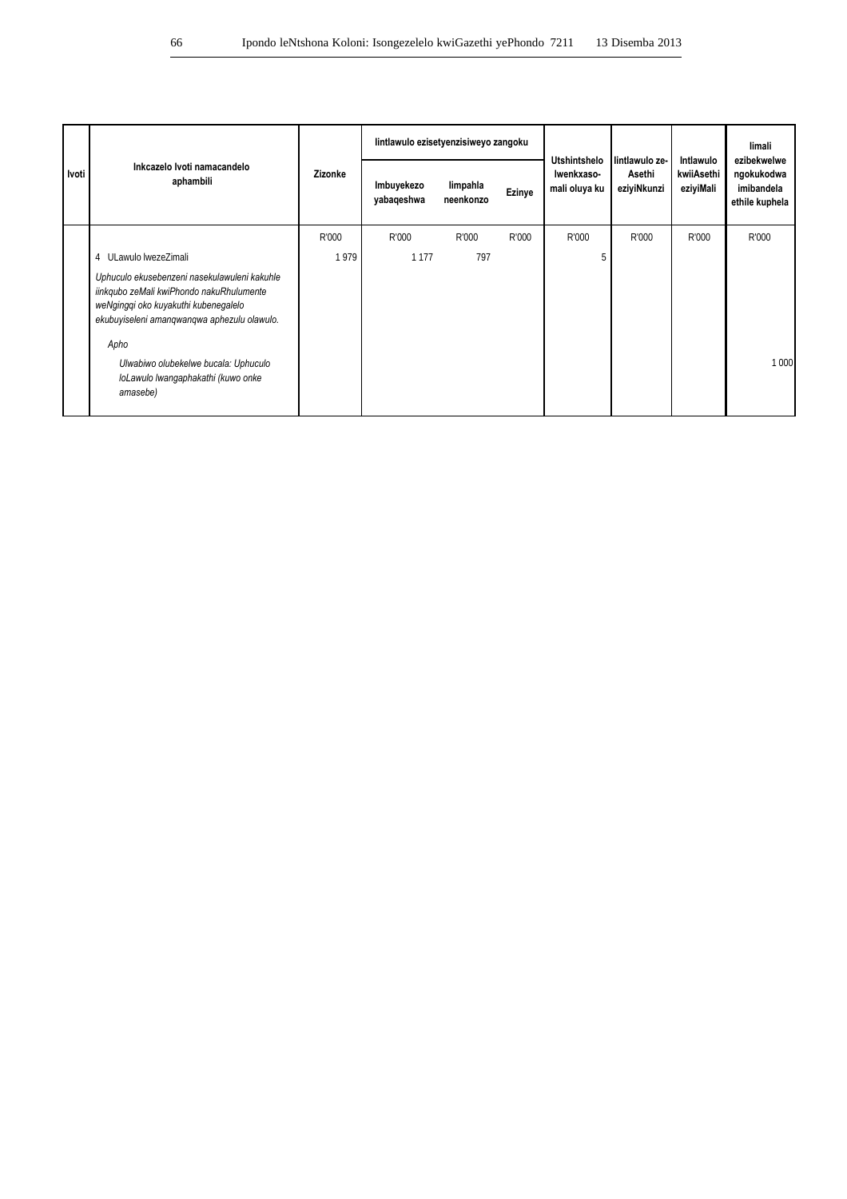| Ivoti | Inkcazelo Ivoti namacandelo aphambili | Zizonke | Iintlawulo ezisetyenzisiweyo zangoku | | | Utshintshelo lwenkxaso-mali oluya ku | Iintlawulo ze-Asethi eziyiNkunzi | Intlawulo kwiiAsethi eziyiMali | Iimali ezibekwelwe ngokukodwa imibandela ethile kuphela |
|---|---|---|---|---|---|---|---|---|---|
| | | | Imbuyekezo yabaqeshwa | Iimpahla neenkonzo | Ezinye | | | | |
| | | R'000 | R'000 | R'000 | R'000 | R'000 | R'000 | R'000 | R'000 |
| | 4 ULawulo lwezeZimali | 1 979 | 1 177 | 797 | | 5 | | | |
| | *Uphuculo ekusebenzeni nasekulawuleni kakuhle iinkqubo zeMali kwiPhondo nakuRhulumente weNgingqi oko kuyakuthi kubenegalelo ekubuyiseleni amanqwanqwa aphezulu olawulo.* | | | | | | | | |
| | *Apho* | | | | | | | | |
| | *Ulwabiwo olubekelwe bucala: Uphuculo loLawulo lwangaphakathi (kuwo onke amasebe)* | | | | | | | | 1 000 |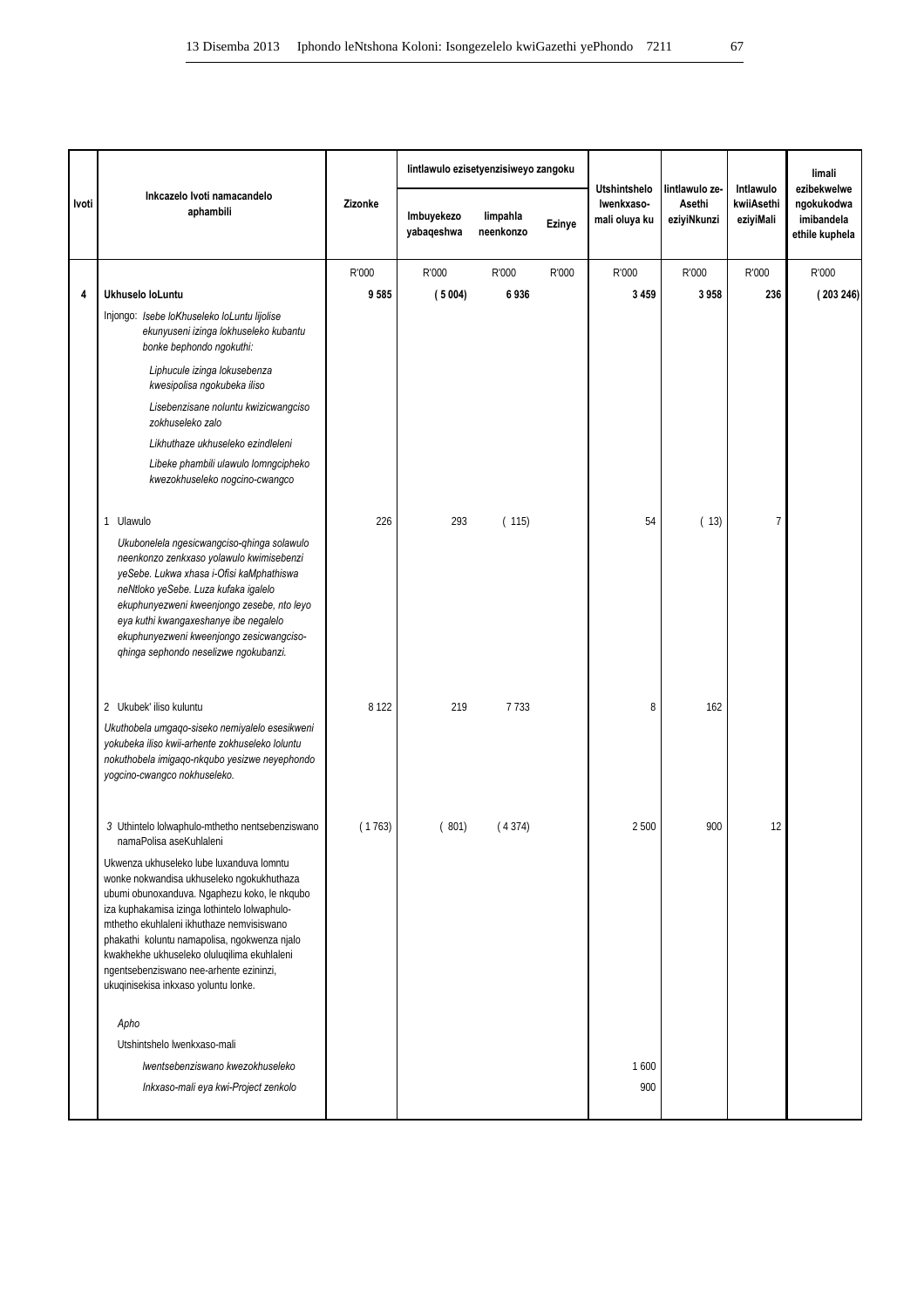| Ivoti | Inkcazelo Ivoti namacandelo aphambili | Zizonke | Iintlawulo ezisetyenzisiweyo zangoku | | | Utshintshelo Iwenkxaso-mali oluya ku | Iintlawulo ze-Asethi eziyiNkunzi | Intlawulo kwiiAsethi eziyiMali | Iimali ezibekwelwe ngokukodwa imibandela ethile kuphela |
|---|---|---|---|---|---|---|---|---|---|
| | | | Imbuyekezo yabaqeshwa | Iimpahla neenkonzo | Ezinye | | | | |
| | | R'000 | R'000 | R'000 | R'000 | R'000 | R'000 | R'000 | R'000 |
| **4** | **Ukhuselo loLuntu** | **9 585** | **( 5 004)** | **6 936** | | **3 459** | **3 958** | **236** | **( 203 246)** |
| | Injongo: *Isebe loKhuseleko loLuntu lijolise ekunyuseni izinga lokhuseleko kubantu bonke bephondo ngokuthi:* | | | | | | | | |
| | *Liphucule izinga lokusebenza kwesipolisa ngokubeka iliso* | | | | | | | | |
| | *Lisebenzisane noluntu kwizicwangciso zokhuseleko zalo* | | | | | | | | |
| | *Likhuthaze ukhuseleko ezindleleni* | | | | | | | | |
| | *Libeke phambili ulawulo lomngcipheko kwezokhuseleko nogcino-cwangco* | | | | | | | | |
| | 1 Ulawulo | 226 | 293 | ( 115) | | 54 | ( 13) | 7 | |
| | *Ukubonelela ngesicwangciso-qhinga solawulo neenkonzo zenkxaso yolawulo kwimisebenzi yeSebe. Lukwa xhasa i-Ofisi kaMphathiswa neNtloko yeSebe. Luza kufaka igalelo ekuphunyezweni kweenjongo zesebe, nto leyo eya kuthi kwangaxeshanye ibe negalelo ekuphunyezweni kweenjongo zesicwangciso-qhinga sephondo neselizwe ngokubanzi.* | | | | | | | | |
| | 2 Ukubek' iliso kuluntu | 8 122 | 219 | 7 733 | | 8 | 162 | | |
| | *Ukuthobela umgaqo-siseko nemiyalelo esesikweni yokubeka iliso kwii-arhente zokhuseleko loluntu nokuthobela imigaqo-nkqubo yesizwe neyephondo yogcino-cwangco nokhuseleko.* | | | | | | | | |
| | *3* Uthintelo lolwaphulo-mthetho nentsebenziswano namaPolisa aseKuhlaleni | ( 1 763) | ( 801) | ( 4 374) | | 2 500 | 900 | 12 | |
| | Ukwenza ukhuseleko lube luxanduva lomntu wonke nokwandisa ukhuseleko ngokukhuthaza ubumi obunoxanduva. Ngaphezu koko, le nkqubo iza kuphakamisa izinga lothintelo lolwaphulo-mthetho ekuhlaleni ikhuthaze nemvisiswano phakathi koluntu namapolisa, ngokwenza njalo kwakhekhe ukhuseleko oluluqilima ekuhlaleni ngentsebenziswano nee-arhente ezininzi, ukuqinisekisa inkxaso yoluntu lonke. | | | | | | | | |
| | *Apho* | | | | | | | | |
| | Utshintshelo lwenkxaso-mali | | | | | | | | |
| | *Iwentsebenziswano kwezokhuseleko* | | | | | 1 600 | | | |
| | *Inkxaso-mali eya kwi-Project zenkolo* | | | | | 900 | | | |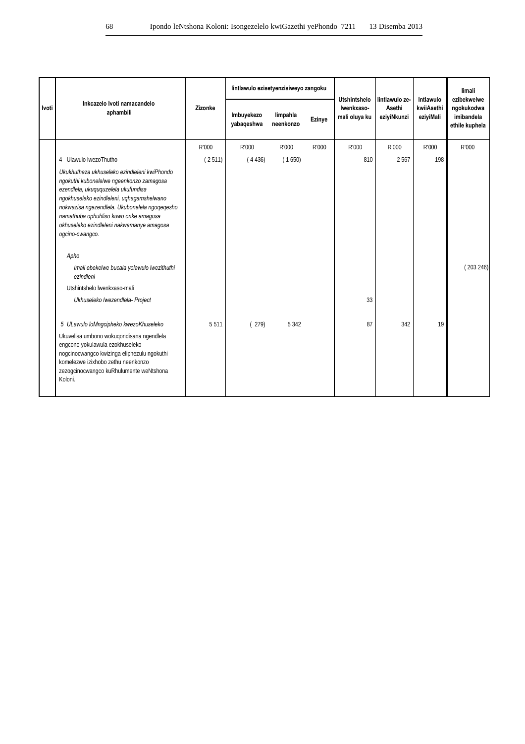| Ivoti | Inkcazelo Ivoti namacandelo aphambili | Zizonke | Iintlawulo ezisetyenzisiweyo zangoku | | | Utshintshelo lwenkxaso-mali oluya ku | Iintlawulo ze-Asethi eziyiNkunzi | Intlawulo kwiiAsethi eziyiMali | Iimali ezibekwelwe ngokukodwa imibandela ethile kuphela |
|---|---|---|---|---|---|---|---|---|---|
| | | | Imbuyekezo yabaqeshwa | Iimpahla neenkonzo | Ezinye | | | | |
| | | R'000 | R'000 | R'000 | R'000 | R'000 | R'000 | R'000 | R'000 |
| | 4 Ulawulo lwezoThutho | ( 2 511) | ( 4 436) | ( 1 650) | | 810 | 2 567 | 198 | |
| | *Ukukhuthaza ukhuseleko ezindleleni kwiPhondo ngokuthi kubonelelwe ngeenkonzo zamagosa ezendlela, ukuququzelela ukufundisa ngokhuseleko ezindleleni, uqhagamshelwano nokwazisa ngezendlela. Ukubonelela ngoqeqesho namathuba ophuhliso kuwo onke amagosa okhuseleko ezindleleni nakwamanye amagosa ogcino-cwangco.* | | | | | | | | |
| | *Apho* | | | | | | | | |
| | *Imali ebekelwe bucala yolawulo lwezithuthi ezindleni* | | | | | | | | ( 203 246) |
| | Utshintshelo lwenkxaso-mali | | | | | | | | |
| | *Ukhuseleko lwezendlela- Project* | | | | | 33 | | | |
| | *5 ULawulo loMngcipheko kwezoKhuseleko* | 5 511 | ( 279) | 5 342 | | 87 | 342 | 19 | |
| | Ukuvelisa umbono wokuqondisana ngendlela engcono yokulawula ezokhuseleko nogcinocwangco kwizinga eliphezulu ngokuthi komelezwe izixhobo zethu neenkonzo zezogcinocwangco kuRhulumente weNtshona Koloni. | | | | | | | | |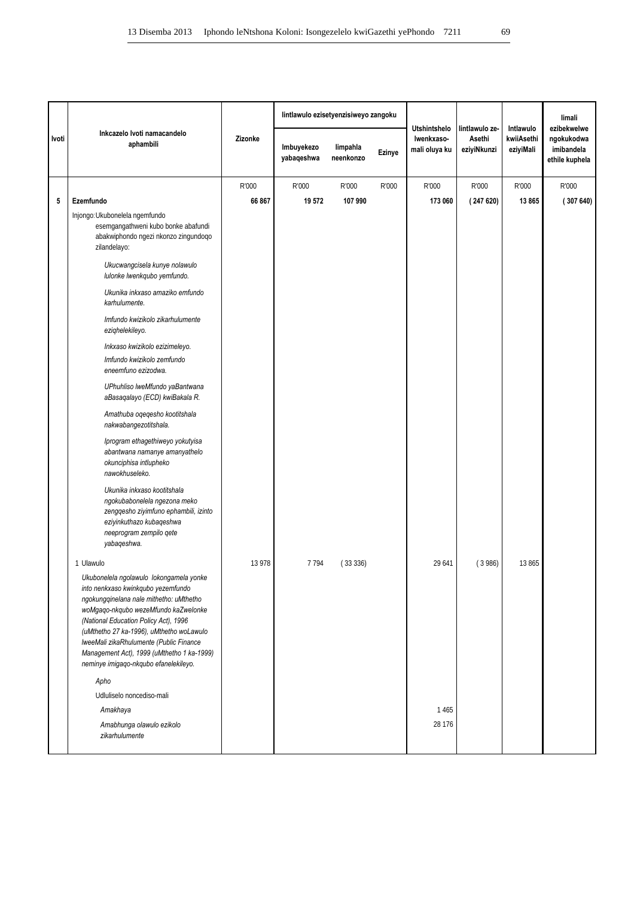| Ivoti | Inkcazelo Ivoti namacandelo aphambili | Zizonke | Iintlawulo ezisetyenzisiweyo zangoku | | | Utshintshelo lwenkxaso-mali oluya ku | Iintlawulo ze-Asethi eziyiNkunzi | Intlawulo kwiiAsethi eziyiMali | Iimali ezibekwelwe ngokukodwa imibandela ethile kuphela |
|---|---|---|---|---|---|---|---|---|---|
| | | | Imbuyekezo yabaqeshwa | Iimpahla neenkonzo | Ezinye | | | | |
| | | R'000 | R'000 | R'000 | R'000 | R'000 | R'000 | R'000 | R'000 |
| **5** | **Ezemfundo** | **66 867** | **19 572** | **107 990** | | **173 060** | **( 247 620)** | **13 865** | **( 307 640)** |
| | Injongo: Ukubonelela ngemfundo esemgangathweni kubo bonke abafundi abakwiphondo ngezi nkonzo zingundoqo zilandelayo: | | | | | | | | |
| | *Ukucwangcisela kunye nolawulo lulonke lwenkqubo yemfundo.* | | | | | | | | |
| | *Ukunika inkxaso amaziko emfundo karhulumente.* | | | | | | | | |
| | *Imfundo kwizikolo zikarhulumente eziqhelekileyo.* | | | | | | | | |
| | *Inkxaso kwizikolo ezizimeleyo.* | | | | | | | | |
| | *Imfundo kwizikolo zemfundo eneemfuno ezizodwa.* | | | | | | | | |
| | *UPhuhliso lweMfundo yaBantwana aBasaqalayo (ECD) kwiBakala R.* | | | | | | | | |
| | *Amathuba oqeqesho kootitshala nakwabangezotitshala.* | | | | | | | | |
| | *Iprogram ethagethiweyo yokutyisa abantwana namanye amanyathelo okunciphisa intlupheko nawokhuseleko.* | | | | | | | | |
| | *Ukunika inkxaso kootitshala ngokubabonelela ngezona meko zengqesho ziyimfuno ephambili, izinto eziyinkuthazo kubaqeshwa neeprogram zempilo qete yabaqeshwa.* | | | | | | | | |
| | 1 Ulawulo | 13 978 | 7 794 | ( 33 336) | | 29 641 | ( 3 986) | 13 865 | |
| | *Ukubonelela ngolawulo lokongamela yonke into nenkxaso kwinkqubo yezemfundo ngokungqinelana nale mithetho: uMthetho woMgaqo-nkqubo wezeMfundo kaZwelonke (National Education Policy Act), 1996 (uMthetho 27 ka-1996), uMthetho woLawulo lweeMali zikaRhulumente (Public Finance Management Act), 1999 (uMthetho 1 ka-1999) neminye imigaqo-nkqubo efanelekileyo.* | | | | | | | | |
| | *Apho* | | | | | | | | |
| | Udluliselo noncediso-mali | | | | | | | | |
| | *Amakhaya* | | | | | 1 465 | | | |
| | *Amabhunga olawulo ezikolo zikarhulumente* | | | | | 28 176 | | | |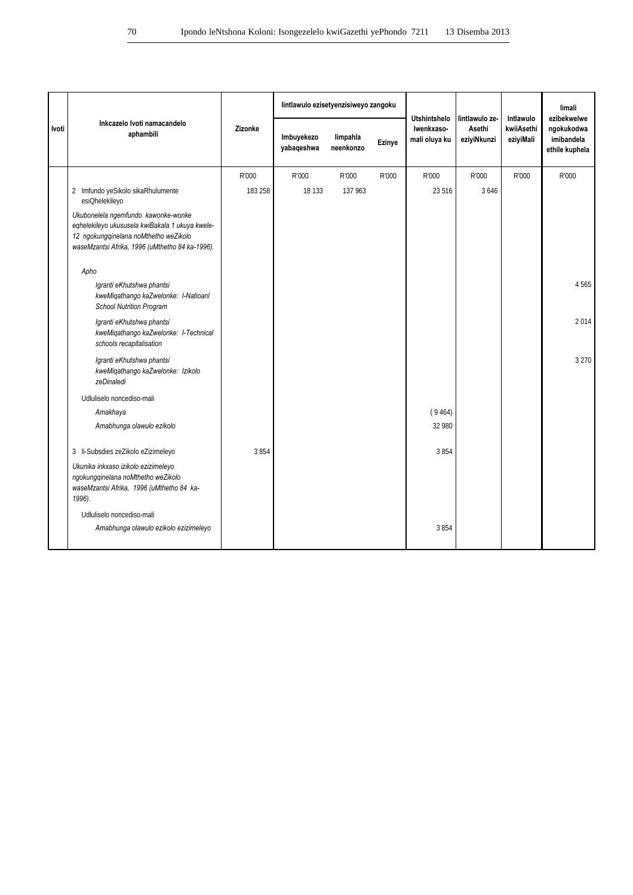| Ivoti | Inkcazelo Ivoti namacandelo aphambili | Zizonke | Iintlawulo ezisetyenzisiweyo zangoku | | | Utshintshelo lwenkxaso-mali oluya ku | Iintlawulo ze-Asethi eziyiNkunzi | Intlawulo kwiiAsethi eziyiMali | Iimali ezibekwelwe ngokukodwa imibandela ethile kuphela |
|---|---|---|---|---|---|---|---|---|---|
| | | | Imbuyekezo yabaqeshwa | Iimpahla neenkonzo | Ezinye | | | | |
| | | R'000 | R'000 | R'000 | R'000 | R'000 | R'000 | R'000 | R'000 |
| | 2 Imfundo yeSikolo sikaRhulumente esiQhelekileyo | 183 258 | 18 133 | 137 963 | | 23 516 | 3 646 | | |
| | *Ukubonelela ngemfundo kawonke-wonke eqhelekileyo ukususela kwiBakala 1 ukuya kwele-12 ngokungqinelana noMthetho weZikolo waseMzantsi Afrika, 1996 (uMthetho 84 ka-1996).* | | | | | | | | |
| | *Apho* | | | | | | | | |
| | *Igranti eKhutshwa phantsi kweMiqathango kaZwelonke: I-Natioanl School Nutrition Program* | | | | | | | | 4 565 |
| | *Igranti eKhutshwa phantsi kweMiqathango kaZwelonke: I-Technical schools recapitalisation* | | | | | | | | 2 014 |
| | *Igranti eKhutshwa phantsi kweMiqathango kaZwelonke: Izikolo zeDinaledi* | | | | | | | | 3 270 |
| | Udluliselo noncediso-mali | | | | | | | | |
| | *Amakhaya* | | | | | ( 9 464) | | | |
| | *Amabhunga olawulo ezikolo* | | | | | 32 980 | | | |
| | 3 Ii-Subsdies zeZikolo eZizimeleyo | 3 854 | | | | 3 854 | | | |
| | *Ukunika inkxaso izikolo ezizimeleyo ngokungqinelana noMthetho weZikolo waseMzantsi Afrika, 1996 (uMthetho 84 ka-1996).* | | | | | | | | |
| | Udluliselo noncediso-mali | | | | | | | | |
| | *Amabhunga olawulo ezikolo ezizimeleyo* | | | | | 3 854 | | | |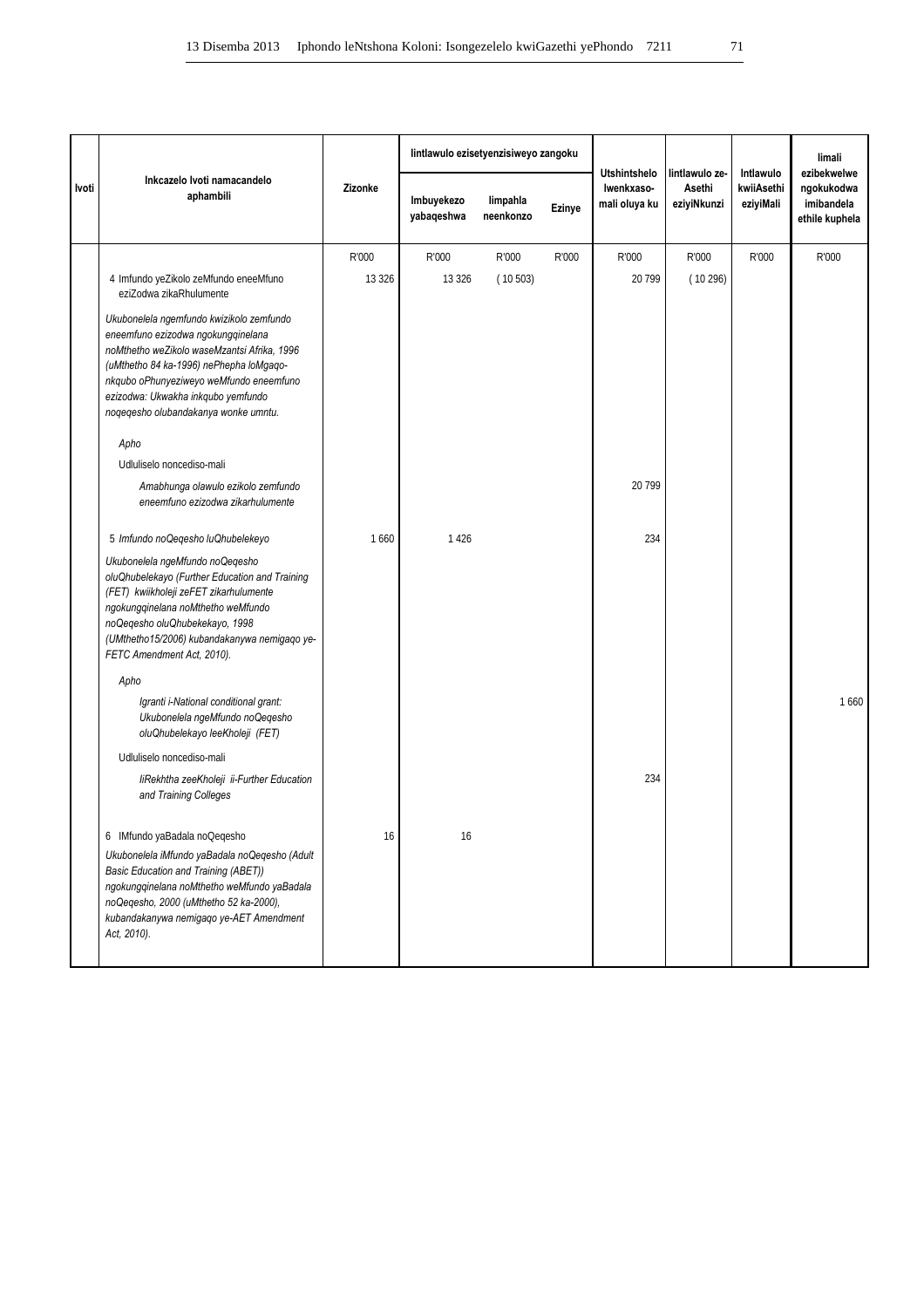| Ivoti | Inkcazelo Ivoti namacandelo aphambili | Zizonke | Iintlawulo ezisetyenzisiweyo zangoku | | | Utshintshelo lwenkxaso-mali oluya ku | Iintlawulo ze-Asethi eziyiNkunzi | Intlawulo kwiiAsethi eziyiMali | Iimali ezibekwelwe ngokukodwa imibandela ethile kuphela |
|---|---|---|---|---|---|---|---|---|---|
| | | | Imbuyekezo yabaqeshwa | Iimpahla neenkonzo | Ezinye | | | | |
| | | R'000 | R'000 | R'000 | R'000 | R'000 | R'000 | R'000 | R'000 |
| | 4 Imfundo yeZikolo zeMfundo eneeMfuno eziZodwa zikaRhulumente | 13 326 | 13 326 | ( 10 503) | | 20 799 | ( 10 296) | | |
| | *Ukubonelela ngemfundo kwizikolo zemfundo eneemfuno ezizodwa ngokungqinelana noMthetho weZikolo waseMzantsi Afrika, 1996 (uMthetho 84 ka-1996) nePhepha loMgaqo-nkqubo oPhunyeziweyo weMfundo eneemfuno ezizodwa: Ukwakha inkqubo yemfundo noqeqesho olubandakanya wonke umntu.* | | | | | | | | |
| | *Apho* | | | | | | | | |
| | Udluliselo noncediso-mali | | | | | | | | |
| | *Amabhunga olawulo ezikolo zemfundo eneemfuno ezizodwa zikarhulumente* | | | | | 20 799 | | | |
| | 5 *Imfundo noQeqesho luQhubelekeyo* | 1 660 | 1 426 | | | 234 | | | |
| | *Ukubonelela ngeMfundo noQeqesho oluQhubelekayo (Further Education and Training (FET) kwiikholeji zeFET zikarhulumente ngokungqinelana noMthetho weMfundo noQeqesho oluQhubekekayo, 1998 (UMthetho15/2006) kubandakanywa nemigaqo ye-FETC Amendment Act, 2010).* | | | | | | | | |
| | *Apho* | | | | | | | | |
| | *Igranti i-National conditional grant: Ukubonelela ngeMfundo noQeqesho oluQhubelekayo leeKholeji (FET)* | | | | | | | | 1 660 |
| | Udluliselo noncediso-mali | | | | | | | | |
| | *IiRekhtha zeeKholeji ii-Further Education and Training Colleges* | | | | | 234 | | | |
| | 6 IMfundo yaBadala noQeqesho | 16 | 16 | | | | | | |
| | *Ukubonelela iMfundo yaBadala noQeqesho (Adult Basic Education and Training (ABET)) ngokungqinelana noMthetho weMfundo yaBadala noQeqesho, 2000 (uMthetho 52 ka-2000), kubandakanywa nemigaqo ye-AET Amendment Act, 2010).* | | | | | | | | |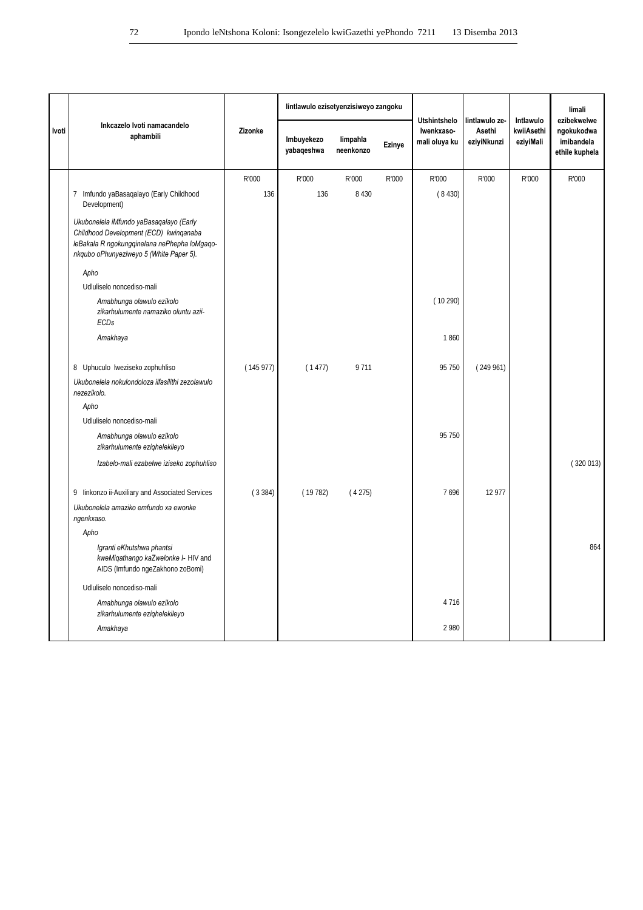| Ivoti | Inkcazelo Ivoti namacandelo aphambili | Zizonke | Iintlawulo ezisetyenzisiweyo zangoku | | | Utshintshelo lwenkxaso-mali oluya ku | Iintlawulo ze-Asethi eziyiNkunzi | Intlawulo kwiiAsethi eziyiMali | Iimali ezibekwelwe ngokukodwa imibandela ethile kuphela |
|---|---|---|---|---|---|---|---|---|---|
| | | | Imbuyekezo yabaqeshwa | Iimpahla neenkonzo | Ezinye | | | | |
| | | R'000 | R'000 | R'000 | R'000 | R'000 | R'000 | R'000 | R'000 |
| | 7 Imfundo yaBasaqalayo (Early Childhood Development) | 136 | 136 | 8 430 | | ( 8 430) | | | |
| | *Ukubonelela iMfundo yaBasaqalayo (Early Childhood Development (ECD) kwinqanaba leBakala R ngokungqinelana nePhepha loMgaqo-nkqubo oPhunyeziweyo 5 (White Paper 5).* | | | | | | | | |
| | *Apho* | | | | | | | | |
| | Udluliselo noncediso-mali | | | | | | | | |
| | *Amabhunga olawulo ezikolo zikarhulumente namaziko oluntu azii-ECDs* | | | | | ( 10 290) | | | |
| | *Amakhaya* | | | | | 1 860 | | | |
| | 8 Uphuculo lweziseko zophuhliso | ( 145 977) | ( 1 477) | 9 711 | | 95 750 | ( 249 961) | | |
| | *Ukubonelela nokulondoloza iifasilithi zezolawulo nezezikolo.* | | | | | | | | |
| | *Apho* | | | | | | | | |
| | Udluliselo noncediso-mali | | | | | | | | |
| | *Amabhunga olawulo ezikolo zikarhulumente eziqhelekileyo* | | | | | 95 750 | | | |
| | *Izabelo-mali ezabelwe iziseko zophuhliso* | | | | | | | | ( 320 013) |
| | 9 Iinkonzo ii-Auxiliary and Associated Services | ( 3 384) | ( 19 782) | ( 4 275) | | 7 696 | 12 977 | | |
| | *Ukubonelela amaziko emfundo xa ewonke ngenkxaso.* | | | | | | | | |
| | *Apho* | | | | | | | | |
| | *Igranti eKhutshwa phantsi kweMiqathango kaZwelonke I- HIV and AIDS (Imfundo ngeZakhono zoBomi)* | | | | | | | | 864 |
| | Udluliselo noncediso-mali | | | | | | | | |
| | *Amabhunga olawulo ezikolo zikarhulumente eziqhelekileyo* | | | | | 4 716 | | | |
| | *Amakhaya* | | | | | 2 980 | | | |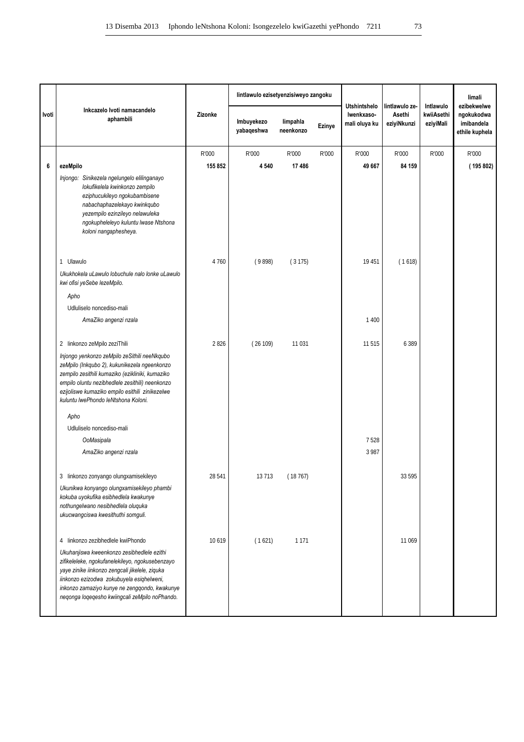| Ivoti | Inkcazelo Ivoti namacandelo aphambili | Zizonke | Iintlawulo ezisetyenzisiweyo zangoku | | | Utshintshelo lwenkxaso-mali oluya ku | Iintlawulo ze-Asethi eziyiNkunzi | Intlawulo kwiiAsethi eziyiMali | Iimali ezibekwelwe ngokukodwa imibandela ethile kuphela |
|---|---|---|---|---|---|---|---|---|---|
| | | | Imbuyekezo yabaqeshwa | Iimpahla neenkonzo | Ezinye | | | | |
| | | R'000 | R'000 | R'000 | R'000 | R'000 | R'000 | R'000 | R'000 |
| **6** | **ezeMpilo** | **155 852** | **4 540** | **17 486** | | **49 667** | **84 159** | | **( 195 802)** |
| | *Injongo: Sinikezela ngelungelo elilinganayo lokufikelela kwiinkonzo zempilo eziphucukileyo ngokubambisene nabachaphazelekayo kwinkqubo yezempilo ezinzileyo nelawuleka ngokupheleleyo kuluntu lwase Ntshona koloni nangaphesheya.* | | | | | | | | |
| | 1 Ulawulo | 4 760 | ( 9 898) | ( 3 175) | | 19 451 | ( 1 618) | | |
| | *Ukukhokela uLawulo lobuchule nalo lonke uLawulo kwi ofisi yeSebe lezeMpilo.* | | | | | | | | |
| | *Apho* | | | | | | | | |
| | Udluliselo noncediso-mali | | | | | | | | |
| | *AmaZiko angenzi nzala* | | | | | 1 400 | | | |
| | 2 Iinkonzo zeMpilo zeziThili | 2 826 | ( 26 109) | 11 031 | | 11 515 | 6 389 | | |
| | *Injongo yenkonzo zeMpilo zeSithili neeNkqubo zeMpilo (Inkqubo 2), kukunikezela ngeenkonzo zempilo zesithili kumaziko (ezikliniki, kumaziko empilo oluntu nezibhedlele zesithili) neenkonzo ezijoliswe kumaziko empilo esithili zinikezelwe kuluntu lwePhondo leNtshona Koloni.* | | | | | | | | |
| | *Apho* | | | | | | | | |
| | Udluliselo noncediso-mali | | | | | | | | |
| | *OoMasipala* | | | | | 7 528 | | | |
| | *AmaZiko angenzi nzala* | | | | | 3 987 | | | |
| | 3 Iinkonzo zonyango olungxamisekileyo | 28 541 | 13 713 | ( 18 767) | | | 33 595 | | |
| | *Ukunikwa konyango olungxamisekileyo phambi kokuba uyokufika esibhedlela kwakunye nothungelwano nesibhedlela oluquka ukucwangciswa kwesiithuthi somguli.* | | | | | | | | |
| | 4 Iinkonzo zezibhedlele kwiPhondo | 10 619 | ( 1 621) | 1 171 | | | 11 069 | | |
| | *Ukuhanjiswa kweenkonzo zesibhedlele ezithi zifikeleleke, ngokufanelekileyo, ngokusebenzayo yaye zinike iinkonzo zengcali jikelele, ziquka iinkonzo ezizodwa zokubuyela esiqhelweni, inkonzo zamaziyo kunye ne zengqondo, kwakunye neqonga loqeqesho kwiingcali zeMpilo noPhando.* | | | | | | | | |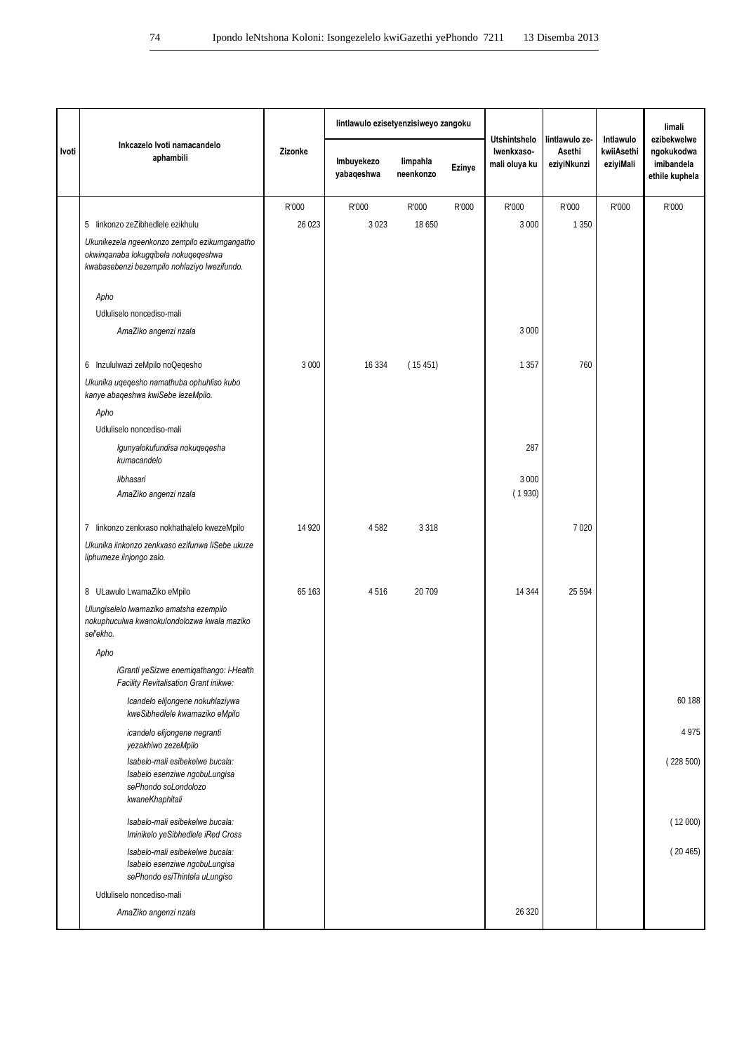| Ivoti | Inkcazelo Ivoti namacandelo aphambili | Zizonke | Iintlawulo ezisetyenzisiweyo zangoku | | | Utshintshelo Iwenkxaso-mali oluya ku | Iintlawulo ze-Asethi eziyiNkunzi | Intlawulo kwiiAsethi eziyiMali | Iimali ezibekwelwe ngokukodwa imibandela ethile kuphela |
|---|---|---|---|---|---|---|---|---|---|
| | | | Imbuyekezo yabaqeshwa | Iimpahla neenkonzo | Ezinye | | | | |
| | | R'000 | R'000 | R'000 | R'000 | R'000 | R'000 | R'000 | R'000 |
| | 5 Iinkonzo zeZibhedlele ezikhulu | 26 023 | 3 023 | 18 650 | | 3 000 | 1 350 | | |
| | *Ukunikezela ngeenkonzo zempilo ezikumgangatho okwinqanaba lokugqibela nokuqeqeshwa kwabasebenzi bezempilo nohlaziyo lwezifundo.* | | | | | | | | |
| | *Apho* | | | | | | | | |
| | Udluliselo noncediso-mali | | | | | | | | |
| | *AmaZiko angenzi nzala* | | | | | 3 000 | | | |
| | 6 Inzululwazi zeMpilo noQeqesho | 3 000 | 16 334 | ( 15 451) | | 1 357 | 760 | | |
| | *Ukunika uqeqesho namathuba ophuhliso kubo kanye abaqeshwa kwiSebe lezeMpilo.* | | | | | | | | |
| | *Apho* | | | | | | | | |
| | Udluliselo noncediso-mali | | | | | | | | |
| | *Igunyalokufundisa nokuqeqesha kumacandelo* | | | | | 287 | | | |
| | *Iibhasari* | | | | | 3 000 | | | |
| | *AmaZiko angenzi nzala* | | | | | ( 1 930) | | | |
| | 7 Iinkonzo zenkxaso nokhathalelo kwezeMpilo | 14 920 | 4 582 | 3 318 | | | 7 020 | | |
| | *Ukunika iinkonzo zenkxaso ezifunwa liSebe ukuze liphumeze iinjongo zalo.* | | | | | | | | |
| | 8 ULawulo LwamaZiko eMpilo | 65 163 | 4 516 | 20 709 | | 14 344 | 25 594 | | |
| | *Ulungiselelo lwamaziko amatsha ezempilo nokuphuculwa kwanokulondolozwa kwala maziko sel'ekho.* | | | | | | | | |
| | *Apho* | | | | | | | | |
| | *iGranti yeSizwe enemiqathango: i-Health Facility Revitalisation Grant inikwe:* | | | | | | | | |
| | *Icandelo elijongene nokuhlaziywa kweSibhedlele kwamaziko eMpilo* | | | | | | | | 60 188 |
| | *icandelo elijongene negranti yezakhiwo zezeMpilo* | | | | | | | | 4 975 |
| | *Isabelo-mali esibekelwe bucala: Isabelo esenziwe ngobuLungisa sePhondo soLondolozo kwaneKhaphitali* | | | | | | | | ( 228 500) |
| | *Isabelo-mali esibekelwe bucala: Iminikelo yeSibhedlele iRed Cross* | | | | | | | | ( 12 000) |
| | *Isabelo-mali esibekelwe bucala: Isabelo esenziwe ngobuLungisa sePhondo esiThintela uLungiso* | | | | | | | | ( 20 465) |
| | Udluliselo noncediso-mali | | | | | | | | |
| | *AmaZiko angenzi nzala* | | | | | 26 320 | | | |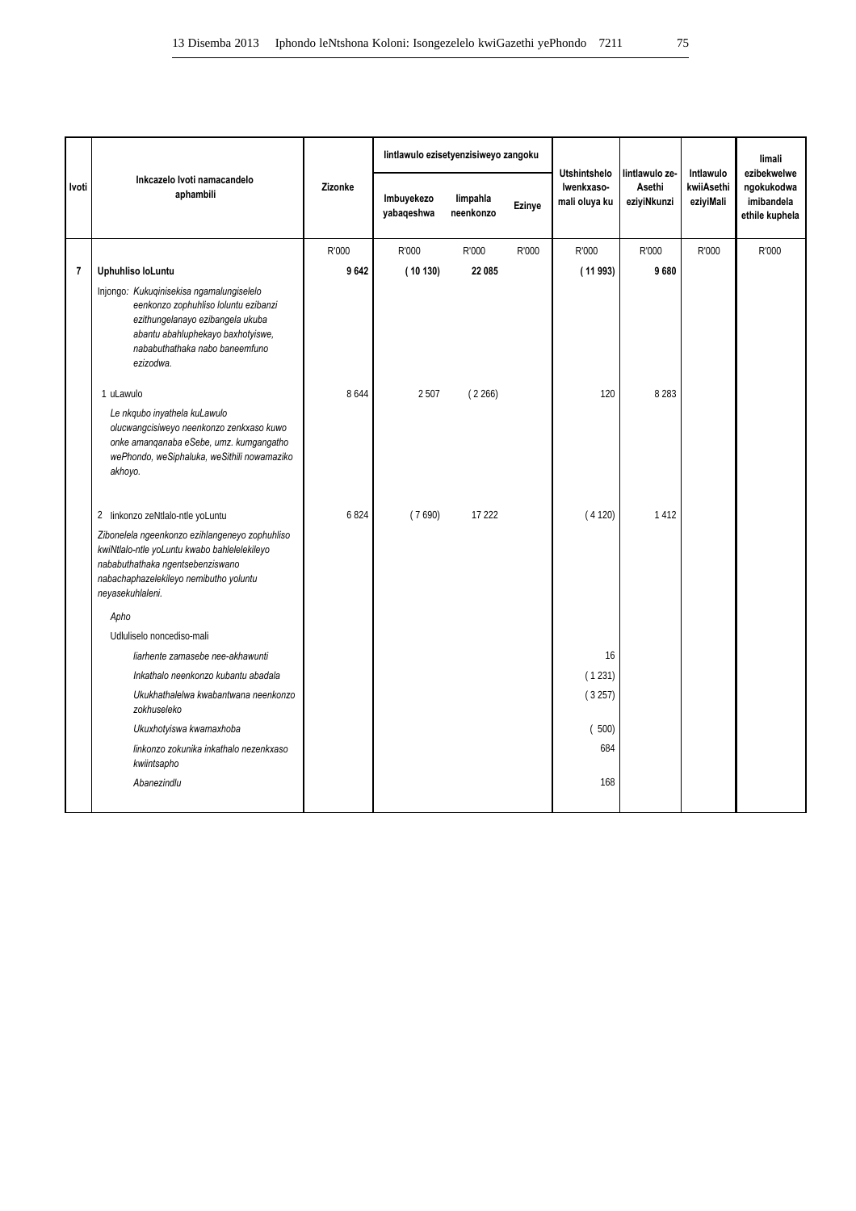| Ivoti | Inkcazelo Ivoti namacandelo aphambili | Zizonke | Iintlawulo ezisetyenzisiweyo zangoku | | | Utshintshelo lwenkxaso-mali oluya ku | Iintlawulo ze-Asethi eziyiNkunzi | Intlawulo kwiiAsethi eziyiMali | Iimali ezibekwelwe ngokukodwa imibandela ethile kuphela |
|---|---|---|---|---|---|---|---|---|---|
| | | | Imbuyekezo yabaqeshwa | Iimpahla neenkonzo | Ezinye | | | | |
| | | R'000 | R'000 | R'000 | R'000 | R'000 | R'000 | R'000 | R'000 |
| **7** | **Uphuhliso loLuntu** | **9 642** | **( 10 130)** | **22 085** | | **( 11 993)** | **9 680** | | |
| | Injongo: *Kukuqinisekisa ngamalungiselelo eenkonzo zophuhliso loluntu ezibanzi ezithungelanayo ezibangela ukuba abantu abahluphekayo baxhotyiswe, nababuthathaka nabo baneemfuno ezizodwa.* | | | | | | | | |
| | 1 uLawulo | 8 644 | 2 507 | ( 2 266) | | 120 | 8 283 | | |
| | *Le nkqubo inyathela kuLawulo olucwangcisiweyo neenkonzo zenkxaso kuwo onke amanqanaba eSebe, umz. kumgangatho wePhondo, weSiphaluka, weSithili nowamaziko akhoyo.* | | | | | | | | |
| | 2 Iinkonzo zeNtlalo-ntle yoLuntu | 6 824 | ( 7 690) | 17 222 | | ( 4 120) | 1 412 | | |
| | *Zibonelela ngeenkonzo ezihlangeneyo zophuhliso kwiNtlalo-ntle yoLuntu kwabo bahlelelekileyo nababuthathaka ngentsebenziswano nabachaphazelekileyo nemibutho yoluntu neyasekuhlaleni.* | | | | | | | | |
| | *Apho* | | | | | | | | |
| | Udluliselo noncediso-mali | | | | | | | | |
| | *Iiarhente zamasebe nee-akhawunti* | | | | | 16 | | | |
| | *Inkathalo neenkonzo kubantu abadala* | | | | | ( 1 231) | | | |
| | *Ukukhathalelwa kwabantwana neenkonzo zokhuseleko* | | | | | ( 3 257) | | | |
| | *Ukuxhotyiswa kwamaxhoba* | | | | | ( 500) | | | |
| | *Iinkonzo zokunika inkathalo nezenkxaso kwiintsapho* | | | | | 684 | | | |
| | *Abanezindlu* | | | | | 168 | | | |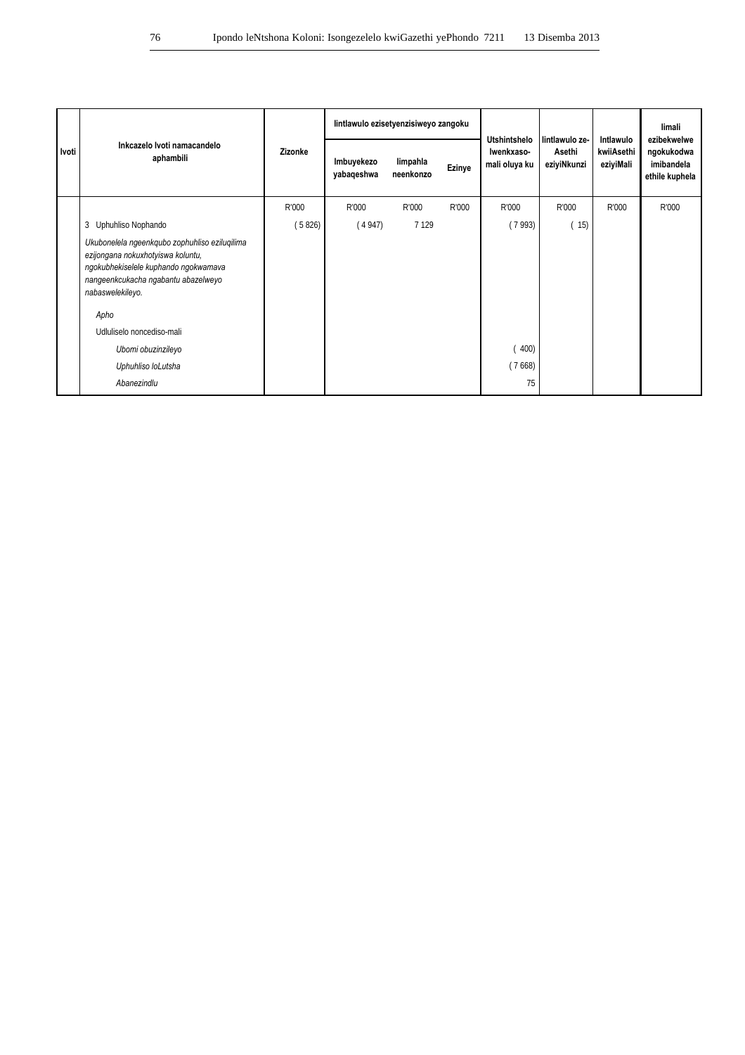| Ivoti | Inkcazelo Ivoti namacandelo aphambili | Zizonke | Iintlawulo ezisetyenzisiweyo zangoku | | | Utshintshelo lwenkxaso-mali oluya ku | Iintlawulo ze-Asethi eziyiNkunzi | Intlawulo kwiiAsethi eziyiMali | Iimali ezibekwelwe ngokukodwa imibandela ethile kuphela |
|---|---|---|---|---|---|---|---|---|---|
| | | | Imbuyekezo yabaqeshwa | Iimpahla neenkonzo | Ezinye | | | | |
| | | R'000 | R'000 | R'000 | R'000 | R'000 | R'000 | R'000 | R'000 |
| | 3 Uphuhliso Nophando | ( 5 826) | ( 4 947) | 7 129 | | ( 7 993) | ( 15) | | |
| | *Ukubonelela ngeenkqubo zophuhliso eziluqilima ezijongana nokuxhotyiswa koluntu, ngokubhekiselele kuphando ngokwamava nangeenkcukacha ngabantu abazelweyo nabaswelekileyo.* | | | | | | | | |
| | *Apho* | | | | | | | | |
| | Udluliselo noncediso-mali | | | | | | | | |
| | *Ubomi obuzinzileyo* | | | | | ( 400) | | | |
| | *Uphuhliso loLutsha* | | | | | ( 7 668) | | | |
| | *Abanezindlu* | | | | | 75 | | | |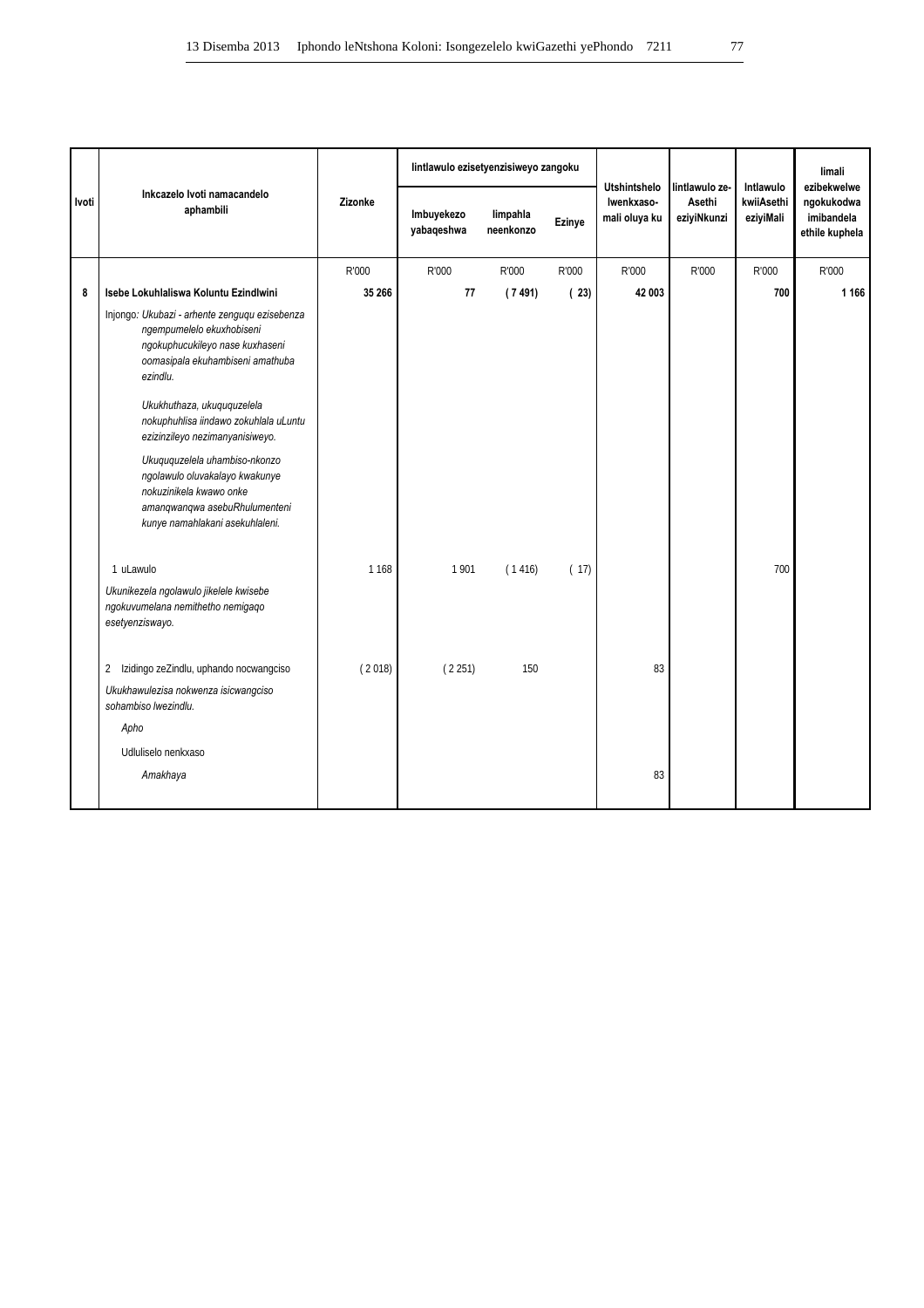| Ivoti | Inkcazelo Ivoti namacandelo aphambili | Zizonke | Iintlawulo ezisetyenzisiweyo zangoku | | | Utshintshelo lwenkxaso-mali oluya ku | Iintlawulo ze-Asethi eziyiNkunzi | Intlawulo kwiiAsethi eziyiMali | Iimali ezibekwelwe ngokukodwa imibandela ethile kuphela |
|---|---|---|---|---|---|---|---|---|---|
| | | | Imbuyekezo yabaqeshwa | Iimpahla neenkonzo | Ezinye | | | | |
| | | R'000 | R'000 | R'000 | R'000 | R'000 | R'000 | R'000 | R'000 |
| **8** | **Isebe Lokuhlaliswa Koluntu Ezindlwini** | **35 266** | **77** | **( 7 491)** | **( 23)** | **42 003** | | **700** | **1 166** |
| | Injongo: *Ukubazi - arhente zenguqu ezisebenza ngempumelelo ekuxhobiseni ngokuphucukileyo nase kuxhaseni oomasipala ekuhambiseni amathuba ezindlu.* | | | | | | | | |
| | *Ukukhuthaza, ukuququzelela nokuphuhlisa iindawo zokuhlala uLuntu ezizinzileyo nezimanyanisiweyo.* | | | | | | | | |
| | *Ukuququzelela uhambiso-nkonzo ngolawulo oluvakalayo kwakunye nokuzinikela kwawo onke amanqwanqwa asebuRhulumenteni kunye namahlakani asekuhlaleni.* | | | | | | | | |
| | 1 uLawulo | 1 168 | 1 901 | ( 1 416) | ( 17) | | | 700 | |
| | *Ukunikezela ngolawulo jikelele kwisebe ngokuvumelana nemithetho nemigaqo esetyenziswayo.* | | | | | | | | |
| | 2 Izidingo zeZindlu, uphando nocwangciso | ( 2 018) | ( 2 251) | 150 | | 83 | | | |
| | *Ukukhawulezisa nokwenza isicwangciso sohambiso lwezindlu.* | | | | | | | | |
| | *Apho* | | | | | | | | |
| | Udluliselo nenkxaso | | | | | | | | |
| | *Amakhaya* | | | | | 83 | | | |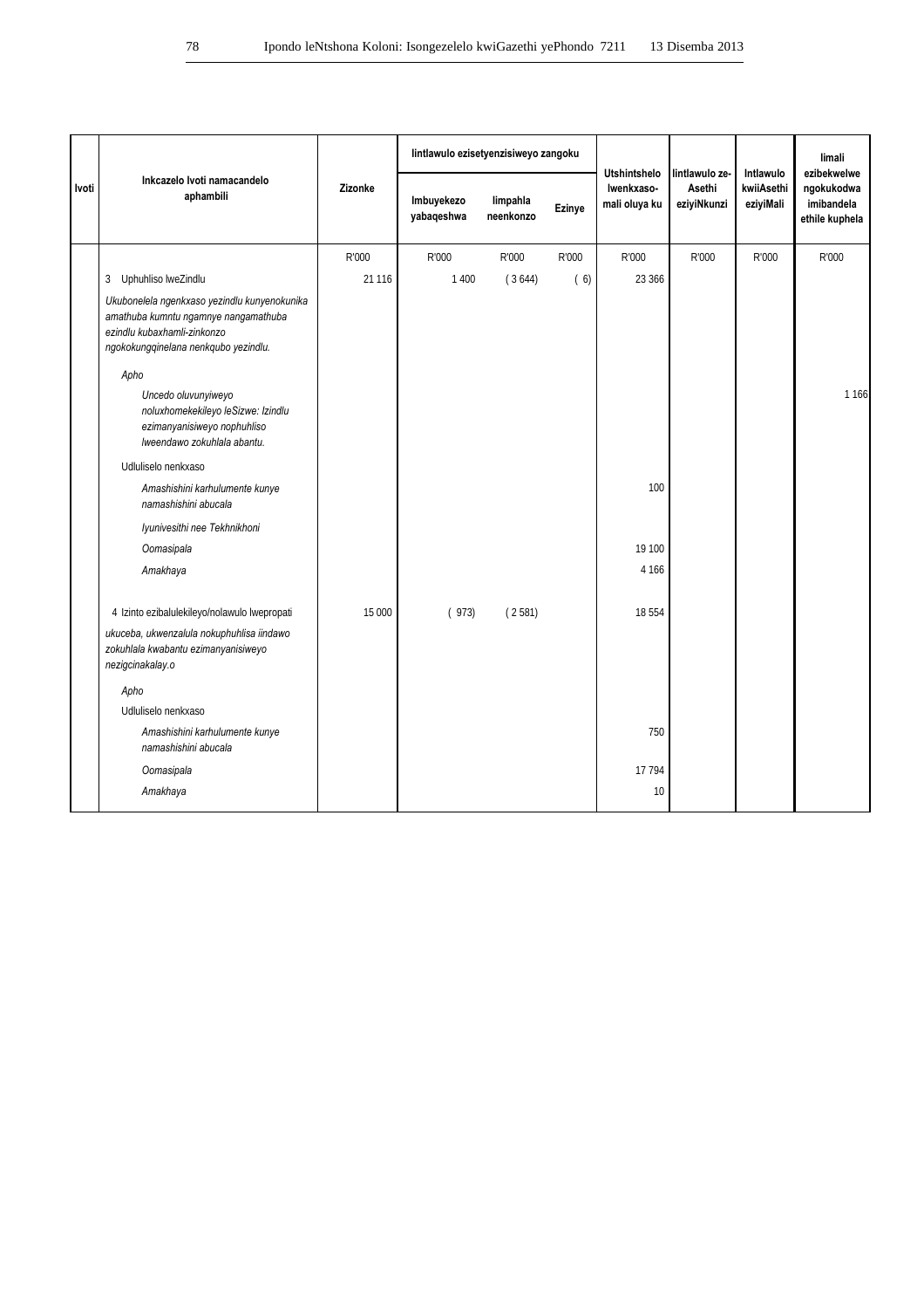| Ivoti | Inkcazelo Ivoti namacandelo aphambili | Zizonke | Iintlawulo ezisetyenzisiweyo zangoku | | | Utshintshelo lwenkxaso-mali oluya ku | Iintlawulo ze-Asethi eziyiNkunzi | Intlawulo kwiiAsethi eziyiMali | Iimali ezibekwelwe ngokukodwa imibandela ethile kuphela |
|---|---|---|---|---|---|---|---|---|---|
| | | | Imbuyekezo yabaqeshwa | Iimpahla neenkonzo | Ezinye | | | | |
| | | R'000 | R'000 | R'000 | R'000 | R'000 | R'000 | R'000 | R'000 |
| | 3 Uphuhliso lweZindlu | 21 116 | 1 400 | ( 3 644) | ( 6) | 23 366 | | | |
| | *Ukubonelela ngenkxaso yezindlu kunyenokunika amathuba kumntu ngamnye nangamathuba ezindlu kubaxhamli-zinkonzo ngokokungqinelana nenkqubo yezindlu.* | | | | | | | | |
| | *Apho* | | | | | | | | |
| | *Uncedo oluvunyiweyo noluxhomekekileyo leSizwe: Izindlu ezimanyanisiweyo nophuhliso lweendawo zokuhlala abantu.* | | | | | | | | 1 166 |
| | Udluliselo nenkxaso | | | | | | | | |
| | *Amashishini karhulumente kunye namashishini abucala* | | | | | 100 | | | |
| | *Iyunivesithi nee Tekhnikhoni* | | | | | | | | |
| | *Oomasipala* | | | | | 19 100 | | | |
| | *Amakhaya* | | | | | 4 166 | | | |
| | 4 Izinto ezibalulekileyo/nolawulo lwepropati | 15 000 | ( 973) | ( 2 581) | | 18 554 | | | |
| | *ukuceba, ukwenzalula nokuphuhlisa iindawo zokuhlala kwabantu ezimanyanisiweyo nezigcinakalay.o* | | | | | | | | |
| | *Apho* | | | | | | | | |
| | Udluliselo nenkxaso | | | | | | | | |
| | *Amashishini karhulumente kunye namashishini abucala* | | | | | 750 | | | |
| | *Oomasipala* | | | | | 17 794 | | | |
| | *Amakhaya* | | | | | 10 | | | |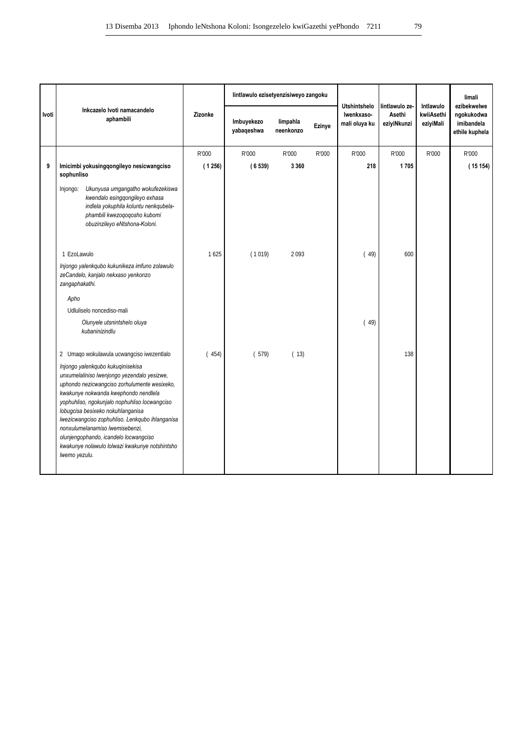| Ivoti | Inkcazelo Ivoti namacandelo aphambili | Zizonke | Iintlawulo ezisetyenzisiweyo zangoku | | | Utshintshelo lwenkxaso-mali oluya ku | Iintlawulo ze-Asethi eziyiNkunzi | Intlawulo kwiiAsethi eziyiMali | Iimali ezibekwelwe ngokukodwa imibandela ethile kuphela |
|---|---|---|---|---|---|---|---|---|---|
| | | | Imbuyekezo yabaqeshwa | Iimpahla neenkonzo | Ezinye | | | | |
| | | R'000 | R'000 | R'000 | R'000 | R'000 | R'000 | R'000 | R'000 |
| **9** | **Imicimbi yokusingqongileyo nesicwangciso sophunliso** | **( 1 256)** | **( 6 539)** | **3 360** | | **218** | **1 705** | | **( 15 154)** |
| | Injongo: *Ukunyusa umgangatho wokufezekiswa kwendalo esingqongileyo exhasa indlela yokuphila koluntu nenkqubela-phambili kwezoqoqosho kubomi obuzinzileyo eNtshona-Koloni.* | | | | | | | | |
| | 1 EzoLawulo | 1 625 | ( 1 019) | 2 093 | | ( 49) | 600 | | |
| | *Injongo yalenkqubo kukunikeza imfuno zolawulo zeCandelo, kanjalo nekxaso yenkonzo zangaphakathi.* | | | | | | | | |
| | *Apho* | | | | | | | | |
| | Udluliselo noncediso-mali | | | | | | | | |
| | *Olunyele utsintshelo oluya kubaninizindlu* | | | | | ( 49) | | | |
| | 2 Umaqo wokulawula ucwangciso iwezentlalo | ( 454) | ( 579) | ( 13) | | | 138 | | |
| | *Injongo yalenkqubo kukuqinisekisa unxumelaliniso lwenjongo yezendalo yesizwe, uphondo nezicwangciso zorhulumente wesixeko, kwakunye nokwanda kwephondo nendlela yophuhliso, ngokunjalo nophuhliso locwangciso lobugcisa besixeko nokuhlanganisa lwezicwangciso zophuhliso. Lenkqubo ihlanganisa nonxulumelanamiso lwemisebenzi, olunjengophando, icandelo locwangciso kwakunye nolawulo lolwazi kwakunye notshintsho lwemo yezulu.* | | | | | | | | |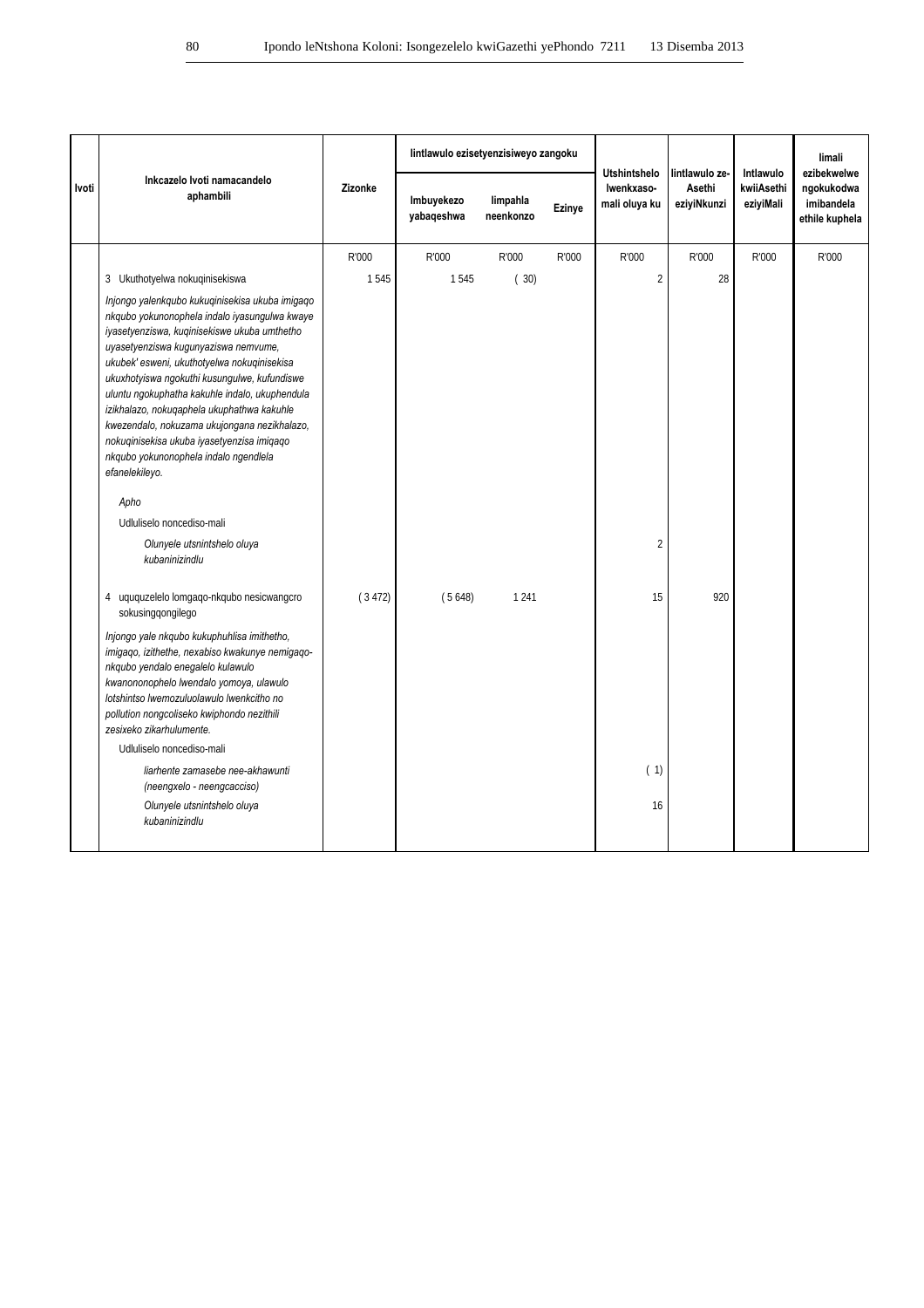| Ivoti | Inkcazelo Ivoti namacandelo aphambili | Zizonke | Iintlawulo ezisetyenzisiweyo zangoku | | | Utshintshelo lwenkxaso-mali oluya ku | Iintlawulo ze-Asethi eziyiNkunzi | Intlawulo kwiiAsethi eziyiMali | Iimali ezibekwelwe ngokukodwa imibandela ethile kuphela |
|---|---|---|---|---|---|---|---|---|---|
| | | | Imbuyekezo yabaqeshwa | Iimpahla neenkonzo | Ezinye | | | | |
| | | R'000 | R'000 | R'000 | R'000 | R'000 | R'000 | R'000 | R'000 |
| | 3 Ukuthotyelwa nokuqinisekiswa | 1 545 | 1 545 | ( 30) | | 2 | 28 | | |
| | *Injongo yalenkqubo kukuqinisekisa ukuba imigaqo nkqubo yokunonophela indalo iyasungulwa kwaye iyasetyenziswa, kuqinisekiswe ukuba umthetho uyasetyenziswa kugunyaziswa nemvume, ukubek' esweni, ukuthotyelwa nokuqinisekisa ukuxhotyiswa ngokuthi kusungulwe, kufundiswe uluntu ngokuphatha kakuhle indalo, ukuphendula izikhalazo, nokuqaphela ukuphathwa kakuhle kwezendalo, nokuzama ukujongana nezikhalazo, nokuqinisekisa ukuba iyasetyenzisa imiqaqo nkqubo yokunonophela indalo ngendlela efanelekileyo.* | | | | | | | | |
| | *Apho* | | | | | | | | |
| | Udluliselo noncediso-mali | | | | | | | | |
| | *Olunyele utsnintshelo oluya kubaninizindlu* | | | | | 2 | | | |
| | 4 uququzelelo lomgaqo-nkqubo nesicwangcro sokusingqongilego | ( 3 472) | ( 5 648) | 1 241 | | 15 | 920 | | |
| | *Injongo yale nkqubo kukuphuhlisa imithetho, imigaqo, izithethe, nexabiso kwakunye nemigaqo-nkqubo yendalo enegalelo kulawulo kwanononophelo lwendalo yomoya, ulawulo lotshintso lwemozuluolawulo lwenkcitho no pollution nongcoliseko kwiphondo nezithili zesixeko zikarhulumente.* | | | | | | | | |
| | Udluliselo noncediso-mali | | | | | | | | |
| | *Iiarhente zamasebe nee-akhawunti (neengxelo - neengcacciso)* | | | | | ( 1) | | | |
| | *Olunyele utsnintshelo oluya kubaninizindlu* | | | | | 16 | | | |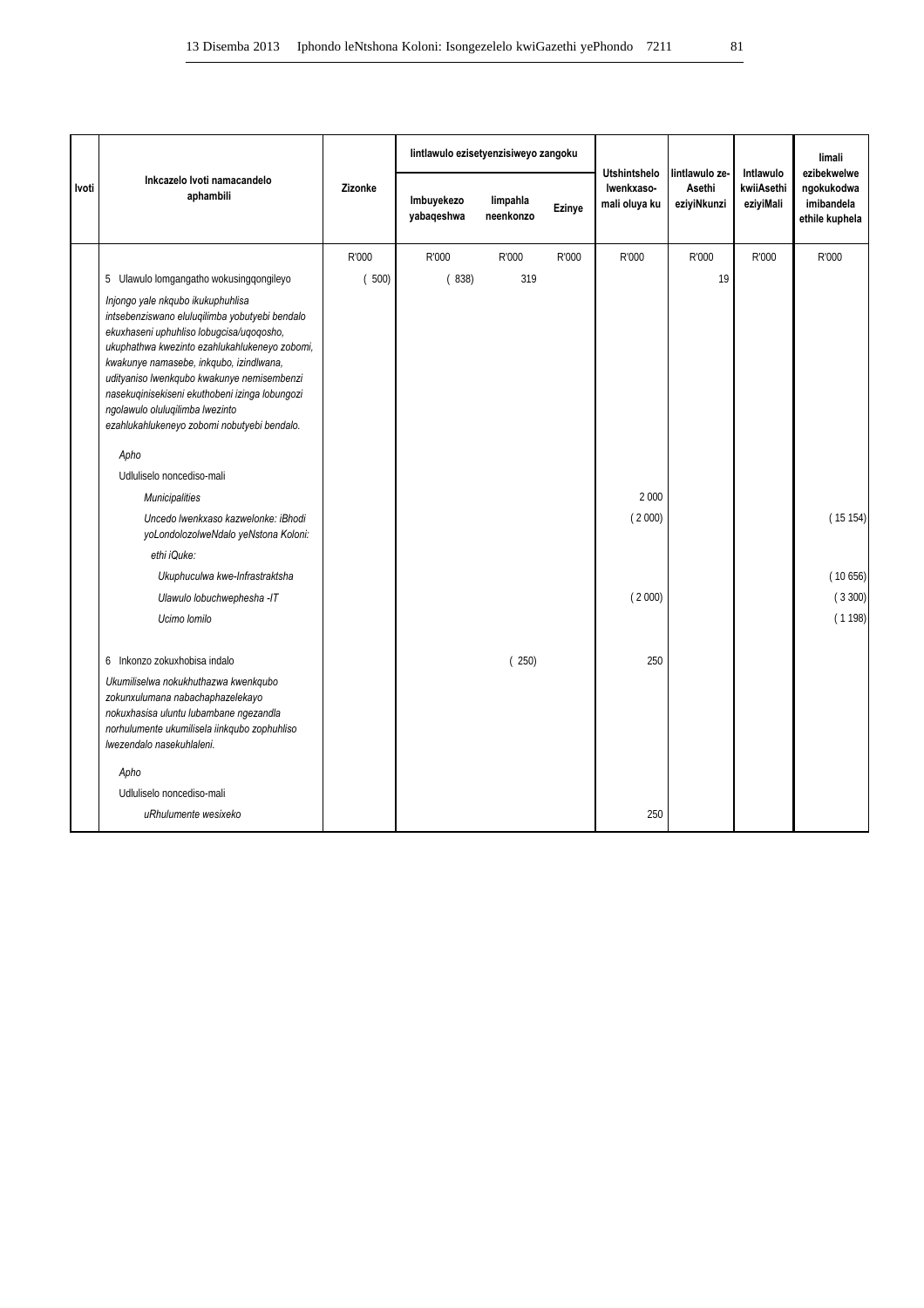| Ivoti | Inkcazelo Ivoti namacandelo aphambili | Zizonke | Iintlawulo ezisetyenzisiweyo zangoku | | | Utshintshelo lwenkxaso-mali oluya ku | Iintlawulo ze-Asethi eziyiNkunzi | Intlawulo kwiiAsethi eziyiMali | Iimali ezibekwelwe ngokukodwa imibandela ethile kuphela |
|---|---|---|---|---|---|---|---|---|---|
| | | | Imbuyekezo yabaqeshwa | Iimpahla neenkonzo | Ezinye | | | | |
| | | R'000 | R'000 | R'000 | R'000 | R'000 | R'000 | R'000 | R'000 |
| | 5 Ulawulo lomgangatho wokusingqongileyo | ( 500) | ( 838) | 319 | | | 19 | | |
| | *Injongo yale nkqubo ikukuphuhlisa intsebenziswano eluluqilimba yobutyebi bendalo ekuxhaseni uphuhliso lobugcisa/uqoqosho, ukuphathwa kwezinto ezahlukahlukeneyo zobomi, kwakunye namasebe, inkqubo, izindlwana, udityaniso lwenkqubo kwakunye nemisebenzi nasekuqinisekiseni ekuthobeni izinga lobungozi ngolawulo oluluqilimba lwezinto ezahlukahlukeneyo zobomi nobutyebi bendalo.* | | | | | | | | |
| | *Apho* | | | | | | | | |
| | Udluliselo noncediso-mali | | | | | | | | |
| | *Municipalities* | | | | | 2 000 | | | |
| | *Uncedo lwenkxaso kazwelonke: iBhodi yoLondolozolweNdalo yeNstona Koloni:* | | | | | ( 2 000) | | | ( 15 154) |
| | *ethi iQuke:* | | | | | | | | |
| | *Ukuphuculwa kwe-Infrastraktsha* | | | | | | | | ( 10 656) |
| | *Ulawulo lobuchwephesha -IT* | | | | | ( 2 000) | | | ( 3 300) |
| | *Ucimo lomlilo* | | | | | | | | ( 1 198) |
| | 6 Inkonzo zokuxhobisa indalo | | | ( 250) | | 250 | | | |
| | *Ukumiliselwa nokukhuthazwa kwenkqubo zokunxulumana nabachaphazelekayo nokuxhasisa uluntu lubambane ngezandla norhulumente ukumilisela iinkqubo zophuhliso lwezendalo nasekuhlaleni.* | | | | | | | | |
| | *Apho* | | | | | | | | |
| | Udluliselo noncediso-mali | | | | | | | | |
| | *uRhulumente wesixeko* | | | | | 250 | | | |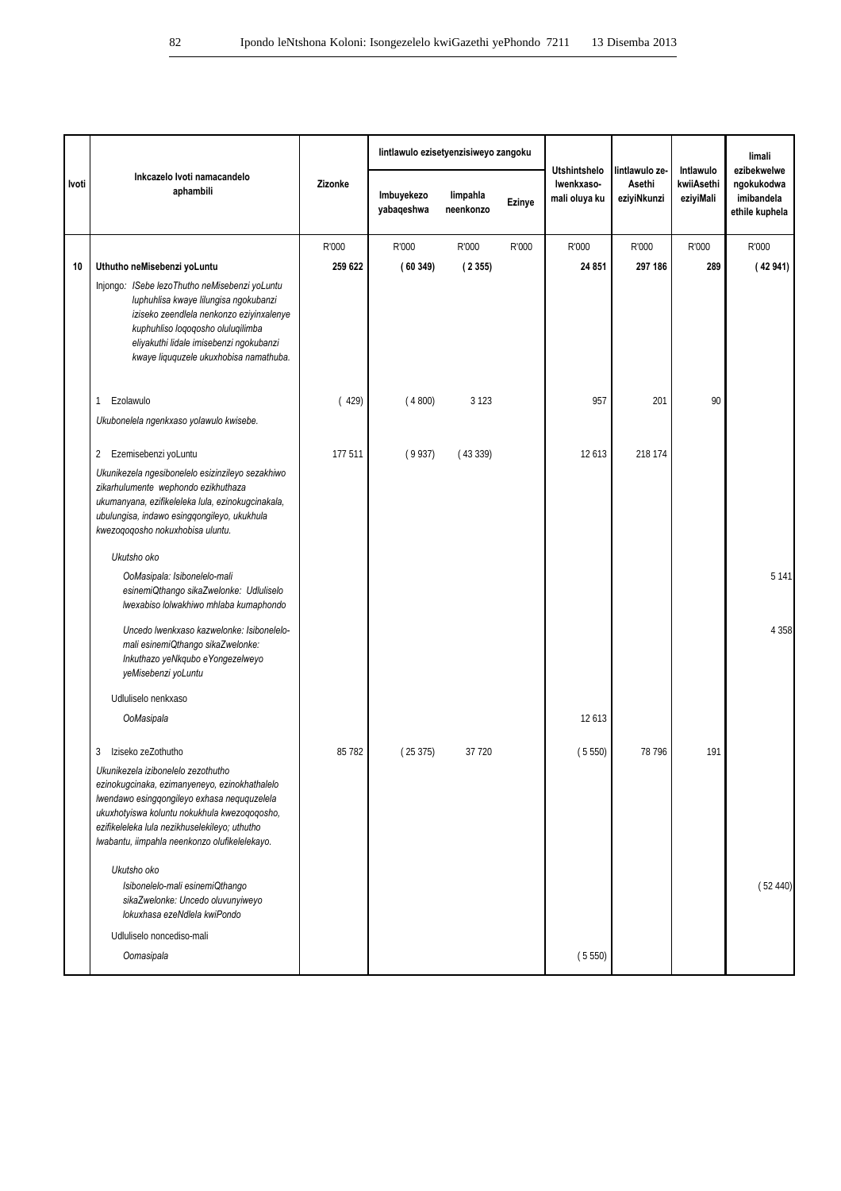| Ivoti | Inkcazelo Ivoti namacandelo aphambili | Zizonke | Iintlawulo ezisetyenzisiweyo zangoku | | | Utshintshelo lwenkxaso-mali oluya ku | Iintlawulo ze-Asethi eziyiNkunzi | Intlawulo kwiiAsethi eziyiMali | Iimali ezibekwelwe ngokukodwa imibandela ethile kuphela |
|---|---|---|---|---|---|---|---|---|---|
| | | | Imbuyekezo yabaqeshwa | Iimpahla neenkonzo | Ezinye | | | | |
| | | R'000 | R'000 | R'000 | R'000 | R'000 | R'000 | R'000 | R'000 |
| **10** | **Uthutho neMisebenzi yoLuntu** | **259 622** | **( 60 349)** | **( 2 355)** | | **24 851** | **297 186** | **289** | **( 42 941)** |
| | Injongo: *ISebe lezoThutho neMisebenzi yoLuntu luphuhlisa kwaye lilungisa ngokubanzi iziseko zeendlela nenkonzo eziyinxalenye kuphuhliso loqoqosho oluluqilimba eliyakuthi lidale imisebenzi ngokubanzi kwaye liququzele ukuxhobisa namathuba.* | | | | | | | | |
| | 1 Ezolawulo | ( 429) | ( 4 800) | 3 123 | | 957 | 201 | 90 | |
| | *Ukubonelela ngenkxaso yolawulo kwisebe.* | | | | | | | | |
| | 2 Ezemisebenzi yoLuntu | 177 511 | ( 9 937) | ( 43 339) | | 12 613 | 218 174 | | |
| | *Ukunikezela ngesibonelelo esizinzileyo sezakhiwo zikarhulumente wephondo ezikhuthaza ukumanyana, ezifikeleleka lula, ezinokugcinakala, ubulungisa, indawo esingqongileyo, ukukhula kwezoqoqosho nokuxhobisa uluntu.* | | | | | | | | |
| | *Ukutsho oko* | | | | | | | | |
| | *OoMasipala: Isibonelelo-mali esinemiQthango sikaZwelonke: Udluliselo lwexabiso lolwakhiwo mhlaba kumaphondo* | | | | | | | | 5 141 |
| | *Uncedo lwenkxaso kazwelonke: Isibonelelo-mali esinemiQthango sikaZwelonke: Inkuthazo yeNkqubo eYongezelweyo yeMisebenzi yoLuntu* | | | | | | | | 4 358 |
| | Udluliselo nenkxaso | | | | | | | | |
| | *OoMasipala* | | | | | 12 613 | | | |
| | 3 Iziseko zeZothutho | 85 782 | ( 25 375) | 37 720 | | ( 5 550) | 78 796 | 191 | |
| | *Ukunikezela izibonelelo zezothutho ezinokugcinakala, ezimanyeneyo, ezinokhathalelo lwendawo esingqongileyo exhasa neququzelela ukuxhotyiswa koluntu nokukhula kwezoqoqosho, ezifikeleleka lula nezikhuselekileyo; uthutho lwabantu, iimpahla neenkonzo olufikelelekayo.* | | | | | | | | |
| | *Ukutsho oko* | | | | | | | | |
| | *Isibonelelo-mali esinemiQthango sikaZwelonke: Uncedo oluvunyiweyo lokuxhasa ezeNdlela kwiPondo* | | | | | | | | ( 52 440) |
| | Udluliselo noncediso-mali | | | | | | | | |
| | *Oomasipala* | | | | | ( 5 550) | | | |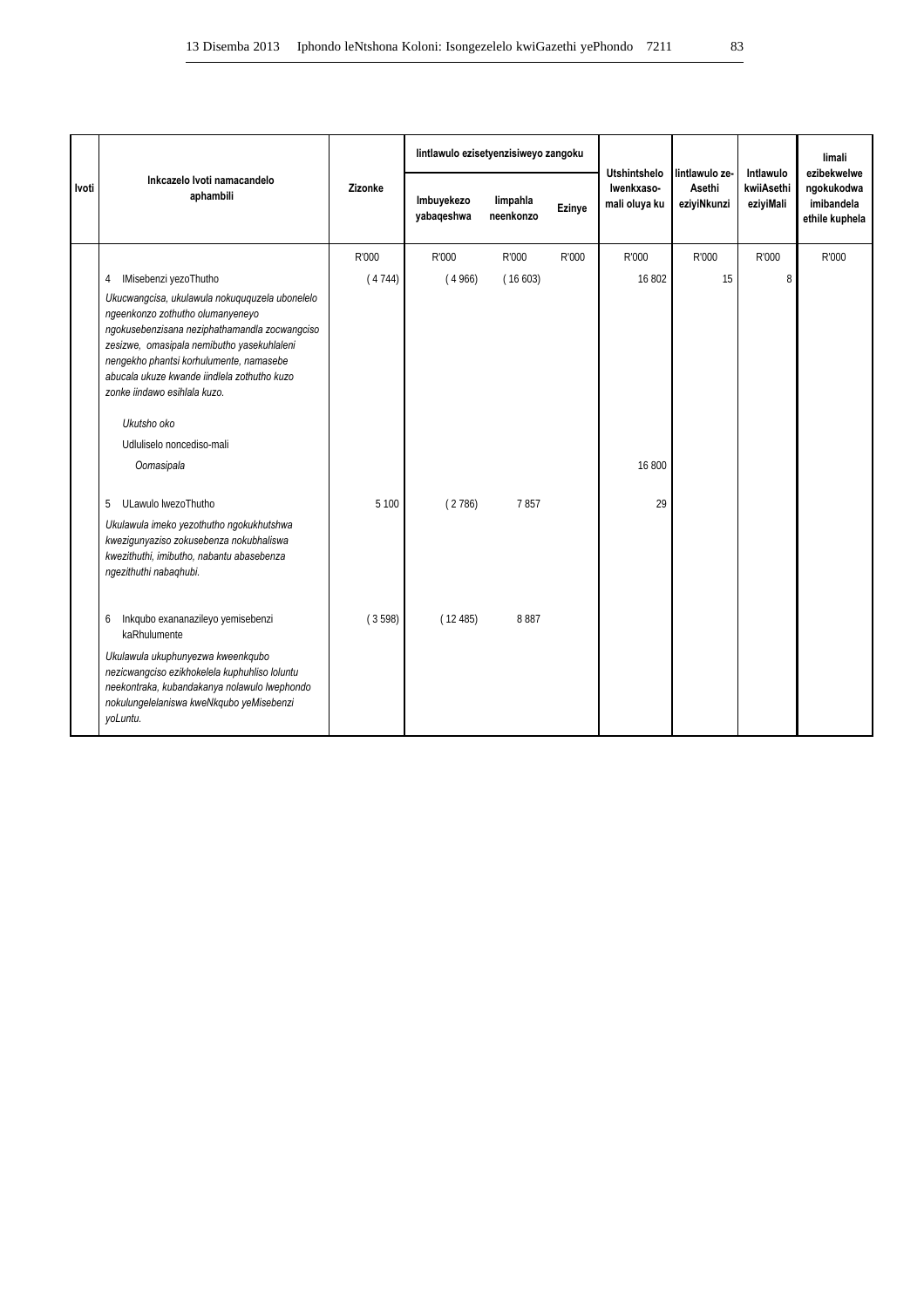| Ivoti | Inkcazelo Ivoti namacandelo aphambili | Zizonke | Iintlawulo ezisetyenzisiweyo zangoku | | | Utshintshelo Iwenkxaso-mali oluya ku | Iintlawulo ze-Asethi eziyiNkunzi | Intlawulo kwiiAsethi eziyiMali | Iimali ezibekwelwe ngokukodwa imibandela ethile kuphela |
|---|---|---|---|---|---|---|---|---|---|
| | | | Imbuyekezo yabaqeshwa | Iimpahla neenkonzo | Ezinye | | | | |
| | | R'000 | R'000 | R'000 | R'000 | R'000 | R'000 | R'000 | R'000 |
| | 4 IMisebenzi yezoThutho | ( 4 744) | ( 4 966) | ( 16 603) | | 16 802 | 15 | 8 | |
| | *Ukucwangcisa, ukulawula nokuququzela ubonelelo ngeenkonzo zothutho olumanyeneyo ngokusebenzisana neziphathamandla zocwangciso zesizwe, omasipala nemibutho yasekuhlaleni nengekho phantsi korhulumente, namasebe abucala ukuze kwande iindlela zothutho kuzo zonke iindawo esihlala kuzo.* | | | | | | | | |
| | *Ukutsho oko* | | | | | | | | |
| | Udluliselo noncediso-mali | | | | | | | | |
| | *Oomasipala* | | | | | 16 800 | | | |
| | 5 ULawulo lwezoThutho | 5 100 | ( 2 786) | 7 857 | | 29 | | | |
| | *Ukulawula imeko yezothutho ngokukhutshwa kwezigunyaziso zokusebenza nokubhaliswa kwezithuthi, imibutho, nabantu abasebenza ngezithuthi nabaqhubi.* | | | | | | | | |
| | 6 Inkqubo exananazileyo yemisebenzi kaRhulumente | ( 3 598) | ( 12 485) | 8 887 | | | | | |
| | *Ukulawula ukuphunyezwa kweenkqubo nezicwangciso ezikhokelela kuphuhliso loluntu neekontraka, kubandakanya nolawulo lwephondo nokulungelelaniswa kweNkqubo yeMisebenzi yoLuntu.* | | | | | | | | |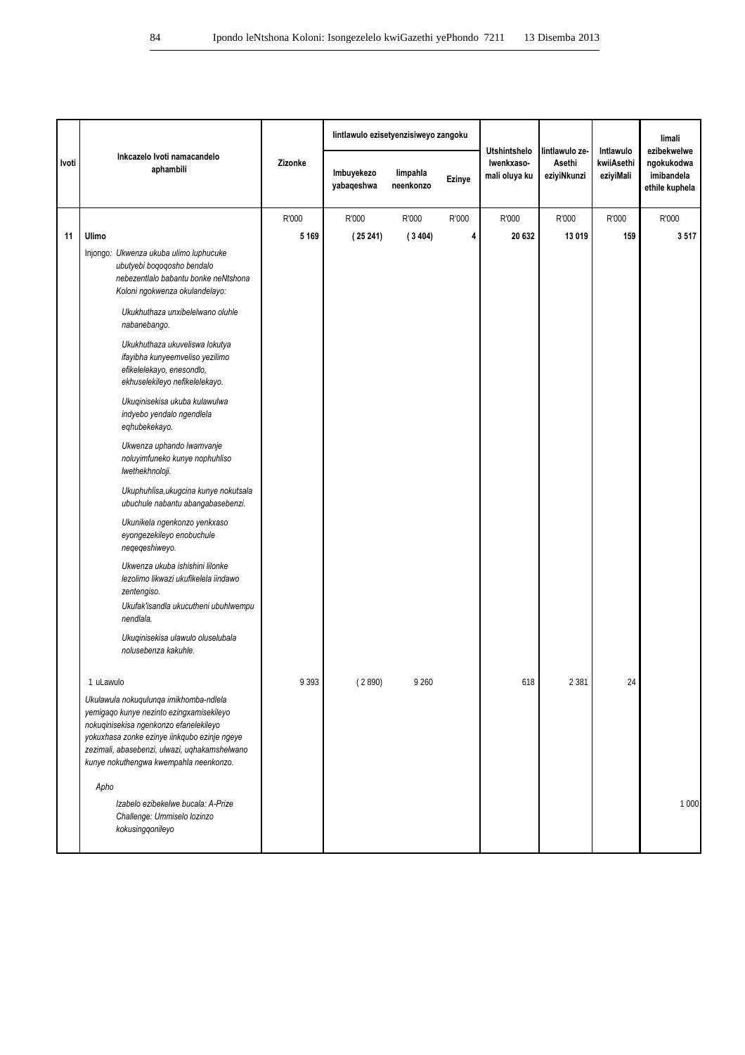| Ivoti | Inkcazelo Ivoti namacandelo aphambili | Zizonke | Iintlawulo ezisetyenzisiweyo zangoku | | | Utshintshelo lwenkxaso-mali oluya ku | Iintlawulo ze-Asethi eziyiNkunzi | Intlawulo kwiiAsethi eziyiMali | Iimali ezibekwelwe ngokukodwa imibandela ethile kuphela |
|---|---|---|---|---|---|---|---|---|---|
| | | | Imbuyekezo yabaqeshwa | Iimpahla neenkonzo | Ezinye | | | | |
| | | R'000 | R'000 | R'000 | R'000 | R'000 | R'000 | R'000 | R'000 |
| **11** | **Ulimo** | **5 169** | **( 25 241)** | **( 3 404)** | **4** | **20 632** | **13 019** | **159** | **3 517** |
| | Injongo: *Ukwenza ukuba ulimo luphucuke ubutyebi boqoqosho bendalo nebezentlalo babantu bonke neNtshona Koloni ngokwenza okulandelayo:* | | | | | | | | |
| | *Ukukhuthaza unxibelelwano oluhle nabanebango.* | | | | | | | | |
| | *Ukukhuthaza ukuveliswa lokutya ifayibha kunyeemveliso yezilimo efikelelekayo, enesondlo, ekhuselekileyo nefikelelekayo.* | | | | | | | | |
| | *Ukuqinisekisa ukuba kulawulwa indyebo yendalo ngendlela eqhubekekayo.* | | | | | | | | |
| | *Ukwenza uphando lwamvanje noluyimfuneko kunye nophuhliso lwethekhnoloji.* | | | | | | | | |
| | *Ukuphuhlisa,ukugcina kunye nokutsala ubuchule nabantu abangabasebenzi.* | | | | | | | | |
| | *Ukunikela ngenkonzo yenkxaso eyongezekileyo enobuchule neqeqeshiweyo.* | | | | | | | | |
| | *Ukwenza ukuba ishishini lilonke lezolimo likwazi ukufikelela iindawo zentengiso.* | | | | | | | | |
| | *Ukufak'isandla ukucutheni ubuhlwempu nendlala.* | | | | | | | | |
| | *Ukuqinisekisa ulawulo oluselubala nolusebenza kakuhle.* | | | | | | | | |
| | 1 uLawulo | 9 393 | ( 2 890) | 9 260 | | 618 | 2 381 | 24 | |
| | *Ukulawula nokuqulunqa imikhomba-ndlela yemigaqo kunye nezinto ezingxamisekileyo nokuqinisekisa ngenkonzo efanelekileyo yokuxhasa zonke ezinye iinkqubo ezinje ngeye zezimali, abasebenzi, ulwazi, uqhakamshelwano kunye nokuthengwa kwempahla neenkonzo.* | | | | | | | | |
| | *Apho* | | | | | | | | |
| | *Izabelo ezibekelwe bucala: A-Prize Challenge: Ummiselo lozinzo kokusingqonileyo* | | | | | | | | 1 000 |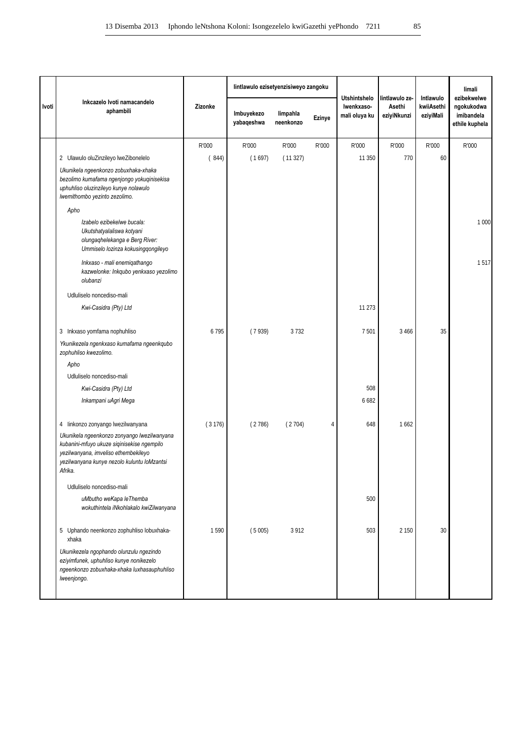| Ivoti | Inkcazelo Ivoti namacandelo aphambili | Zizonke | Iintlawulo ezisetyenzisiweyo zangoku | | | Utshintshelo lwenkxaso-mali oluya ku | Iintlawulo ze-Asethi eziyiNkunzi | Intlawulo kwiiAsethi eziyiMali | Iimali ezibekwelwe ngokukodwa imibandela ethile kuphela |
|---|---|---|---|---|---|---|---|---|---|
| | | | Imbuyekezo yabaqeshwa | Iimpahla neenkonzo | Ezinye | | | | |
| | | R'000 | R'000 | R'000 | R'000 | R'000 | R'000 | R'000 | R'000 |
| | 2 Ulawulo oluZinzileyo lweZibonelelo | ( 844) | ( 1 697) | ( 11 327) | | 11 350 | 770 | 60 | |
| | *Ukunikela ngeenkonzo zobuxhaka-xhaka bezolimo kumafama ngenjongo yokuqinisekisa uphuhliso oluzinzileyo kunye nolawulo lwemithombo yezinto zezolimo.* | | | | | | | | |
| | *Apho* | | | | | | | | |
| | *Izabelo ezibekelwe bucala: Ukutshatyalaliswa kotyani olungaqhelekanga e Berg River: Ummiselo lozinza kokusingqongileyo* | | | | | | | | 1 000 |
| | *Inkxaso - mali enemiqathango kazwelonke: Inkqubo yenkxaso yezolimo olubanzi* | | | | | | | | 1 517 |
| | Udluliselo noncediso-mali | | | | | | | | |
| | *Kwi-Casidra (Pty) Ltd* | | | | | 11 273 | | | |
| | 3 Inkxaso yomfama nophuhliso | 6 795 | ( 7 939) | 3 732 | | 7 501 | 3 466 | 35 | |
| | *Ykunikezela ngenkxaso kumafama ngeenkqubo zophuhliso kwezolimo.* | | | | | | | | |
| | *Apho* | | | | | | | | |
| | Udluliselo noncediso-mali | | | | | | | | |
| | *Kwi-Casidra (Pty) Ltd* | | | | | 508 | | | |
| | *Inkampani uAgri Mega* | | | | | 6 682 | | | |
| | 4 Iinkonzo zonyango lwezilwanyana | ( 3 176) | ( 2 786) | ( 2 704) | 4 | 648 | 1 662 | | |
| | *Ukunikela ngeenkonzo zonyango lwezilwanyana kubanini-mfuyo ukuze siqinisekise ngempilo yezilwanyana, imveliso ethembekileyo yezilwanyana kunye nezolo kuluntu loMzantsi Afrika.* | | | | | | | | |
| | Udluliselo noncediso-mali | | | | | | | | |
| | *uMbutho weKapa leThemba wokuthintela iNkohlakalo kwiZilwanyana* | | | | | 500 | | | |
| | 5 Uphando neenkonzo zophuhliso lobuxhaka-xhaka | 1 590 | ( 5 005) | 3 912 | | 503 | 2 150 | 30 | |
| | *Ukunikezela ngophando olunzulu ngezindo eziyimfunek, uphuhliso kunye nonikezelo ngeenkonzo zobuxhaka-xhaka luxhasauphuhliso lweenjongo.* | | | | | | | | |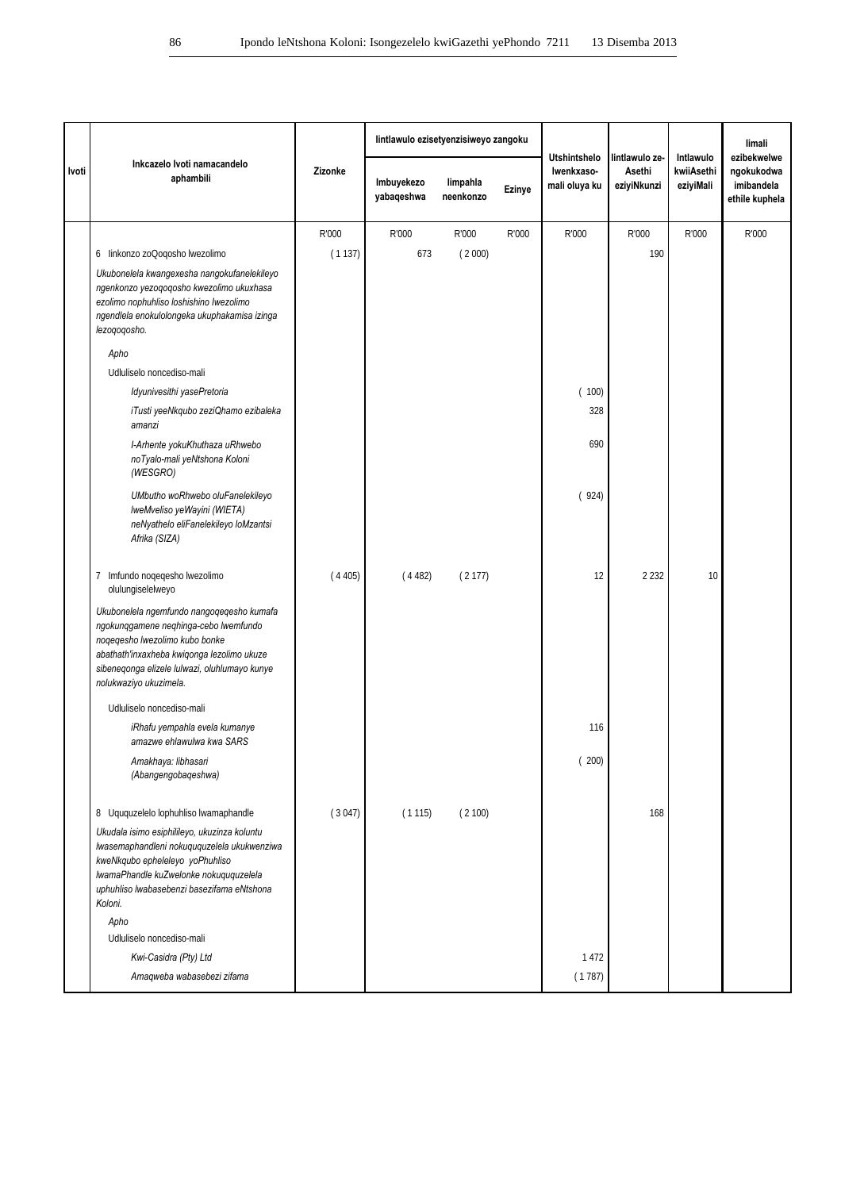| Ivoti | Inkcazelo Ivoti namacandelo aphambili | Zizonke | Iintlawulo ezisetyenzisiweyo zangoku | | | Utshintshelo lwenkxaso-mali oluya ku | Iintlawulo ze-Asethi eziyiNkunzi | Intlawulo kwiiAsethi eziyiMali | Iimali ezibekwelwe ngokukodwa imibandela ethile kuphela |
|---|---|---|---|---|---|---|---|---|---|
| | | | Imbuyekezo yabaqeshwa | Iimpahla neenkonzo | Ezinye | | | | |
| | | R'000 | R'000 | R'000 | R'000 | R'000 | R'000 | R'000 | R'000 |
| | 6 Iinkonzo zoQoqosho lwezolimo | ( 1 137) | 673 | ( 2 000) | | | 190 | | |
| | *Ukubonelela kwangexesha nangokufanelekileyo ngenkonzo yezoqoqosho kwezolimo ukuxhasa ezolimo nophuhliso loshishino lwezolimo ngendlela enokulolongeka ukuphakamisa izinga lezoqoqosho.* | | | | | | | | |
| | *Apho* | | | | | | | | |
| | Udluliselo noncediso-mali | | | | | | | | |
| | *Idyunivesithi yasePretoria* | | | | | ( 100) | | | |
| | *iTusti yeeNkqubo zeziQhamo ezibaleka amanzi* | | | | | 328 | | | |
| | *I-Arhente yokuKhuthaza uRhwebo noTyalo-mali yeNtshona Koloni (WESGRO)* | | | | | 690 | | | |
| | *UMbutho woRhwebo oluFanelekileyo lweMveliso yeWayini (WIETA) neNyathelo eliFanelekileyo loMzantsi Afrika (SIZA)* | | | | | ( 924) | | | |
| | 7 Imfundo noqeqesho lwezolimo olulungiselelweyo | ( 4 405) | ( 4 482) | ( 2 177) | | 12 | 2 232 | 10 | |
| | *Ukubonelela ngemfundo nangoqeqesho kumafa ngokunqgamene neqhinga-cebo lwemfundo noqeqesho lwezolimo kubo bonke abathath'inxaxheba kwiqonga lezolimo ukuze sibeneqonga elizele lulwazi, oluhlumayo kunye nolukwaziyo ukuzimela.* | | | | | | | | |
| | Udluliselo noncediso-mali | | | | | | | | |
| | *iRhafu yempahla evela kumanye amazwe ehlawulwa kwa SARS* | | | | | 116 | | | |
| | *Amakhaya: Iibhasari (Abangengobaqeshwa)* | | | | | ( 200) | | | |
| | 8 Uququzelelo lophuhliso lwamaphandle | ( 3 047) | ( 1 115) | ( 2 100) | | | 168 | | |
| | *Ukudala isimo esiphilileyo, ukuzinza koluntu lwasemaphandleni nokuququzelela ukukwenziwa kweNkqubo epheleleyo yoPhuhliso lwamaPhandle kuZwelonke nokuququzelela uphuhliso lwabasebenzi basezifama eNtshona Koloni.* | | | | | | | | |
| | *Apho* | | | | | | | | |
| | Udluliselo noncediso-mali | | | | | | | | |
| | *Kwi-Casidra (Pty) Ltd* | | | | | 1 472 | | | |
| | *Amaqweba wabasebezi zifama* | | | | | ( 1 787) | | | |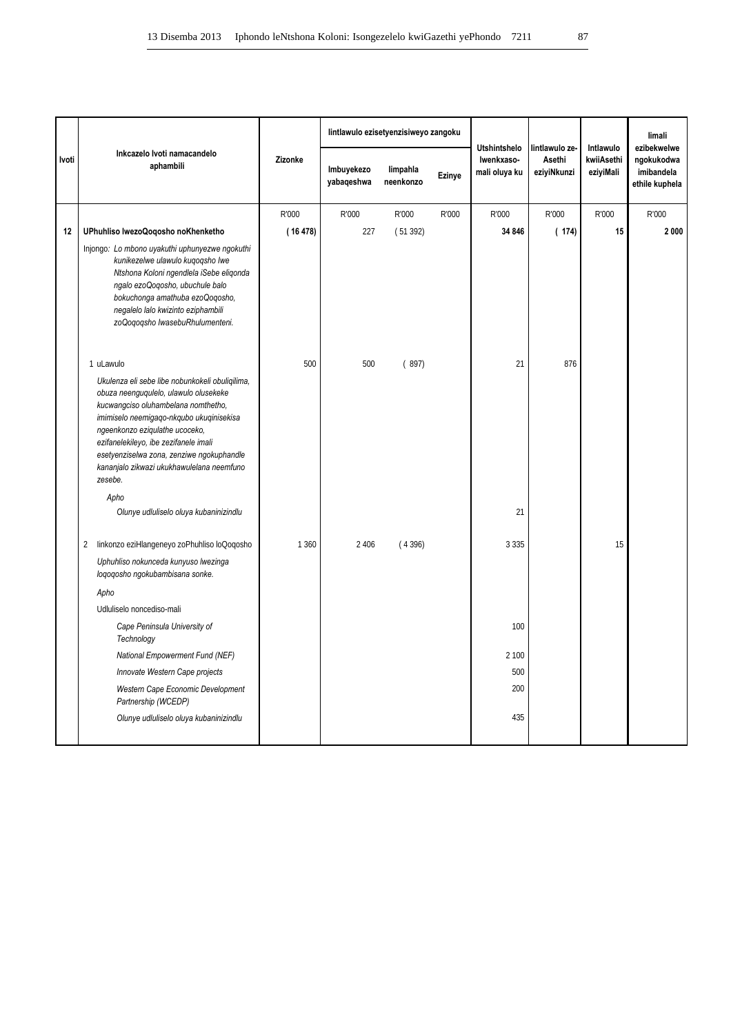| Ivoti | Inkcazelo Ivoti namacandelo aphambili | Zizonke | Iintlawulo ezisetyenzisiweyo zangoku | | | Utshintshelo lwenkxaso-mali oluya ku | Iintlawulo ze-Asethi eziyiNkunzi | Intlawulo kwiiAsethi eziyiMali | Iimali ezibekwelwe ngokukodwa imibandela ethile kuphela |
|---|---|---|---|---|---|---|---|---|---|
| | | | Imbuyekezo yabaqeshwa | Iimpahla neenkonzo | Ezinye | | | | |
| | | R'000 | R'000 | R'000 | R'000 | R'000 | R'000 | R'000 | R'000 |
| **12** | **UPhuhliso lwezoQoqosho noKhenketho** | **( 16 478)** | 227 | ( 51 392) | | **34 846** | **( 174)** | **15** | **2 000** |
| | Injongo: *Lo mbono uyakuthi uphunyezwe ngokuthi kunikezelwe ulawulo kuqoqsho lwe Ntshona Koloni ngendlela iSebe eliqonda ngalo ezoQoqosho, ubuchule balo bokuchonga amathuba ezoQoqosho, negalelo lalo kwizinto eziphambili zoQoqoqsho lwasebuRhulumenteni.* | | | | | | | | |
| | 1 uLawulo | 500 | 500 | ( 897) | | 21 | 876 | | |
| | *Ukulenza eli sebe libe nobunkokeli obuliqilima, obuza neenguqulelo, ulawulo olusekeke kucwangciso oluhambelana nomthetho, imimiselo neemigaqo-nkqubo ukuqinisekisa ngeenkonzo eziqulathe ucoceko, ezifanelekileyo, ibe zezifanele imali esetyenziselwa zona, zenziwe ngokuphandle kananjalo zikwazi ukukhawulelana neemfuno zesebe.* | | | | | | | | |
| | *Apho* | | | | | | | | |
| | *Olunye udluliselo oluya kubaninizindlu* | | | | | 21 | | | |
| | 2 Iinkonzo eziHlangeneyo zoPhuhliso loQoqosho | 1 360 | 2 406 | ( 4 396) | | 3 335 | | 15 | |
| | *Uphuhliso nokunceda kunyuso lwezinga loqoqosho ngokubambisana sonke.* | | | | | | | | |
| | *Apho* | | | | | | | | |
| | Udluliselo noncediso-mali | | | | | | | | |
| | *Cape Peninsula University of Technology* | | | | | 100 | | | |
| | *National Empowerment Fund (NEF)* | | | | | 2 100 | | | |
| | *Innovate Western Cape projects* | | | | | 500 | | | |
| | *Western Cape Economic Development Partnership (WCEDP)* | | | | | 200 | | | |
| | *Olunye udluliselo oluya kubaninizindlu* | | | | | 435 | | | |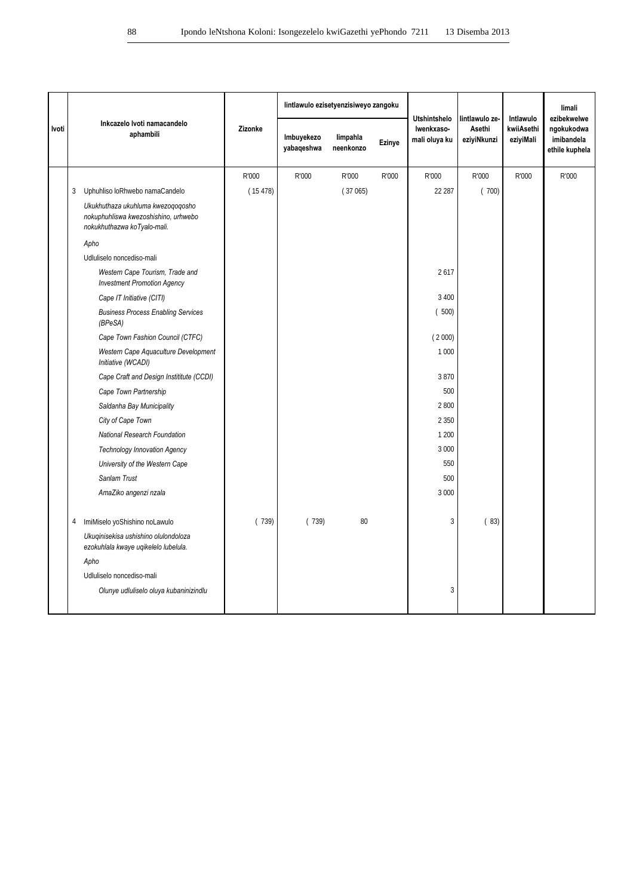| Ivoti | Inkcazelo Ivoti namacandelo aphambili | Zizonke | Iintlawulo ezisetyenzisiweyo zangoku | | | Utshintshelo lwenkxaso-mali oluya ku | Iintlawulo ze-Asethi eziyiNkunzi | Intlawulo kwiiAsethi eziyiMali | Iimali ezibekwelwe ngokukodwa imibandela ethile kuphela |
|---|---|---|---|---|---|---|---|---|---|
| | | | Imbuyekezo yabaqeshwa | Iimpahla neenkonzo | Ezinye | | | | |
| | | R'000 | R'000 | R'000 | R'000 | R'000 | R'000 | R'000 | R'000 |
| | 3 Uphuhliso loRhwebo namaCandelo | ( 15 478) | | ( 37 065) | | 22 287 | ( 700) | | |
| | *Ukukhuthaza ukuhluma kwezoqoqosho nokuphuhliswa kwezoshishino, urhwebo nokukhuthazwa koTyalo-mali.* | | | | | | | | |
| | *Apho* | | | | | | | | |
| | Udluliselo noncediso-mali | | | | | | | | |
| | *Western Cape Tourism, Trade and Investment Promotion Agency* | | | | | 2 617 | | | |
| | *Cape IT Initiative (CITI)* | | | | | 3 400 | | | |
| | *Business Process Enabling Services (BPeSA)* | | | | | ( 500) | | | |
| | *Cape Town Fashion Council (CTFC)* | | | | | ( 2 000) | | | |
| | *Western Cape Aquaculture Development Initiative (WCADI)* | | | | | 1 000 | | | |
| | *Cape Craft and Design Instititute (CCDI)* | | | | | 3 870 | | | |
| | *Cape Town Partnership* | | | | | 500 | | | |
| | *Saldanha Bay Municipality* | | | | | 2 800 | | | |
| | *City of Cape Town* | | | | | 2 350 | | | |
| | *National Research Foundation* | | | | | 1 200 | | | |
| | *Technology Innovation Agency* | | | | | 3 000 | | | |
| | *University of the Western Cape* | | | | | 550 | | | |
| | *Sanlam Trust* | | | | | 500 | | | |
| | *AmaZiko angenzi nzala* | | | | | 3 000 | | | |
| | 4 ImiMiselo yoShishino noLawulo | ( 739) | ( 739) | 80 | | 3 | ( 83) | | |
| | *Ukuqinisekisa ushishino olulondoloza ezokuhlala kwaye uqikelelo lubelula.* | | | | | | | | |
| | *Apho* | | | | | | | | |
| | Udluliselo noncediso-mali | | | | | | | | |
| | *Olunye udluliselo oluya kubaninizindlu* | | | | | 3 | | | |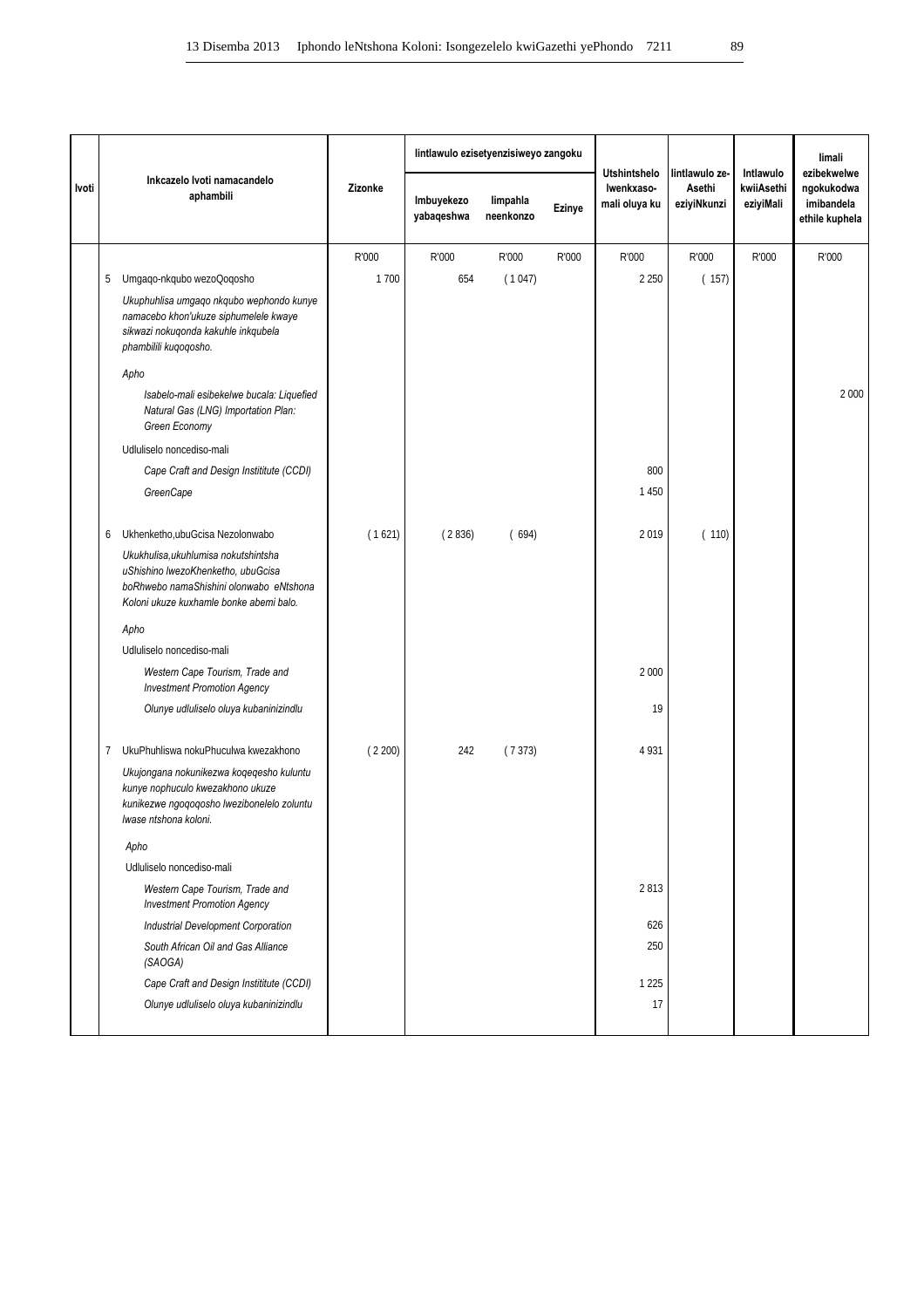| Ivoti | Inkcazelo Ivoti namacandelo aphambili | Zizonke | Iintlawulo ezisetyenzisiweyo zangoku | | | Utshintshelo Iwenkxaso-mali oluya ku | Iintlawulo ze-Asethi eziyiNkunzi | Intlawulo kwiiAsethi eziyiMali | Iimali ezibekwelwe ngokukodwa imibandela ethile kuphela |
|---|---|---|---|---|---|---|---|---|---|
| | | | Imbuyekezo yabaqeshwa | Iimpahla neenkonzo | Ezinye | | | | |
| | | R'000 | R'000 | R'000 | R'000 | R'000 | R'000 | R'000 | R'000 |
| | 5 Umgaqo-nkqubo wezoQoqosho | 1 700 | 654 | ( 1 047) | | 2 250 | ( 157) | | |
| | *Ukuphuhlisa umgaqo nkqubo wephondo kunye namacebo khon'ukuze siphumelele kwaye sikwazi nokuqonda kakuhle inkqubela phambilili kuqoqosho.* | | | | | | | | |
| | *Apho* | | | | | | | | |
| | *Isabelo-mali esibekelwe bucala: Liquefied Natural Gas (LNG) Importation Plan: Green Economy* | | | | | | | | 2 000 |
| | Udluliselo noncediso-mali | | | | | | | | |
| | *Cape Craft and Design Instititute (CCDI)* | | | | | 800 | | | |
| | *GreenCape* | | | | | 1 450 | | | |
| | 6 Ukhenketho,ubuGcisa Nezolonwabo | ( 1 621) | ( 2 836) | ( 694) | | 2 019 | ( 110) | | |
| | *Ukukhulisa,ukuhlumisa nokutshintsha uShishino lwezoKhenketho, ubuGcisa boRhwebo namaShishini olonwabo eNtshona Koloni ukuze kuxhamle bonke abemi balo.* | | | | | | | | |
| | *Apho* | | | | | | | | |
| | Udluliselo noncediso-mali | | | | | | | | |
| | *Western Cape Tourism, Trade and Investment Promotion Agency* | | | | | 2 000 | | | |
| | *Olunye udluliselo oluya kubaninizindlu* | | | | | 19 | | | |
| | 7 UkuPhuhliswa nokuPhuculwa kwezakhono | ( 2 200) | 242 | ( 7 373) | | 4 931 | | | |
| | *Ukujongana nokunikezwa koqeqesho kuluntu kunye nophuculo kwezakhono ukuze kunikezwe ngoqoqosho lwezibonelelo zoluntu lwase ntshona koloni.* | | | | | | | | |
| | *Apho* | | | | | | | | |
| | Udluliselo noncediso-mali | | | | | | | | |
| | *Western Cape Tourism, Trade and Investment Promotion Agency* | | | | | 2 813 | | | |
| | *Industrial Development Corporation* | | | | | 626 | | | |
| | *South African Oil and Gas Alliance (SAOGA)* | | | | | 250 | | | |
| | *Cape Craft and Design Instititute (CCDI)* | | | | | 1 225 | | | |
| | *Olunye udluliselo oluya kubaninizindlu* | | | | | 17 | | | |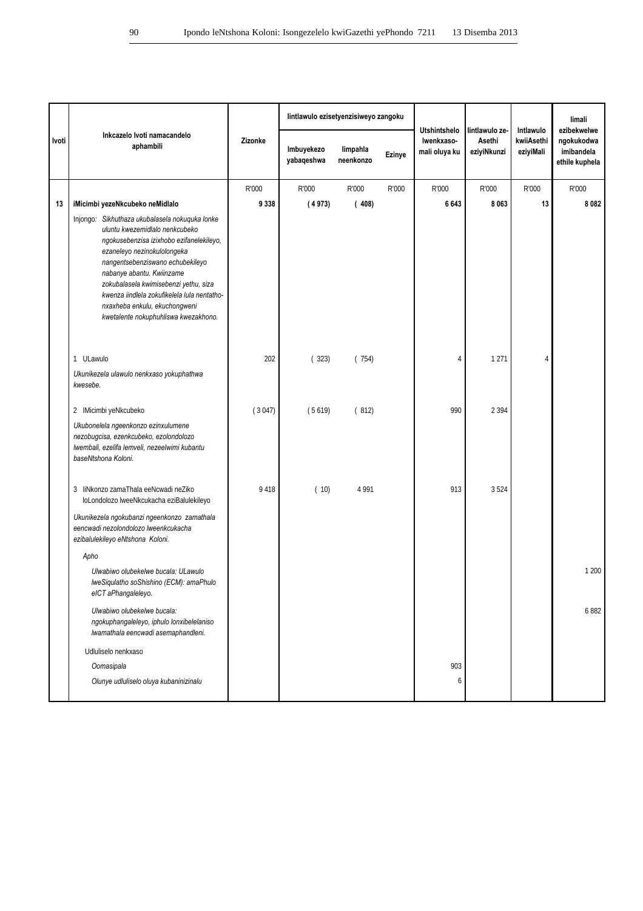| Ivoti | Inkcazelo Ivoti namacandelo aphambili | Zizonke | Iintlawulo ezisetyenzisiweyo zangoku | | | Utshintshelo lwenkxaso-mali oluya ku | Iintlawulo ze-Asethi eziyiNkunzi | Intlawulo kwiiAsethi eziyiMali | Iimali ezibekwelwe ngokukodwa imibandela ethile kuphela |
|---|---|---|---|---|---|---|---|---|---|
| | | | Imbuyekezo yabaqeshwa | Iimpahla neenkonzo | Ezinye | | | | |
| | | R'000 | R'000 | R'000 | R'000 | R'000 | R'000 | R'000 | R'000 |
| **13** | **iMicimbi yezeNkcubeko neMidlalo** | **9 338** | **( 4 973)** | **( 408)** | | **6 643** | **8 063** | **13** | **8 082** |
| | Injongo: *Sikhuthaza ukubalasela nokuquka lonke uluntu kwezemidlalo nenkcubeko ngokusebenzisa izixhobo ezifanelekileyo, ezaneleyo nezinokulolongeka nangentsebenziswano echubekileyo nabanye abantu. Kwiinzame zokubalasela kwimisebenzi yethu, siza kwenza iindlela zokufikelela lula nentatho-nxaxheba enkulu, ekuchongweni kwetalente nokuphuhliswa kwezakhono.* | | | | | | | | |
| | 1 ULawulo | 202 | ( 323) | ( 754) | | 4 | 1 271 | 4 | |
| | *Ukunikezela ulawulo nenkxaso yokuphathwa kwesebe.* | | | | | | | | |
| | 2 IMicimbi yeNkcubeko | ( 3 047) | ( 5 619) | ( 812) | | 990 | 2 394 | | |
| | *Ukubonelela ngeenkonzo ezinxulumene nezobugcisa, ezenkcubeko, ezolondolozo lwembali, ezelifa lemveli, nezeelwimi kubantu baseNtshona Koloni.* | | | | | | | | |
| | 3 IiNkonzo zamaThala eeNcwadi neZiko loLondolozo lweeNkcukacha eziBalulekileyo | 9 418 | ( 10) | 4 991 | | 913 | 3 524 | | |
| | *Ukunikezela ngokubanzi ngeenkonzo zamathala eencwadi nezolondolozo lweenkcukacha ezibalulekileyo eNtshona Koloni.* | | | | | | | | |
| | *Apho* | | | | | | | | |
| | *Ulwabiwo olubekelwe bucala: ULawulo lweSiqulatho soShishino (ECM): amaPhulo eICT aPhangaleleyo.* | | | | | | | | 1 200 |
| | *Ulwabiwo olubekelwe bucala: ngokuphangaleleyo, iphulo lonxibelelaniso lwamathala eencwadi asemaphandleni.* | | | | | | | | 6 882 |
| | Udluliselo nenkxaso | | | | | | | | |
| | *Oomasipala* | | | | | 903 | | | |
| | *Olunye udluliselo oluya kubaninizinalu* | | | | | 6 | | | |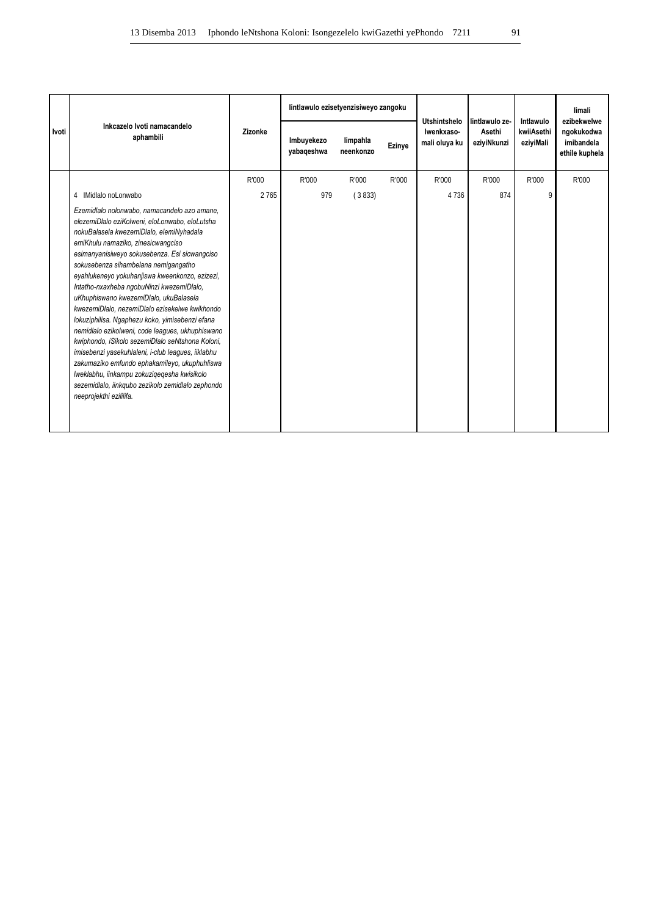| Ivoti | Inkcazelo Ivoti namacandelo aphambili | Zizonke | Iintlawulo ezisetyenzisiweyo zangoku | | | Utshintshelo lwenkxaso-mali oluya ku | Iintlawulo ze-Asethi eziyiNkunzi | Intlawulo kwiiAsethi eziyiMali | Iimali ezibekwelwe ngokukodwa imibandela ethile kuphela |
|---|---|---|---|---|---|---|---|---|---|
| | | | Imbuyekezo yabaqeshwa | Iimpahla neenkonzo | Ezinye | | | | |
| | | R'000 | R'000 | R'000 | R'000 | R'000 | R'000 | R'000 | R'000 |
| | 4 IMidlalo noLonwabo | 2 765 | 979 | ( 3 833) | | 4 736 | 874 | 9 | |
| | *Ezemidlalo nolonwabo, namacandelo azo amane, elezemiDlalo eziKolweni, eloLonwabo, eloLutsha nokuBalasela kwezemiDlalo, elemiNyhadala emiKhulu namaziko, zinesicwangciso esimanyanisiweyo sokusebenza. Esi sicwangciso sokusebenza sihambelana nemigangatho eyahlukeneyo yokuhanjiswa kweenkonzo, ezizezi, Intatho-nxaxheba ngobuNinzi kwezemiDlalo, uKhuphiswano kwezemiDlalo, ukuBalasela kwezemiDlalo, nezemiDlalo ezisekelwe kwikhondo lokuziphilisa. Ngaphezu koko, yimisebenzi efana nemidlalo ezikolweni, code leagues, ukhuphiswano kwiphondo, iSikolo sezemiDlalo seNtshona Koloni, imisebenzi yasekuhlaleni, i-club leagues, iiklabhu zakumaziko emfundo ephakamileyo, ukuphuhliswa lweklabhu, iinkampu zokuziqeqesha kwisikolo sezemidlalo, iinkqubo zezikolo zemidlalo zephondo neeprojekthi ezililifa.* | | | | | | | | |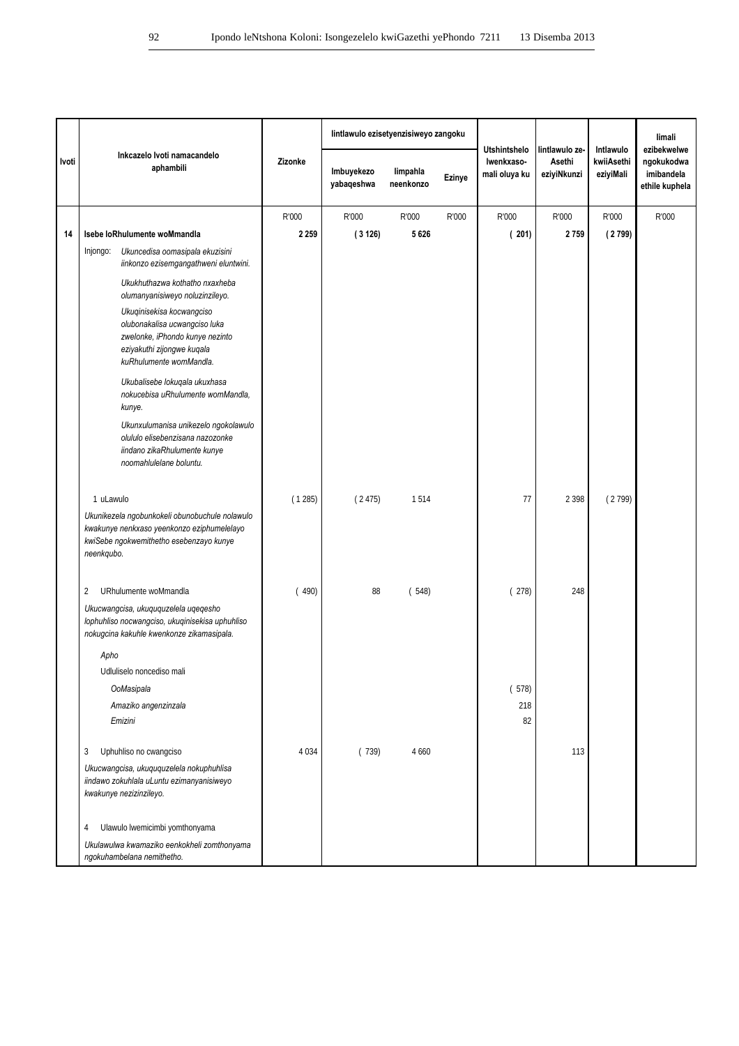| Ivoti | Inkcazelo Ivoti namacandelo aphambili | Zizonke | Iintlawulo ezisetyenzisiweyo zangoku | | | Utshintshelo lwenkxaso-mali oluya ku | Iintlawulo ze-Asethi eziyiNkunzi | Intlawulo kwiiAsethi eziyiMali | Iimali ezibekwelwe ngokukodwa imibandela ethile kuphela |
|---|---|---|---|---|---|---|---|---|---|
| | | | Imbuyekezo yabaqeshwa | Iimpahla neenkonzo | Ezinye | | | | |
| | | R'000 | R'000 | R'000 | R'000 | R'000 | R'000 | R'000 | R'000 |
| **14** | **Isebe loRhulumente woMmandla** | **2 259** | **( 3 126)** | **5 626** | | **( 201)** | **2 759** | **( 2 799)** | |
| | Injongo: *Ukuncedisa oomasipala ekuzisini iinkonzo ezisemgangathweni eluntwini.* | | | | | | | | |
| | *Ukukhuthazwa kothatho nxaxheba olumanyanisiweyo noluzinzileyo.* | | | | | | | | |
| | *Ukuqinisekisa kocwangciso olubonakalisa ucwangciso luka zwelonke, iPhondo kunye nezinto eziyakuthi zijongwe kuqala kuRhulumente womMandla.* | | | | | | | | |
| | *Ukubalisebe lokuqala ukuxhasa nokucebisa uRhulumente womMandla, kunye.* | | | | | | | | |
| | *Ukunxulumanisa unikezelo ngokolawulo olululo elisebenzisana nazozonke iindano zikaRhulumente kunye noomahlulelane boluntu.* | | | | | | | | |
| | 1 uLawulo | ( 1 285) | ( 2 475) | 1 514 | | 77 | 2 398 | ( 2 799) | |
| | *Ukunikezela ngobunkokeli obunobuchule nolawulo kwakunye nenkxaso yeenkonzo eziphumelelayo kwiSebe ngokwemithetho esebenzayo kunye neenkqubo.* | | | | | | | | |
| | 2 URhulumente woMmandla | ( 490) | 88 | ( 548) | | ( 278) | 248 | | |
| | *Ukucwangcisa, ukuququzelela uqeqesho lophuhliso nocwangciso, ukuqinisekisa uphuhliso nokugcina kakuhle kwenkonze zikamasipala.* | | | | | | | | |
| | *Apho* | | | | | | | | |
| | Udluliselo noncediso mali | | | | | | | | |
| | *OoMasipala* | | | | | ( 578) | | | |
| | *Amaziko angenzinzala* | | | | | 218 | | | |
| | *Emizini* | | | | | 82 | | | |
| | 3 Uphuhliso no cwangciso | 4 034 | ( 739) | 4 660 | | | 113 | | |
| | *Ukucwangcisa, ukuququzelela nokuphuhlisa iindawo zokuhlala uLuntu ezimanyanisiweyo kwakunye nezizinzileyo.* | | | | | | | | |
| | 4 Ulawulo lwemicimbi yomthonyama | | | | | | | | |
| | *Ukulawulwa kwamaziko eenkokheli zomthonyama ngokuhambelana nemithetho.* | | | | | | | | |